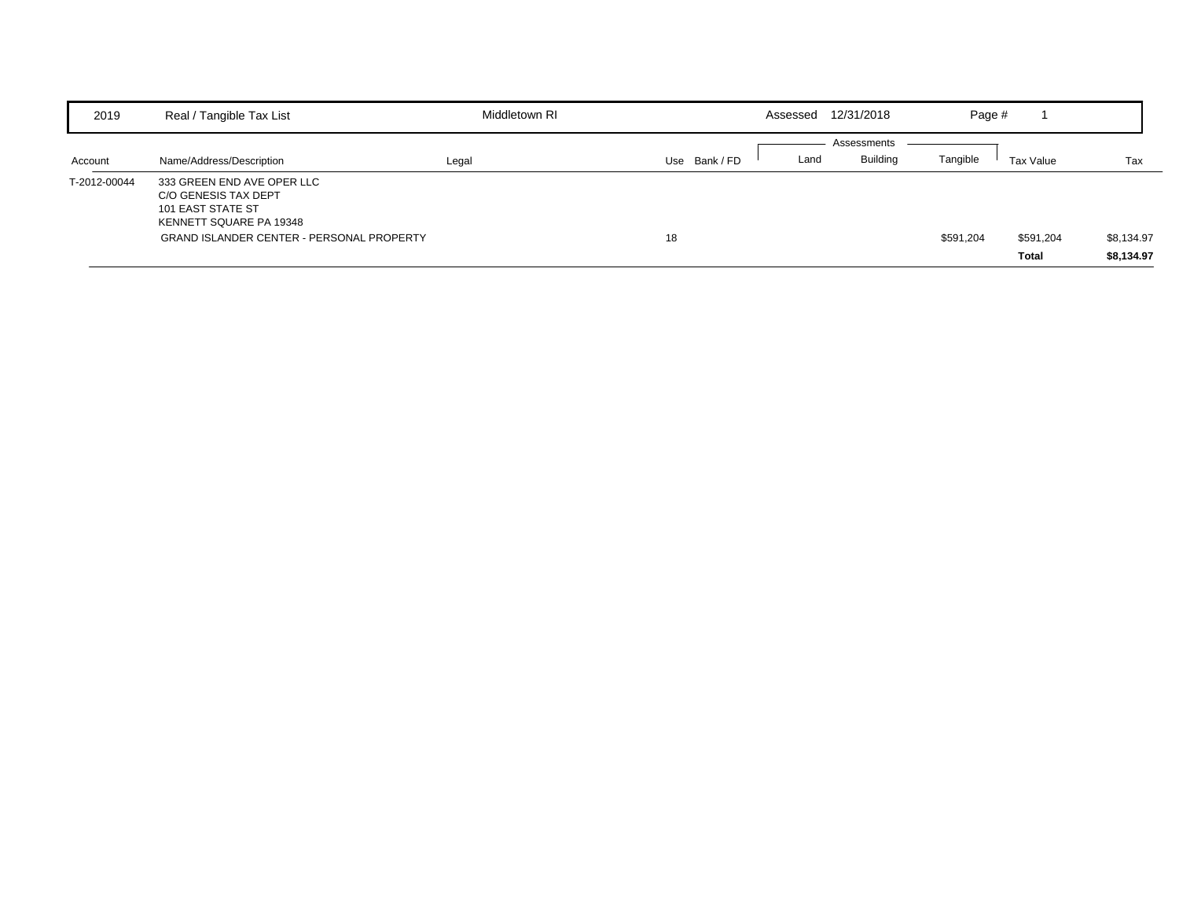| 2019 | Real / Tangible Tax List | Middletown RI | Assessed 12/31/2018 |
|---|---|---|---|

| Account | Name/Address/Description | Legal | Use | Bank / FD | Land | Building | Tangible | Tax Value | Tax |
|---|---|---|---|---|---|---|---|---|---|
| | | | | | Assessments | | | | |
| T-2012-00044 | 333 GREEN END AVE OPER LLC<br>C/O GENESIS TAX DEPT<br>101 EAST STATE ST<br>KENNETT SQUARE PA 19348 | | | | | | | | |
| | GRAND ISLANDER CENTER - PERSONAL PROPERTY | | 18 | | | | $591,204 | $591,204 | $8,134.97 |
| | | | | | | | | **Total** | **$8,134.97** |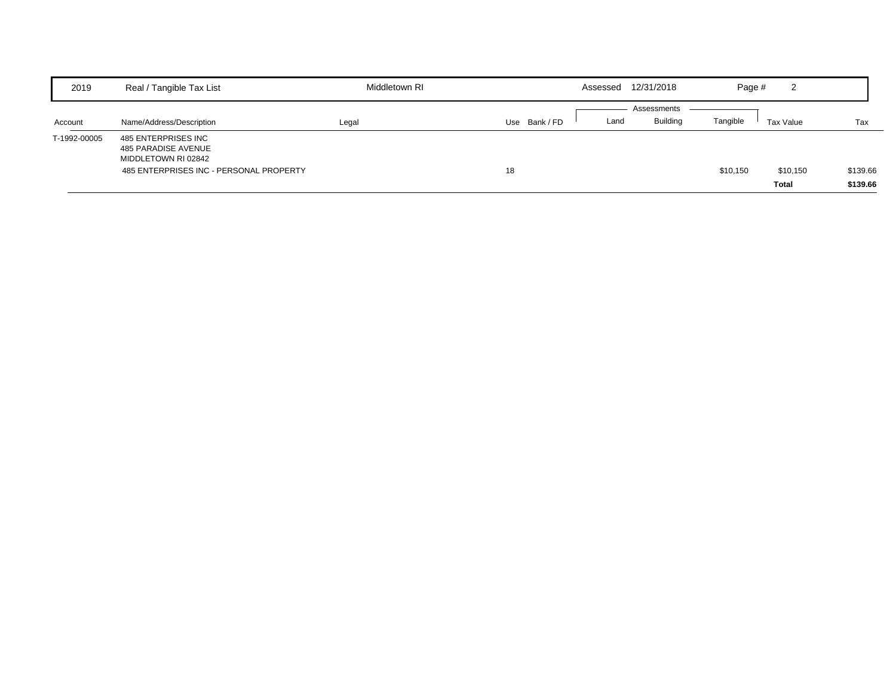| 2019 | Real / Tangible Tax List | Middletown RI | | | Assessed 12/31/2018 | | Page # 2 | | |
|---|---|---|---|---|---|---|---|---|---|
| | | | | | Assessments | | | | |
| Account | Name/Address/Description | Legal | Use | Bank / FD | Land | Building | Tangible | Tax Value | Tax |
| T-1992-00005 | 485 ENTERPRISES INC<br>485 PARADISE AVENUE<br>MIDDLETOWN RI 02842 | | | | | | | | |
| | 485 ENTERPRISES INC - PERSONAL PROPERTY | | 18 | | | | $10,150 | $10,150 | $139.66 |
| | | | | | | | | **Total** | **$139.66** |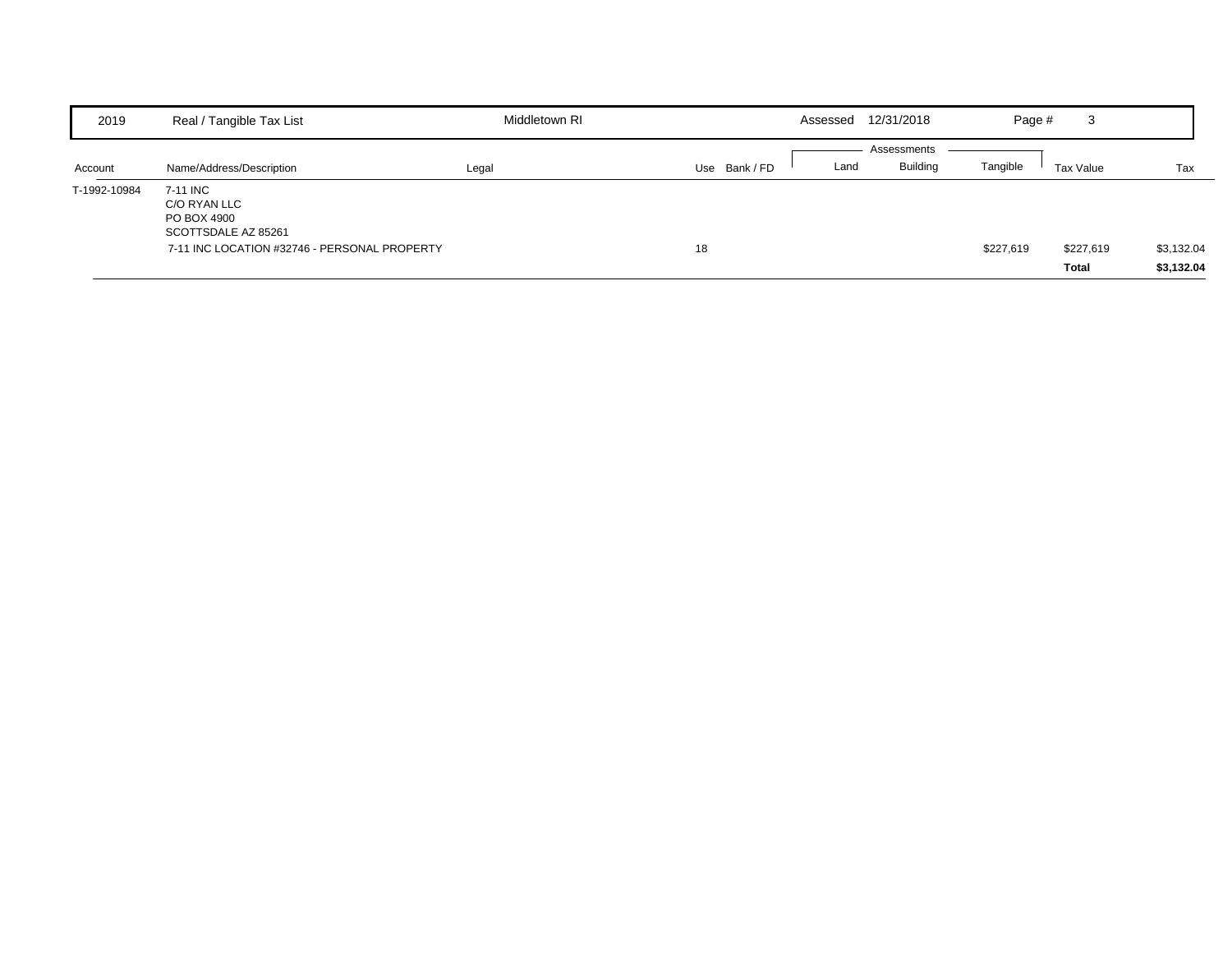| 2019 | Real / Tangible Tax List | Middletown RI | | | Assessed 12/31/2018 | | Page # 3 | | |
|---|---|---|---|---|---|---|---|---|---|
| | | | | | Assessments | | | | |
| Account | Name/Address/Description | Legal | Use | Bank / FD | Land | Building | Tangible | Tax Value | Tax |
| T-1992-10984 | 7-11 INC<br>C/O RYAN LLC<br>PO BOX 4900<br>SCOTTSDALE AZ 85261 | | | | | | | | |
| | 7-11 INC LOCATION #32746 - PERSONAL PROPERTY | | 18 | | | | $227,619 | $227,619 | $3,132.04 |
| | | | | | | | | **Total** | **$3,132.04** |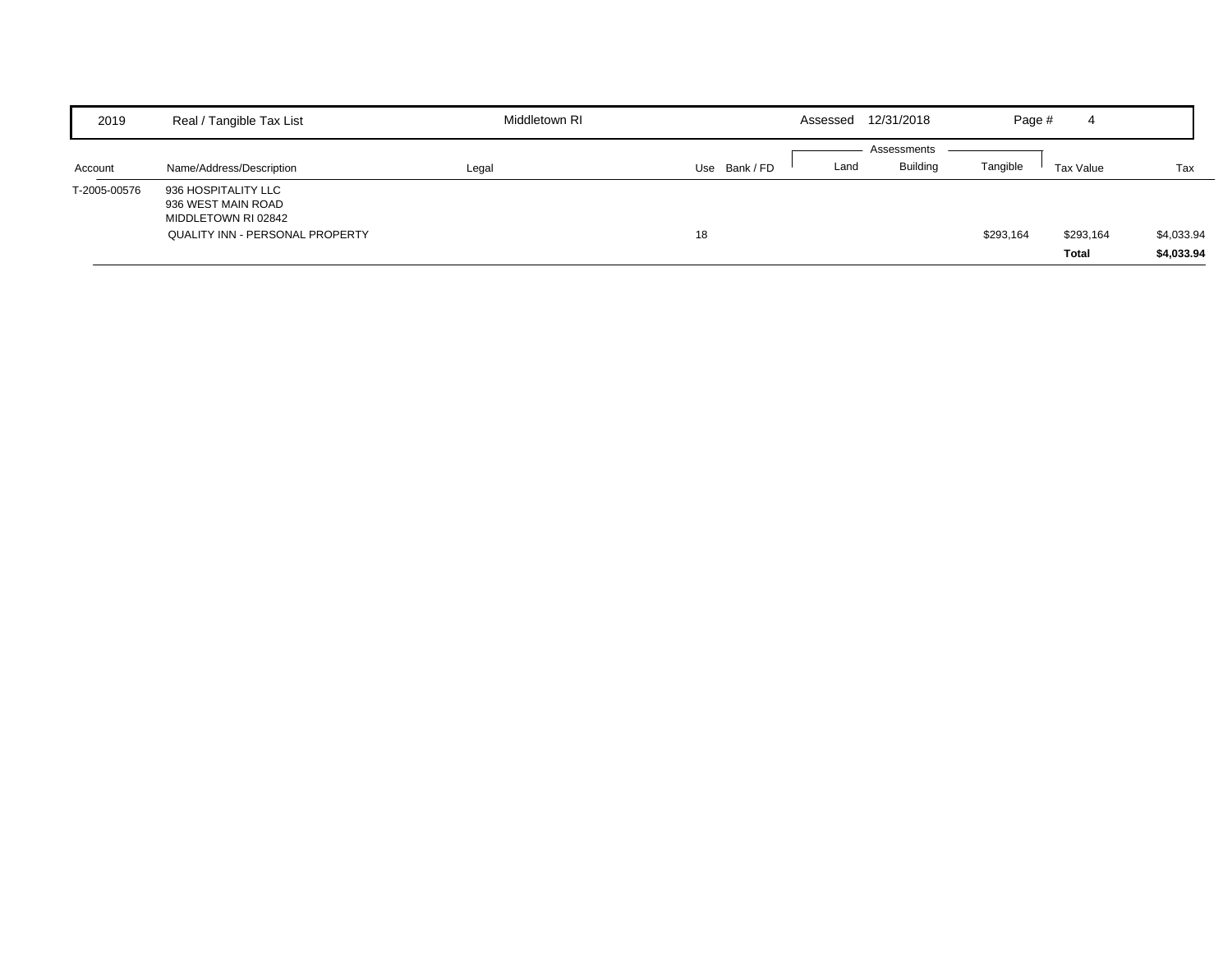| 2019 | Real / Tangible Tax List | Middletown RI | | | Assessed 12/31/2018 | | Page # 4 | | |
|---|---|---|---|---|---|---|---|---|---|

| Account | Name/Address/Description | Legal | Use | Bank / FD | Land | Building | Tangible | Tax Value | Tax |
|---|---|---|---|---|---|---|---|---|---|
| | | | | | Assessments | | | | |
| T-2005-00576 | 936 HOSPITALITY LLC<br>936 WEST MAIN ROAD<br>MIDDLETOWN RI 02842 | | | | | | | | |
| | QUALITY INN - PERSONAL PROPERTY | | 18 | | | | $293,164 | $293,164 | $4,033.94 |
| | | | | | | | | **Total** | **$4,033.94** |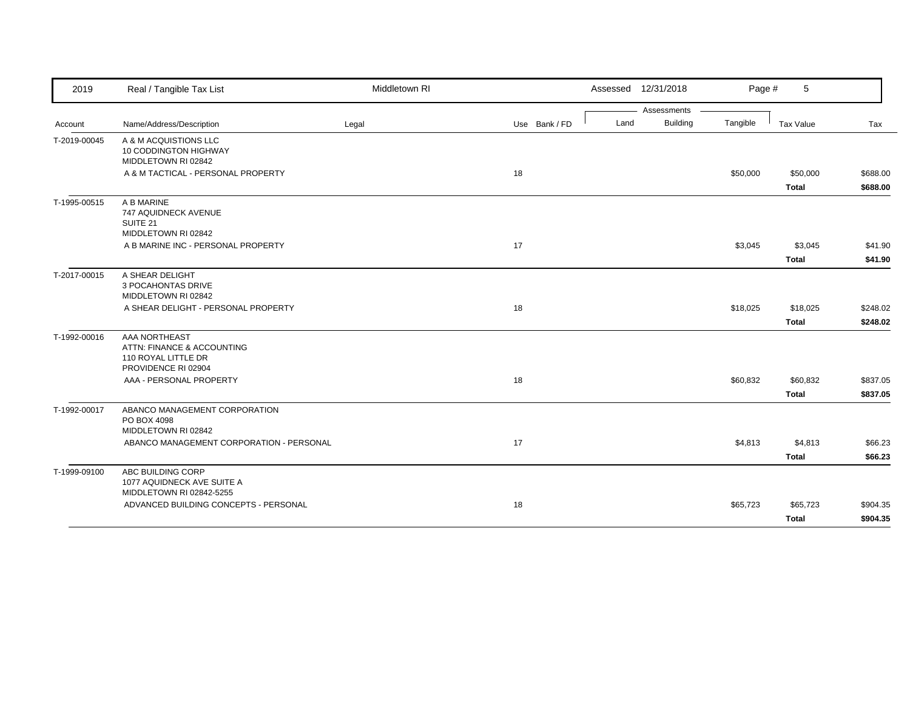| 2019 | Real / Tangible Tax List | Middletown RI | | | Assessed 12/31/2018 | | Page # 5 | | |
|---|---|---|---|---|---|---|---|---|---|
| | | | | | Assessments | | | | |
| Account | Name/Address/Description | Legal | Use | Bank / FD | Land | Building | Tangible | Tax Value | Tax |
| T-2019-00045 | A & M ACQUISTIONS LLC<br>10 CODDINGTON HIGHWAY<br>MIDDLETOWN RI 02842 | | | | | | | | |
| | A & M TACTICAL - PERSONAL PROPERTY | | 18 | | | | $50,000 | $50,000 | $688.00 |
| | | | | | | | | **Total** | **$688.00** |
| T-1995-00515 | A B MARINE<br>747 AQUIDNECK AVENUE<br>SUITE 21<br>MIDDLETOWN RI 02842 | | | | | | | | |
| | A B MARINE INC - PERSONAL PROPERTY | | 17 | | | | $3,045 | $3,045 | $41.90 |
| | | | | | | | | **Total** | **$41.90** |
| T-2017-00015 | A SHEAR DELIGHT<br>3 POCAHONTAS DRIVE<br>MIDDLETOWN RI 02842 | | | | | | | | |
| | A SHEAR DELIGHT - PERSONAL PROPERTY | | 18 | | | | $18,025 | $18,025 | $248.02 |
| | | | | | | | | **Total** | **$248.02** |
| T-1992-00016 | AAA NORTHEAST<br>ATTN: FINANCE & ACCOUNTING<br>110 ROYAL LITTLE DR<br>PROVIDENCE RI 02904 | | | | | | | | |
| | AAA - PERSONAL PROPERTY | | 18 | | | | $60,832 | $60,832 | $837.05 |
| | | | | | | | | **Total** | **$837.05** |
| T-1992-00017 | ABANCO MANAGEMENT CORPORATION<br>PO BOX 4098<br>MIDDLETOWN RI 02842 | | | | | | | | |
| | ABANCO MANAGEMENT CORPORATION - PERSONAL | | 17 | | | | $4,813 | $4,813 | $66.23 |
| | | | | | | | | **Total** | **$66.23** |
| T-1999-09100 | ABC BUILDING CORP<br>1077 AQUIDNECK AVE SUITE A<br>MIDDLETOWN RI 02842-5255 | | | | | | | | |
| | ADVANCED BUILDING CONCEPTS - PERSONAL | | 18 | | | | $65,723 | $65,723 | $904.35 |
| | | | | | | | | **Total** | **$904.35** |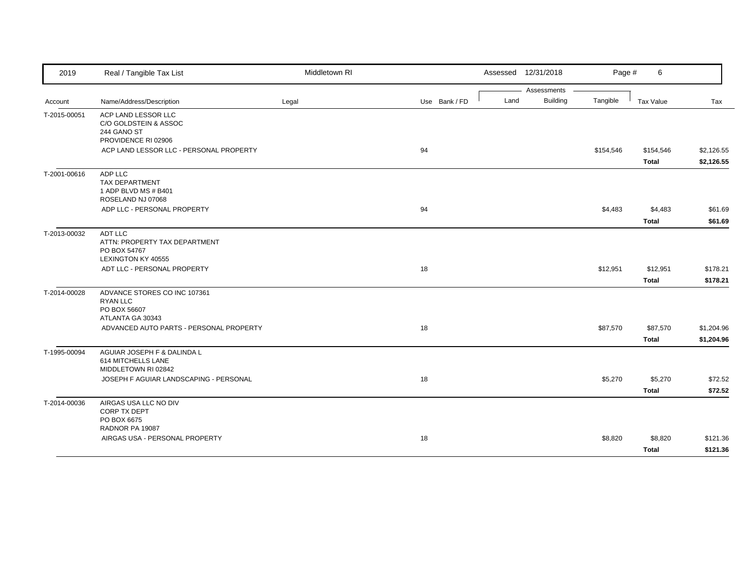| 2019 | Real / Tangible Tax List | Middletown RI | | | Assessed 12/31/2018 | | Page # 6 | | |
|---|---|---|---|---|---|---|---|---|---|
| | | | | | Assessments | | | | |
| Account | Name/Address/Description | Legal | Use | Bank / FD | Land | Building | Tangible | Tax Value | Tax |
| T-2015-00051 | ACP LAND LESSOR LLC<br>C/O GOLDSTEIN & ASSOC<br>244 GANO ST<br>PROVIDENCE RI 02906 | | | | | | | | |
| | ACP LAND LESSOR LLC - PERSONAL PROPERTY | | 94 | | | | $154,546 | $154,546 | $2,126.55 |
| | | | | | | | | **Total** | **$2,126.55** |
| T-2001-00616 | ADP LLC<br>TAX DEPARTMENT<br>1 ADP BLVD MS # B401<br>ROSELAND NJ 07068 | | | | | | | | |
| | ADP LLC - PERSONAL PROPERTY | | 94 | | | | $4,483 | $4,483 | $61.69 |
| | | | | | | | | **Total** | **$61.69** |
| T-2013-00032 | ADT LLC<br>ATTN: PROPERTY TAX DEPARTMENT<br>PO BOX 54767<br>LEXINGTON KY 40555 | | | | | | | | |
| | ADT LLC - PERSONAL PROPERTY | | 18 | | | | $12,951 | $12,951 | $178.21 |
| | | | | | | | | **Total** | **$178.21** |
| T-2014-00028 | ADVANCE STORES CO INC 107361<br>RYAN LLC<br>PO BOX 56607<br>ATLANTA GA 30343 | | | | | | | | |
| | ADVANCED AUTO PARTS - PERSONAL PROPERTY | | 18 | | | | $87,570 | $87,570 | $1,204.96 |
| | | | | | | | | **Total** | **$1,204.96** |
| T-1995-00094 | AGUIAR JOSEPH F & DALINDA L<br>614 MITCHELLS LANE<br>MIDDLETOWN RI 02842 | | | | | | | | |
| | JOSEPH F AGUIAR LANDSCAPING - PERSONAL | | 18 | | | | $5,270 | $5,270 | $72.52 |
| | | | | | | | | **Total** | **$72.52** |
| T-2014-00036 | AIRGAS USA LLC NO DIV<br>CORP TX DEPT<br>PO BOX 6675<br>RADNOR PA 19087 | | | | | | | | |
| | AIRGAS USA - PERSONAL PROPERTY | | 18 | | | | $8,820 | $8,820 | $121.36 |
| | | | | | | | | **Total** | **$121.36** |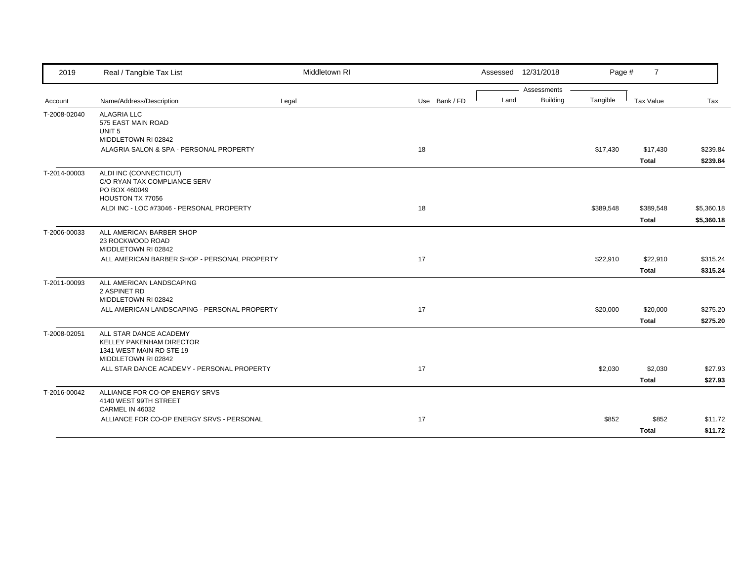| 2019 | Real / Tangible Tax List | Middletown RI | | Assessed 12/31/2018 | | Page # 7 | | |
|---|---|---|---|---|---|---|---|---|
| | | | | Assessments | | | | |
| Account | Name/Address/Description | Legal | Use Bank / FD | Land | Building | Tangible | Tax Value | Tax |
| T-2008-02040 | ALAGRIA LLC<br>575 EAST MAIN ROAD<br>UNIT 5<br>MIDDLETOWN RI 02842 | | | | | | | |
| | ALAGRIA SALON & SPA - PERSONAL PROPERTY | | 18 | | | $17,430 | $17,430 | $239.84 |
| | | | | | | | **Total** | **$239.84** |
| T-2014-00003 | ALDI INC (CONNECTICUT)<br>C/O RYAN TAX COMPLIANCE SERV<br>PO BOX 460049<br>HOUSTON TX 77056 | | | | | | | |
| | ALDI INC - LOC #73046 - PERSONAL PROPERTY | | 18 | | | $389,548 | $389,548 | $5,360.18 |
| | | | | | | | **Total** | **$5,360.18** |
| T-2006-00033 | ALL AMERICAN BARBER SHOP<br>23 ROCKWOOD ROAD<br>MIDDLETOWN RI 02842 | | | | | | | |
| | ALL AMERICAN BARBER SHOP - PERSONAL PROPERTY | | 17 | | | $22,910 | $22,910 | $315.24 |
| | | | | | | | **Total** | **$315.24** |
| T-2011-00093 | ALL AMERICAN LANDSCAPING<br>2 ASPINET RD<br>MIDDLETOWN RI 02842 | | | | | | | |
| | ALL AMERICAN LANDSCAPING - PERSONAL PROPERTY | | 17 | | | $20,000 | $20,000 | $275.20 |
| | | | | | | | **Total** | **$275.20** |
| T-2008-02051 | ALL STAR DANCE ACADEMY<br>KELLEY PAKENHAM DIRECTOR<br>1341 WEST MAIN RD STE 19<br>MIDDLETOWN RI 02842 | | | | | | | |
| | ALL STAR DANCE ACADEMY - PERSONAL PROPERTY | | 17 | | | $2,030 | $2,030 | $27.93 |
| | | | | | | | **Total** | **$27.93** |
| T-2016-00042 | ALLIANCE FOR CO-OP ENERGY SRVS<br>4140 WEST 99TH STREET<br>CARMEL IN 46032 | | | | | | | |
| | ALLIANCE FOR CO-OP ENERGY SRVS - PERSONAL | | 17 | | | $852 | $852 | $11.72 |
| | | | | | | | **Total** | **$11.72** |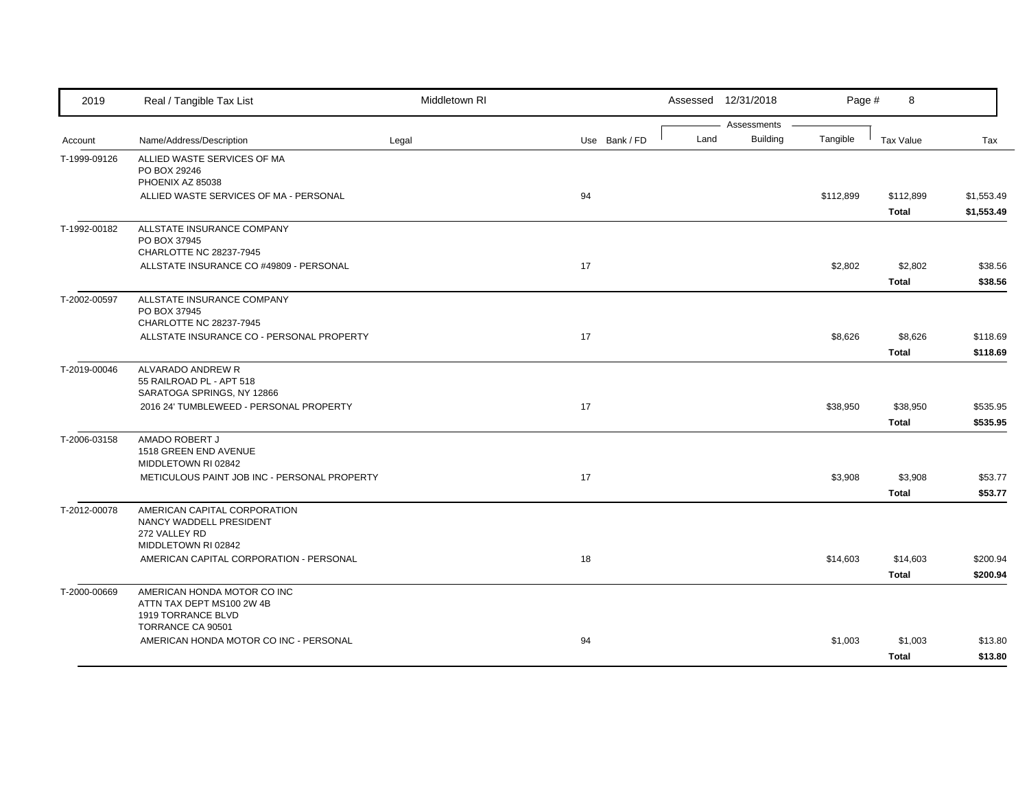| Account | Name/Address/Description | Legal | Use | Bank / FD | Land | Building | Tangible | Tax Value | Tax |
|---|---|---|---|---|---|---|---|---|---|
| T-1999-09126 | ALLIED WASTE SERVICES OF MA<br>PO BOX 29246<br>PHOENIX AZ 85038 | | | | | | | | |
| | ALLIED WASTE SERVICES OF MA - PERSONAL | | 94 | | | | $112,899 | $112,899 | $1,553.49 |
| | | | | | | | | **Total** | **$1,553.49** |
| T-1992-00182 | ALLSTATE INSURANCE COMPANY<br>PO BOX 37945<br>CHARLOTTE NC 28237-7945 | | | | | | | | |
| | ALLSTATE INSURANCE CO #49809 - PERSONAL | | 17 | | | | $2,802 | $2,802 | $38.56 |
| | | | | | | | | **Total** | **$38.56** |
| T-2002-00597 | ALLSTATE INSURANCE COMPANY<br>PO BOX 37945<br>CHARLOTTE NC 28237-7945 | | | | | | | | |
| | ALLSTATE INSURANCE CO - PERSONAL PROPERTY | | 17 | | | | $8,626 | $8,626 | $118.69 |
| | | | | | | | | **Total** | **$118.69** |
| T-2019-00046 | ALVARADO ANDREW R<br>55 RAILROAD PL - APT 518<br>SARATOGA SPRINGS, NY 12866 | | | | | | | | |
| | 2016 24' TUMBLEWEED - PERSONAL PROPERTY | | 17 | | | | $38,950 | $38,950 | $535.95 |
| | | | | | | | | **Total** | **$535.95** |
| T-2006-03158 | AMADO ROBERT J<br>1518 GREEN END AVENUE<br>MIDDLETOWN RI 02842 | | | | | | | | |
| | METICULOUS PAINT JOB INC - PERSONAL PROPERTY | | 17 | | | | $3,908 | $3,908 | $53.77 |
| | | | | | | | | **Total** | **$53.77** |
| T-2012-00078 | AMERICAN CAPITAL CORPORATION<br>NANCY WADDELL PRESIDENT<br>272 VALLEY RD<br>MIDDLETOWN RI 02842 | | | | | | | | |
| | AMERICAN CAPITAL CORPORATION - PERSONAL | | 18 | | | | $14,603 | $14,603 | $200.94 |
| | | | | | | | | **Total** | **$200.94** |
| T-2000-00669 | AMERICAN HONDA MOTOR CO INC<br>ATTN TAX DEPT MS100 2W 4B<br>1919 TORRANCE BLVD<br>TORRANCE CA 90501 | | | | | | | | |
| | AMERICAN HONDA MOTOR CO INC - PERSONAL | | 94 | | | | $1,003 | $1,003 | $13.80 |
| | | | | | | | | **Total** | **$13.80** |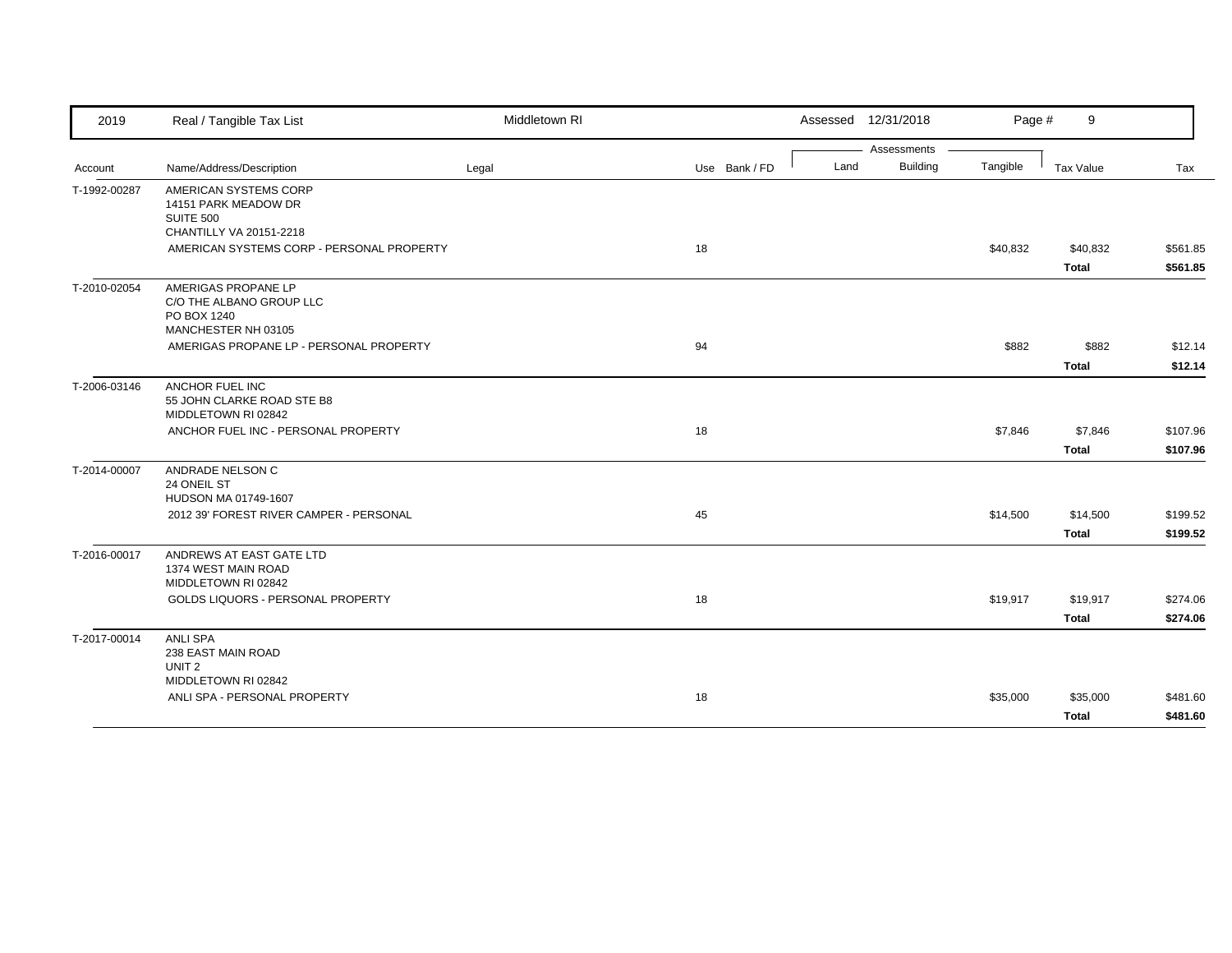| 2019 | Real / Tangible Tax List | Middletown RI | | Assessed 12/31/2018 | | Page # 9 | | |
|---|---|---|---|---|---|---|---|---|
| | | | | Assessments | | | | |
| Account | Name/Address/Description | Legal | Use Bank / FD | Land | Building | Tangible | Tax Value | Tax |
| T-1992-00287 | AMERICAN SYSTEMS CORP<br>14151 PARK MEADOW DR<br>SUITE 500<br>CHANTILLY VA 20151-2218 | | | | | | | |
| | AMERICAN SYSTEMS CORP - PERSONAL PROPERTY | | 18 | | | $40,832 | $40,832 | $561.85 |
| | | | | | | | **Total** | **$561.85** |
| T-2010-02054 | AMERIGAS PROPANE LP<br>C/O THE ALBANO GROUP LLC<br>PO BOX 1240<br>MANCHESTER NH 03105 | | | | | | | |
| | AMERIGAS PROPANE LP - PERSONAL PROPERTY | | 94 | | | $882 | $882 | $12.14 |
| | | | | | | | **Total** | **$12.14** |
| T-2006-03146 | ANCHOR FUEL INC<br>55 JOHN CLARKE ROAD STE B8<br>MIDDLETOWN RI 02842 | | | | | | | |
| | ANCHOR FUEL INC - PERSONAL PROPERTY | | 18 | | | $7,846 | $7,846 | $107.96 |
| | | | | | | | **Total** | **$107.96** |
| T-2014-00007 | ANDRADE NELSON C<br>24 ONEIL ST<br>HUDSON MA 01749-1607 | | | | | | | |
| | 2012 39' FOREST RIVER CAMPER - PERSONAL | | 45 | | | $14,500 | $14,500 | $199.52 |
| | | | | | | | **Total** | **$199.52** |
| T-2016-00017 | ANDREWS AT EAST GATE LTD<br>1374 WEST MAIN ROAD<br>MIDDLETOWN RI 02842 | | | | | | | |
| | GOLDS LIQUORS - PERSONAL PROPERTY | | 18 | | | $19,917 | $19,917 | $274.06 |
| | | | | | | | **Total** | **$274.06** |
| T-2017-00014 | ANLI SPA<br>238 EAST MAIN ROAD<br>UNIT 2<br>MIDDLETOWN RI 02842 | | | | | | | |
| | ANLI SPA - PERSONAL PROPERTY | | 18 | | | $35,000 | $35,000 | $481.60 |
| | | | | | | | **Total** | **$481.60** |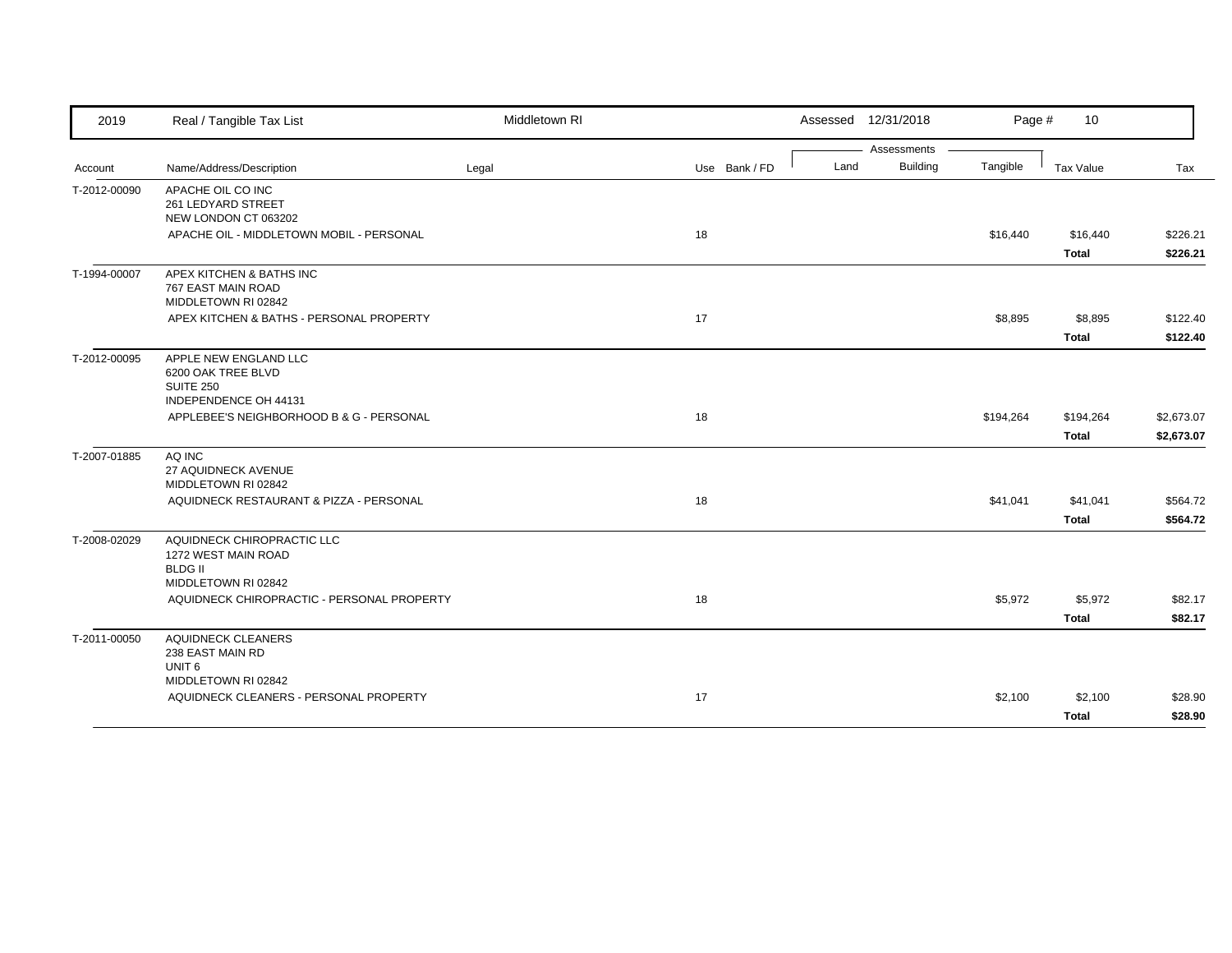| 2019 | Real / Tangible Tax List | Middletown RI | | Assessed 12/31/2018 | | Page # 10 | | |
|---|---|---|---|---|---|---|---|---|
| | | | | Assessments | | | | |
| Account | Name/Address/Description | Legal | Use Bank / FD | Land | Building | Tangible | Tax Value | Tax |
| T-2012-00090 | APACHE OIL CO INC<br>261 LEDYARD STREET<br>NEW LONDON CT 063202 | | | | | | | |
| | APACHE OIL - MIDDLETOWN MOBIL - PERSONAL | | 18 | | | $16,440 | $16,440 | $226.21 |
| | | | | | | | **Total** | **$226.21** |
| T-1994-00007 | APEX KITCHEN & BATHS INC<br>767 EAST MAIN ROAD<br>MIDDLETOWN RI 02842 | | | | | | | |
| | APEX KITCHEN & BATHS - PERSONAL PROPERTY | | 17 | | | $8,895 | $8,895 | $122.40 |
| | | | | | | | **Total** | **$122.40** |
| T-2012-00095 | APPLE NEW ENGLAND LLC<br>6200 OAK TREE BLVD<br>SUITE 250<br>INDEPENDENCE OH 44131 | | | | | | | |
| | APPLEBEE'S NEIGHBORHOOD B & G - PERSONAL | | 18 | | | $194,264 | $194,264 | $2,673.07 |
| | | | | | | | **Total** | **$2,673.07** |
| T-2007-01885 | AQ INC<br>27 AQUIDNECK AVENUE<br>MIDDLETOWN RI 02842 | | | | | | | |
| | AQUIDNECK RESTAURANT & PIZZA - PERSONAL | | 18 | | | $41,041 | $41,041 | $564.72 |
| | | | | | | | **Total** | **$564.72** |
| T-2008-02029 | AQUIDNECK CHIROPRACTIC LLC<br>1272 WEST MAIN ROAD<br>BLDG II<br>MIDDLETOWN RI 02842 | | | | | | | |
| | AQUIDNECK CHIROPRACTIC - PERSONAL PROPERTY | | 18 | | | $5,972 | $5,972 | $82.17 |
| | | | | | | | **Total** | **$82.17** |
| T-2011-00050 | AQUIDNECK CLEANERS<br>238 EAST MAIN RD<br>UNIT 6<br>MIDDLETOWN RI 02842 | | | | | | | |
| | AQUIDNECK CLEANERS - PERSONAL PROPERTY | | 17 | | | $2,100 | $2,100 | $28.90 |
| | | | | | | | **Total** | **$28.90** |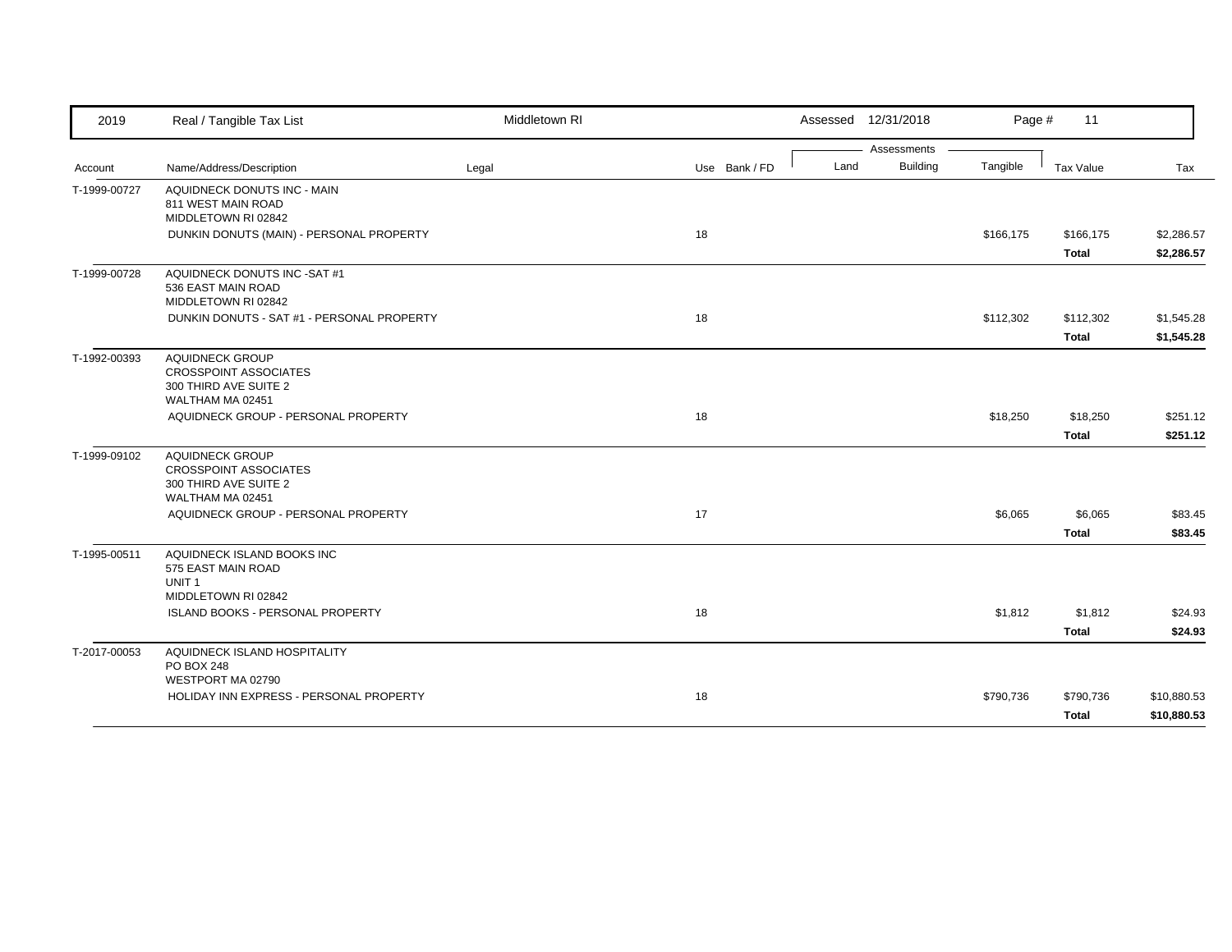| 2019 | Real / Tangible Tax List | Middletown RI | | Assessed 12/31/2018 | | Page # 11 | | |
|---|---|---|---|---|---|---|---|---|
| | | | | Assessments | | | | |
| Account | Name/Address/Description | Legal | Use Bank / FD | Land | Building | Tangible | Tax Value | Tax |
| T-1999-00727 | AQUIDNECK DONUTS INC - MAIN<br>811 WEST MAIN ROAD<br>MIDDLETOWN RI 02842 | | | | | | | |
| | DUNKIN DONUTS (MAIN) - PERSONAL PROPERTY | | 18 | | | $166,175 | $166,175 | $2,286.57 |
| | | | | | | | **Total** | **$2,286.57** |
| T-1999-00728 | AQUIDNECK DONUTS INC -SAT #1<br>536 EAST MAIN ROAD<br>MIDDLETOWN RI 02842 | | | | | | | |
| | DUNKIN DONUTS - SAT #1 - PERSONAL PROPERTY | | 18 | | | $112,302 | $112,302 | $1,545.28 |
| | | | | | | | **Total** | **$1,545.28** |
| T-1992-00393 | AQUIDNECK GROUP<br>CROSSPOINT ASSOCIATES<br>300 THIRD AVE SUITE 2<br>WALTHAM MA 02451 | | | | | | | |
| | AQUIDNECK GROUP - PERSONAL PROPERTY | | 18 | | | $18,250 | $18,250 | $251.12 |
| | | | | | | | **Total** | **$251.12** |
| T-1999-09102 | AQUIDNECK GROUP<br>CROSSPOINT ASSOCIATES<br>300 THIRD AVE SUITE 2<br>WALTHAM MA 02451 | | | | | | | |
| | AQUIDNECK GROUP - PERSONAL PROPERTY | | 17 | | | $6,065 | $6,065 | $83.45 |
| | | | | | | | **Total** | **$83.45** |
| T-1995-00511 | AQUIDNECK ISLAND BOOKS INC<br>575 EAST MAIN ROAD<br>UNIT 1<br>MIDDLETOWN RI 02842 | | | | | | | |
| | ISLAND BOOKS - PERSONAL PROPERTY | | 18 | | | $1,812 | $1,812 | $24.93 |
| | | | | | | | **Total** | **$24.93** |
| T-2017-00053 | AQUIDNECK ISLAND HOSPITALITY<br>PO BOX 248<br>WESTPORT MA 02790 | | | | | | | |
| | HOLIDAY INN EXPRESS - PERSONAL PROPERTY | | 18 | | | $790,736 | $790,736 | $10,880.53 |
| | | | | | | | **Total** | **$10,880.53** |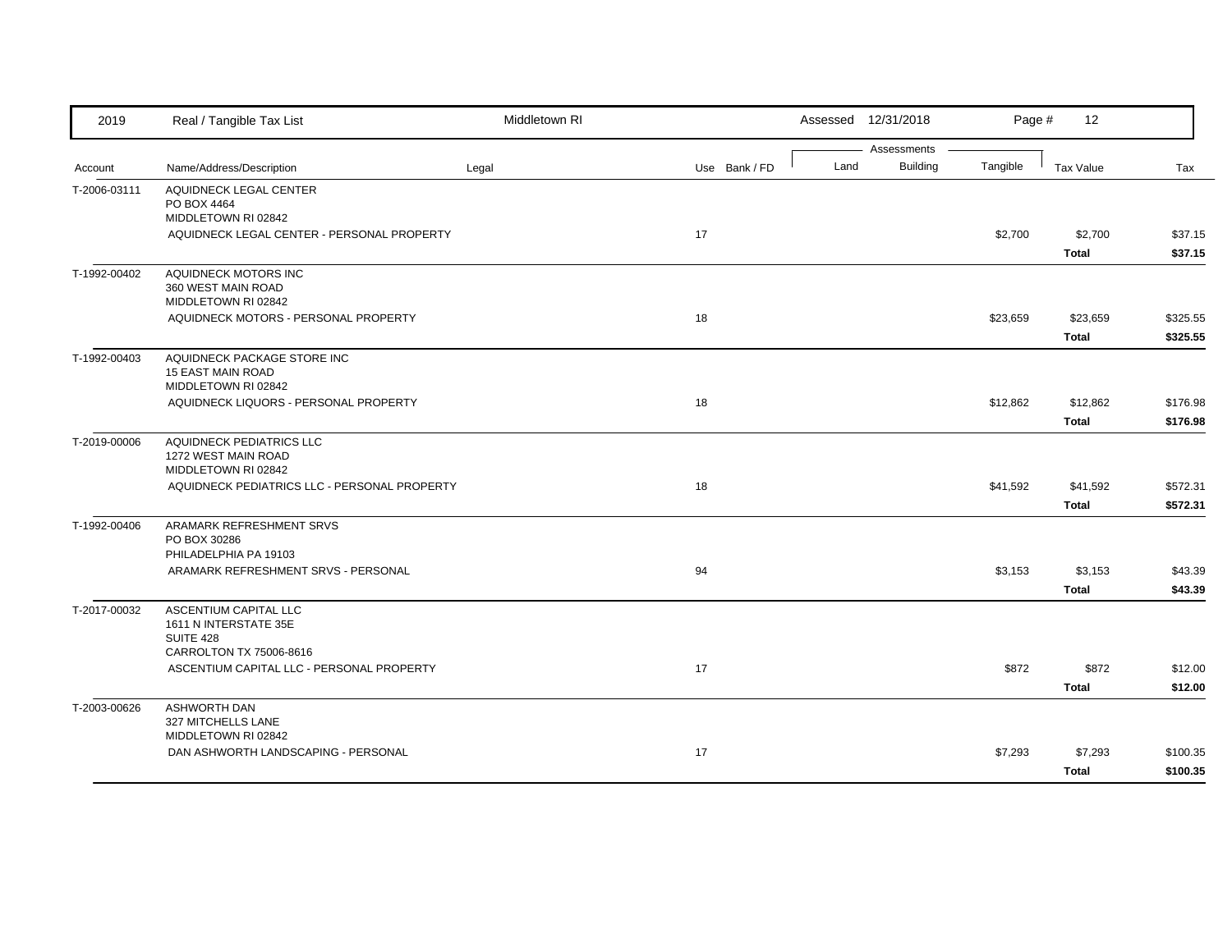| 2019 | Real / Tangible Tax List | Middletown RI | | Assessed 12/31/2018 | | | |
|---|---|---|---|---|---|---|---|

| Account | Name/Address/Description | Legal | Use | Bank / FD | Land | Building | Tangible | Tax Value | Tax |
|---|---|---|---|---|---|---|---|---|---|
| T-2006-03111 | AQUIDNECK LEGAL CENTER<br>PO BOX 4464<br>MIDDLETOWN RI 02842 | | | | | | | | |
| | AQUIDNECK LEGAL CENTER - PERSONAL PROPERTY | | 17 | | | | $2,700 | $2,700 | $37.15 |
| | | | | | | | | **Total** | **$37.15** |
| T-1992-00402 | AQUIDNECK MOTORS INC<br>360 WEST MAIN ROAD<br>MIDDLETOWN RI 02842 | | | | | | | | |
| | AQUIDNECK MOTORS - PERSONAL PROPERTY | | 18 | | | | $23,659 | $23,659 | $325.55 |
| | | | | | | | | **Total** | **$325.55** |
| T-1992-00403 | AQUIDNECK PACKAGE STORE INC<br>15 EAST MAIN ROAD<br>MIDDLETOWN RI 02842 | | | | | | | | |
| | AQUIDNECK LIQUORS - PERSONAL PROPERTY | | 18 | | | | $12,862 | $12,862 | $176.98 |
| | | | | | | | | **Total** | **$176.98** |
| T-2019-00006 | AQUIDNECK PEDIATRICS LLC<br>1272 WEST MAIN ROAD<br>MIDDLETOWN RI 02842 | | | | | | | | |
| | AQUIDNECK PEDIATRICS LLC - PERSONAL PROPERTY | | 18 | | | | $41,592 | $41,592 | $572.31 |
| | | | | | | | | **Total** | **$572.31** |
| T-1992-00406 | ARAMARK REFRESHMENT SRVS<br>PO BOX 30286<br>PHILADELPHIA PA 19103 | | | | | | | | |
| | ARAMARK REFRESHMENT SRVS - PERSONAL | | 94 | | | | $3,153 | $3,153 | $43.39 |
| | | | | | | | | **Total** | **$43.39** |
| T-2017-00032 | ASCENTIUM CAPITAL LLC<br>1611 N INTERSTATE 35E<br>SUITE 428<br>CARROLTON TX 75006-8616 | | | | | | | | |
| | ASCENTIUM CAPITAL LLC - PERSONAL PROPERTY | | 17 | | | | $872 | $872 | $12.00 |
| | | | | | | | | **Total** | **$12.00** |
| T-2003-00626 | ASHWORTH DAN<br>327 MITCHELLS LANE<br>MIDDLETOWN RI 02842 | | | | | | | | |
| | DAN ASHWORTH LANDSCAPING - PERSONAL | | 17 | | | | $7,293 | $7,293 | $100.35 |
| | | | | | | | | **Total** | **$100.35** |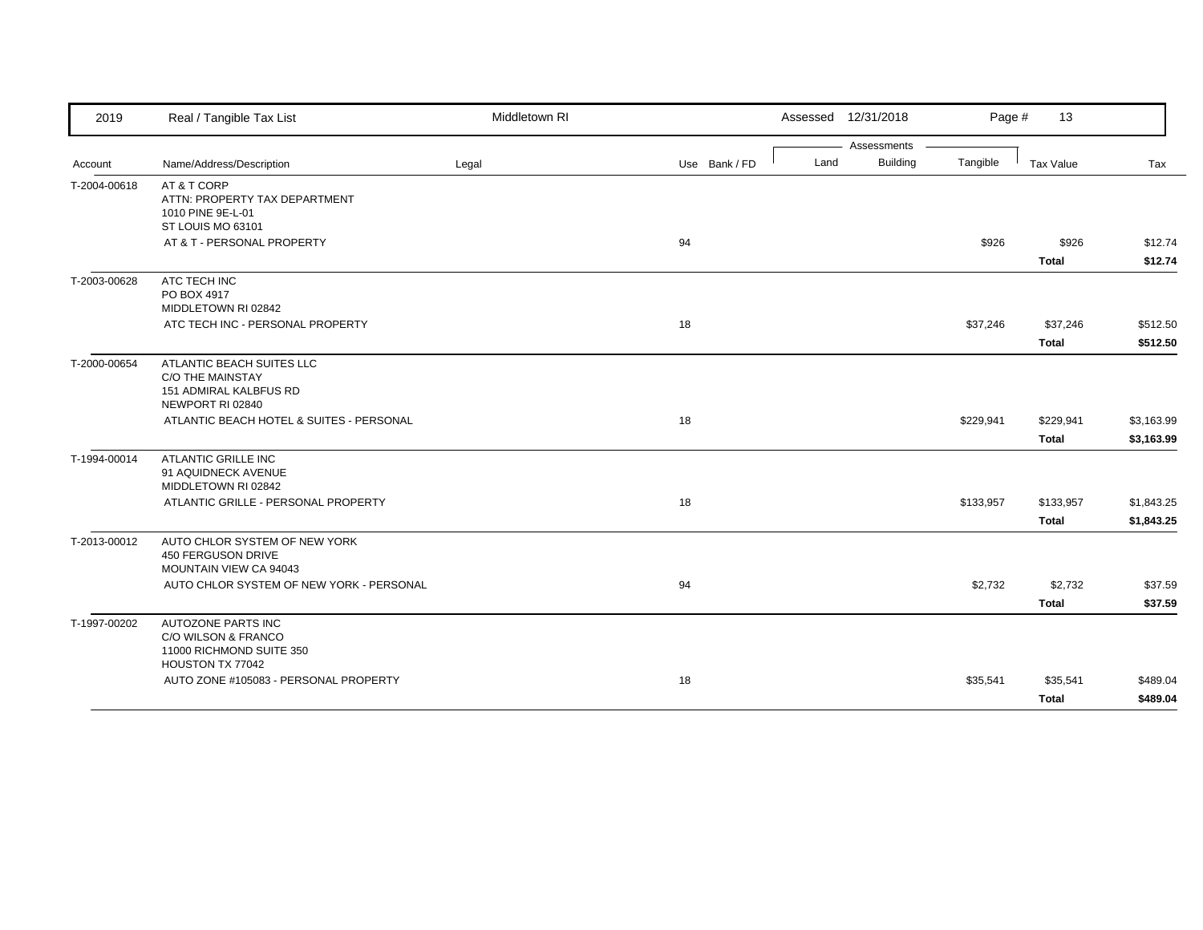| Account | Name/Address/Description | Legal | Use | Bank / FD | Land | Building | Tangible | Tax Value | Tax |
|---|---|---|---|---|---|---|---|---|---|
| T-2004-00618 | AT & T CORP<br>ATTN: PROPERTY TAX DEPARTMENT<br>1010 PINE 9E-L-01<br>ST LOUIS MO 63101 | | | | | | | | |
| | AT & T - PERSONAL PROPERTY | | 94 | | | | $926 | $926 | $12.74 |
| | | | | | | | | **Total** | **$12.74** |
| T-2003-00628 | ATC TECH INC<br>PO BOX 4917<br>MIDDLETOWN RI 02842 | | | | | | | | |
| | ATC TECH INC - PERSONAL PROPERTY | | 18 | | | | $37,246 | $37,246 | $512.50 |
| | | | | | | | | **Total** | **$512.50** |
| T-2000-00654 | ATLANTIC BEACH SUITES LLC<br>C/O THE MAINSTAY<br>151 ADMIRAL KALBFUS RD<br>NEWPORT RI 02840 | | | | | | | | |
| | ATLANTIC BEACH HOTEL & SUITES - PERSONAL | | 18 | | | | $229,941 | $229,941 | $3,163.99 |
| | | | | | | | | **Total** | **$3,163.99** |
| T-1994-00014 | ATLANTIC GRILLE INC<br>91 AQUIDNECK AVENUE<br>MIDDLETOWN RI 02842 | | | | | | | | |
| | ATLANTIC GRILLE - PERSONAL PROPERTY | | 18 | | | | $133,957 | $133,957 | $1,843.25 |
| | | | | | | | | **Total** | **$1,843.25** |
| T-2013-00012 | AUTO CHLOR SYSTEM OF NEW YORK<br>450 FERGUSON DRIVE<br>MOUNTAIN VIEW CA 94043 | | | | | | | | |
| | AUTO CHLOR SYSTEM OF NEW YORK - PERSONAL | | 94 | | | | $2,732 | $2,732 | $37.59 |
| | | | | | | | | **Total** | **$37.59** |
| T-1997-00202 | AUTOZONE PARTS INC<br>C/O WILSON & FRANCO<br>11000 RICHMOND SUITE 350<br>HOUSTON TX 77042 | | | | | | | | |
| | AUTO ZONE #105083 - PERSONAL PROPERTY | | 18 | | | | $35,541 | $35,541 | $489.04 |
| | | | | | | | | **Total** | **$489.04** |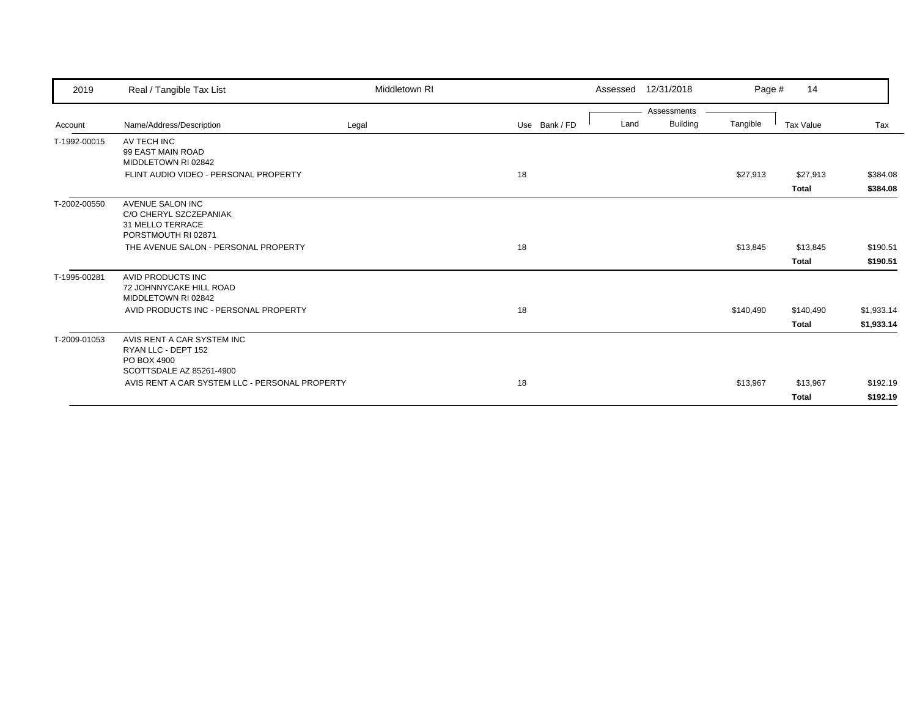| 2019 | Real / Tangible Tax List | Middletown RI | | | Assessed 12/31/2018 | | Page # 14 | | |
|---|---|---|---|---|---|---|---|---|---|
| | | | | | Assessments | | | | |
| Account | Name/Address/Description | Legal | Use | Bank / FD | Land | Building | Tangible | Tax Value | Tax |
| T-1992-00015 | AV TECH INC<br>99 EAST MAIN ROAD<br>MIDDLETOWN RI 02842 | | | | | | | | |
| | FLINT AUDIO VIDEO - PERSONAL PROPERTY | | 18 | | | | $27,913 | $27,913 | $384.08 |
| | | | | | | | | **Total** | **$384.08** |
| T-2002-00550 | AVENUE SALON INC<br>C/O CHERYL SZCZEPANIAK<br>31 MELLO TERRACE<br>PORSTMOUTH RI 02871 | | | | | | | | |
| | THE AVENUE SALON - PERSONAL PROPERTY | | 18 | | | | $13,845 | $13,845 | $190.51 |
| | | | | | | | | **Total** | **$190.51** |
| T-1995-00281 | AVID PRODUCTS INC<br>72 JOHNNYCAKE HILL ROAD<br>MIDDLETOWN RI 02842 | | | | | | | | |
| | AVID PRODUCTS INC - PERSONAL PROPERTY | | 18 | | | | $140,490 | $140,490 | $1,933.14 |
| | | | | | | | | **Total** | **$1,933.14** |
| T-2009-01053 | AVIS RENT A CAR SYSTEM INC<br>RYAN LLC - DEPT 152<br>PO BOX 4900<br>SCOTTSDALE AZ 85261-4900 | | | | | | | | |
| | AVIS RENT A CAR SYSTEM LLC - PERSONAL PROPERTY | | 18 | | | | $13,967 | $13,967 | $192.19 |
| | | | | | | | | **Total** | **$192.19** |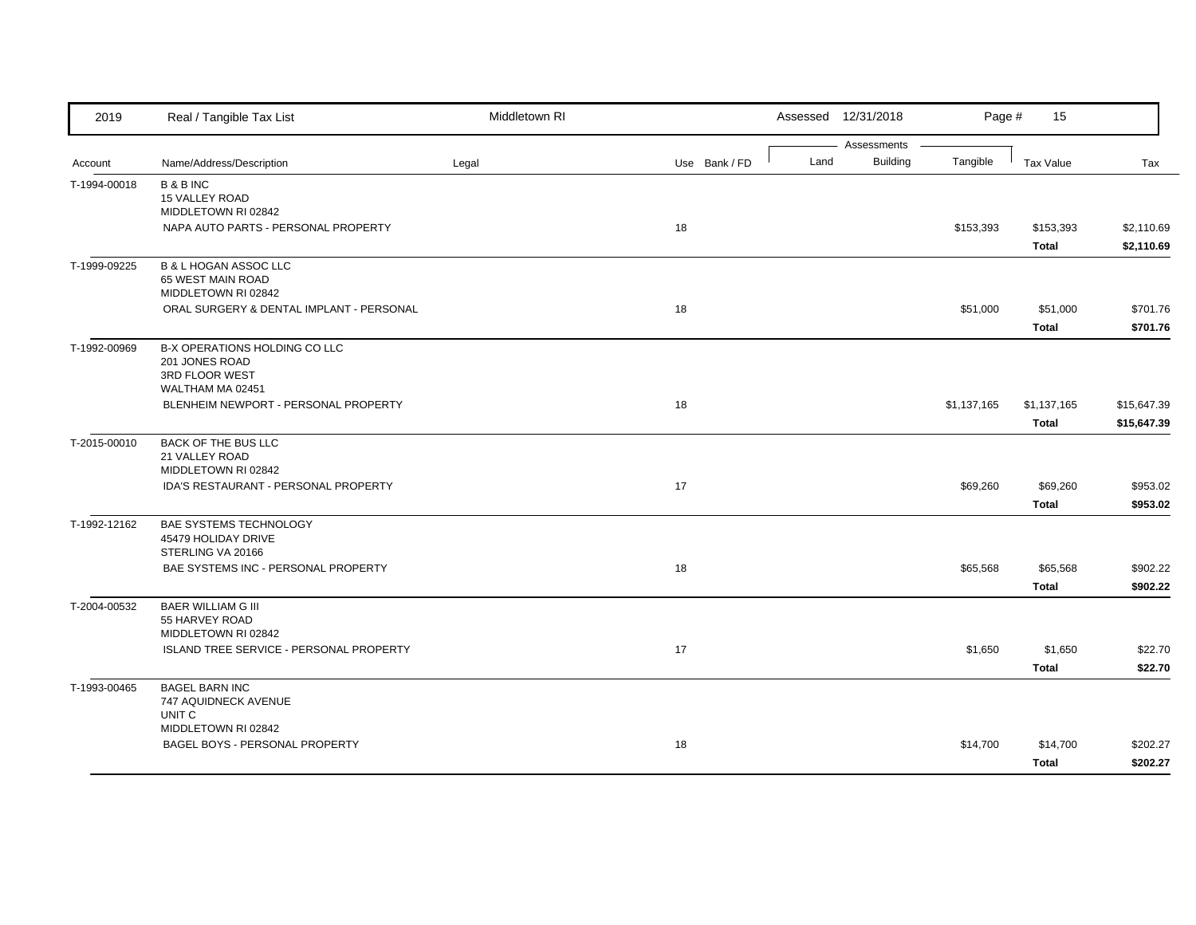| 2019 | Real / Tangible Tax List | Middletown RI | | Assessed 12/31/2018 | | Page # 15 | | |
|---|---|---|---|---|---|---|---|---|
| | | | | Assessments | | | | |
| Account | Name/Address/Description | Legal | Use Bank / FD | Land | Building | Tangible | Tax Value | Tax |
| T-1994-00018 | B & B INC<br>15 VALLEY ROAD<br>MIDDLETOWN RI 02842 | | | | | | | |
| | NAPA AUTO PARTS - PERSONAL PROPERTY | | 18 | | | $153,393 | $153,393 | $2,110.69 |
| | | | | | | | **Total** | **$2,110.69** |
| T-1999-09225 | B & L HOGAN ASSOC LLC<br>65 WEST MAIN ROAD<br>MIDDLETOWN RI 02842 | | | | | | | |
| | ORAL SURGERY & DENTAL IMPLANT - PERSONAL | | 18 | | | $51,000 | $51,000 | $701.76 |
| | | | | | | | **Total** | **$701.76** |
| T-1992-00969 | B-X OPERATIONS HOLDING CO LLC<br>201 JONES ROAD<br>3RD FLOOR WEST<br>WALTHAM MA 02451 | | | | | | | |
| | BLENHEIM NEWPORT - PERSONAL PROPERTY | | 18 | | | $1,137,165 | $1,137,165 | $15,647.39 |
| | | | | | | | **Total** | **$15,647.39** |
| T-2015-00010 | BACK OF THE BUS LLC<br>21 VALLEY ROAD<br>MIDDLETOWN RI 02842 | | | | | | | |
| | IDA'S RESTAURANT - PERSONAL PROPERTY | | 17 | | | $69,260 | $69,260 | $953.02 |
| | | | | | | | **Total** | **$953.02** |
| T-1992-12162 | BAE SYSTEMS TECHNOLOGY<br>45479 HOLIDAY DRIVE<br>STERLING VA 20166 | | | | | | | |
| | BAE SYSTEMS INC - PERSONAL PROPERTY | | 18 | | | $65,568 | $65,568 | $902.22 |
| | | | | | | | **Total** | **$902.22** |
| T-2004-00532 | BAER WILLIAM G III<br>55 HARVEY ROAD<br>MIDDLETOWN RI 02842 | | | | | | | |
| | ISLAND TREE SERVICE - PERSONAL PROPERTY | | 17 | | | $1,650 | $1,650 | $22.70 |
| | | | | | | | **Total** | **$22.70** |
| T-1993-00465 | BAGEL BARN INC<br>747 AQUIDNECK AVENUE<br>UNIT C<br>MIDDLETOWN RI 02842 | | | | | | | |
| | BAGEL BOYS - PERSONAL PROPERTY | | 18 | | | $14,700 | $14,700 | $202.27 |
| | | | | | | | **Total** | **$202.27** |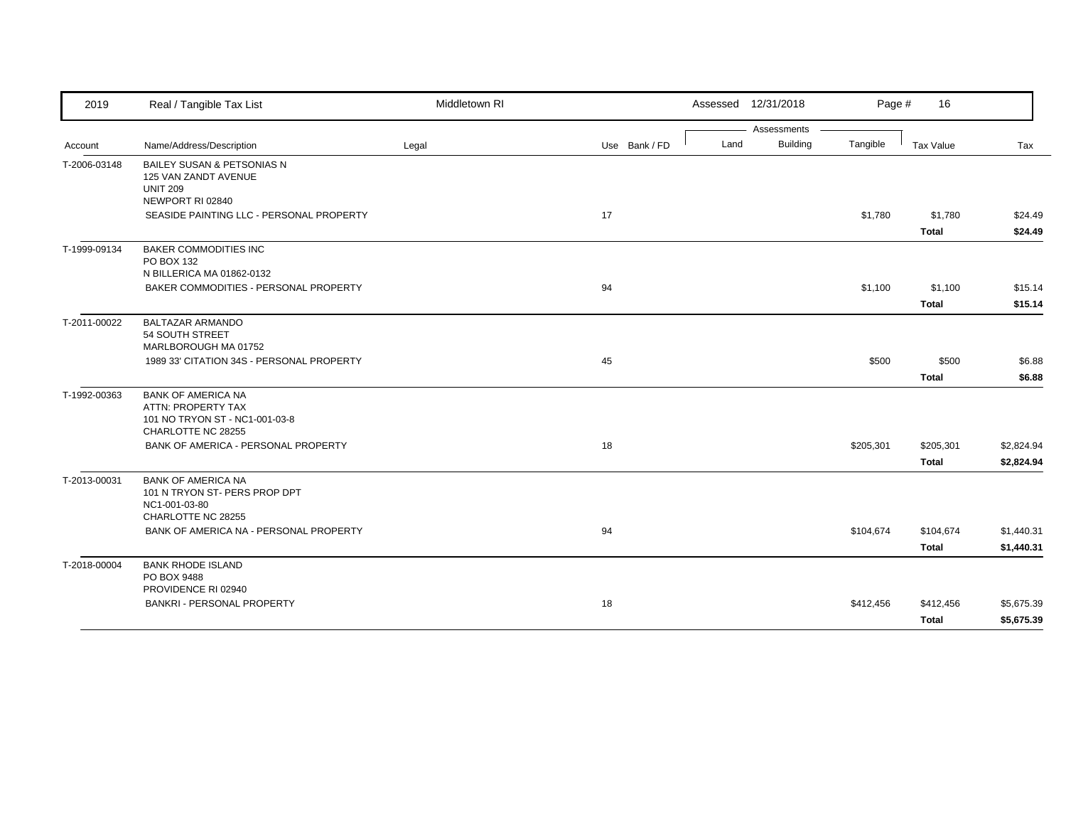| 2019 | Real / Tangible Tax List | Middletown RI | | | Assessed 12/31/2018 | | Page # 16 | | |
|---|---|---|---|---|---|---|---|---|---|
| | | | | | Assessments | | | | |
| Account | Name/Address/Description | Legal | Use | Bank / FD | Land | Building | Tangible | Tax Value | Tax |
| T-2006-03148 | BAILEY SUSAN & PETSONIAS N<br>125 VAN ZANDT AVENUE<br>UNIT 209<br>NEWPORT RI 02840 | | | | | | | | |
| | SEASIDE PAINTING LLC - PERSONAL PROPERTY | | 17 | | | | $1,780 | $1,780 | $24.49 |
| | | | | | | | | **Total** | **$24.49** |
| T-1999-09134 | BAKER COMMODITIES INC<br>PO BOX 132<br>N BILLERICA MA 01862-0132 | | | | | | | | |
| | BAKER COMMODITIES - PERSONAL PROPERTY | | 94 | | | | $1,100 | $1,100 | $15.14 |
| | | | | | | | | **Total** | **$15.14** |
| T-2011-00022 | BALTAZAR ARMANDO<br>54 SOUTH STREET<br>MARLBOROUGH MA 01752 | | | | | | | | |
| | 1989 33' CITATION 34S - PERSONAL PROPERTY | | 45 | | | | $500 | $500 | $6.88 |
| | | | | | | | | **Total** | **$6.88** |
| T-1992-00363 | BANK OF AMERICA NA<br>ATTN: PROPERTY TAX<br>101 NO TRYON ST - NC1-001-03-8<br>CHARLOTTE NC 28255 | | | | | | | | |
| | BANK OF AMERICA - PERSONAL PROPERTY | | 18 | | | | $205,301 | $205,301 | $2,824.94 |
| | | | | | | | | **Total** | **$2,824.94** |
| T-2013-00031 | BANK OF AMERICA NA<br>101 N TRYON ST- PERS PROP DPT<br>NC1-001-03-80<br>CHARLOTTE NC 28255 | | | | | | | | |
| | BANK OF AMERICA NA - PERSONAL PROPERTY | | 94 | | | | $104,674 | $104,674 | $1,440.31 |
| | | | | | | | | **Total** | **$1,440.31** |
| T-2018-00004 | BANK RHODE ISLAND<br>PO BOX 9488<br>PROVIDENCE RI 02940 | | | | | | | | |
| | BANKRI - PERSONAL PROPERTY | | 18 | | | | $412,456 | $412,456 | $5,675.39 |
| | | | | | | | | **Total** | **$5,675.39** |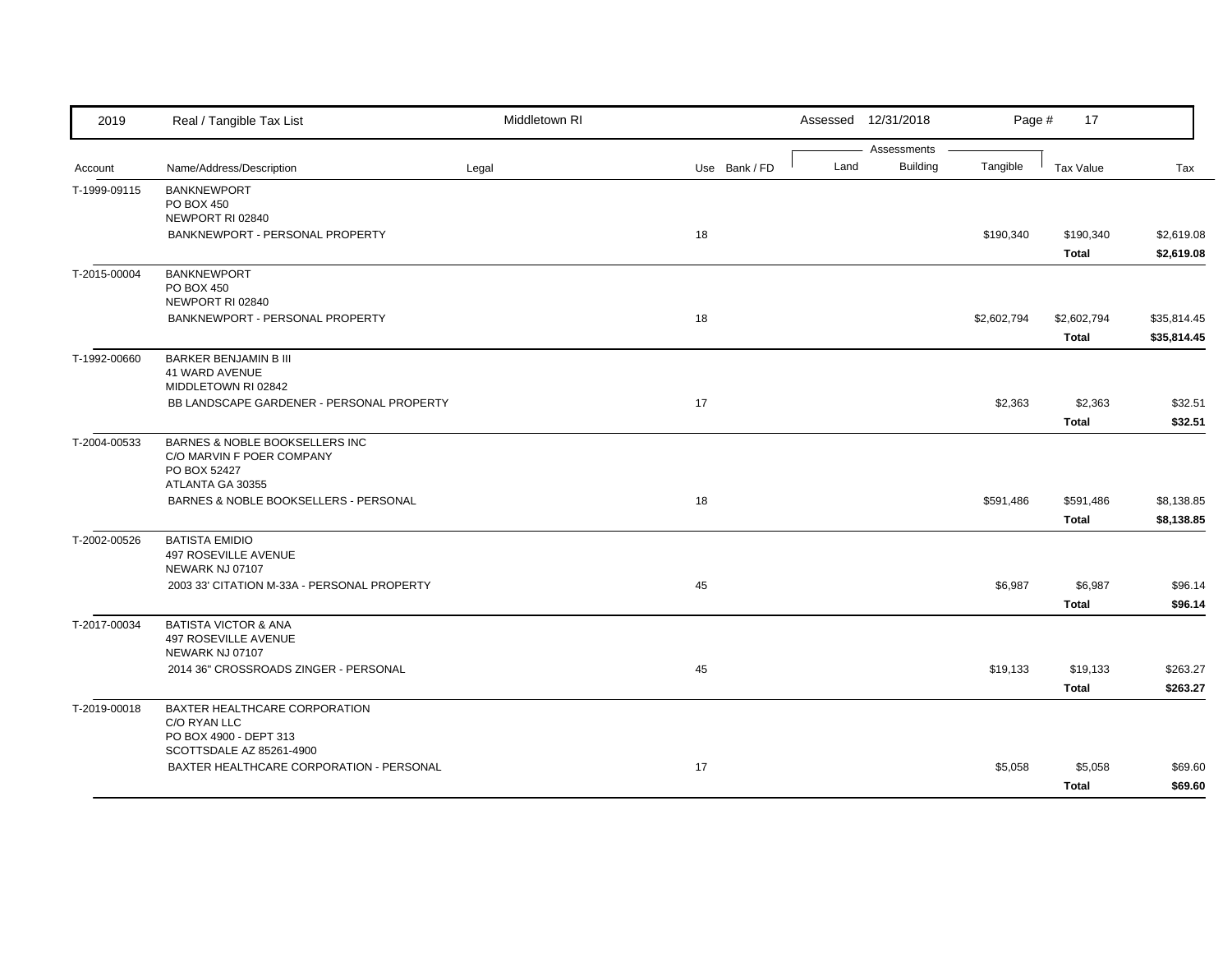| 2019 | Real / Tangible Tax List | Middletown RI | | | Assessed 12/31/2018 | | | | |
|---|---|---|---|---|---|---|---|---|---|
| | | | | | Assessments | | | | |
| Account | Name/Address/Description | Legal | Use | Bank / FD | Land | Building | Tangible | Tax Value | Tax |
| T-1999-09115 | BANKNEWPORT<br>PO BOX 450<br>NEWPORT RI 02840 | | | | | | | | |
| | BANKNEWPORT - PERSONAL PROPERTY | | 18 | | | | $190,340 | $190,340 | $2,619.08 |
| | | | | | | | | **Total** | **$2,619.08** |
| T-2015-00004 | BANKNEWPORT<br>PO BOX 450<br>NEWPORT RI 02840 | | | | | | | | |
| | BANKNEWPORT - PERSONAL PROPERTY | | 18 | | | | $2,602,794 | $2,602,794 | $35,814.45 |
| | | | | | | | | **Total** | **$35,814.45** |
| T-1992-00660 | BARKER BENJAMIN B III<br>41 WARD AVENUE<br>MIDDLETOWN RI 02842 | | | | | | | | |
| | BB LANDSCAPE GARDENER - PERSONAL PROPERTY | | 17 | | | | $2,363 | $2,363 | $32.51 |
| | | | | | | | | **Total** | **$32.51** |
| T-2004-00533 | BARNES & NOBLE BOOKSELLERS INC<br>C/O MARVIN F POER COMPANY<br>PO BOX 52427<br>ATLANTA GA 30355 | | | | | | | | |
| | BARNES & NOBLE BOOKSELLERS - PERSONAL | | 18 | | | | $591,486 | $591,486 | $8,138.85 |
| | | | | | | | | **Total** | **$8,138.85** |
| T-2002-00526 | BATISTA EMIDIO<br>497 ROSEVILLE AVENUE<br>NEWARK NJ 07107 | | | | | | | | |
| | 2003 33' CITATION M-33A - PERSONAL PROPERTY | | 45 | | | | $6,987 | $6,987 | $96.14 |
| | | | | | | | | **Total** | **$96.14** |
| T-2017-00034 | BATISTA VICTOR & ANA<br>497 ROSEVILLE AVENUE<br>NEWARK NJ 07107 | | | | | | | | |
| | 2014 36" CROSSROADS ZINGER - PERSONAL | | 45 | | | | $19,133 | $19,133 | $263.27 |
| | | | | | | | | **Total** | **$263.27** |
| T-2019-00018 | BAXTER HEALTHCARE CORPORATION<br>C/O RYAN LLC<br>PO BOX 4900 - DEPT 313<br>SCOTTSDALE AZ 85261-4900 | | | | | | | | |
| | BAXTER HEALTHCARE CORPORATION - PERSONAL | | 17 | | | | $5,058 | $5,058 | $69.60 |
| | | | | | | | | **Total** | **$69.60** |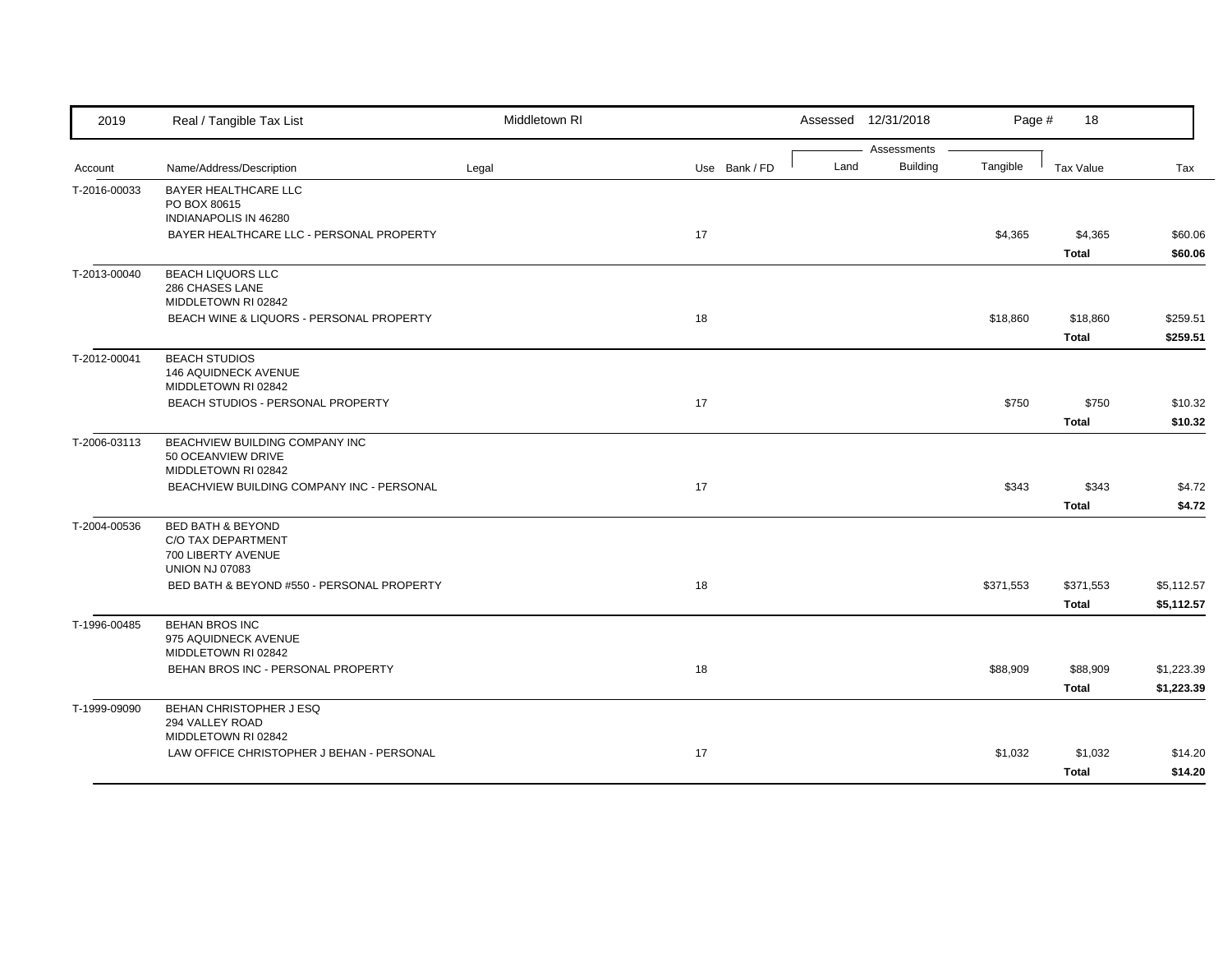| 2019 | Real / Tangible Tax List | Middletown RI | | | Assessed 12/31/2018 | | | | |
|---|---|---|---|---|---|---|---|---|---|
| | | | | | Assessments | | | | |
| Account | Name/Address/Description | Legal | Use | Bank / FD | Land | Building | Tangible | Tax Value | Tax |
| T-2016-00033 | BAYER HEALTHCARE LLC<br>PO BOX 80615<br>INDIANAPOLIS IN 46280 | | | | | | | | |
| | BAYER HEALTHCARE LLC - PERSONAL PROPERTY | | 17 | | | | $4,365 | $4,365 | $60.06 |
| | | | | | | | | **Total** | **$60.06** |
| T-2013-00040 | BEACH LIQUORS LLC<br>286 CHASES LANE<br>MIDDLETOWN RI 02842 | | | | | | | | |
| | BEACH WINE & LIQUORS - PERSONAL PROPERTY | | 18 | | | | $18,860 | $18,860 | $259.51 |
| | | | | | | | | **Total** | **$259.51** |
| T-2012-00041 | BEACH STUDIOS<br>146 AQUIDNECK AVENUE<br>MIDDLETOWN RI 02842 | | | | | | | | |
| | BEACH STUDIOS - PERSONAL PROPERTY | | 17 | | | | $750 | $750 | $10.32 |
| | | | | | | | | **Total** | **$10.32** |
| T-2006-03113 | BEACHVIEW BUILDING COMPANY INC<br>50 OCEANVIEW DRIVE<br>MIDDLETOWN RI 02842 | | | | | | | | |
| | BEACHVIEW BUILDING COMPANY INC - PERSONAL | | 17 | | | | $343 | $343 | $4.72 |
| | | | | | | | | **Total** | **$4.72** |
| T-2004-00536 | BED BATH & BEYOND<br>C/O TAX DEPARTMENT<br>700 LIBERTY AVENUE<br>UNION NJ 07083 | | | | | | | | |
| | BED BATH & BEYOND #550 - PERSONAL PROPERTY | | 18 | | | | $371,553 | $371,553 | $5,112.57 |
| | | | | | | | | **Total** | **$5,112.57** |
| T-1996-00485 | BEHAN BROS INC<br>975 AQUIDNECK AVENUE<br>MIDDLETOWN RI 02842 | | | | | | | | |
| | BEHAN BROS INC - PERSONAL PROPERTY | | 18 | | | | $88,909 | $88,909 | $1,223.39 |
| | | | | | | | | **Total** | **$1,223.39** |
| T-1999-09090 | BEHAN CHRISTOPHER J ESQ<br>294 VALLEY ROAD<br>MIDDLETOWN RI 02842 | | | | | | | | |
| | LAW OFFICE CHRISTOPHER J BEHAN - PERSONAL | | 17 | | | | $1,032 | $1,032 | $14.20 |
| | | | | | | | | **Total** | **$14.20** |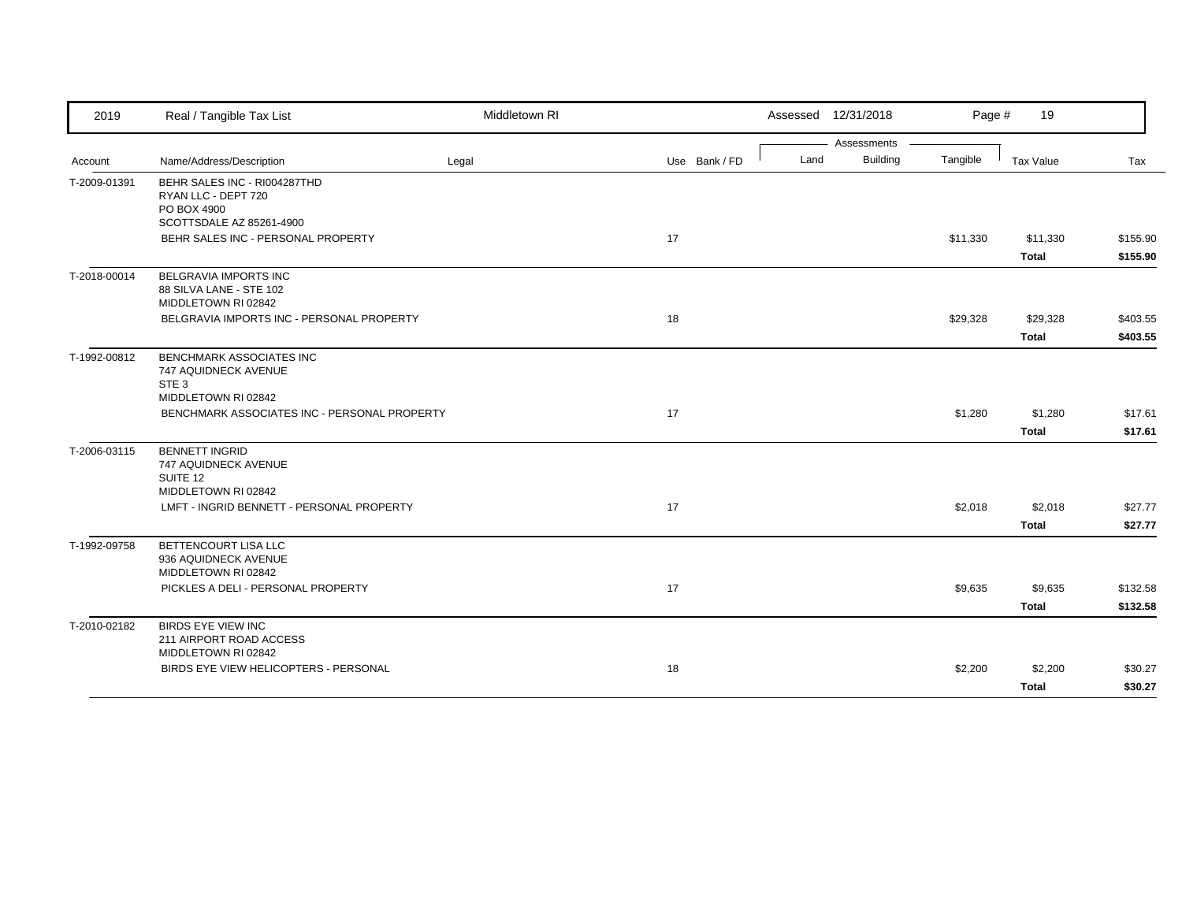| 2019 | Real / Tangible Tax List | Middletown RI | | Assessed 12/31/2018 | | Page # 19 | | |
|---|---|---|---|---|---|---|---|---|
| | | | | Assessments | | | | |
| Account | Name/Address/Description | Legal | Use Bank / FD | Land | Building | Tangible | Tax Value | Tax |
| T-2009-01391 | BEHR SALES INC - RI004287THD<br>RYAN LLC - DEPT 720<br>PO BOX 4900<br>SCOTTSDALE AZ 85261-4900 | | | | | | | |
| | BEHR SALES INC - PERSONAL PROPERTY | | 17 | | | $11,330 | $11,330 | $155.90 |
| | | | | | | | **Total** | **$155.90** |
| T-2018-00014 | BELGRAVIA IMPORTS INC<br>88 SILVA LANE - STE 102<br>MIDDLETOWN RI 02842 | | | | | | | |
| | BELGRAVIA IMPORTS INC - PERSONAL PROPERTY | | 18 | | | $29,328 | $29,328 | $403.55 |
| | | | | | | | **Total** | **$403.55** |
| T-1992-00812 | BENCHMARK ASSOCIATES INC<br>747 AQUIDNECK AVENUE<br>STE 3<br>MIDDLETOWN RI 02842 | | | | | | | |
| | BENCHMARK ASSOCIATES INC - PERSONAL PROPERTY | | 17 | | | $1,280 | $1,280 | $17.61 |
| | | | | | | | **Total** | **$17.61** |
| T-2006-03115 | BENNETT INGRID<br>747 AQUIDNECK AVENUE<br>SUITE 12<br>MIDDLETOWN RI 02842 | | | | | | | |
| | LMFT - INGRID BENNETT - PERSONAL PROPERTY | | 17 | | | $2,018 | $2,018 | $27.77 |
| | | | | | | | **Total** | **$27.77** |
| T-1992-09758 | BETTENCOURT LISA LLC<br>936 AQUIDNECK AVENUE<br>MIDDLETOWN RI 02842 | | | | | | | |
| | PICKLES A DELI - PERSONAL PROPERTY | | 17 | | | $9,635 | $9,635 | $132.58 |
| | | | | | | | **Total** | **$132.58** |
| T-2010-02182 | BIRDS EYE VIEW INC<br>211 AIRPORT ROAD ACCESS<br>MIDDLETOWN RI 02842 | | | | | | | |
| | BIRDS EYE VIEW HELICOPTERS - PERSONAL | | 18 | | | $2,200 | $2,200 | $30.27 |
| | | | | | | | **Total** | **$30.27** |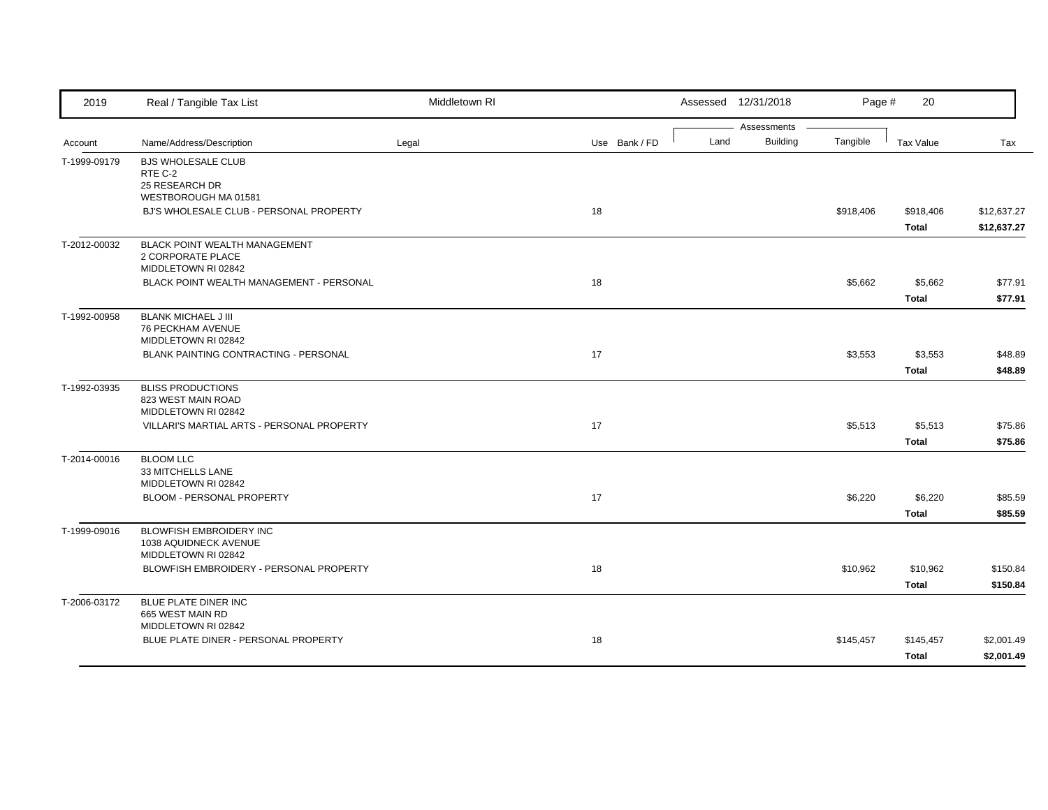| 2019 | Real / Tangible Tax List | Middletown RI | | | Assessed 12/31/2018 | | Page # 20 | | |
|---|---|---|---|---|---|---|---|---|---|
| | | | | | Assessments | | | | |
| Account | Name/Address/Description | Legal | Use | Bank / FD | Land | Building | Tangible | Tax Value | Tax |
| T-1999-09179 | BJS WHOLESALE CLUB<br>RTE C-2<br>25 RESEARCH DR<br>WESTBOROUGH MA 01581 | | | | | | | | |
| | BJ'S WHOLESALE CLUB - PERSONAL PROPERTY | | 18 | | | | $918,406 | $918,406 | $12,637.27 |
| | | | | | | | | **Total** | **$12,637.27** |
| T-2012-00032 | BLACK POINT WEALTH MANAGEMENT<br>2 CORPORATE PLACE<br>MIDDLETOWN RI 02842 | | | | | | | | |
| | BLACK POINT WEALTH MANAGEMENT - PERSONAL | | 18 | | | | $5,662 | $5,662 | $77.91 |
| | | | | | | | | **Total** | **$77.91** |
| T-1992-00958 | BLANK MICHAEL J III<br>76 PECKHAM AVENUE<br>MIDDLETOWN RI 02842 | | | | | | | | |
| | BLANK PAINTING CONTRACTING - PERSONAL | | 17 | | | | $3,553 | $3,553 | $48.89 |
| | | | | | | | | **Total** | **$48.89** |
| T-1992-03935 | BLISS PRODUCTIONS<br>823 WEST MAIN ROAD<br>MIDDLETOWN RI 02842 | | | | | | | | |
| | VILLARI'S MARTIAL ARTS - PERSONAL PROPERTY | | 17 | | | | $5,513 | $5,513 | $75.86 |
| | | | | | | | | **Total** | **$75.86** |
| T-2014-00016 | BLOOM LLC<br>33 MITCHELLS LANE<br>MIDDLETOWN RI 02842 | | | | | | | | |
| | BLOOM - PERSONAL PROPERTY | | 17 | | | | $6,220 | $6,220 | $85.59 |
| | | | | | | | | **Total** | **$85.59** |
| T-1999-09016 | BLOWFISH EMBROIDERY INC<br>1038 AQUIDNECK AVENUE<br>MIDDLETOWN RI 02842 | | | | | | | | |
| | BLOWFISH EMBROIDERY - PERSONAL PROPERTY | | 18 | | | | $10,962 | $10,962 | $150.84 |
| | | | | | | | | **Total** | **$150.84** |
| T-2006-03172 | BLUE PLATE DINER INC<br>665 WEST MAIN RD<br>MIDDLETOWN RI 02842 | | | | | | | | |
| | BLUE PLATE DINER - PERSONAL PROPERTY | | 18 | | | | $145,457 | $145,457 | $2,001.49 |
| | | | | | | | | **Total** | **$2,001.49** |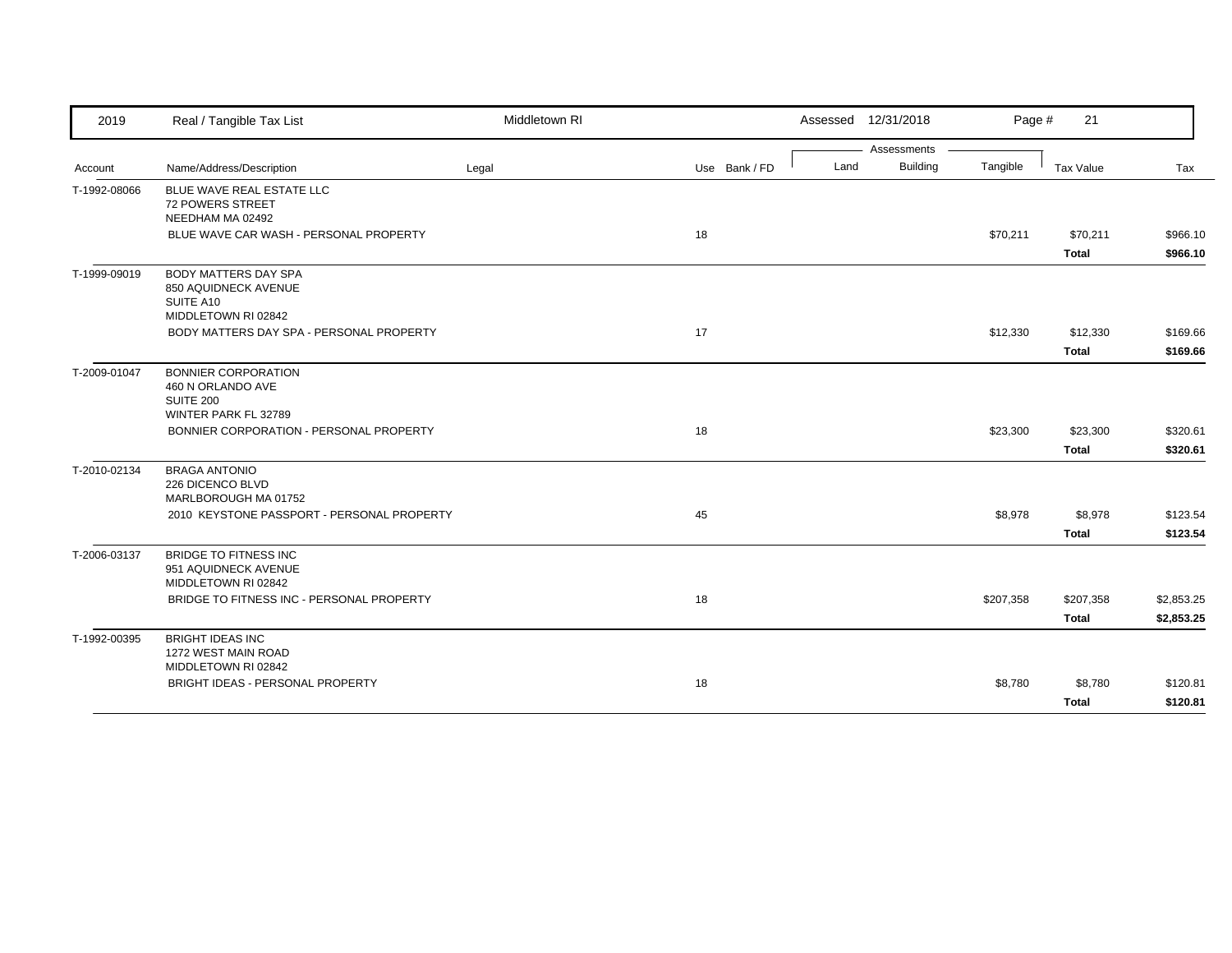| 2019 | Real / Tangible Tax List | Middletown RI | | | Assessed 12/31/2018 | | | | |
|---|---|---|---|---|---|---|---|---|---|
| | | | | | Assessments | | | | |
| Account | Name/Address/Description | Legal | Use | Bank / FD | Land | Building | Tangible | Tax Value | Tax |
| T-1992-08066 | BLUE WAVE REAL ESTATE LLC<br>72 POWERS STREET<br>NEEDHAM MA 02492 | | | | | | | | |
| | BLUE WAVE CAR WASH - PERSONAL PROPERTY | | 18 | | | | $70,211 | $70,211 | $966.10 |
| | | | | | | | | **Total** | **$966.10** |
| T-1999-09019 | BODY MATTERS DAY SPA<br>850 AQUIDNECK AVENUE<br>SUITE A10<br>MIDDLETOWN RI 02842 | | | | | | | | |
| | BODY MATTERS DAY SPA - PERSONAL PROPERTY | | 17 | | | | $12,330 | $12,330 | $169.66 |
| | | | | | | | | **Total** | **$169.66** |
| T-2009-01047 | BONNIER CORPORATION<br>460 N ORLANDO AVE<br>SUITE 200<br>WINTER PARK FL 32789 | | | | | | | | |
| | BONNIER CORPORATION - PERSONAL PROPERTY | | 18 | | | | $23,300 | $23,300 | $320.61 |
| | | | | | | | | **Total** | **$320.61** |
| T-2010-02134 | BRAGA ANTONIO<br>226 DICENCO BLVD<br>MARLBOROUGH MA 01752 | | | | | | | | |
| | 2010 KEYSTONE PASSPORT - PERSONAL PROPERTY | | 45 | | | | $8,978 | $8,978 | $123.54 |
| | | | | | | | | **Total** | **$123.54** |
| T-2006-03137 | BRIDGE TO FITNESS INC<br>951 AQUIDNECK AVENUE<br>MIDDLETOWN RI 02842 | | | | | | | | |
| | BRIDGE TO FITNESS INC - PERSONAL PROPERTY | | 18 | | | | $207,358 | $207,358 | $2,853.25 |
| | | | | | | | | **Total** | **$2,853.25** |
| T-1992-00395 | BRIGHT IDEAS INC<br>1272 WEST MAIN ROAD<br>MIDDLETOWN RI 02842 | | | | | | | | |
| | BRIGHT IDEAS - PERSONAL PROPERTY | | 18 | | | | $8,780 | $8,780 | $120.81 |
| | | | | | | | | **Total** | **$120.81** |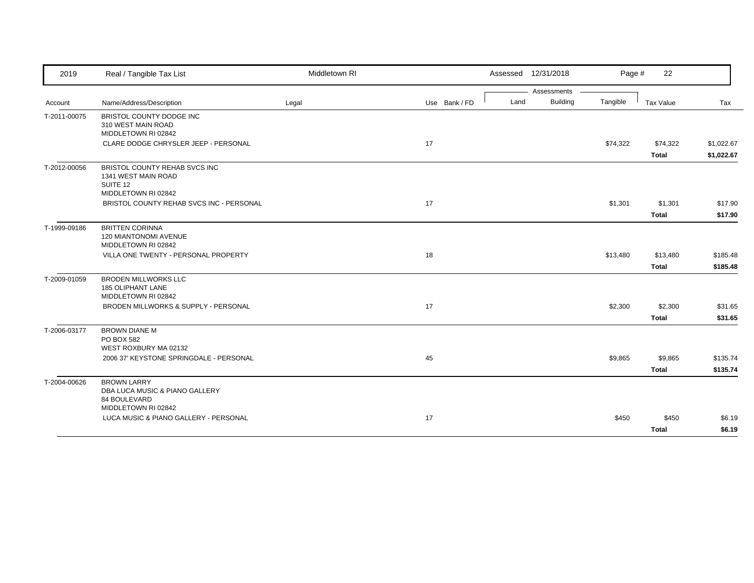| Account | Name/Address/Description | Legal | Use | Bank / FD | Land | Building | Tangible | Tax Value | Tax |
|---|---|---|---|---|---|---|---|---|---|
| T-2011-00075 | BRISTOL COUNTY DODGE INC<br>310 WEST MAIN ROAD<br>MIDDLETOWN RI 02842 | | | | | | | | |
| | CLARE DODGE CHRYSLER JEEP - PERSONAL | | 17 | | | | $74,322 | $74,322 | $1,022.67 |
| | | | | | | | | **Total** | **$1,022.67** |
| T-2012-00056 | BRISTOL COUNTY REHAB SVCS INC<br>1341 WEST MAIN ROAD<br>SUITE 12<br>MIDDLETOWN RI 02842 | | | | | | | | |
| | BRISTOL COUNTY REHAB SVCS INC - PERSONAL | | 17 | | | | $1,301 | $1,301 | $17.90 |
| | | | | | | | | **Total** | **$17.90** |
| T-1999-09186 | BRITTEN CORINNA<br>120 MIANTONOMI AVENUE<br>MIDDLETOWN RI 02842 | | | | | | | | |
| | VILLA ONE TWENTY - PERSONAL PROPERTY | | 18 | | | | $13,480 | $13,480 | $185.48 |
| | | | | | | | | **Total** | **$185.48** |
| T-2009-01059 | BRODEN MILLWORKS LLC<br>185 OLIPHANT LANE<br>MIDDLETOWN RI 02842 | | | | | | | | |
| | BRODEN MILLWORKS & SUPPLY - PERSONAL | | 17 | | | | $2,300 | $2,300 | $31.65 |
| | | | | | | | | **Total** | **$31.65** |
| T-2006-03177 | BROWN DIANE M<br>PO BOX 582<br>WEST ROXBURY MA 02132 | | | | | | | | |
| | 2006 37' KEYSTONE SPRINGDALE - PERSONAL | | 45 | | | | $9,865 | $9,865 | $135.74 |
| | | | | | | | | **Total** | **$135.74** |
| T-2004-00626 | BROWN LARRY<br>DBA LUCA MUSIC & PIANO GALLERY<br>84 BOULEVARD<br>MIDDLETOWN RI 02842 | | | | | | | | |
| | LUCA MUSIC & PIANO GALLERY - PERSONAL | | 17 | | | | $450 | $450 | $6.19 |
| | | | | | | | | **Total** | **$6.19** |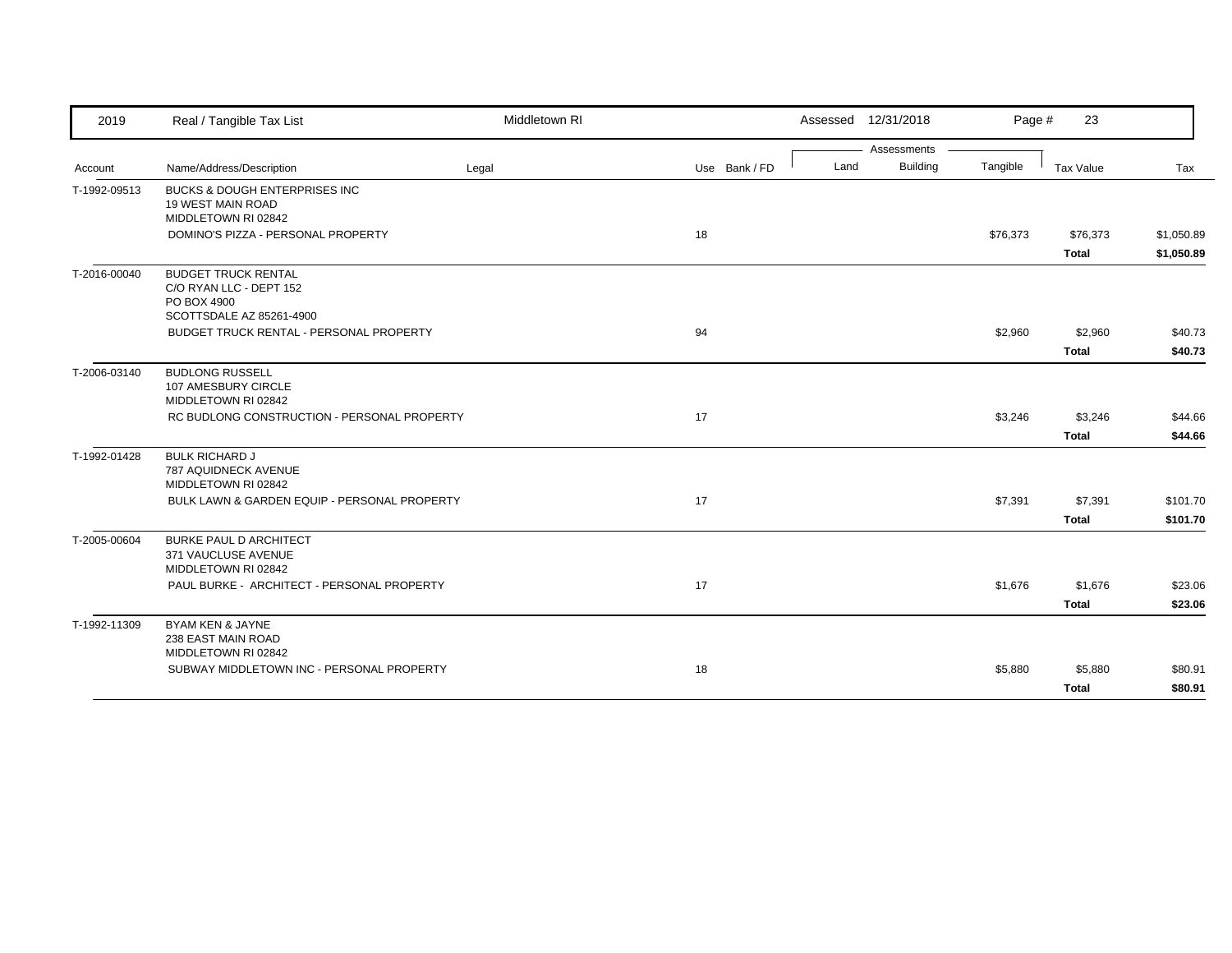| Account | Name/Address/Description | Legal | Use | Bank / FD | Land | Building | Tangible | Tax Value | Tax |
|---|---|---|---|---|---|---|---|---|---|
| T-1992-09513 | BUCKS & DOUGH ENTERPRISES INC<br>19 WEST MAIN ROAD<br>MIDDLETOWN RI 02842 | | | | | | | | |
| | DOMINO'S PIZZA - PERSONAL PROPERTY | | 18 | | | | $76,373 | $76,373 | $1,050.89 |
| | | | | | | | | **Total** | **$1,050.89** |
| T-2016-00040 | BUDGET TRUCK RENTAL<br>C/O RYAN LLC - DEPT 152<br>PO BOX 4900<br>SCOTTSDALE AZ 85261-4900 | | | | | | | | |
| | BUDGET TRUCK RENTAL - PERSONAL PROPERTY | | 94 | | | | $2,960 | $2,960 | $40.73 |
| | | | | | | | | **Total** | **$40.73** |
| T-2006-03140 | BUDLONG RUSSELL<br>107 AMESBURY CIRCLE<br>MIDDLETOWN RI 02842 | | | | | | | | |
| | RC BUDLONG CONSTRUCTION - PERSONAL PROPERTY | | 17 | | | | $3,246 | $3,246 | $44.66 |
| | | | | | | | | **Total** | **$44.66** |
| T-1992-01428 | BULK RICHARD J<br>787 AQUIDNECK AVENUE<br>MIDDLETOWN RI 02842 | | | | | | | | |
| | BULK LAWN & GARDEN EQUIP - PERSONAL PROPERTY | | 17 | | | | $7,391 | $7,391 | $101.70 |
| | | | | | | | | **Total** | **$101.70** |
| T-2005-00604 | BURKE PAUL D ARCHITECT<br>371 VAUCLUSE AVENUE<br>MIDDLETOWN RI 02842 | | | | | | | | |
| | PAUL BURKE - ARCHITECT - PERSONAL PROPERTY | | 17 | | | | $1,676 | $1,676 | $23.06 |
| | | | | | | | | **Total** | **$23.06** |
| T-1992-11309 | BYAM KEN & JAYNE<br>238 EAST MAIN ROAD<br>MIDDLETOWN RI 02842 | | | | | | | | |
| | SUBWAY MIDDLETOWN INC - PERSONAL PROPERTY | | 18 | | | | $5,880 | $5,880 | $80.91 |
| | | | | | | | | **Total** | **$80.91** |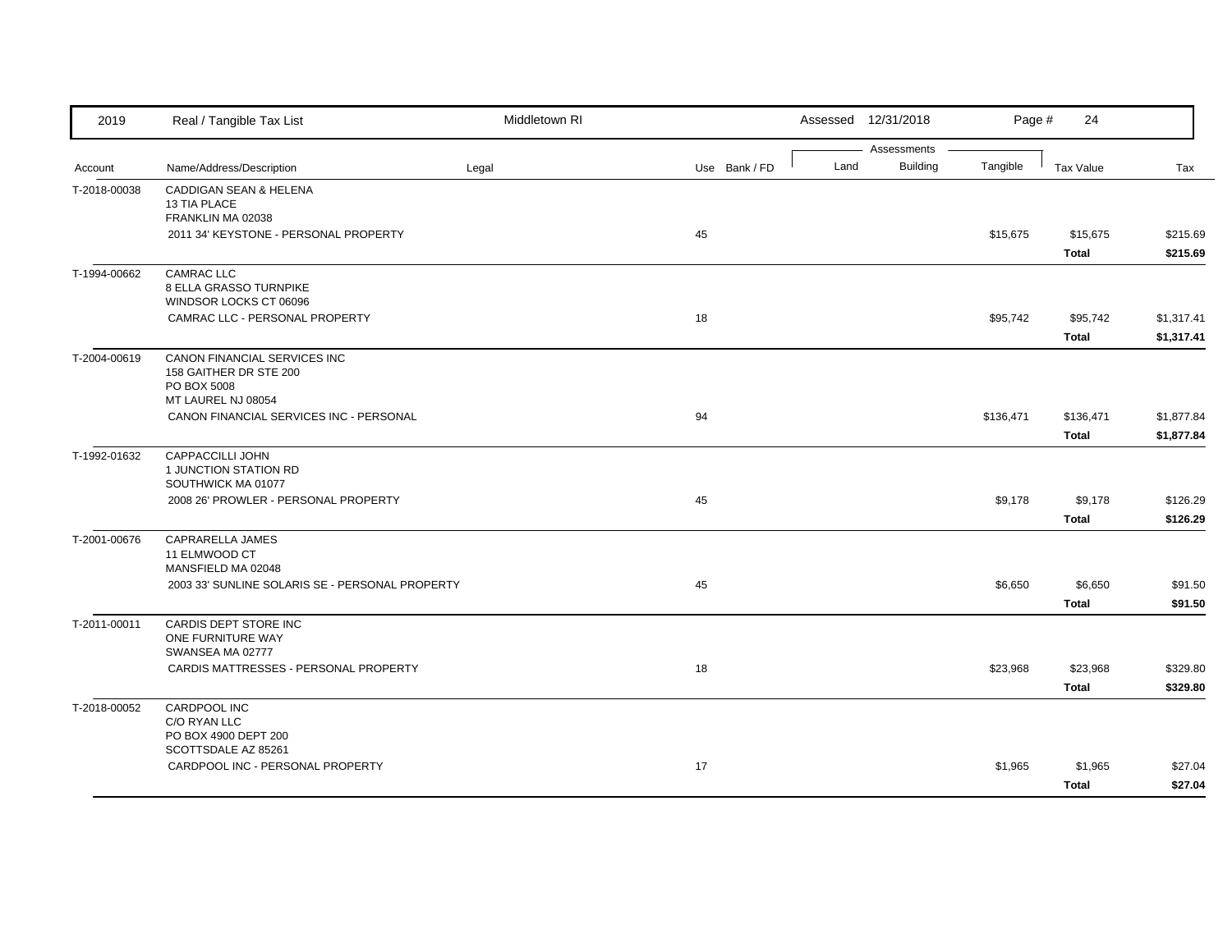| Account | Name/Address/Description | Legal | Use | Bank / FD | Land | Building | Tangible | Tax Value | Tax |
|---|---|---|---|---|---|---|---|---|---|
| T-2018-00038 | CADDIGAN SEAN & HELENA<br>13 TIA PLACE<br>FRANKLIN MA 02038 | | | | | | | | |
| | 2011 34' KEYSTONE - PERSONAL PROPERTY | | 45 | | | | $15,675 | $15,675 | $215.69 |
| | | | | | | | | **Total** | **$215.69** |
| T-1994-00662 | CAMRAC LLC<br>8 ELLA GRASSO TURNPIKE<br>WINDSOR LOCKS CT 06096 | | | | | | | | |
| | CAMRAC LLC - PERSONAL PROPERTY | | 18 | | | | $95,742 | $95,742 | $1,317.41 |
| | | | | | | | | **Total** | **$1,317.41** |
| T-2004-00619 | CANON FINANCIAL SERVICES INC<br>158 GAITHER DR STE 200<br>PO BOX 5008<br>MT LAUREL NJ 08054 | | | | | | | | |
| | CANON FINANCIAL SERVICES INC - PERSONAL | | 94 | | | | $136,471 | $136,471 | $1,877.84 |
| | | | | | | | | **Total** | **$1,877.84** |
| T-1992-01632 | CAPPACCILLI JOHN<br>1 JUNCTION STATION RD<br>SOUTHWICK MA 01077 | | | | | | | | |
| | 2008 26' PROWLER - PERSONAL PROPERTY | | 45 | | | | $9,178 | $9,178 | $126.29 |
| | | | | | | | | **Total** | **$126.29** |
| T-2001-00676 | CAPRARELLA JAMES<br>11 ELMWOOD CT<br>MANSFIELD MA 02048 | | | | | | | | |
| | 2003 33' SUNLINE SOLARIS SE - PERSONAL PROPERTY | | 45 | | | | $6,650 | $6,650 | $91.50 |
| | | | | | | | | **Total** | **$91.50** |
| T-2011-00011 | CARDIS DEPT STORE INC<br>ONE FURNITURE WAY<br>SWANSEA MA 02777 | | | | | | | | |
| | CARDIS MATTRESSES - PERSONAL PROPERTY | | 18 | | | | $23,968 | $23,968 | $329.80 |
| | | | | | | | | **Total** | **$329.80** |
| T-2018-00052 | CARDPOOL INC<br>C/O RYAN LLC<br>PO BOX 4900 DEPT 200<br>SCOTTSDALE AZ 85261 | | | | | | | | |
| | CARDPOOL INC - PERSONAL PROPERTY | | 17 | | | | $1,965 | $1,965 | $27.04 |
| | | | | | | | | **Total** | **$27.04** |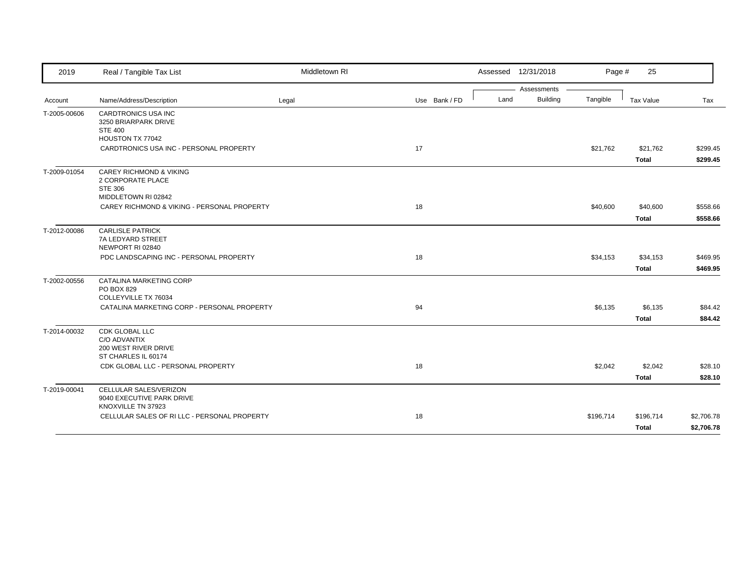| 2019 | Real / Tangible Tax List | Middletown RI | | Assessed 12/31/2018 | | | | |
|---|---|---|---|---|---|---|---|---|

| Account | Name/Address/Description | Legal | Use | Bank / FD | Land | Building | Tangible | Tax Value | Tax |
|---|---|---|---|---|---|---|---|---|---|
| | | | | | Assessments | | | | |
| T-2005-00606 | CARDTRONICS USA INC<br>3250 BRIARPARK DRIVE<br>STE 400<br>HOUSTON TX 77042 | | | | | | | | |
| | CARDTRONICS USA INC - PERSONAL PROPERTY | | 17 | | | | $21,762 | $21,762 | $299.45 |
| | | | | | | | | **Total** | **$299.45** |
| T-2009-01054 | CAREY RICHMOND & VIKING<br>2 CORPORATE PLACE<br>STE 306<br>MIDDLETOWN RI 02842 | | | | | | | | |
| | CAREY RICHMOND & VIKING - PERSONAL PROPERTY | | 18 | | | | $40,600 | $40,600 | $558.66 |
| | | | | | | | | **Total** | **$558.66** |
| T-2012-00086 | CARLISLE PATRICK<br>7A LEDYARD STREET<br>NEWPORT RI 02840 | | | | | | | | |
| | PDC LANDSCAPING INC - PERSONAL PROPERTY | | 18 | | | | $34,153 | $34,153 | $469.95 |
| | | | | | | | | **Total** | **$469.95** |
| T-2002-00556 | CATALINA MARKETING CORP<br>PO BOX 829<br>COLLEYVILLE TX 76034 | | | | | | | | |
| | CATALINA MARKETING CORP - PERSONAL PROPERTY | | 94 | | | | $6,135 | $6,135 | $84.42 |
| | | | | | | | | **Total** | **$84.42** |
| T-2014-00032 | CDK GLOBAL LLC<br>C/O ADVANTIX<br>200 WEST RIVER DRIVE<br>ST CHARLES IL 60174 | | | | | | | | |
| | CDK GLOBAL LLC - PERSONAL PROPERTY | | 18 | | | | $2,042 | $2,042 | $28.10 |
| | | | | | | | | **Total** | **$28.10** |
| T-2019-00041 | CELLULAR SALES/VERIZON<br>9040 EXECUTIVE PARK DRIVE<br>KNOXVILLE TN 37923 | | | | | | | | |
| | CELLULAR SALES OF RI LLC - PERSONAL PROPERTY | | 18 | | | | $196,714 | $196,714 | $2,706.78 |
| | | | | | | | | **Total** | **$2,706.78** |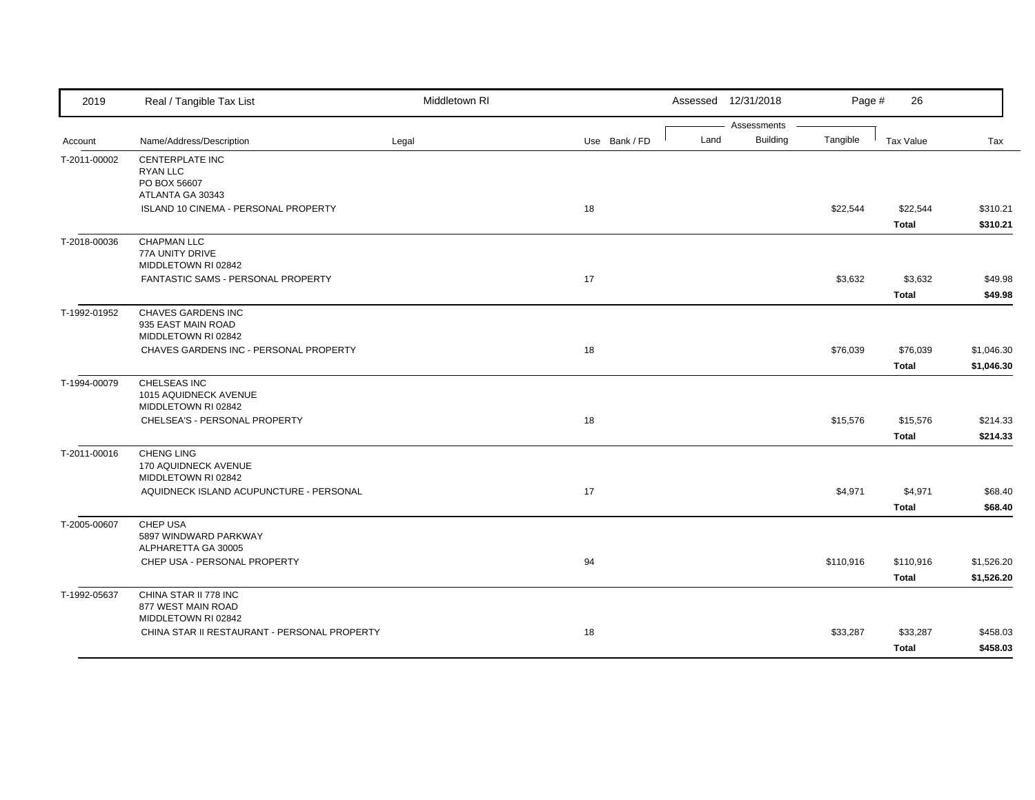| 2019 | Real / Tangible Tax List | Middletown RI | | Assessed 12/31/2018 | | Page # | 26 | |
|---|---|---|---|---|---|---|---|---|

| Account | Name/Address/Description | Legal | Use | Bank / FD | Land | Building | Tangible | Tax Value | Tax |
|---|---|---|---|---|---|---|---|---|---|
| T-2011-00002 | CENTERPLATE INC<br>RYAN LLC<br>PO BOX 56607<br>ATLANTA GA 30343 | | | | | | | | |
| | ISLAND 10 CINEMA - PERSONAL PROPERTY | | 18 | | | | $22,544 | $22,544 | $310.21 |
| | | | | | | | | **Total** | **$310.21** |
| T-2018-00036 | CHAPMAN LLC<br>77A UNITY DRIVE<br>MIDDLETOWN RI 02842 | | | | | | | | |
| | FANTASTIC SAMS - PERSONAL PROPERTY | | 17 | | | | $3,632 | $3,632 | $49.98 |
| | | | | | | | | **Total** | **$49.98** |
| T-1992-01952 | CHAVES GARDENS INC<br>935 EAST MAIN ROAD<br>MIDDLETOWN RI 02842 | | | | | | | | |
| | CHAVES GARDENS INC - PERSONAL PROPERTY | | 18 | | | | $76,039 | $76,039 | $1,046.30 |
| | | | | | | | | **Total** | **$1,046.30** |
| T-1994-00079 | CHELSEAS INC<br>1015 AQUIDNECK AVENUE<br>MIDDLETOWN RI 02842 | | | | | | | | |
| | CHELSEA'S - PERSONAL PROPERTY | | 18 | | | | $15,576 | $15,576 | $214.33 |
| | | | | | | | | **Total** | **$214.33** |
| T-2011-00016 | CHENG LING<br>170 AQUIDNECK AVENUE<br>MIDDLETOWN RI 02842 | | | | | | | | |
| | AQUIDNECK ISLAND ACUPUNCTURE - PERSONAL | | 17 | | | | $4,971 | $4,971 | $68.40 |
| | | | | | | | | **Total** | **$68.40** |
| T-2005-00607 | CHEP USA<br>5897 WINDWARD PARKWAY<br>ALPHARETTA GA 30005 | | | | | | | | |
| | CHEP USA - PERSONAL PROPERTY | | 94 | | | | $110,916 | $110,916 | $1,526.20 |
| | | | | | | | | **Total** | **$1,526.20** |
| T-1992-05637 | CHINA STAR II 778 INC<br>877 WEST MAIN ROAD<br>MIDDLETOWN RI 02842 | | | | | | | | |
| | CHINA STAR II RESTAURANT - PERSONAL PROPERTY | | 18 | | | | $33,287 | $33,287 | $458.03 |
| | | | | | | | | **Total** | **$458.03** |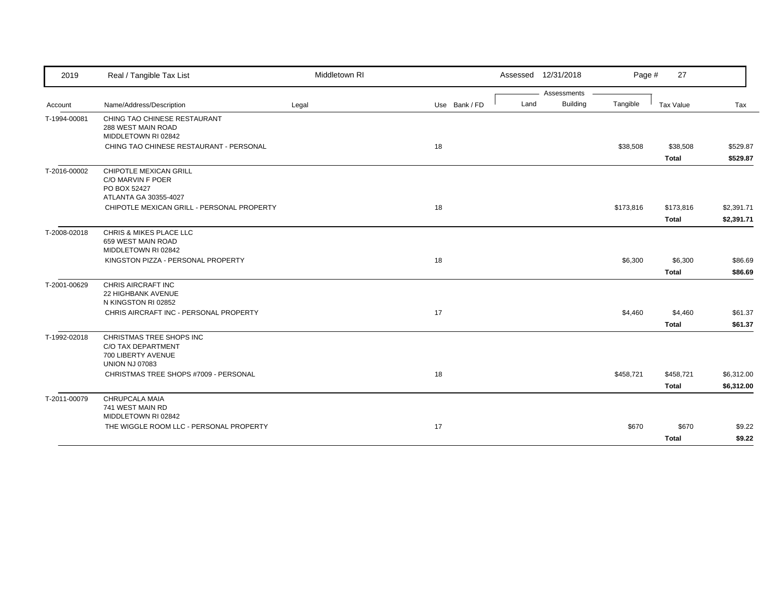| Account | Name/Address/Description | Legal | Use | Bank / FD | Land | Building | Tangible | Tax Value | Tax |
|---|---|---|---|---|---|---|---|---|---|
| T-1994-00081 | CHING TAO CHINESE RESTAURANT<br>288 WEST MAIN ROAD<br>MIDDLETOWN RI 02842 | | | | | | | | |
| | CHING TAO CHINESE RESTAURANT - PERSONAL | | 18 | | | | $38,508 | $38,508 | $529.87 |
| | | | | | | | | **Total** | **$529.87** |
| T-2016-00002 | CHIPOTLE MEXICAN GRILL<br>C/O MARVIN F POER<br>PO BOX 52427<br>ATLANTA GA 30355-4027 | | | | | | | | |
| | CHIPOTLE MEXICAN GRILL - PERSONAL PROPERTY | | 18 | | | | $173,816 | $173,816 | $2,391.71 |
| | | | | | | | | **Total** | **$2,391.71** |
| T-2008-02018 | CHRIS & MIKES PLACE LLC<br>659 WEST MAIN ROAD<br>MIDDLETOWN RI 02842 | | | | | | | | |
| | KINGSTON PIZZA - PERSONAL PROPERTY | | 18 | | | | $6,300 | $6,300 | $86.69 |
| | | | | | | | | **Total** | **$86.69** |
| T-2001-00629 | CHRIS AIRCRAFT INC<br>22 HIGHBANK AVENUE<br>N KINGSTON RI 02852 | | | | | | | | |
| | CHRIS AIRCRAFT INC - PERSONAL PROPERTY | | 17 | | | | $4,460 | $4,460 | $61.37 |
| | | | | | | | | **Total** | **$61.37** |
| T-1992-02018 | CHRISTMAS TREE SHOPS INC<br>C/O TAX DEPARTMENT<br>700 LIBERTY AVENUE<br>UNION NJ 07083 | | | | | | | | |
| | CHRISTMAS TREE SHOPS #7009 - PERSONAL | | 18 | | | | $458,721 | $458,721 | $6,312.00 |
| | | | | | | | | **Total** | **$6,312.00** |
| T-2011-00079 | CHRUPCALA MAIA<br>741 WEST MAIN RD<br>MIDDLETOWN RI 02842 | | | | | | | | |
| | THE WIGGLE ROOM LLC - PERSONAL PROPERTY | | 17 | | | | $670 | $670 | $9.22 |
| | | | | | | | | **Total** | **$9.22** |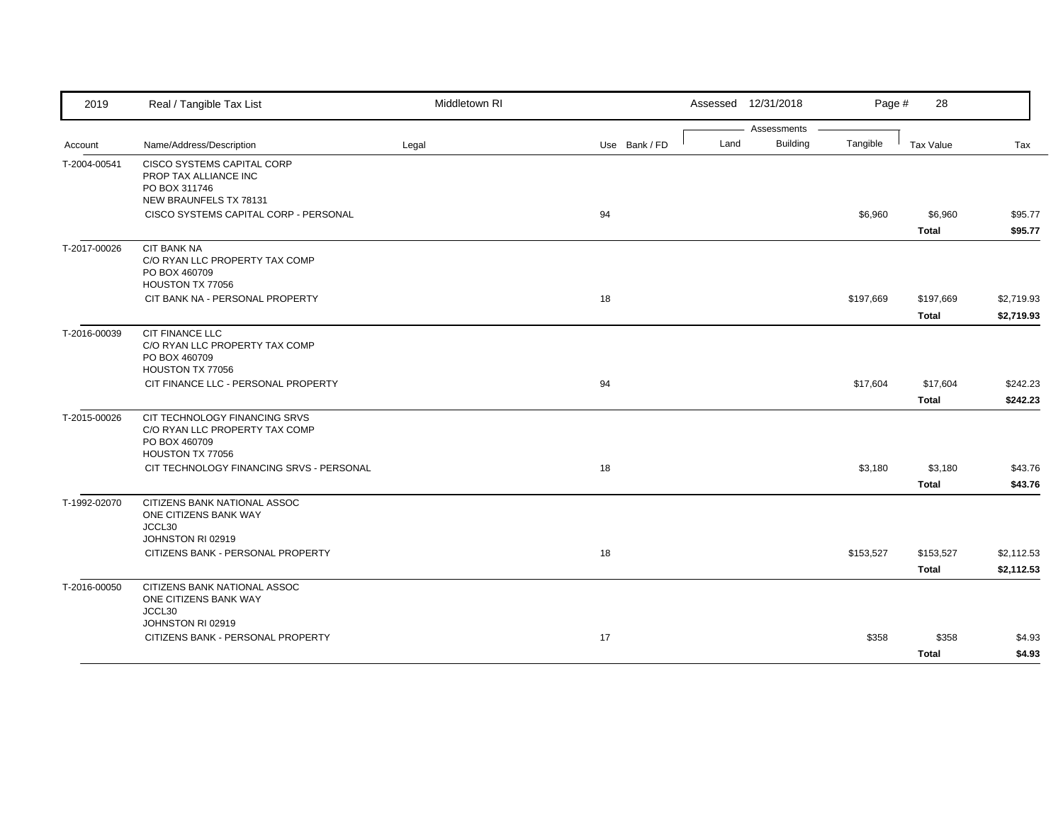| 2019 | Real / Tangible Tax List | Middletown RI | | | Assessed 12/31/2018 | | Page # 28 | | |
|---|---|---|---|---|---|---|---|---|---|
| | | | | | Assessments | | | | |
| Account | Name/Address/Description | Legal | Use | Bank / FD | Land | Building | Tangible | Tax Value | Tax |
| T-2004-00541 | CISCO SYSTEMS CAPITAL CORP<br>PROP TAX ALLIANCE INC<br>PO BOX 311746<br>NEW BRAUNFELS TX 78131 | | | | | | | | |
| | CISCO SYSTEMS CAPITAL CORP - PERSONAL | | 94 | | | | $6,960 | $6,960 | $95.77 |
| | | | | | | | | **Total** | **$95.77** |
| T-2017-00026 | CIT BANK NA<br>C/O RYAN LLC PROPERTY TAX COMP<br>PO BOX 460709<br>HOUSTON TX 77056 | | | | | | | | |
| | CIT BANK NA - PERSONAL PROPERTY | | 18 | | | | $197,669 | $197,669 | $2,719.93 |
| | | | | | | | | **Total** | **$2,719.93** |
| T-2016-00039 | CIT FINANCE LLC<br>C/O RYAN LLC PROPERTY TAX COMP<br>PO BOX 460709<br>HOUSTON TX 77056 | | | | | | | | |
| | CIT FINANCE LLC - PERSONAL PROPERTY | | 94 | | | | $17,604 | $17,604 | $242.23 |
| | | | | | | | | **Total** | **$242.23** |
| T-2015-00026 | CIT TECHNOLOGY FINANCING SRVS<br>C/O RYAN LLC PROPERTY TAX COMP<br>PO BOX 460709<br>HOUSTON TX 77056 | | | | | | | | |
| | CIT TECHNOLOGY FINANCING SRVS - PERSONAL | | 18 | | | | $3,180 | $3,180 | $43.76 |
| | | | | | | | | **Total** | **$43.76** |
| T-1992-02070 | CITIZENS BANK NATIONAL ASSOC<br>ONE CITIZENS BANK WAY<br>JCCL30<br>JOHNSTON RI 02919 | | | | | | | | |
| | CITIZENS BANK - PERSONAL PROPERTY | | 18 | | | | $153,527 | $153,527 | $2,112.53 |
| | | | | | | | | **Total** | **$2,112.53** |
| T-2016-00050 | CITIZENS BANK NATIONAL ASSOC<br>ONE CITIZENS BANK WAY<br>JCCL30<br>JOHNSTON RI 02919 | | | | | | | | |
| | CITIZENS BANK - PERSONAL PROPERTY | | 17 | | | | $358 | $358 | $4.93 |
| | | | | | | | | **Total** | **$4.93** |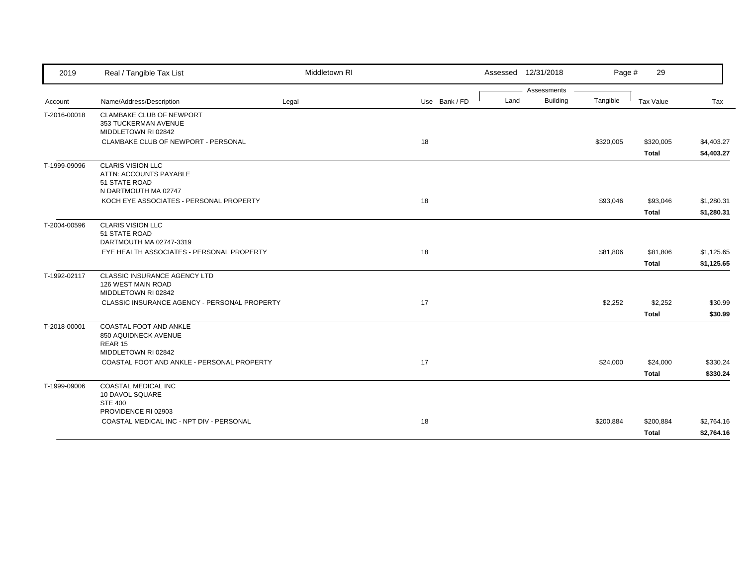| Account | Name/Address/Description | Legal | Use | Bank / FD | Land | Building | Tangible | Tax Value | Tax |
|---|---|---|---|---|---|---|---|---|---|
| T-2016-00018 | CLAMBAKE CLUB OF NEWPORT<br>353 TUCKERMAN AVENUE<br>MIDDLETOWN RI 02842 | | | | | | | | |
| | CLAMBAKE CLUB OF NEWPORT - PERSONAL | | 18 | | | | $320,005 | $320,005 | $4,403.27 |
| | | | | | | | | **Total** | **$4,403.27** |
| T-1999-09096 | CLARIS VISION LLC<br>ATTN: ACCOUNTS PAYABLE<br>51 STATE ROAD<br>N DARTMOUTH MA 02747 | | | | | | | | |
| | KOCH EYE ASSOCIATES - PERSONAL PROPERTY | | 18 | | | | $93,046 | $93,046 | $1,280.31 |
| | | | | | | | | **Total** | **$1,280.31** |
| T-2004-00596 | CLARIS VISION LLC<br>51 STATE ROAD<br>DARTMOUTH MA 02747-3319 | | | | | | | | |
| | EYE HEALTH ASSOCIATES - PERSONAL PROPERTY | | 18 | | | | $81,806 | $81,806 | $1,125.65 |
| | | | | | | | | **Total** | **$1,125.65** |
| T-1992-02117 | CLASSIC INSURANCE AGENCY LTD<br>126 WEST MAIN ROAD<br>MIDDLETOWN RI 02842 | | | | | | | | |
| | CLASSIC INSURANCE AGENCY - PERSONAL PROPERTY | | 17 | | | | $2,252 | $2,252 | $30.99 |
| | | | | | | | | **Total** | **$30.99** |
| T-2018-00001 | COASTAL FOOT AND ANKLE<br>850 AQUIDNECK AVENUE<br>REAR 15<br>MIDDLETOWN RI 02842 | | | | | | | | |
| | COASTAL FOOT AND ANKLE - PERSONAL PROPERTY | | 17 | | | | $24,000 | $24,000 | $330.24 |
| | | | | | | | | **Total** | **$330.24** |
| T-1999-09006 | COASTAL MEDICAL INC<br>10 DAVOL SQUARE<br>STE 400<br>PROVIDENCE RI 02903 | | | | | | | | |
| | COASTAL MEDICAL INC - NPT DIV - PERSONAL | | 18 | | | | $200,884 | $200,884 | $2,764.16 |
| | | | | | | | | **Total** | **$2,764.16** |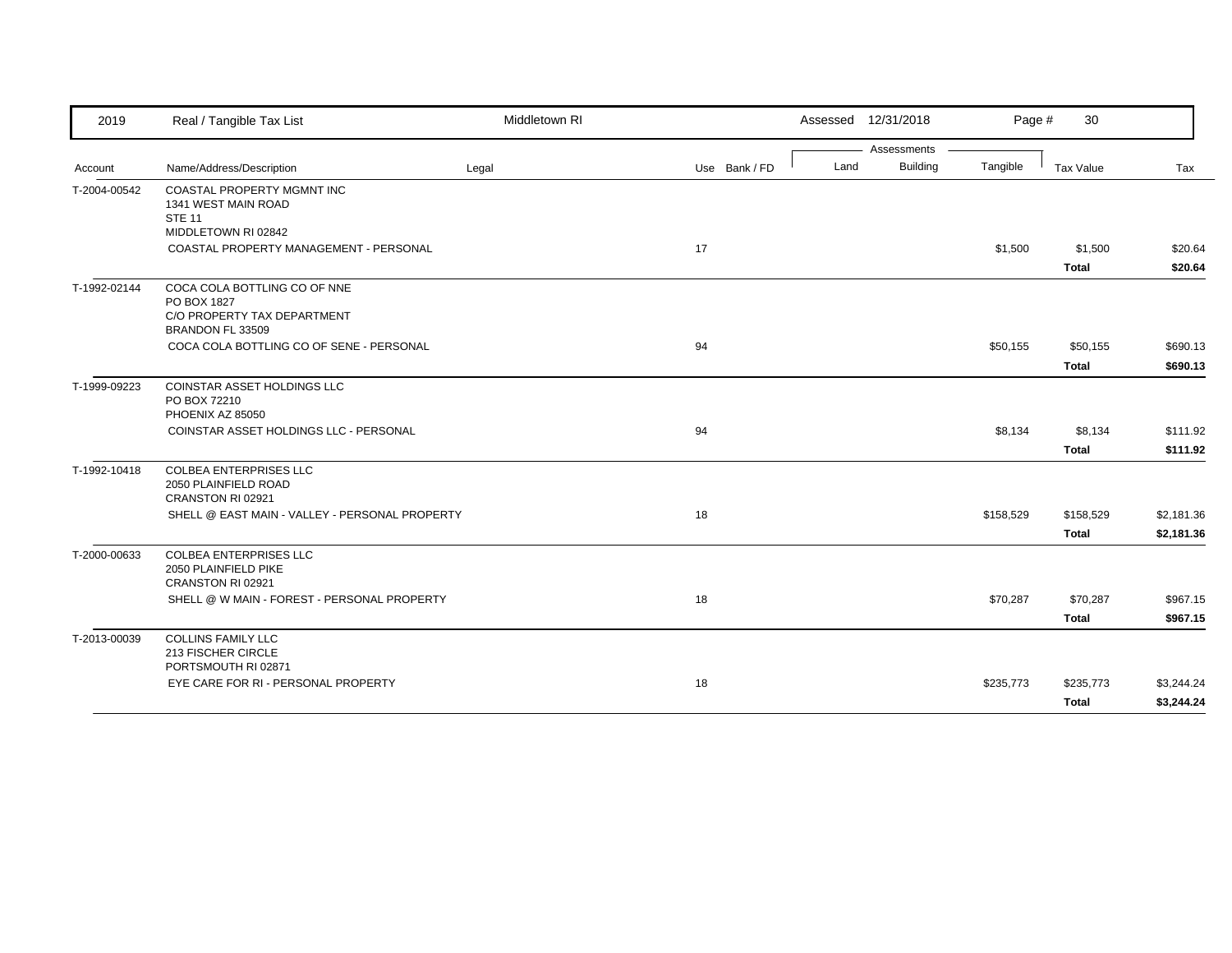| Account | Name/Address/Description | Legal | Use | Bank / FD | Land | Building | Tangible | Tax Value | Tax |
|---|---|---|---|---|---|---|---|---|---|
| T-2004-00542 | COASTAL PROPERTY MGMNT INC<br>1341 WEST MAIN ROAD<br>STE 11<br>MIDDLETOWN RI 02842 | | | | | | | | |
| | COASTAL PROPERTY MANAGEMENT - PERSONAL | | 17 | | | | $1,500 | $1,500 | $20.64 |
| | | | | | | | | **Total** | **$20.64** |
| T-1992-02144 | COCA COLA BOTTLING CO OF NNE<br>PO BOX 1827<br>C/O PROPERTY TAX DEPARTMENT<br>BRANDON FL 33509 | | | | | | | | |
| | COCA COLA BOTTLING CO OF SENE - PERSONAL | | 94 | | | | $50,155 | $50,155 | $690.13 |
| | | | | | | | | **Total** | **$690.13** |
| T-1999-09223 | COINSTAR ASSET HOLDINGS LLC<br>PO BOX 72210<br>PHOENIX AZ 85050 | | | | | | | | |
| | COINSTAR ASSET HOLDINGS LLC - PERSONAL | | 94 | | | | $8,134 | $8,134 | $111.92 |
| | | | | | | | | **Total** | **$111.92** |
| T-1992-10418 | COLBEA ENTERPRISES LLC<br>2050 PLAINFIELD ROAD<br>CRANSTON RI 02921 | | | | | | | | |
| | SHELL @ EAST MAIN - VALLEY - PERSONAL PROPERTY | | 18 | | | | $158,529 | $158,529 | $2,181.36 |
| | | | | | | | | **Total** | **$2,181.36** |
| T-2000-00633 | COLBEA ENTERPRISES LLC<br>2050 PLAINFIELD PIKE<br>CRANSTON RI 02921 | | | | | | | | |
| | SHELL @ W MAIN - FOREST - PERSONAL PROPERTY | | 18 | | | | $70,287 | $70,287 | $967.15 |
| | | | | | | | | **Total** | **$967.15** |
| T-2013-00039 | COLLINS FAMILY LLC<br>213 FISCHER CIRCLE<br>PORTSMOUTH RI 02871 | | | | | | | | |
| | EYE CARE FOR RI - PERSONAL PROPERTY | | 18 | | | | $235,773 | $235,773 | $3,244.24 |
| | | | | | | | | **Total** | **$3,244.24** |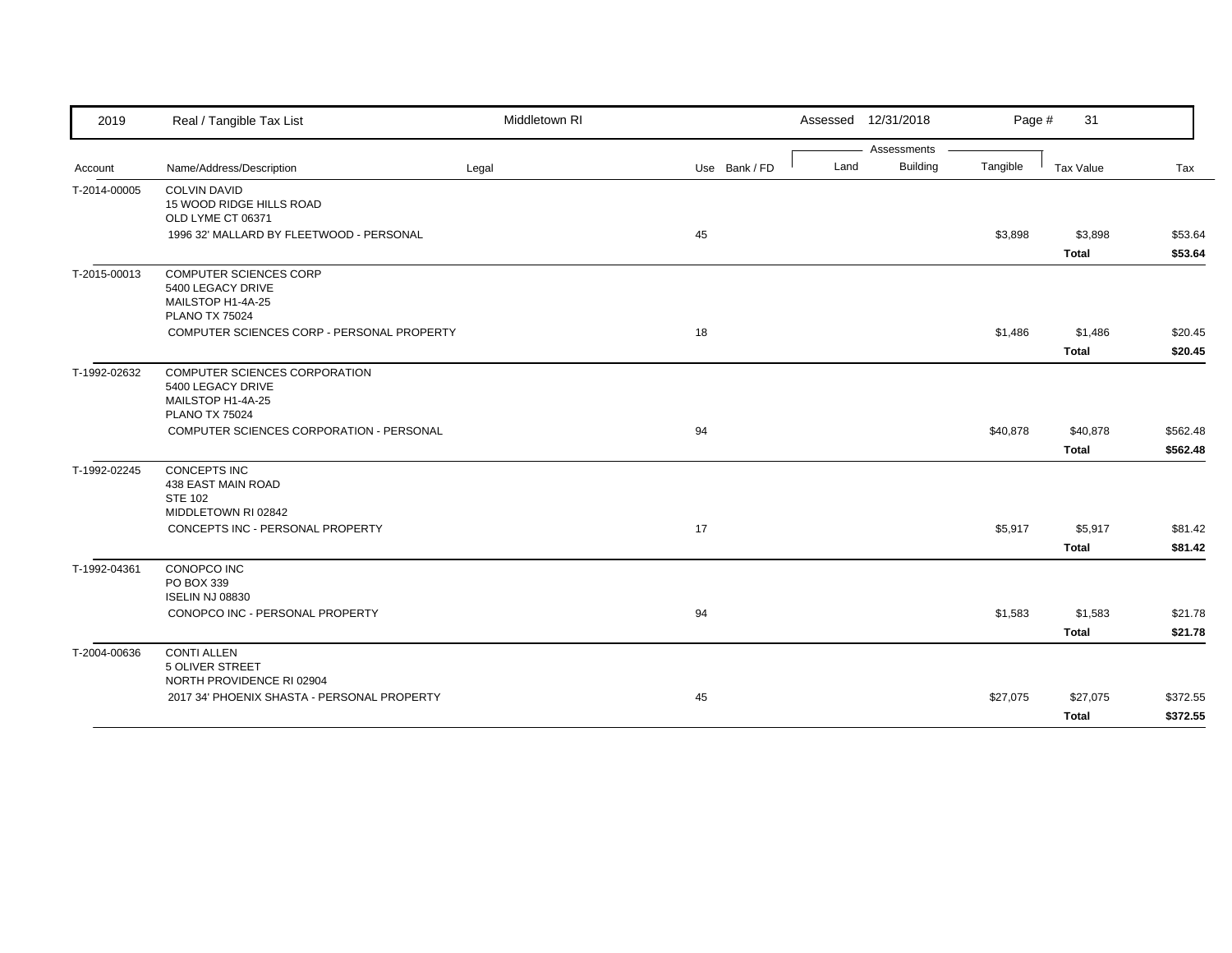| 2019 | Real / Tangible Tax List | Middletown RI | | | Assessed 12/31/2018 | | | | |
|---|---|---|---|---|---|---|---|---|---|
| | | | | | Assessments | | | | |
| Account | Name/Address/Description | Legal | Use | Bank / FD | Land | Building | Tangible | Tax Value | Tax |
| T-2014-00005 | COLVIN DAVID<br>15 WOOD RIDGE HILLS ROAD<br>OLD LYME CT 06371 | | | | | | | | |
| | 1996 32' MALLARD BY FLEETWOOD - PERSONAL | | 45 | | | | $3,898 | $3,898 | $53.64 |
| | | | | | | | | **Total** | **$53.64** |
| T-2015-00013 | COMPUTER SCIENCES CORP<br>5400 LEGACY DRIVE<br>MAILSTOP H1-4A-25<br>PLANO TX 75024 | | | | | | | | |
| | COMPUTER SCIENCES CORP - PERSONAL PROPERTY | | 18 | | | | $1,486 | $1,486 | $20.45 |
| | | | | | | | | **Total** | **$20.45** |
| T-1992-02632 | COMPUTER SCIENCES CORPORATION<br>5400 LEGACY DRIVE<br>MAILSTOP H1-4A-25<br>PLANO TX 75024 | | | | | | | | |
| | COMPUTER SCIENCES CORPORATION - PERSONAL | | 94 | | | | $40,878 | $40,878 | $562.48 |
| | | | | | | | | **Total** | **$562.48** |
| T-1992-02245 | CONCEPTS INC<br>438 EAST MAIN ROAD<br>STE 102<br>MIDDLETOWN RI 02842 | | | | | | | | |
| | CONCEPTS INC - PERSONAL PROPERTY | | 17 | | | | $5,917 | $5,917 | $81.42 |
| | | | | | | | | **Total** | **$81.42** |
| T-1992-04361 | CONOPCO INC<br>PO BOX 339<br>ISELIN NJ 08830 | | | | | | | | |
| | CONOPCO INC - PERSONAL PROPERTY | | 94 | | | | $1,583 | $1,583 | $21.78 |
| | | | | | | | | **Total** | **$21.78** |
| T-2004-00636 | CONTI ALLEN<br>5 OLIVER STREET<br>NORTH PROVIDENCE RI 02904 | | | | | | | | |
| | 2017 34' PHOENIX SHASTA - PERSONAL PROPERTY | | 45 | | | | $27,075 | $27,075 | $372.55 |
| | | | | | | | | **Total** | **$372.55** |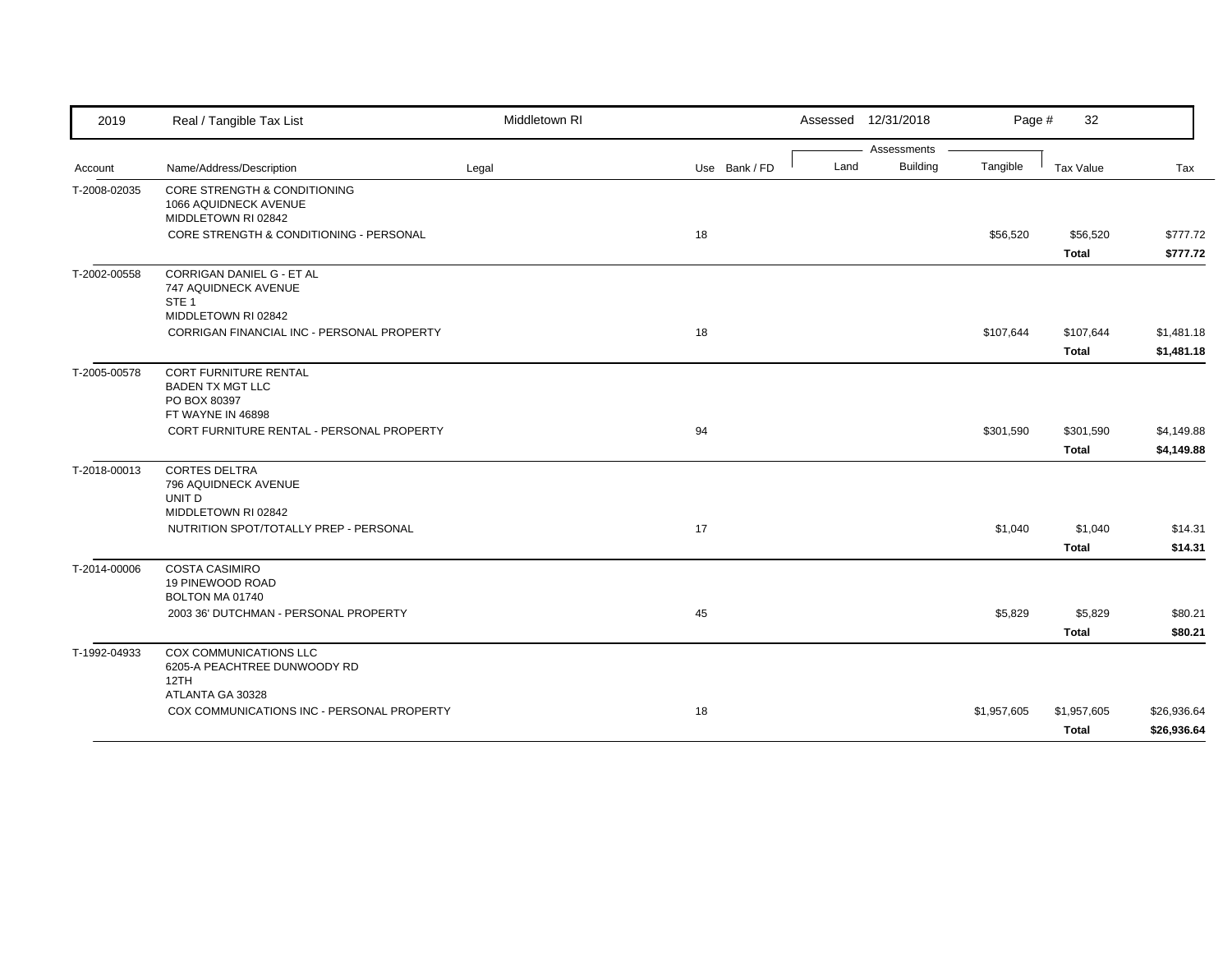| Account | Name/Address/Description | Legal | Use | Bank / FD | Land | Building | Tangible | Tax Value | Tax |
|---|---|---|---|---|---|---|---|---|---|
| T-2008-02035 | CORE STRENGTH & CONDITIONING<br>1066 AQUIDNECK AVENUE<br>MIDDLETOWN RI 02842 | | | | | | | | |
| | CORE STRENGTH & CONDITIONING - PERSONAL | | 18 | | | | $56,520 | $56,520 | $777.72 |
| | | | | | | | | **Total** | **$777.72** |
| T-2002-00558 | CORRIGAN DANIEL G - ET AL<br>747 AQUIDNECK AVENUE<br>STE 1<br>MIDDLETOWN RI 02842 | | | | | | | | |
| | CORRIGAN FINANCIAL INC - PERSONAL PROPERTY | | 18 | | | | $107,644 | $107,644 | $1,481.18 |
| | | | | | | | | **Total** | **$1,481.18** |
| T-2005-00578 | CORT FURNITURE RENTAL<br>BADEN TX MGT LLC<br>PO BOX 80397<br>FT WAYNE IN 46898 | | | | | | | | |
| | CORT FURNITURE RENTAL - PERSONAL PROPERTY | | 94 | | | | $301,590 | $301,590 | $4,149.88 |
| | | | | | | | | **Total** | **$4,149.88** |
| T-2018-00013 | CORTES DELTRA<br>796 AQUIDNECK AVENUE<br>UNIT D<br>MIDDLETOWN RI 02842 | | | | | | | | |
| | NUTRITION SPOT/TOTALLY PREP - PERSONAL | | 17 | | | | $1,040 | $1,040 | $14.31 |
| | | | | | | | | **Total** | **$14.31** |
| T-2014-00006 | COSTA CASIMIRO<br>19 PINEWOOD ROAD<br>BOLTON MA 01740 | | | | | | | | |
| | 2003 36' DUTCHMAN - PERSONAL PROPERTY | | 45 | | | | $5,829 | $5,829 | $80.21 |
| | | | | | | | | **Total** | **$80.21** |
| T-1992-04933 | COX COMMUNICATIONS LLC<br>6205-A PEACHTREE DUNWOODY RD<br>12TH<br>ATLANTA GA 30328 | | | | | | | | |
| | COX COMMUNICATIONS INC - PERSONAL PROPERTY | | 18 | | | | $1,957,605 | $1,957,605 | $26,936.64 |
| | | | | | | | | **Total** | **$26,936.64** |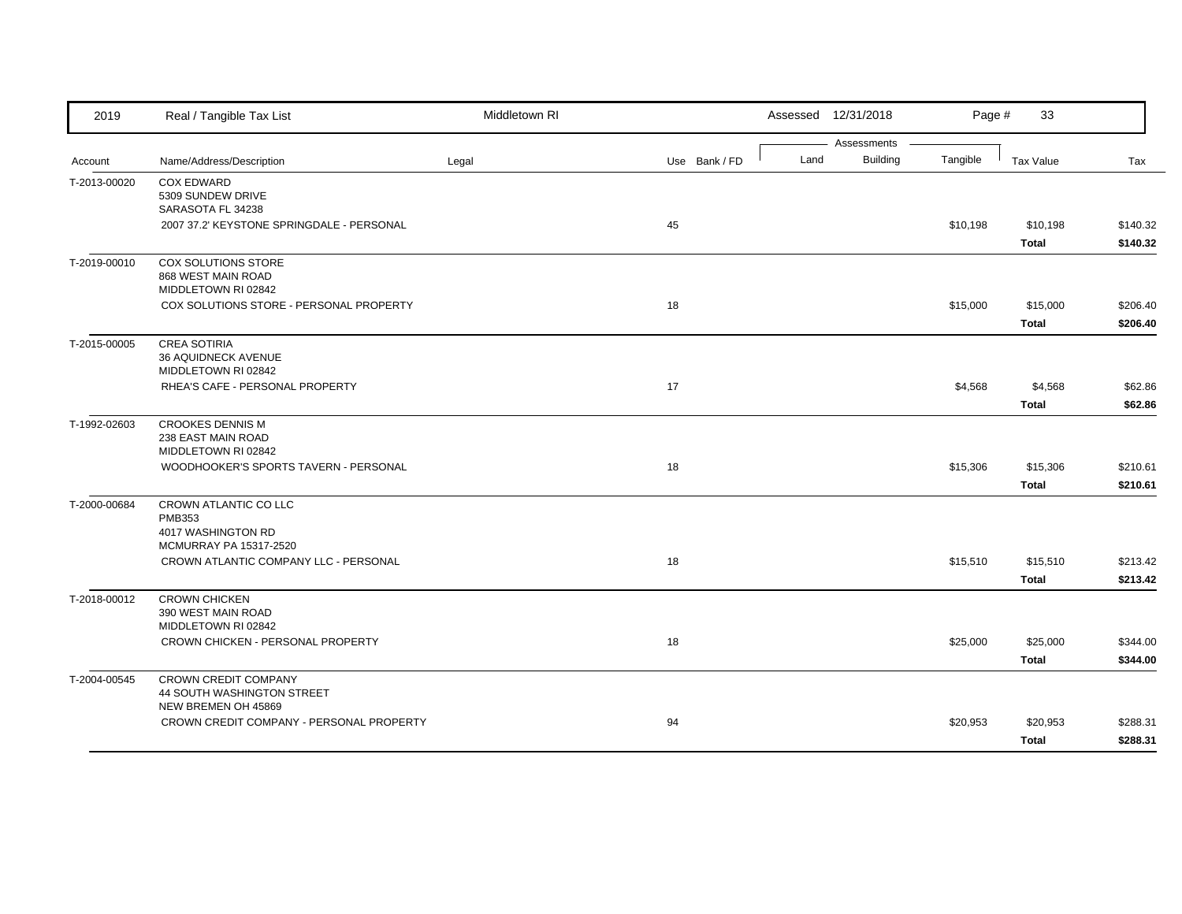| Account | Name/Address/Description | Legal | Use | Bank / FD | Land | Building | Tangible | Tax Value | Tax |
|---|---|---|---|---|---|---|---|---|---|
| T-2013-00020 | COX EDWARD<br>5309 SUNDEW DRIVE<br>SARASOTA FL 34238 | | | | | | | | |
| | 2007 37.2' KEYSTONE SPRINGDALE - PERSONAL | | 45 | | | | $10,198 | $10,198 | $140.32 |
| | | | | | | | | **Total** | **$140.32** |
| T-2019-00010 | COX SOLUTIONS STORE<br>868 WEST MAIN ROAD<br>MIDDLETOWN RI 02842 | | | | | | | | |
| | COX SOLUTIONS STORE - PERSONAL PROPERTY | | 18 | | | | $15,000 | $15,000 | $206.40 |
| | | | | | | | | **Total** | **$206.40** |
| T-2015-00005 | CREA SOTIRIA<br>36 AQUIDNECK AVENUE<br>MIDDLETOWN RI 02842 | | | | | | | | |
| | RHEA'S CAFE - PERSONAL PROPERTY | | 17 | | | | $4,568 | $4,568 | $62.86 |
| | | | | | | | | **Total** | **$62.86** |
| T-1992-02603 | CROOKES DENNIS M<br>238 EAST MAIN ROAD<br>MIDDLETOWN RI 02842 | | | | | | | | |
| | WOODHOOKER'S SPORTS TAVERN - PERSONAL | | 18 | | | | $15,306 | $15,306 | $210.61 |
| | | | | | | | | **Total** | **$210.61** |
| T-2000-00684 | CROWN ATLANTIC CO LLC<br>PMB353<br>4017 WASHINGTON RD<br>MCMURRAY PA 15317-2520 | | | | | | | | |
| | CROWN ATLANTIC COMPANY LLC - PERSONAL | | 18 | | | | $15,510 | $15,510 | $213.42 |
| | | | | | | | | **Total** | **$213.42** |
| T-2018-00012 | CROWN CHICKEN<br>390 WEST MAIN ROAD<br>MIDDLETOWN RI 02842 | | | | | | | | |
| | CROWN CHICKEN - PERSONAL PROPERTY | | 18 | | | | $25,000 | $25,000 | $344.00 |
| | | | | | | | | **Total** | **$344.00** |
| T-2004-00545 | CROWN CREDIT COMPANY<br>44 SOUTH WASHINGTON STREET<br>NEW BREMEN OH 45869 | | | | | | | | |
| | CROWN CREDIT COMPANY - PERSONAL PROPERTY | | 94 | | | | $20,953 | $20,953 | $288.31 |
| | | | | | | | | **Total** | **$288.31** |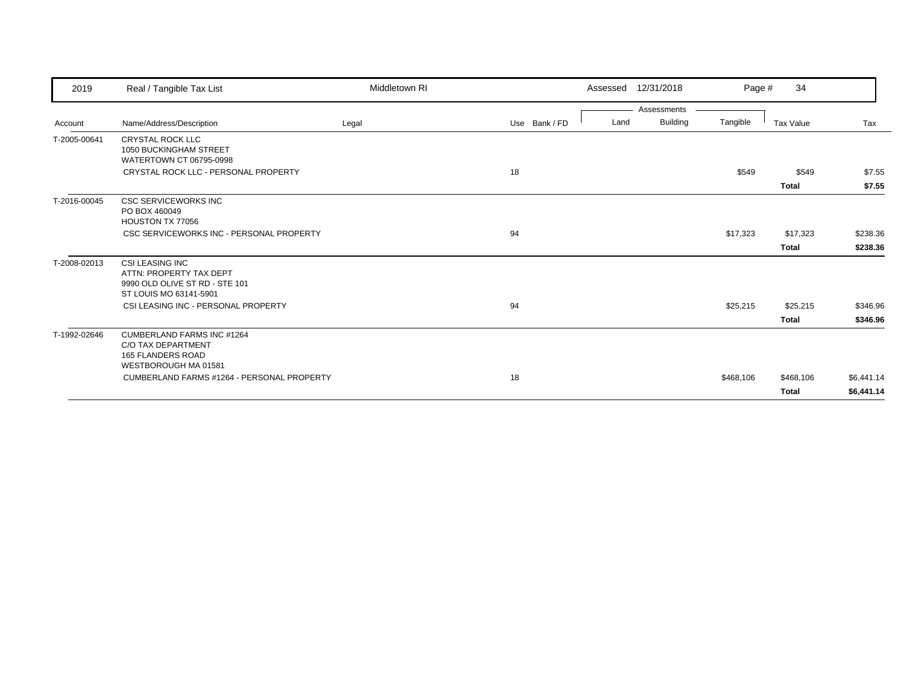| 2019 | Real / Tangible Tax List | Middletown RI | Assessed 12/31/2018 | | | | | |
|---|---|---|---|---|---|---|---|---|

| Account | Name/Address/Description | Legal | Use | Bank / FD | Land | Building | Tangible | Tax Value | Tax |
|---|---|---|---|---|---|---|---|---|---|
| T-2005-00641 | CRYSTAL ROCK LLC<br>1050 BUCKINGHAM STREET<br>WATERTOWN CT 06795-0998 | | | | | | | | |
| | CRYSTAL ROCK LLC - PERSONAL PROPERTY | | 18 | | | | $549 | $549 | $7.55 |
| | | | | | | | | **Total** | **$7.55** |
| T-2016-00045 | CSC SERVICEWORKS INC<br>PO BOX 460049<br>HOUSTON TX 77056 | | | | | | | | |
| | CSC SERVICEWORKS INC - PERSONAL PROPERTY | | 94 | | | | $17,323 | $17,323 | $238.36 |
| | | | | | | | | **Total** | **$238.36** |
| T-2008-02013 | CSI LEASING INC<br>ATTN: PROPERTY TAX DEPT<br>9990 OLD OLIVE ST RD - STE 101<br>ST LOUIS MO 63141-5901 | | | | | | | | |
| | CSI LEASING INC - PERSONAL PROPERTY | | 94 | | | | $25,215 | $25,215 | $346.96 |
| | | | | | | | | **Total** | **$346.96** |
| T-1992-02646 | CUMBERLAND FARMS INC #1264<br>C/O TAX DEPARTMENT<br>165 FLANDERS ROAD<br>WESTBOROUGH MA 01581 | | | | | | | | |
| | CUMBERLAND FARMS #1264 - PERSONAL PROPERTY | | 18 | | | | $468,106 | $468,106 | $6,441.14 |
| | | | | | | | | **Total** | **$6,441.14** |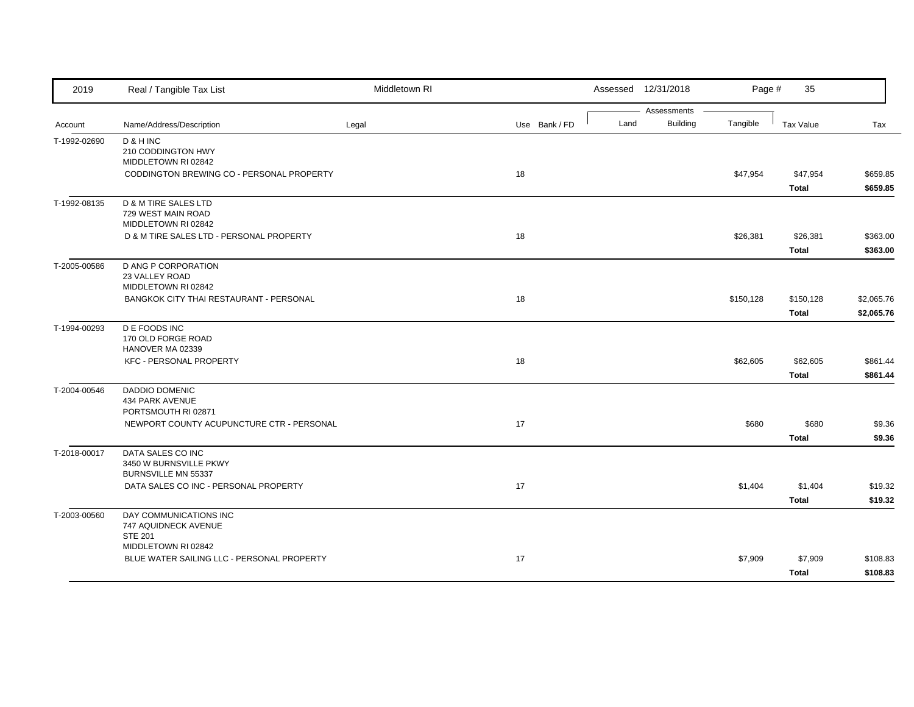| Account | Name/Address/Description | Legal | Use | Bank / FD | Land | Building | Tangible | Tax Value | Tax |
|---|---|---|---|---|---|---|---|---|---|
| T-1992-02690 | D & H INC<br>210 CODDINGTON HWY<br>MIDDLETOWN RI 02842 | | | | | | | | |
| | CODDINGTON BREWING CO - PERSONAL PROPERTY | | 18 | | | | $47,954 | $47,954 | $659.85 |
| | | | | | | | | **Total** | **$659.85** |
| T-1992-08135 | D & M TIRE SALES LTD<br>729 WEST MAIN ROAD<br>MIDDLETOWN RI 02842 | | | | | | | | |
| | D & M TIRE SALES LTD - PERSONAL PROPERTY | | 18 | | | | $26,381 | $26,381 | $363.00 |
| | | | | | | | | **Total** | **$363.00** |
| T-2005-00586 | D ANG P CORPORATION<br>23 VALLEY ROAD<br>MIDDLETOWN RI 02842 | | | | | | | | |
| | BANGKOK CITY THAI RESTAURANT - PERSONAL | | 18 | | | | $150,128 | $150,128 | $2,065.76 |
| | | | | | | | | **Total** | **$2,065.76** |
| T-1994-00293 | D E FOODS INC<br>170 OLD FORGE ROAD<br>HANOVER MA 02339 | | | | | | | | |
| | KFC - PERSONAL PROPERTY | | 18 | | | | $62,605 | $62,605 | $861.44 |
| | | | | | | | | **Total** | **$861.44** |
| T-2004-00546 | DADDIO DOMENIC<br>434 PARK AVENUE<br>PORTSMOUTH RI 02871 | | | | | | | | |
| | NEWPORT COUNTY ACUPUNCTURE CTR - PERSONAL | | 17 | | | | $680 | $680 | $9.36 |
| | | | | | | | | **Total** | **$9.36** |
| T-2018-00017 | DATA SALES CO INC<br>3450 W BURNSVILLE PKWY<br>BURNSVILLE MN 55337 | | | | | | | | |
| | DATA SALES CO INC - PERSONAL PROPERTY | | 17 | | | | $1,404 | $1,404 | $19.32 |
| | | | | | | | | **Total** | **$19.32** |
| T-2003-00560 | DAY COMMUNICATIONS INC<br>747 AQUIDNECK AVENUE<br>STE 201<br>MIDDLETOWN RI 02842 | | | | | | | | |
| | BLUE WATER SAILING LLC - PERSONAL PROPERTY | | 17 | | | | $7,909 | $7,909 | $108.83 |
| | | | | | | | | **Total** | **$108.83** |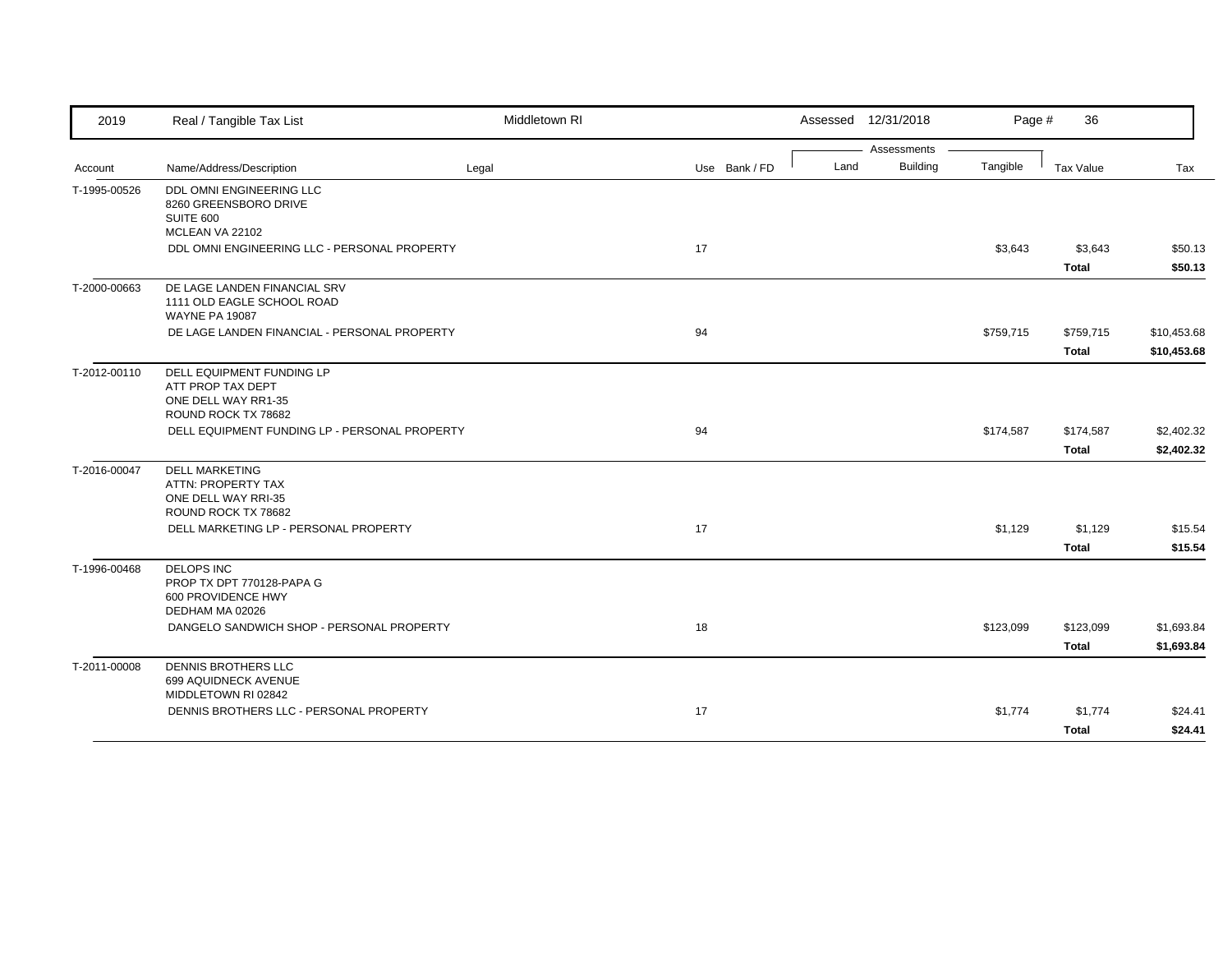| 2019 | Real / Tangible Tax List | Middletown RI | | Assessed 12/31/2018 | | Page # 36 | | |
|---|---|---|---|---|---|---|---|---|
| | | | | Assessments | | | | |
| Account | Name/Address/Description | Legal | Use Bank / FD | Land | Building | Tangible | Tax Value | Tax |
| T-1995-00526 | DDL OMNI ENGINEERING LLC<br>8260 GREENSBORO DRIVE<br>SUITE 600<br>MCLEAN VA 22102 | | | | | | | |
| | DDL OMNI ENGINEERING LLC - PERSONAL PROPERTY | | 17 | | | $3,643 | $3,643 | $50.13 |
| | | | | | | | **Total** | **$50.13** |
| T-2000-00663 | DE LAGE LANDEN FINANCIAL SRV<br>1111 OLD EAGLE SCHOOL ROAD<br>WAYNE PA 19087 | | | | | | | |
| | DE LAGE LANDEN FINANCIAL - PERSONAL PROPERTY | | 94 | | | $759,715 | $759,715 | $10,453.68 |
| | | | | | | | **Total** | **$10,453.68** |
| T-2012-00110 | DELL EQUIPMENT FUNDING LP<br>ATT PROP TAX DEPT<br>ONE DELL WAY RR1-35<br>ROUND ROCK TX 78682 | | | | | | | |
| | DELL EQUIPMENT FUNDING LP - PERSONAL PROPERTY | | 94 | | | $174,587 | $174,587 | $2,402.32 |
| | | | | | | | **Total** | **$2,402.32** |
| T-2016-00047 | DELL MARKETING<br>ATTN: PROPERTY TAX<br>ONE DELL WAY RRI-35<br>ROUND ROCK TX 78682 | | | | | | | |
| | DELL MARKETING LP - PERSONAL PROPERTY | | 17 | | | $1,129 | $1,129 | $15.54 |
| | | | | | | | **Total** | **$15.54** |
| T-1996-00468 | DELOPS INC<br>PROP TX DPT 770128-PAPA G<br>600 PROVIDENCE HWY<br>DEDHAM MA 02026 | | | | | | | |
| | DANGELO SANDWICH SHOP - PERSONAL PROPERTY | | 18 | | | $123,099 | $123,099 | $1,693.84 |
| | | | | | | | **Total** | **$1,693.84** |
| T-2011-00008 | DENNIS BROTHERS LLC<br>699 AQUIDNECK AVENUE<br>MIDDLETOWN RI 02842 | | | | | | | |
| | DENNIS BROTHERS LLC - PERSONAL PROPERTY | | 17 | | | $1,774 | $1,774 | $24.41 |
| | | | | | | | **Total** | **$24.41** |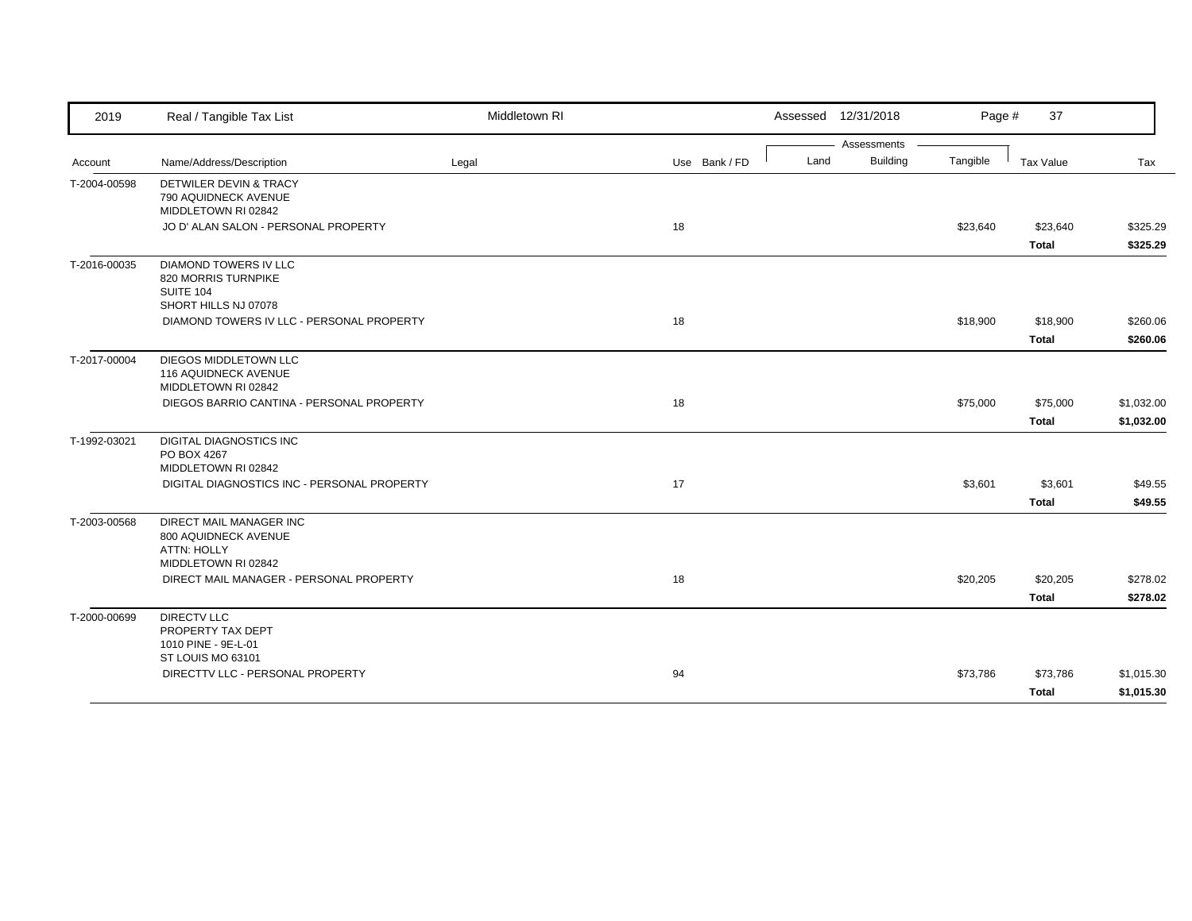| Account | Name/Address/Description | Legal | Use | Bank / FD | Land | Building | Tangible | Tax Value | Tax |
|---|---|---|---|---|---|---|---|---|---|
| T-2004-00598 | DETWILER DEVIN & TRACY<br>790 AQUIDNECK AVENUE<br>MIDDLETOWN RI 02842 | | | | | | | | |
| | JO D' ALAN SALON - PERSONAL PROPERTY | | 18 | | | | $23,640 | $23,640 | $325.29 |
| | | | | | | | | **Total** | **$325.29** |
| T-2016-00035 | DIAMOND TOWERS IV LLC<br>820 MORRIS TURNPIKE<br>SUITE 104<br>SHORT HILLS NJ 07078 | | | | | | | | |
| | DIAMOND TOWERS IV LLC - PERSONAL PROPERTY | | 18 | | | | $18,900 | $18,900 | $260.06 |
| | | | | | | | | **Total** | **$260.06** |
| T-2017-00004 | DIEGOS MIDDLETOWN LLC<br>116 AQUIDNECK AVENUE<br>MIDDLETOWN RI 02842 | | | | | | | | |
| | DIEGOS BARRIO CANTINA - PERSONAL PROPERTY | | 18 | | | | $75,000 | $75,000 | $1,032.00 |
| | | | | | | | | **Total** | **$1,032.00** |
| T-1992-03021 | DIGITAL DIAGNOSTICS INC<br>PO BOX 4267<br>MIDDLETOWN RI 02842 | | | | | | | | |
| | DIGITAL DIAGNOSTICS INC - PERSONAL PROPERTY | | 17 | | | | $3,601 | $3,601 | $49.55 |
| | | | | | | | | **Total** | **$49.55** |
| T-2003-00568 | DIRECT MAIL MANAGER INC<br>800 AQUIDNECK AVENUE<br>ATTN: HOLLY<br>MIDDLETOWN RI 02842 | | | | | | | | |
| | DIRECT MAIL MANAGER - PERSONAL PROPERTY | | 18 | | | | $20,205 | $20,205 | $278.02 |
| | | | | | | | | **Total** | **$278.02** |
| T-2000-00699 | DIRECTV LLC<br>PROPERTY TAX DEPT<br>1010 PINE - 9E-L-01<br>ST LOUIS MO 63101 | | | | | | | | |
| | DIRECTTV LLC - PERSONAL PROPERTY | | 94 | | | | $73,786 | $73,786 | $1,015.30 |
| | | | | | | | | **Total** | **$1,015.30** |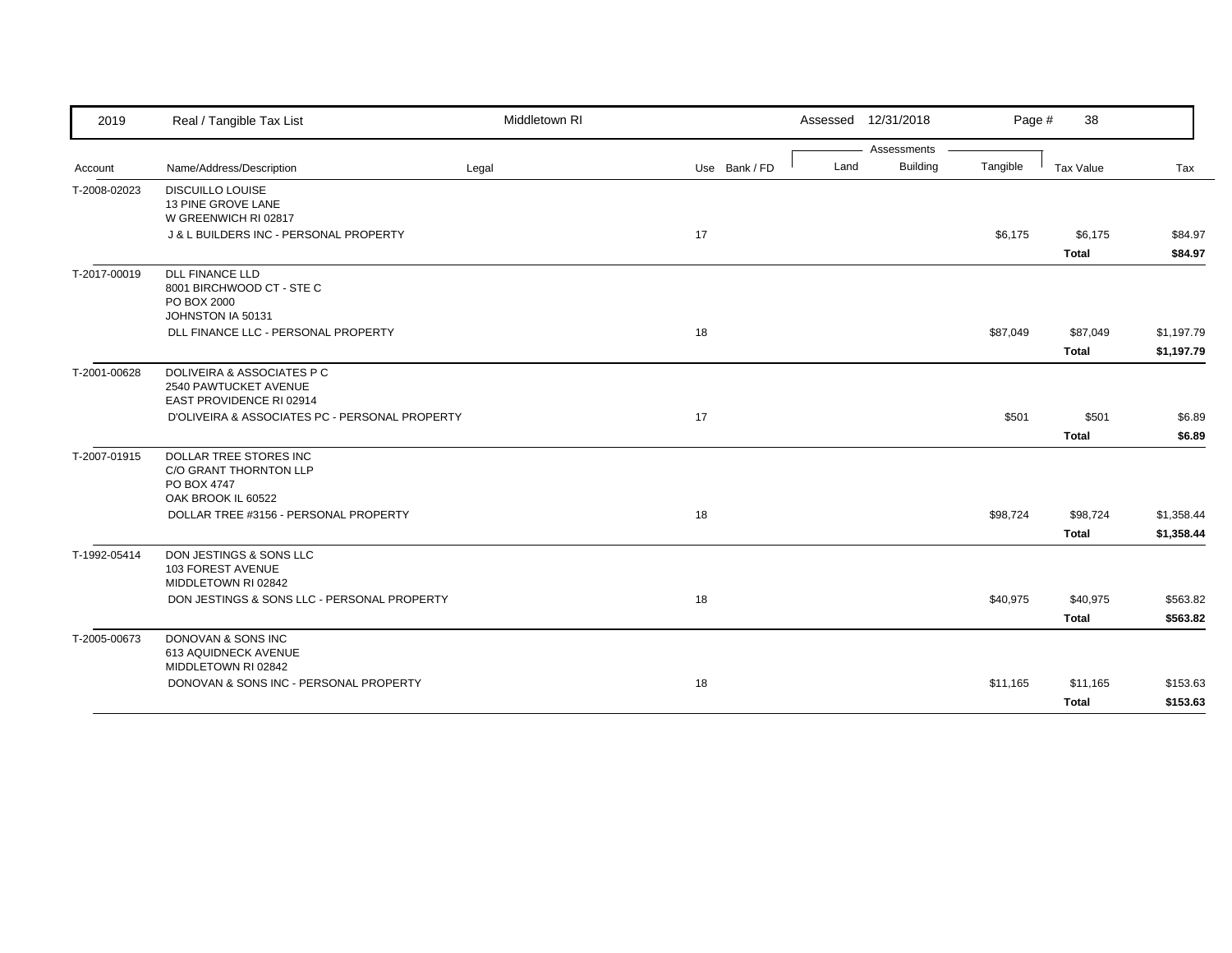| 2019 | Real / Tangible Tax List | Middletown RI | | | Assessed 12/31/2018 | | | | |
|---|---|---|---|---|---|---|---|---|---|
| | | | | | Assessments | | | | |
| Account | Name/Address/Description | Legal | Use | Bank / FD | Land | Building | Tangible | Tax Value | Tax |
| T-2008-02023 | DISCUILLO LOUISE<br>13 PINE GROVE LANE<br>W GREENWICH RI 02817 | | | | | | | | |
| | J & L BUILDERS INC - PERSONAL PROPERTY | | 17 | | | | $6,175 | $6,175 | $84.97 |
| | | | | | | | | **Total** | **$84.97** |
| T-2017-00019 | DLL FINANCE LLD<br>8001 BIRCHWOOD CT - STE C<br>PO BOX 2000<br>JOHNSTON IA 50131 | | | | | | | | |
| | DLL FINANCE LLC - PERSONAL PROPERTY | | 18 | | | | $87,049 | $87,049 | $1,197.79 |
| | | | | | | | | **Total** | **$1,197.79** |
| T-2001-00628 | DOLIVEIRA & ASSOCIATES P C<br>2540 PAWTUCKET AVENUE<br>EAST PROVIDENCE RI 02914 | | | | | | | | |
| | D'OLIVEIRA & ASSOCIATES PC - PERSONAL PROPERTY | | 17 | | | | $501 | $501 | $6.89 |
| | | | | | | | | **Total** | **$6.89** |
| T-2007-01915 | DOLLAR TREE STORES INC<br>C/O GRANT THORNTON LLP<br>PO BOX 4747<br>OAK BROOK IL 60522 | | | | | | | | |
| | DOLLAR TREE #3156 - PERSONAL PROPERTY | | 18 | | | | $98,724 | $98,724 | $1,358.44 |
| | | | | | | | | **Total** | **$1,358.44** |
| T-1992-05414 | DON JESTINGS & SONS LLC<br>103 FOREST AVENUE<br>MIDDLETOWN RI 02842 | | | | | | | | |
| | DON JESTINGS & SONS LLC - PERSONAL PROPERTY | | 18 | | | | $40,975 | $40,975 | $563.82 |
| | | | | | | | | **Total** | **$563.82** |
| T-2005-00673 | DONOVAN & SONS INC<br>613 AQUIDNECK AVENUE<br>MIDDLETOWN RI 02842 | | | | | | | | |
| | DONOVAN & SONS INC - PERSONAL PROPERTY | | 18 | | | | $11,165 | $11,165 | $153.63 |
| | | | | | | | | **Total** | **$153.63** |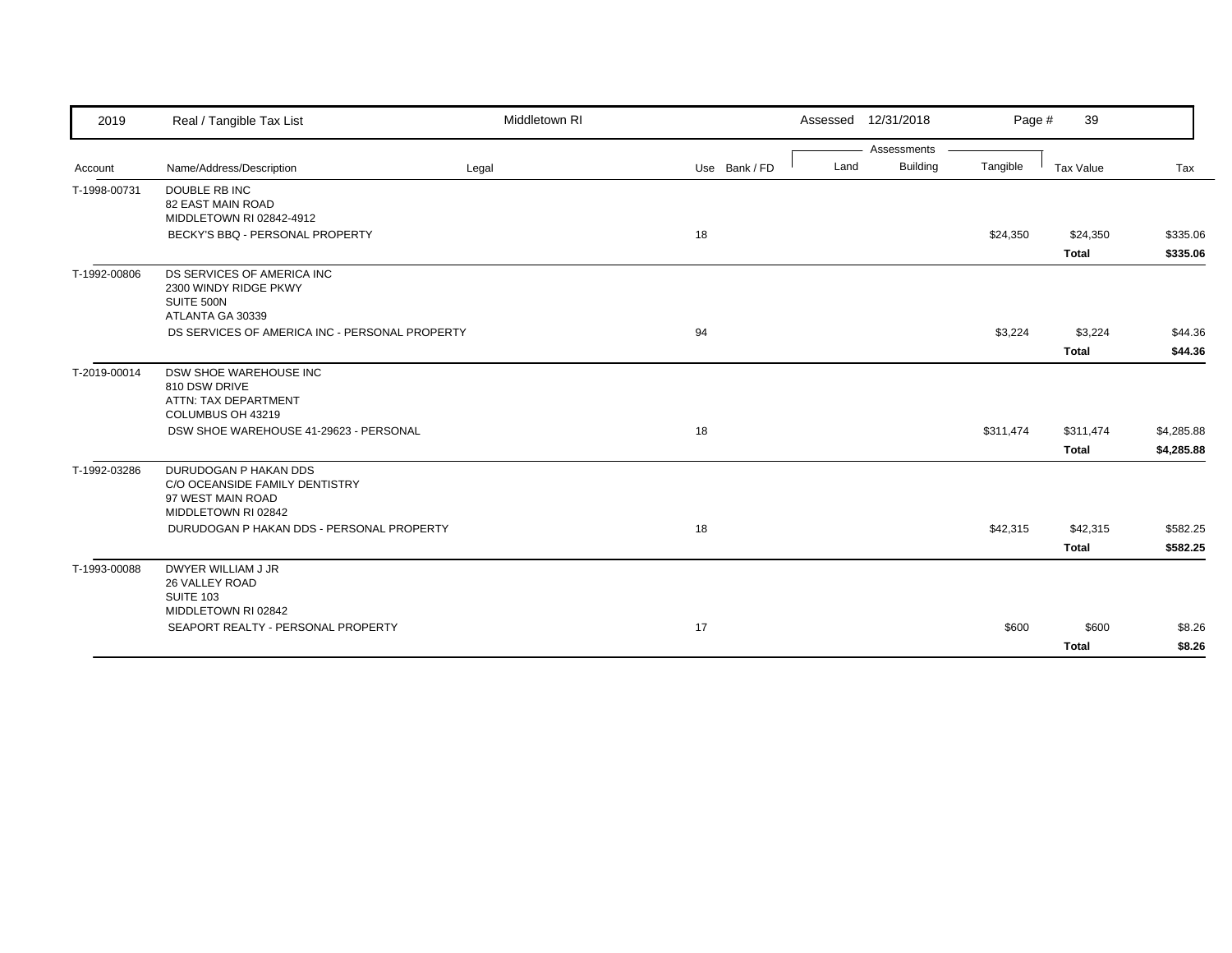| Account | Name/Address/Description | Legal | Use | Bank / FD | Land | Building | Tangible | Tax Value | Tax |
|---|---|---|---|---|---|---|---|---|---|
| T-1998-00731 | DOUBLE RB INC<br>82 EAST MAIN ROAD<br>MIDDLETOWN RI 02842-4912 | | | | | | | | |
| | BECKY'S BBQ - PERSONAL PROPERTY | | 18 | | | | $24,350 | $24,350 | $335.06 |
| | | | | | | | | **Total** | **$335.06** |
| T-1992-00806 | DS SERVICES OF AMERICA INC<br>2300 WINDY RIDGE PKWY<br>SUITE 500N<br>ATLANTA GA 30339 | | | | | | | | |
| | DS SERVICES OF AMERICA INC - PERSONAL PROPERTY | | 94 | | | | $3,224 | $3,224 | $44.36 |
| | | | | | | | | **Total** | **$44.36** |
| T-2019-00014 | DSW SHOE WAREHOUSE INC<br>810 DSW DRIVE<br>ATTN: TAX DEPARTMENT<br>COLUMBUS OH 43219 | | | | | | | | |
| | DSW SHOE WAREHOUSE 41-29623 - PERSONAL | | 18 | | | | $311,474 | $311,474 | $4,285.88 |
| | | | | | | | | **Total** | **$4,285.88** |
| T-1992-03286 | DURUDOGAN P HAKAN DDS<br>C/O OCEANSIDE FAMILY DENTISTRY<br>97 WEST MAIN ROAD<br>MIDDLETOWN RI 02842 | | | | | | | | |
| | DURUDOGAN P HAKAN DDS - PERSONAL PROPERTY | | 18 | | | | $42,315 | $42,315 | $582.25 |
| | | | | | | | | **Total** | **$582.25** |
| T-1993-00088 | DWYER WILLIAM J JR<br>26 VALLEY ROAD<br>SUITE 103<br>MIDDLETOWN RI 02842 | | | | | | | | |
| | SEAPORT REALTY - PERSONAL PROPERTY | | 17 | | | | $600 | $600 | $8.26 |
| | | | | | | | | **Total** | **$8.26** |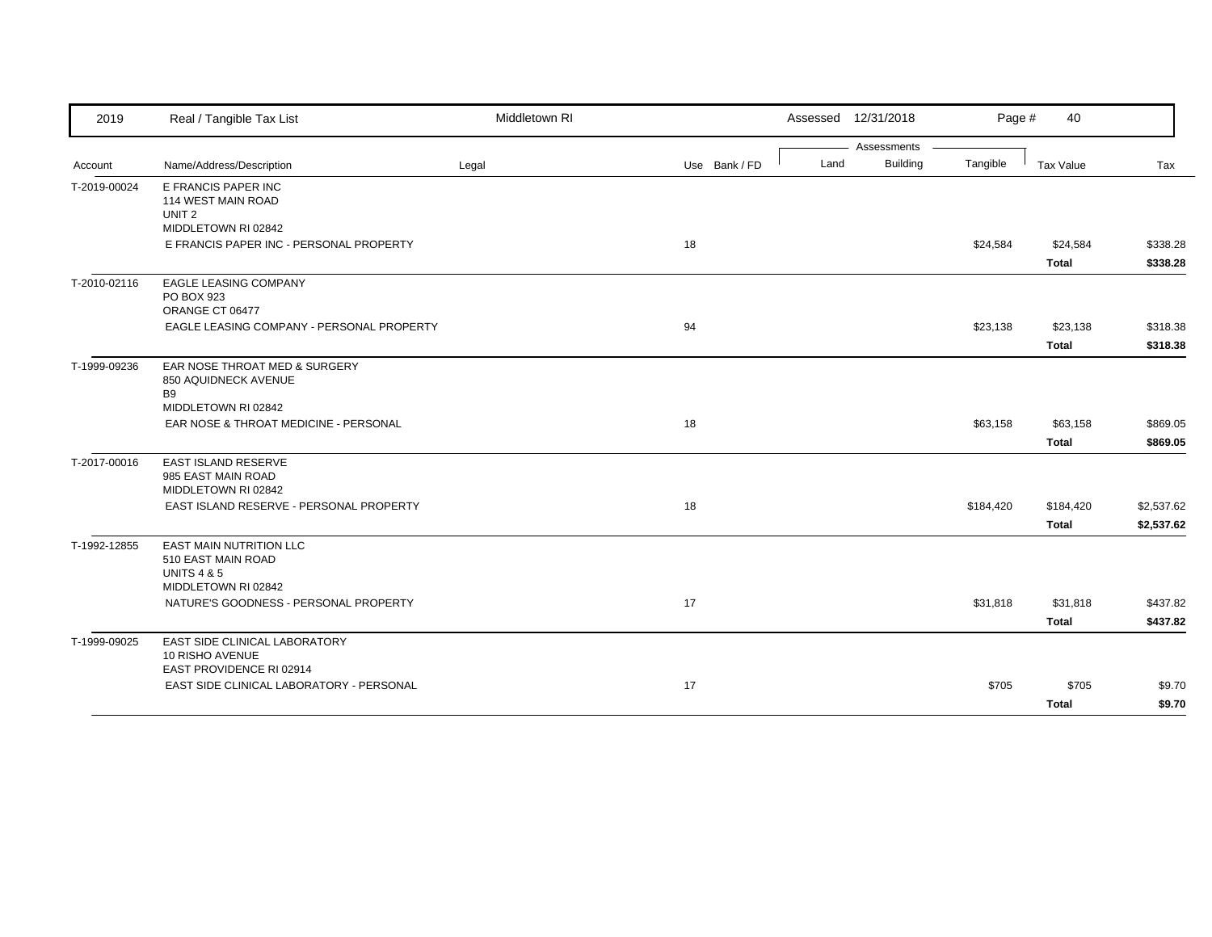| Account | Name/Address/Description | Legal | Use | Bank / FD | Land | Building | Tangible | Tax Value | Tax |
|---|---|---|---|---|---|---|---|---|---|
| T-2019-00024 | E FRANCIS PAPER INC<br>114 WEST MAIN ROAD<br>UNIT 2<br>MIDDLETOWN RI 02842 | | | | | | | | |
| | E FRANCIS PAPER INC - PERSONAL PROPERTY | | 18 | | | | $24,584 | $24,584 | $338.28 |
| | | | | | | | | **Total** | **$338.28** |
| T-2010-02116 | EAGLE LEASING COMPANY<br>PO BOX 923<br>ORANGE CT 06477 | | | | | | | | |
| | EAGLE LEASING COMPANY - PERSONAL PROPERTY | | 94 | | | | $23,138 | $23,138 | $318.38 |
| | | | | | | | | **Total** | **$318.38** |
| T-1999-09236 | EAR NOSE THROAT MED & SURGERY<br>850 AQUIDNECK AVENUE<br>B9<br>MIDDLETOWN RI 02842 | | | | | | | | |
| | EAR NOSE & THROAT MEDICINE - PERSONAL | | 18 | | | | $63,158 | $63,158 | $869.05 |
| | | | | | | | | **Total** | **$869.05** |
| T-2017-00016 | EAST ISLAND RESERVE<br>985 EAST MAIN ROAD<br>MIDDLETOWN RI 02842 | | | | | | | | |
| | EAST ISLAND RESERVE - PERSONAL PROPERTY | | 18 | | | | $184,420 | $184,420 | $2,537.62 |
| | | | | | | | | **Total** | **$2,537.62** |
| T-1992-12855 | EAST MAIN NUTRITION LLC<br>510 EAST MAIN ROAD<br>UNITS 4 & 5<br>MIDDLETOWN RI 02842 | | | | | | | | |
| | NATURE'S GOODNESS - PERSONAL PROPERTY | | 17 | | | | $31,818 | $31,818 | $437.82 |
| | | | | | | | | **Total** | **$437.82** |
| T-1999-09025 | EAST SIDE CLINICAL LABORATORY<br>10 RISHO AVENUE<br>EAST PROVIDENCE RI 02914 | | | | | | | | |
| | EAST SIDE CLINICAL LABORATORY - PERSONAL | | 17 | | | | $705 | $705 | $9.70 |
| | | | | | | | | **Total** | **$9.70** |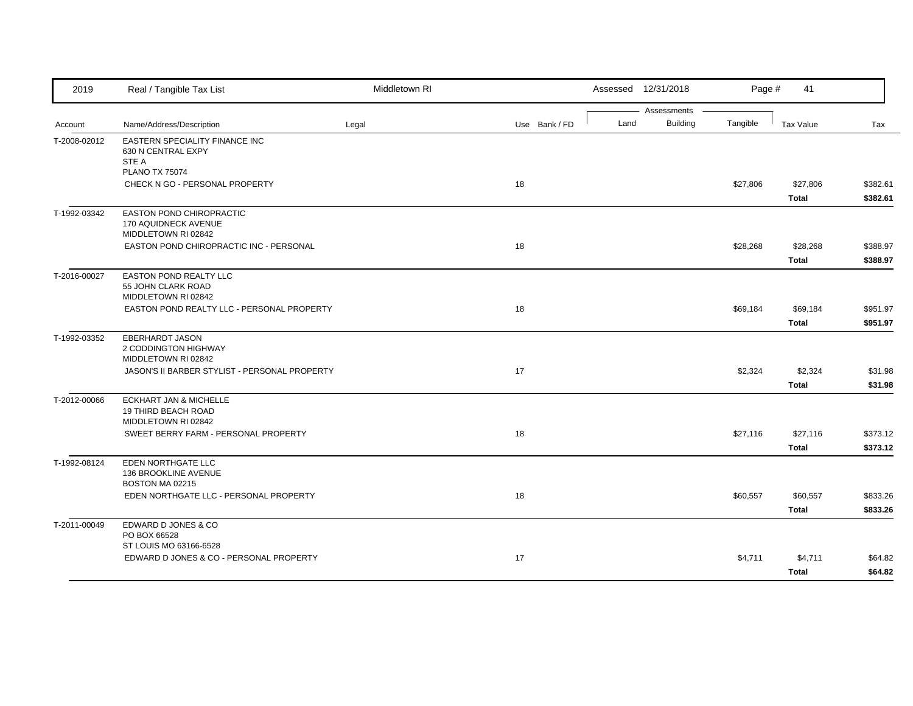| Account | Name/Address/Description | Legal | Use | Bank / FD | Land | Building | Tangible | Tax Value | Tax |
|---|---|---|---|---|---|---|---|---|---|
| T-2008-02012 | EASTERN SPECIALITY FINANCE INC<br>630 N CENTRAL EXPY<br>STE A<br>PLANO TX 75074 | | | | | | | | |
| | CHECK N GO - PERSONAL PROPERTY | | 18 | | | | $27,806 | $27,806 | $382.61 |
| | | | | | | | | **Total** | **$382.61** |
| T-1992-03342 | EASTON POND CHIROPRACTIC<br>170 AQUIDNECK AVENUE<br>MIDDLETOWN RI 02842 | | | | | | | | |
| | EASTON POND CHIROPRACTIC INC - PERSONAL | | 18 | | | | $28,268 | $28,268 | $388.97 |
| | | | | | | | | **Total** | **$388.97** |
| T-2016-00027 | EASTON POND REALTY LLC<br>55 JOHN CLARK ROAD<br>MIDDLETOWN RI 02842 | | | | | | | | |
| | EASTON POND REALTY LLC - PERSONAL PROPERTY | | 18 | | | | $69,184 | $69,184 | $951.97 |
| | | | | | | | | **Total** | **$951.97** |
| T-1992-03352 | EBERHARDT JASON<br>2 CODDINGTON HIGHWAY<br>MIDDLETOWN RI 02842 | | | | | | | | |
| | JASON'S II BARBER STYLIST - PERSONAL PROPERTY | | 17 | | | | $2,324 | $2,324 | $31.98 |
| | | | | | | | | **Total** | **$31.98** |
| T-2012-00066 | ECKHART JAN & MICHELLE<br>19 THIRD BEACH ROAD<br>MIDDLETOWN RI 02842 | | | | | | | | |
| | SWEET BERRY FARM - PERSONAL PROPERTY | | 18 | | | | $27,116 | $27,116 | $373.12 |
| | | | | | | | | **Total** | **$373.12** |
| T-1992-08124 | EDEN NORTHGATE LLC<br>136 BROOKLINE AVENUE<br>BOSTON MA 02215 | | | | | | | | |
| | EDEN NORTHGATE LLC - PERSONAL PROPERTY | | 18 | | | | $60,557 | $60,557 | $833.26 |
| | | | | | | | | **Total** | **$833.26** |
| T-2011-00049 | EDWARD D JONES & CO<br>PO BOX 66528<br>ST LOUIS MO 63166-6528 | | | | | | | | |
| | EDWARD D JONES & CO - PERSONAL PROPERTY | | 17 | | | | $4,711 | $4,711 | $64.82 |
| | | | | | | | | **Total** | **$64.82** |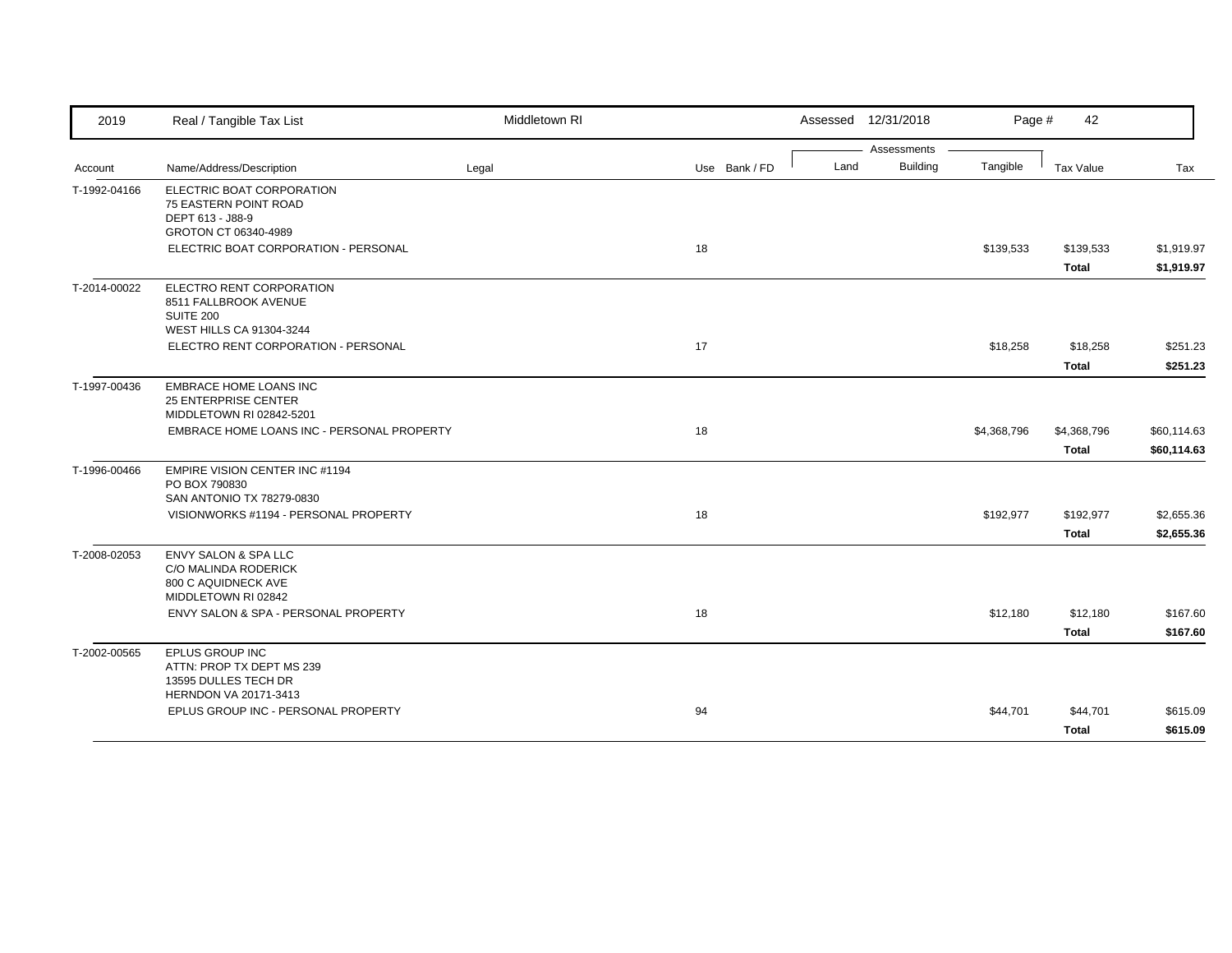| 2019 | Real / Tangible Tax List | Middletown RI | | | Assessed 12/31/2018 | | Page # 42 | | |
|---|---|---|---|---|---|---|---|---|---|
| | | | | | Assessments | | | | |
| Account | Name/Address/Description | Legal | Use | Bank / FD | Land | Building | Tangible | Tax Value | Tax |
| T-1992-04166 | ELECTRIC BOAT CORPORATION<br>75 EASTERN POINT ROAD<br>DEPT 613 - J88-9<br>GROTON CT 06340-4989 | | | | | | | | |
| | ELECTRIC BOAT CORPORATION - PERSONAL | | 18 | | | | $139,533 | $139,533 | $1,919.97 |
| | | | | | | | | **Total** | **$1,919.97** |
| T-2014-00022 | ELECTRO RENT CORPORATION<br>8511 FALLBROOK AVENUE<br>SUITE 200<br>WEST HILLS CA 91304-3244 | | | | | | | | |
| | ELECTRO RENT CORPORATION - PERSONAL | | 17 | | | | $18,258 | $18,258 | $251.23 |
| | | | | | | | | **Total** | **$251.23** |
| T-1997-00436 | EMBRACE HOME LOANS INC<br>25 ENTERPRISE CENTER<br>MIDDLETOWN RI 02842-5201 | | | | | | | | |
| | EMBRACE HOME LOANS INC - PERSONAL PROPERTY | | 18 | | | | $4,368,796 | $4,368,796 | $60,114.63 |
| | | | | | | | | **Total** | **$60,114.63** |
| T-1996-00466 | EMPIRE VISION CENTER INC #1194<br>PO BOX 790830<br>SAN ANTONIO TX 78279-0830 | | | | | | | | |
| | VISIONWORKS #1194 - PERSONAL PROPERTY | | 18 | | | | $192,977 | $192,977 | $2,655.36 |
| | | | | | | | | **Total** | **$2,655.36** |
| T-2008-02053 | ENVY SALON & SPA LLC<br>C/O MALINDA RODERICK<br>800 C AQUIDNECK AVE<br>MIDDLETOWN RI 02842 | | | | | | | | |
| | ENVY SALON & SPA - PERSONAL PROPERTY | | 18 | | | | $12,180 | $12,180 | $167.60 |
| | | | | | | | | **Total** | **$167.60** |
| T-2002-00565 | EPLUS GROUP INC<br>ATTN: PROP TX DEPT MS 239<br>13595 DULLES TECH DR<br>HERNDON VA 20171-3413 | | | | | | | | |
| | EPLUS GROUP INC - PERSONAL PROPERTY | | 94 | | | | $44,701 | $44,701 | $615.09 |
| | | | | | | | | **Total** | **$615.09** |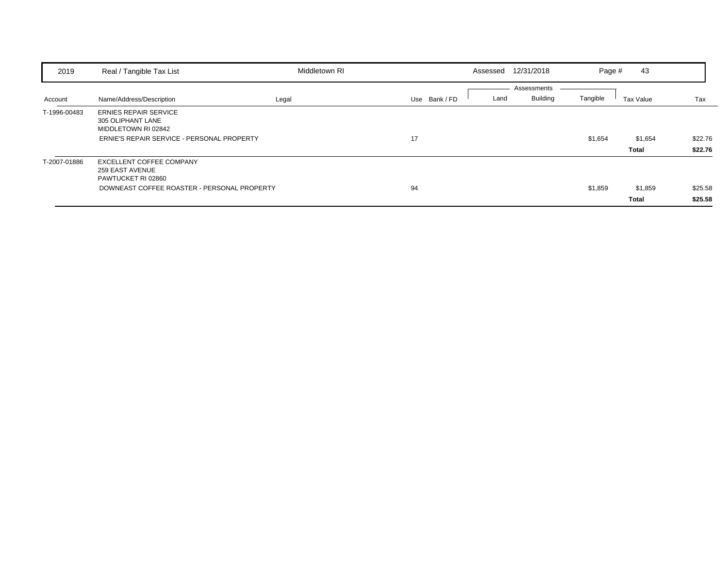| 2019 | Real / Tangible Tax List | Middletown RI | | Assessed | 12/31/2018 | Page # | 43 | |
|---|---|---|---|---|---|---|---|---|

| Account | Name/Address/Description | Legal | Use | Bank / FD | Land | Building | Tangible | Tax Value | Tax |
|---|---|---|---|---|---|---|---|---|---|
| | | | | | Assessments | | | | |
| T-1996-00483 | ERNIES REPAIR SERVICE<br>305 OLIPHANT LANE<br>MIDDLETOWN RI 02842 | | | | | | | | |
| | ERNIE'S REPAIR SERVICE - PERSONAL PROPERTY | | 17 | | | | $1,654 | $1,654 | $22.76 |
| | | | | | | | | **Total** | **$22.76** |
| T-2007-01886 | EXCELLENT COFFEE COMPANY<br>259 EAST AVENUE<br>PAWTUCKET RI 02860 | | | | | | | | |
| | DOWNEAST COFFEE ROASTER - PERSONAL PROPERTY | | 94 | | | | $1,859 | $1,859 | $25.58 |
| | | | | | | | | **Total** | **$25.58** |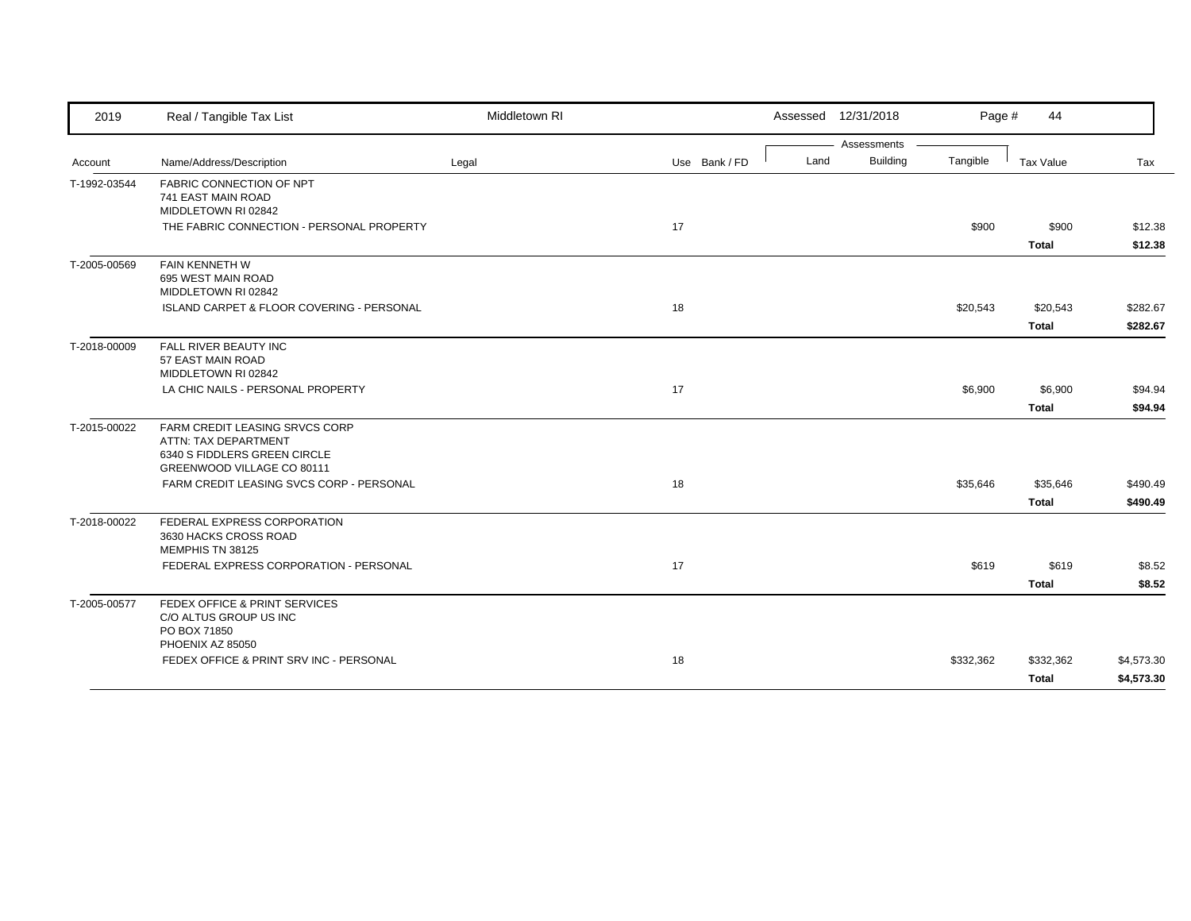| Account | Name/Address/Description | Legal | Use | Bank / FD | Land | Building | Tangible | Tax Value | Tax |
|---|---|---|---|---|---|---|---|---|---|
| | | | | | Assessments | | | | |
| T-1992-03544 | FABRIC CONNECTION OF NPT<br>741 EAST MAIN ROAD<br>MIDDLETOWN RI 02842 | | | | | | | | |
| | THE FABRIC CONNECTION - PERSONAL PROPERTY | | 17 | | | | $900 | $900 | $12.38 |
| | | | | | | | | **Total** | **$12.38** |
| T-2005-00569 | FAIN KENNETH W<br>695 WEST MAIN ROAD<br>MIDDLETOWN RI 02842 | | | | | | | | |
| | ISLAND CARPET & FLOOR COVERING - PERSONAL | | 18 | | | | $20,543 | $20,543 | $282.67 |
| | | | | | | | | **Total** | **$282.67** |
| T-2018-00009 | FALL RIVER BEAUTY INC<br>57 EAST MAIN ROAD<br>MIDDLETOWN RI 02842 | | | | | | | | |
| | LA CHIC NAILS - PERSONAL PROPERTY | | 17 | | | | $6,900 | $6,900 | $94.94 |
| | | | | | | | | **Total** | **$94.94** |
| T-2015-00022 | FARM CREDIT LEASING SRVCS CORP<br>ATTN: TAX DEPARTMENT<br>6340 S FIDDLERS GREEN CIRCLE<br>GREENWOOD VILLAGE CO 80111 | | | | | | | | |
| | FARM CREDIT LEASING SVCS CORP - PERSONAL | | 18 | | | | $35,646 | $35,646 | $490.49 |
| | | | | | | | | **Total** | **$490.49** |
| T-2018-00022 | FEDERAL EXPRESS CORPORATION<br>3630 HACKS CROSS ROAD<br>MEMPHIS TN 38125 | | | | | | | | |
| | FEDERAL EXPRESS CORPORATION - PERSONAL | | 17 | | | | $619 | $619 | $8.52 |
| | | | | | | | | **Total** | **$8.52** |
| T-2005-00577 | FEDEX OFFICE & PRINT SERVICES<br>C/O ALTUS GROUP US INC<br>PO BOX 71850<br>PHOENIX AZ 85050 | | | | | | | | |
| | FEDEX OFFICE & PRINT SRV INC - PERSONAL | | 18 | | | | $332,362 | $332,362 | $4,573.30 |
| | | | | | | | | **Total** | **$4,573.30** |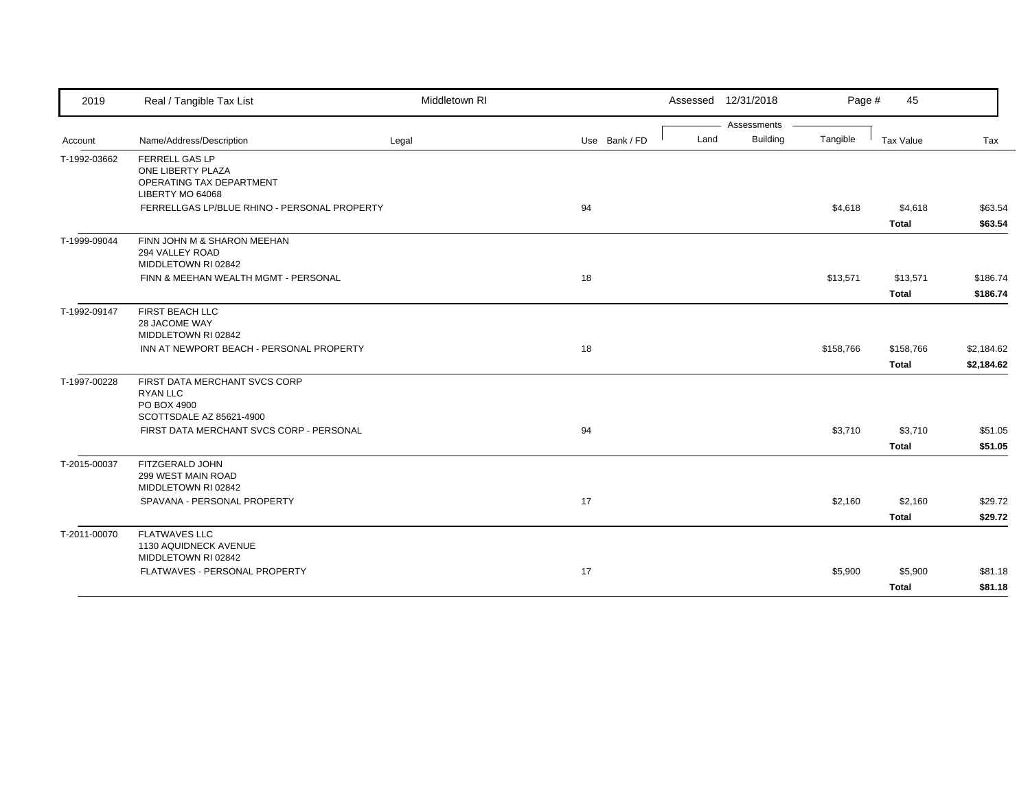| 2019 | Real / Tangible Tax List | Middletown RI | | Assessed 12/31/2018 | | Page # 45 | | |
|---|---|---|---|---|---|---|---|---|
| | | | | Assessments | | | | |
| Account | Name/Address/Description | Legal | Use Bank / FD | Land | Building | Tangible | Tax Value | Tax |
| T-1992-03662 | FERRELL GAS LP<br>ONE LIBERTY PLAZA<br>OPERATING TAX DEPARTMENT<br>LIBERTY MO 64068 | | | | | | | |
| | FERRELLGAS LP/BLUE RHINO - PERSONAL PROPERTY | | 94 | | | $4,618 | $4,618 | $63.54 |
| | | | | | | | **Total** | **$63.54** |
| T-1999-09044 | FINN JOHN M & SHARON MEEHAN<br>294 VALLEY ROAD<br>MIDDLETOWN RI 02842 | | | | | | | |
| | FINN & MEEHAN WEALTH MGMT - PERSONAL | | 18 | | | $13,571 | $13,571 | $186.74 |
| | | | | | | | **Total** | **$186.74** |
| T-1992-09147 | FIRST BEACH LLC<br>28 JACOME WAY<br>MIDDLETOWN RI 02842 | | | | | | | |
| | INN AT NEWPORT BEACH - PERSONAL PROPERTY | | 18 | | | $158,766 | $158,766 | $2,184.62 |
| | | | | | | | **Total** | **$2,184.62** |
| T-1997-00228 | FIRST DATA MERCHANT SVCS CORP<br>RYAN LLC<br>PO BOX 4900<br>SCOTTSDALE AZ 85621-4900 | | | | | | | |
| | FIRST DATA MERCHANT SVCS CORP - PERSONAL | | 94 | | | $3,710 | $3,710 | $51.05 |
| | | | | | | | **Total** | **$51.05** |
| T-2015-00037 | FITZGERALD JOHN<br>299 WEST MAIN ROAD<br>MIDDLETOWN RI 02842 | | | | | | | |
| | SPAVANA - PERSONAL PROPERTY | | 17 | | | $2,160 | $2,160 | $29.72 |
| | | | | | | | **Total** | **$29.72** |
| T-2011-00070 | FLATWAVES LLC<br>1130 AQUIDNECK AVENUE<br>MIDDLETOWN RI 02842 | | | | | | | |
| | FLATWAVES - PERSONAL PROPERTY | | 17 | | | $5,900 | $5,900 | $81.18 |
| | | | | | | | **Total** | **$81.18** |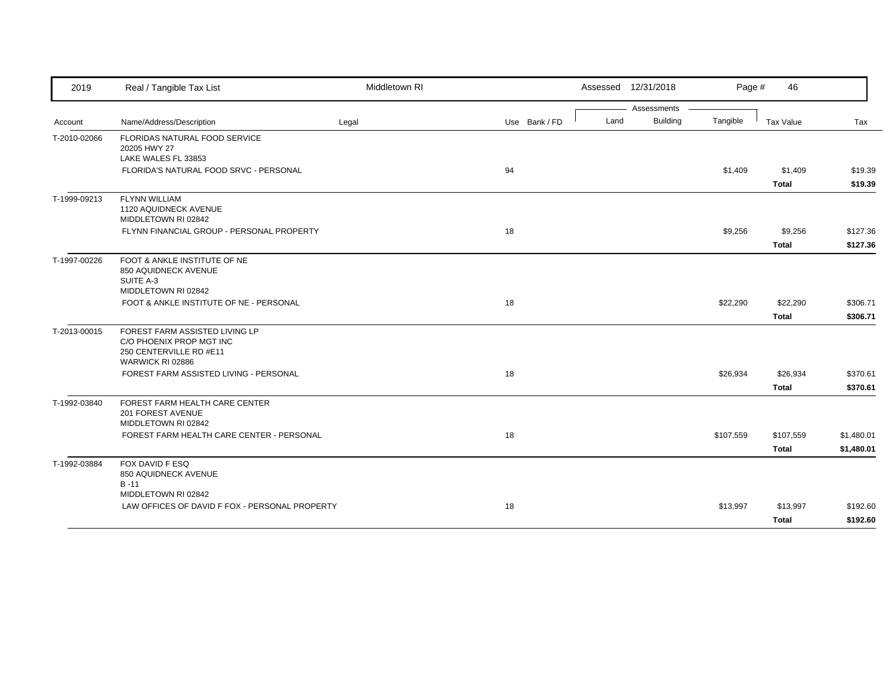| 2019 | Real / Tangible Tax List | Middletown RI | | Assessed 12/31/2018 | | | Page # 46 | |
|---|---|---|---|---|---|---|---|---|
| | | | | Assessments | | | | |
| Account | Name/Address/Description | Legal | Use Bank / FD | Land | Building | Tangible | Tax Value | Tax |
| T-2010-02066 | FLORIDAS NATURAL FOOD SERVICE<br>20205 HWY 27<br>LAKE WALES FL 33853 | | | | | | | |
| | FLORIDA'S NATURAL FOOD SRVC - PERSONAL | | 94 | | | $1,409 | $1,409 | $19.39 |
| | | | | | | | **Total** | **$19.39** |
| T-1999-09213 | FLYNN WILLIAM<br>1120 AQUIDNECK AVENUE<br>MIDDLETOWN RI 02842 | | | | | | | |
| | FLYNN FINANCIAL GROUP - PERSONAL PROPERTY | | 18 | | | $9,256 | $9,256 | $127.36 |
| | | | | | | | **Total** | **$127.36** |
| T-1997-00226 | FOOT & ANKLE INSTITUTE OF NE<br>850 AQUIDNECK AVENUE<br>SUITE A-3<br>MIDDLETOWN RI 02842 | | | | | | | |
| | FOOT & ANKLE INSTITUTE OF NE - PERSONAL | | 18 | | | $22,290 | $22,290 | $306.71 |
| | | | | | | | **Total** | **$306.71** |
| T-2013-00015 | FOREST FARM ASSISTED LIVING LP<br>C/O PHOENIX PROP MGT INC<br>250 CENTERVILLE RD #E11<br>WARWICK RI 02886 | | | | | | | |
| | FOREST FARM ASSISTED LIVING - PERSONAL | | 18 | | | $26,934 | $26,934 | $370.61 |
| | | | | | | | **Total** | **$370.61** |
| T-1992-03840 | FOREST FARM HEALTH CARE CENTER<br>201 FOREST AVENUE<br>MIDDLETOWN RI 02842 | | | | | | | |
| | FOREST FARM HEALTH CARE CENTER - PERSONAL | | 18 | | | $107,559 | $107,559 | $1,480.01 |
| | | | | | | | **Total** | **$1,480.01** |
| T-1992-03884 | FOX DAVID F ESQ<br>850 AQUIDNECK AVENUE<br>B -11<br>MIDDLETOWN RI 02842 | | | | | | | |
| | LAW OFFICES OF DAVID F FOX - PERSONAL PROPERTY | | 18 | | | $13,997 | $13,997 | $192.60 |
| | | | | | | | **Total** | **$192.60** |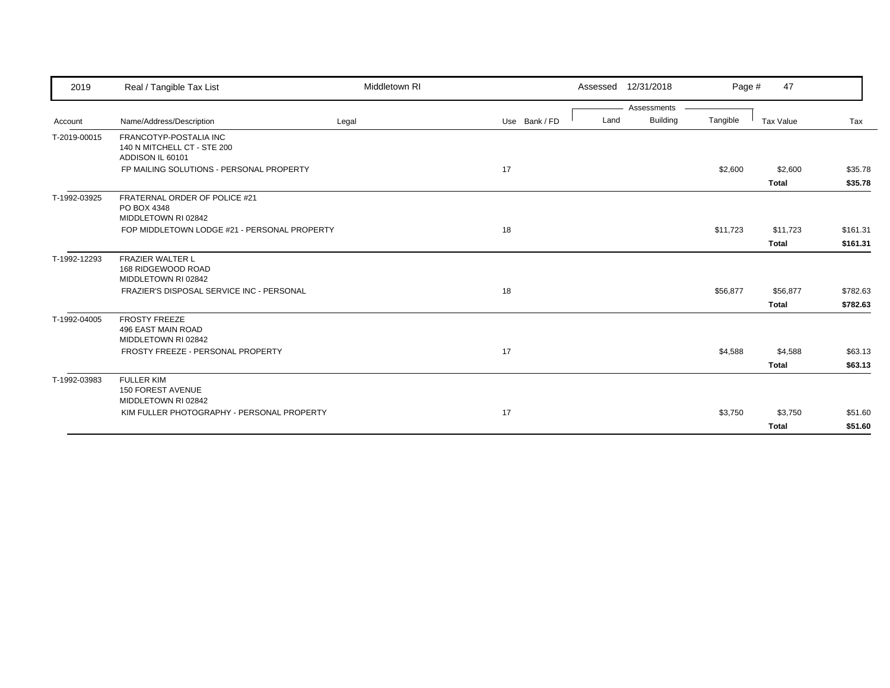| 2019 | Real / Tangible Tax List | Middletown RI | | | Assessed 12/31/2018 | | | | |
|---|---|---|---|---|---|---|---|---|---|
| | | | | | Assessments | | | | |
| Account | Name/Address/Description | Legal | Use | Bank / FD | Land | Building | Tangible | Tax Value | Tax |
| T-2019-00015 | FRANCOTYP-POSTALIA INC<br>140 N MITCHELL CT - STE 200<br>ADDISON IL 60101 | | | | | | | | |
| | FP MAILING SOLUTIONS - PERSONAL PROPERTY | | 17 | | | | $2,600 | $2,600 | $35.78 |
| | | | | | | | | **Total** | **$35.78** |
| T-1992-03925 | FRATERNAL ORDER OF POLICE #21<br>PO BOX 4348<br>MIDDLETOWN RI 02842 | | | | | | | | |
| | FOP MIDDLETOWN LODGE #21 - PERSONAL PROPERTY | | 18 | | | | $11,723 | $11,723 | $161.31 |
| | | | | | | | | **Total** | **$161.31** |
| T-1992-12293 | FRAZIER WALTER L<br>168 RIDGEWOOD ROAD<br>MIDDLETOWN RI 02842 | | | | | | | | |
| | FRAZIER'S DISPOSAL SERVICE INC - PERSONAL | | 18 | | | | $56,877 | $56,877 | $782.63 |
| | | | | | | | | **Total** | **$782.63** |
| T-1992-04005 | FROSTY FREEZE<br>496 EAST MAIN ROAD<br>MIDDLETOWN RI 02842 | | | | | | | | |
| | FROSTY FREEZE - PERSONAL PROPERTY | | 17 | | | | $4,588 | $4,588 | $63.13 |
| | | | | | | | | **Total** | **$63.13** |
| T-1992-03983 | FULLER KIM<br>150 FOREST AVENUE<br>MIDDLETOWN RI 02842 | | | | | | | | |
| | KIM FULLER PHOTOGRAPHY - PERSONAL PROPERTY | | 17 | | | | $3,750 | $3,750 | $51.60 |
| | | | | | | | | **Total** | **$51.60** |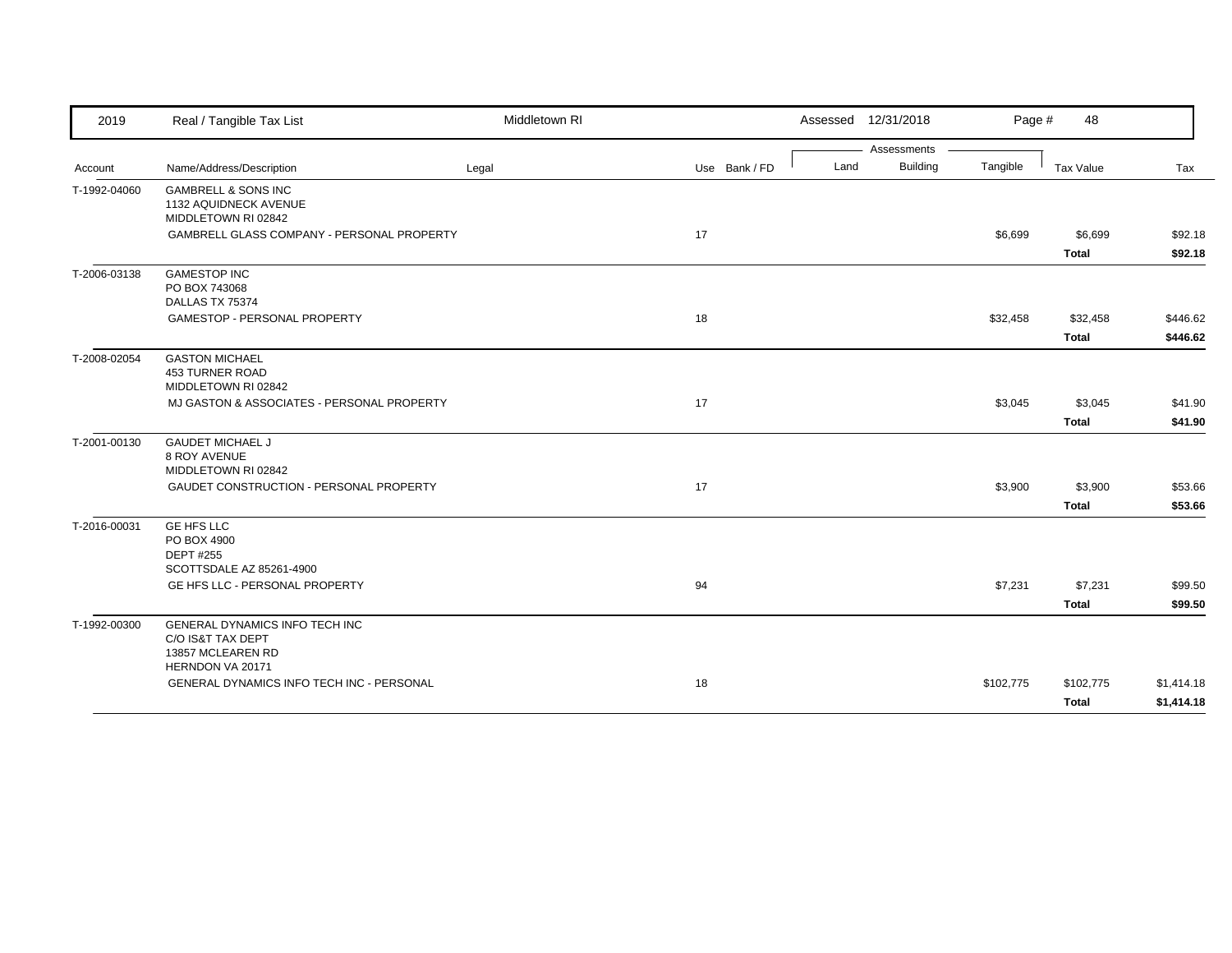| 2019 | Real / Tangible Tax List | Middletown RI | | Assessed 12/31/2018 | | | | |
|---|---|---|---|---|---|---|---|---|

| Account | Name/Address/Description | Legal | Use | Bank / FD | Land | Building | Tangible | Tax Value | Tax |
|---|---|---|---|---|---|---|---|---|---|
| T-1992-04060 | GAMBRELL & SONS INC<br>1132 AQUIDNECK AVENUE<br>MIDDLETOWN RI 02842 | | | | | | | | |
| | GAMBRELL GLASS COMPANY - PERSONAL PROPERTY | | 17 | | | | $6,699 | $6,699 | $92.18 |
| | | | | | | | | **Total** | **$92.18** |
| T-2006-03138 | GAMESTOP INC<br>PO BOX 743068<br>DALLAS TX 75374 | | | | | | | | |
| | GAMESTOP - PERSONAL PROPERTY | | 18 | | | | $32,458 | $32,458 | $446.62 |
| | | | | | | | | **Total** | **$446.62** |
| T-2008-02054 | GASTON MICHAEL<br>453 TURNER ROAD<br>MIDDLETOWN RI 02842 | | | | | | | | |
| | MJ GASTON & ASSOCIATES - PERSONAL PROPERTY | | 17 | | | | $3,045 | $3,045 | $41.90 |
| | | | | | | | | **Total** | **$41.90** |
| T-2001-00130 | GAUDET MICHAEL J<br>8 ROY AVENUE<br>MIDDLETOWN RI 02842 | | | | | | | | |
| | GAUDET CONSTRUCTION - PERSONAL PROPERTY | | 17 | | | | $3,900 | $3,900 | $53.66 |
| | | | | | | | | **Total** | **$53.66** |
| T-2016-00031 | GE HFS LLC<br>PO BOX 4900<br>DEPT #255<br>SCOTTSDALE AZ 85261-4900 | | | | | | | | |
| | GE HFS LLC - PERSONAL PROPERTY | | 94 | | | | $7,231 | $7,231 | $99.50 |
| | | | | | | | | **Total** | **$99.50** |
| T-1992-00300 | GENERAL DYNAMICS INFO TECH INC<br>C/O IS&T TAX DEPT<br>13857 MCLEAREN RD<br>HERNDON VA 20171 | | | | | | | | |
| | GENERAL DYNAMICS INFO TECH INC - PERSONAL | | 18 | | | | $102,775 | $102,775 | $1,414.18 |
| | | | | | | | | **Total** | **$1,414.18** |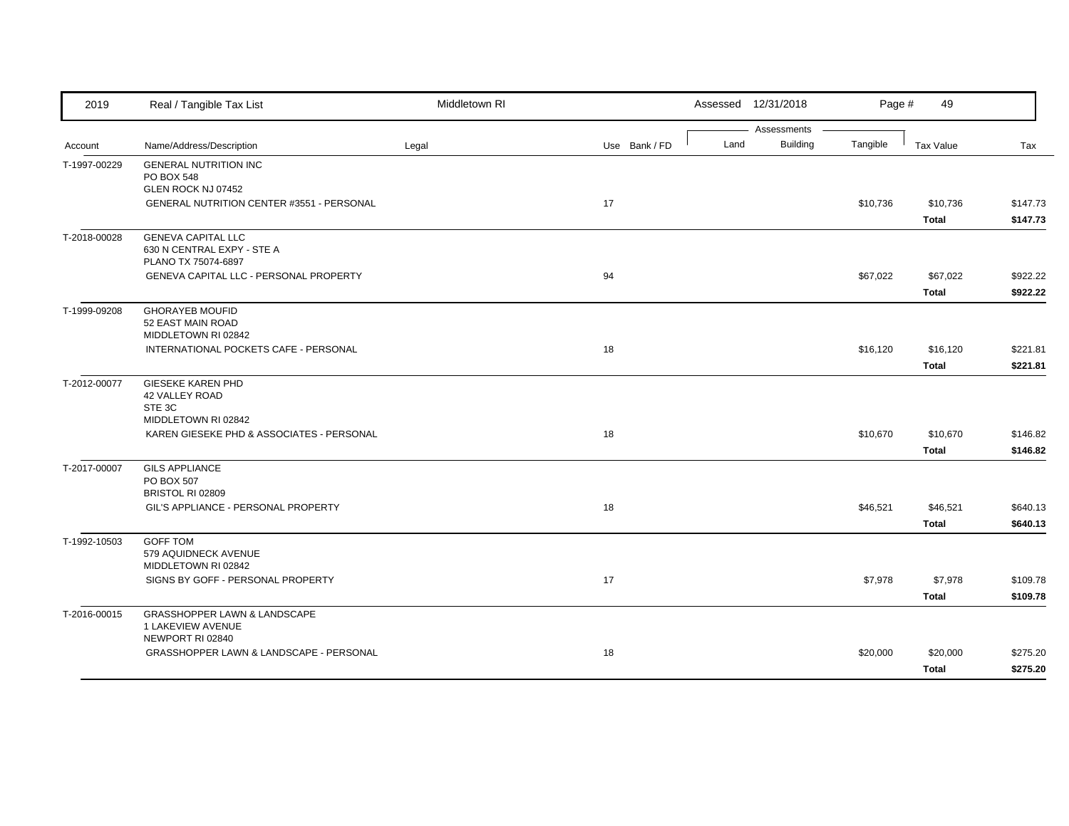2019 Real / Tangible Tax List — Middletown RI — Assessed 12/31/2018

| Account | Name/Address/Description | Legal | Use | Bank / FD | Land | Building | Tangible | Tax Value | Tax |
|---|---|---|---|---|---|---|---|---|---|
| T-1997-00229 | GENERAL NUTRITION INC<br>PO BOX 548<br>GLEN ROCK NJ 07452 | | | | | | | | |
| | GENERAL NUTRITION CENTER #3551 - PERSONAL | | 17 | | | | $10,736 | $10,736 | $147.73 |
| | | | | | | | | **Total** | **$147.73** |
| T-2018-00028 | GENEVA CAPITAL LLC<br>630 N CENTRAL EXPY - STE A<br>PLANO TX 75074-6897 | | | | | | | | |
| | GENEVA CAPITAL LLC - PERSONAL PROPERTY | | 94 | | | | $67,022 | $67,022 | $922.22 |
| | | | | | | | | **Total** | **$922.22** |
| T-1999-09208 | GHORAYEB MOUFID<br>52 EAST MAIN ROAD<br>MIDDLETOWN RI 02842 | | | | | | | | |
| | INTERNATIONAL POCKETS CAFE - PERSONAL | | 18 | | | | $16,120 | $16,120 | $221.81 |
| | | | | | | | | **Total** | **$221.81** |
| T-2012-00077 | GIESEKE KAREN PHD<br>42 VALLEY ROAD<br>STE 3C<br>MIDDLETOWN RI 02842 | | | | | | | | |
| | KAREN GIESEKE PHD & ASSOCIATES - PERSONAL | | 18 | | | | $10,670 | $10,670 | $146.82 |
| | | | | | | | | **Total** | **$146.82** |
| T-2017-00007 | GILS APPLIANCE<br>PO BOX 507<br>BRISTOL RI 02809 | | | | | | | | |
| | GIL'S APPLIANCE - PERSONAL PROPERTY | | 18 | | | | $46,521 | $46,521 | $640.13 |
| | | | | | | | | **Total** | **$640.13** |
| T-1992-10503 | GOFF TOM<br>579 AQUIDNECK AVENUE<br>MIDDLETOWN RI 02842 | | | | | | | | |
| | SIGNS BY GOFF - PERSONAL PROPERTY | | 17 | | | | $7,978 | $7,978 | $109.78 |
| | | | | | | | | **Total** | **$109.78** |
| T-2016-00015 | GRASSHOPPER LAWN & LANDSCAPE<br>1 LAKEVIEW AVENUE<br>NEWPORT RI 02840 | | | | | | | | |
| | GRASSHOPPER LAWN & LANDSCAPE - PERSONAL | | 18 | | | | $20,000 | $20,000 | $275.20 |
| | | | | | | | | **Total** | **$275.20** |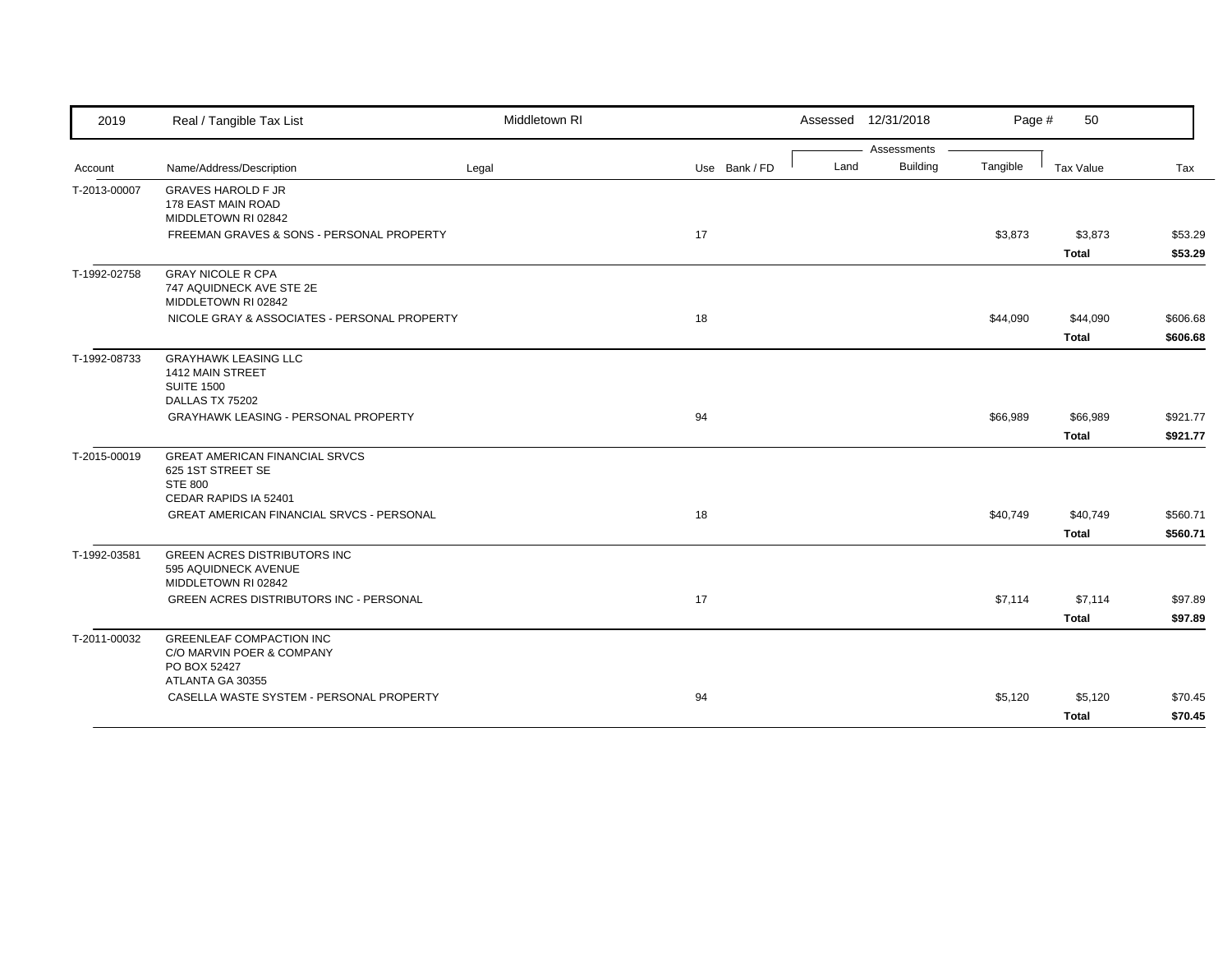| 2019 | Real / Tangible Tax List | Middletown RI | | Assessed 12/31/2018 | | | | |
|---|---|---|---|---|---|---|---|---|
| | | | | Assessments | | | | |
| Account | Name/Address/Description | Legal | Use Bank / FD | Land | Building | Tangible | Tax Value | Tax |
| T-2013-00007 | GRAVES HAROLD F JR<br>178 EAST MAIN ROAD<br>MIDDLETOWN RI 02842 | | | | | | | |
| | FREEMAN GRAVES & SONS - PERSONAL PROPERTY | | 17 | | | $3,873 | $3,873 | $53.29 |
| | | | | | | | **Total** | **$53.29** |
| T-1992-02758 | GRAY NICOLE R CPA<br>747 AQUIDNECK AVE STE 2E<br>MIDDLETOWN RI 02842 | | | | | | | |
| | NICOLE GRAY & ASSOCIATES - PERSONAL PROPERTY | | 18 | | | $44,090 | $44,090 | $606.68 |
| | | | | | | | **Total** | **$606.68** |
| T-1992-08733 | GRAYHAWK LEASING LLC<br>1412 MAIN STREET<br>SUITE 1500<br>DALLAS TX 75202 | | | | | | | |
| | GRAYHAWK LEASING - PERSONAL PROPERTY | | 94 | | | $66,989 | $66,989 | $921.77 |
| | | | | | | | **Total** | **$921.77** |
| T-2015-00019 | GREAT AMERICAN FINANCIAL SRVCS<br>625 1ST STREET SE<br>STE 800<br>CEDAR RAPIDS IA 52401 | | | | | | | |
| | GREAT AMERICAN FINANCIAL SRVCS - PERSONAL | | 18 | | | $40,749 | $40,749 | $560.71 |
| | | | | | | | **Total** | **$560.71** |
| T-1992-03581 | GREEN ACRES DISTRIBUTORS INC<br>595 AQUIDNECK AVENUE<br>MIDDLETOWN RI 02842 | | | | | | | |
| | GREEN ACRES DISTRIBUTORS INC - PERSONAL | | 17 | | | $7,114 | $7,114 | $97.89 |
| | | | | | | | **Total** | **$97.89** |
| T-2011-00032 | GREENLEAF COMPACTION INC<br>C/O MARVIN POER & COMPANY<br>PO BOX 52427<br>ATLANTA GA 30355 | | | | | | | |
| | CASELLA WASTE SYSTEM - PERSONAL PROPERTY | | 94 | | | $5,120 | $5,120 | $70.45 |
| | | | | | | | **Total** | **$70.45** |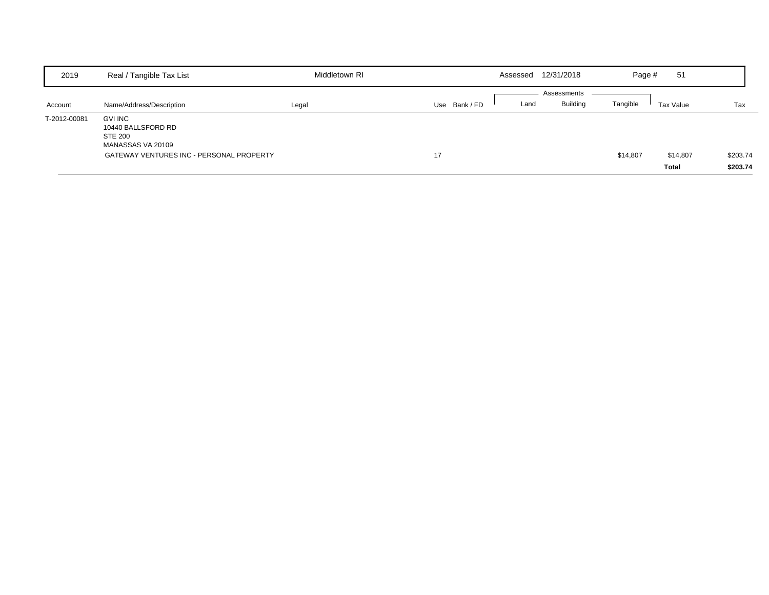| Account | Name/Address/Description | Legal | Use | Bank / FD | Land | Building | Tangible | Tax Value | Tax |
|---|---|---|---|---|---|---|---|---|---|
| T-2012-00081 | GVI INC<br>10440 BALLSFORD RD<br>STE 200<br>MANASSAS VA 20109 | | | | | | | | |
| | GATEWAY VENTURES INC - PERSONAL PROPERTY | | 17 | | | | $14,807 | $14,807 | $203.74 |
| | | | | | | | | **Total** | **$203.74** |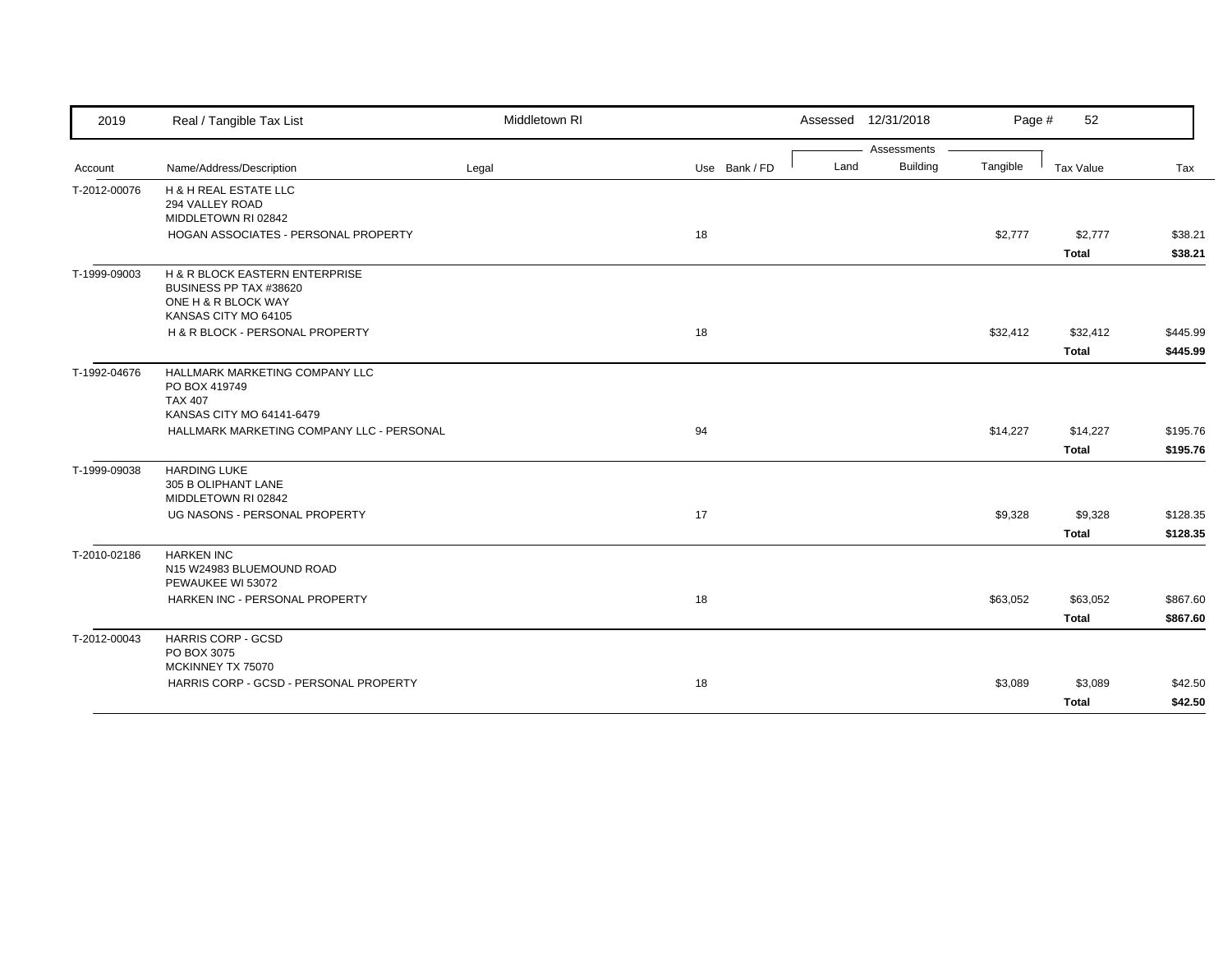| 2019 | Real / Tangible Tax List | Middletown RI | | Assessed 12/31/2018 | | Page # 52 | | |
|---|---|---|---|---|---|---|---|---|
| | | | | Assessments | | | | |
| Account | Name/Address/Description | Legal | Use Bank / FD | Land | Building | Tangible | Tax Value | Tax |
| T-2012-00076 | H & H REAL ESTATE LLC<br>294 VALLEY ROAD<br>MIDDLETOWN RI 02842 | | | | | | | |
| | HOGAN ASSOCIATES - PERSONAL PROPERTY | | 18 | | | $2,777 | $2,777 | $38.21 |
| | | | | | | | **Total** | **$38.21** |
| T-1999-09003 | H & R BLOCK EASTERN ENTERPRISE<br>BUSINESS PP TAX #38620<br>ONE H & R BLOCK WAY<br>KANSAS CITY MO 64105 | | | | | | | |
| | H & R BLOCK - PERSONAL PROPERTY | | 18 | | | $32,412 | $32,412 | $445.99 |
| | | | | | | | **Total** | **$445.99** |
| T-1992-04676 | HALLMARK MARKETING COMPANY LLC<br>PO BOX 419749<br>TAX 407<br>KANSAS CITY MO 64141-6479 | | | | | | | |
| | HALLMARK MARKETING COMPANY LLC - PERSONAL | | 94 | | | $14,227 | $14,227 | $195.76 |
| | | | | | | | **Total** | **$195.76** |
| T-1999-09038 | HARDING LUKE<br>305 B OLIPHANT LANE<br>MIDDLETOWN RI 02842 | | | | | | | |
| | UG NASONS - PERSONAL PROPERTY | | 17 | | | $9,328 | $9,328 | $128.35 |
| | | | | | | | **Total** | **$128.35** |
| T-2010-02186 | HARKEN INC<br>N15 W24983 BLUEMOUND ROAD<br>PEWAUKEE WI 53072 | | | | | | | |
| | HARKEN INC - PERSONAL PROPERTY | | 18 | | | $63,052 | $63,052 | $867.60 |
| | | | | | | | **Total** | **$867.60** |
| T-2012-00043 | HARRIS CORP - GCSD<br>PO BOX 3075<br>MCKINNEY TX 75070 | | | | | | | |
| | HARRIS CORP - GCSD - PERSONAL PROPERTY | | 18 | | | $3,089 | $3,089 | $42.50 |
| | | | | | | | **Total** | **$42.50** |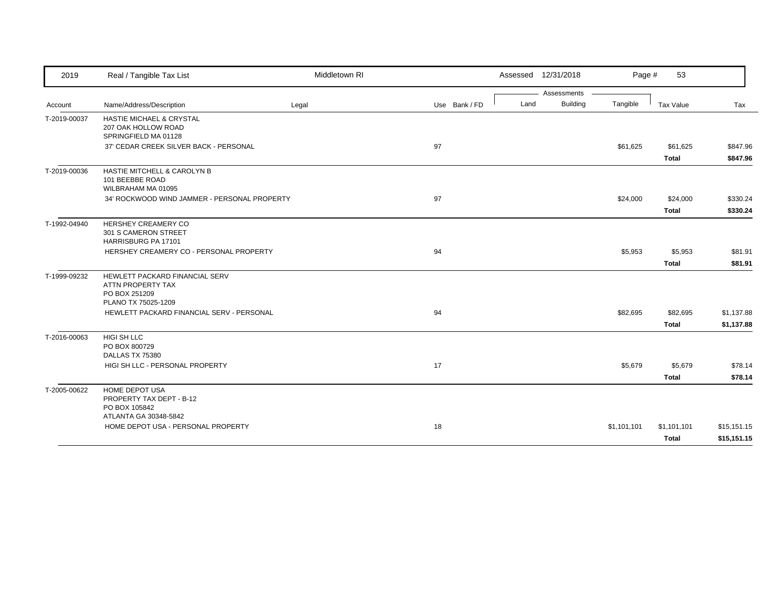| Account | Name/Address/Description | Legal | Use | Bank / FD | Land | Building | Tangible | Tax Value | Tax |
|---|---|---|---|---|---|---|---|---|---|
| T-2019-00037 | HASTIE MICHAEL & CRYSTAL<br>207 OAK HOLLOW ROAD<br>SPRINGFIELD MA 01128 | | | | | | | | |
| | 37' CEDAR CREEK SILVER BACK - PERSONAL | | 97 | | | | $61,625 | $61,625 | $847.96 |
| | | | | | | | | **Total** | **$847.96** |
| T-2019-00036 | HASTIE MITCHELL & CAROLYN B<br>101 BEEBBE ROAD<br>WILBRAHAM MA 01095 | | | | | | | | |
| | 34' ROCKWOOD WIND JAMMER - PERSONAL PROPERTY | | 97 | | | | $24,000 | $24,000 | $330.24 |
| | | | | | | | | **Total** | **$330.24** |
| T-1992-04940 | HERSHEY CREAMERY CO<br>301 S CAMERON STREET<br>HARRISBURG PA 17101 | | | | | | | | |
| | HERSHEY CREAMERY CO - PERSONAL PROPERTY | | 94 | | | | $5,953 | $5,953 | $81.91 |
| | | | | | | | | **Total** | **$81.91** |
| T-1999-09232 | HEWLETT PACKARD FINANCIAL SERV<br>ATTN PROPERTY TAX<br>PO BOX 251209<br>PLANO TX 75025-1209 | | | | | | | | |
| | HEWLETT PACKARD FINANCIAL SERV - PERSONAL | | 94 | | | | $82,695 | $82,695 | $1,137.88 |
| | | | | | | | | **Total** | **$1,137.88** |
| T-2016-00063 | HIGI SH LLC<br>PO BOX 800729<br>DALLAS TX 75380 | | | | | | | | |
| | HIGI SH LLC - PERSONAL PROPERTY | | 17 | | | | $5,679 | $5,679 | $78.14 |
| | | | | | | | | **Total** | **$78.14** |
| T-2005-00622 | HOME DEPOT USA<br>PROPERTY TAX DEPT - B-12<br>PO BOX 105842<br>ATLANTA GA 30348-5842 | | | | | | | | |
| | HOME DEPOT USA - PERSONAL PROPERTY | | 18 | | | | $1,101,101 | $1,101,101 | $15,151.15 |
| | | | | | | | | **Total** | **$15,151.15** |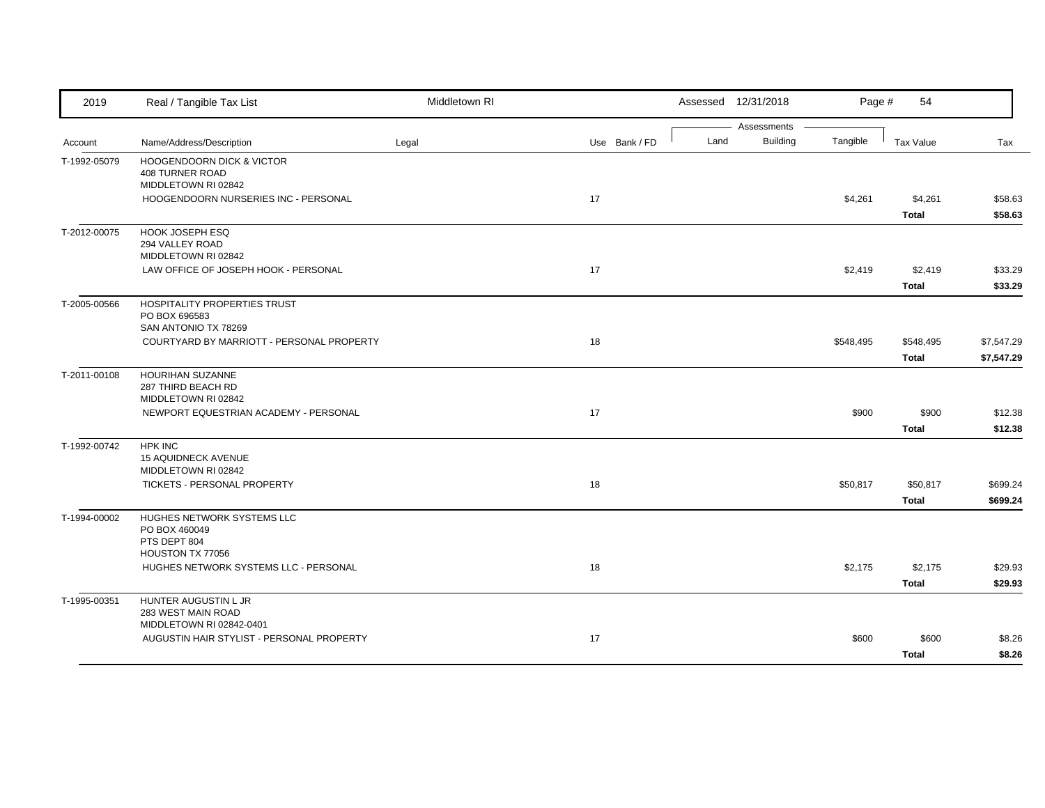| Account | Name/Address/Description | Legal | Use | Bank / FD | Land | Building | Tangible | Tax Value | Tax |
|---|---|---|---|---|---|---|---|---|---|
| T-1992-05079 | HOOGENDOORN DICK & VICTOR<br>408 TURNER ROAD<br>MIDDLETOWN RI 02842 | | | | | | | | |
| | HOOGENDOORN NURSERIES INC - PERSONAL | | 17 | | | | $4,261 | $4,261 | $58.63 |
| | | | | | | | | **Total** | **$58.63** |
| T-2012-00075 | HOOK JOSEPH ESQ<br>294 VALLEY ROAD<br>MIDDLETOWN RI 02842 | | | | | | | | |
| | LAW OFFICE OF JOSEPH HOOK - PERSONAL | | 17 | | | | $2,419 | $2,419 | $33.29 |
| | | | | | | | | **Total** | **$33.29** |
| T-2005-00566 | HOSPITALITY PROPERTIES TRUST<br>PO BOX 696583<br>SAN ANTONIO TX 78269 | | | | | | | | |
| | COURTYARD BY MARRIOTT - PERSONAL PROPERTY | | 18 | | | | $548,495 | $548,495 | $7,547.29 |
| | | | | | | | | **Total** | **$7,547.29** |
| T-2011-00108 | HOURIHAN SUZANNE<br>287 THIRD BEACH RD<br>MIDDLETOWN RI 02842 | | | | | | | | |
| | NEWPORT EQUESTRIAN ACADEMY - PERSONAL | | 17 | | | | $900 | $900 | $12.38 |
| | | | | | | | | **Total** | **$12.38** |
| T-1992-00742 | HPK INC<br>15 AQUIDNECK AVENUE<br>MIDDLETOWN RI 02842 | | | | | | | | |
| | TICKETS - PERSONAL PROPERTY | | 18 | | | | $50,817 | $50,817 | $699.24 |
| | | | | | | | | **Total** | **$699.24** |
| T-1994-00002 | HUGHES NETWORK SYSTEMS LLC<br>PO BOX 460049<br>PTS DEPT 804<br>HOUSTON TX 77056 | | | | | | | | |
| | HUGHES NETWORK SYSTEMS LLC - PERSONAL | | 18 | | | | $2,175 | $2,175 | $29.93 |
| | | | | | | | | **Total** | **$29.93** |
| T-1995-00351 | HUNTER AUGUSTIN L JR<br>283 WEST MAIN ROAD<br>MIDDLETOWN RI 02842-0401 | | | | | | | | |
| | AUGUSTIN HAIR STYLIST - PERSONAL PROPERTY | | 17 | | | | $600 | $600 | $8.26 |
| | | | | | | | | **Total** | **$8.26** |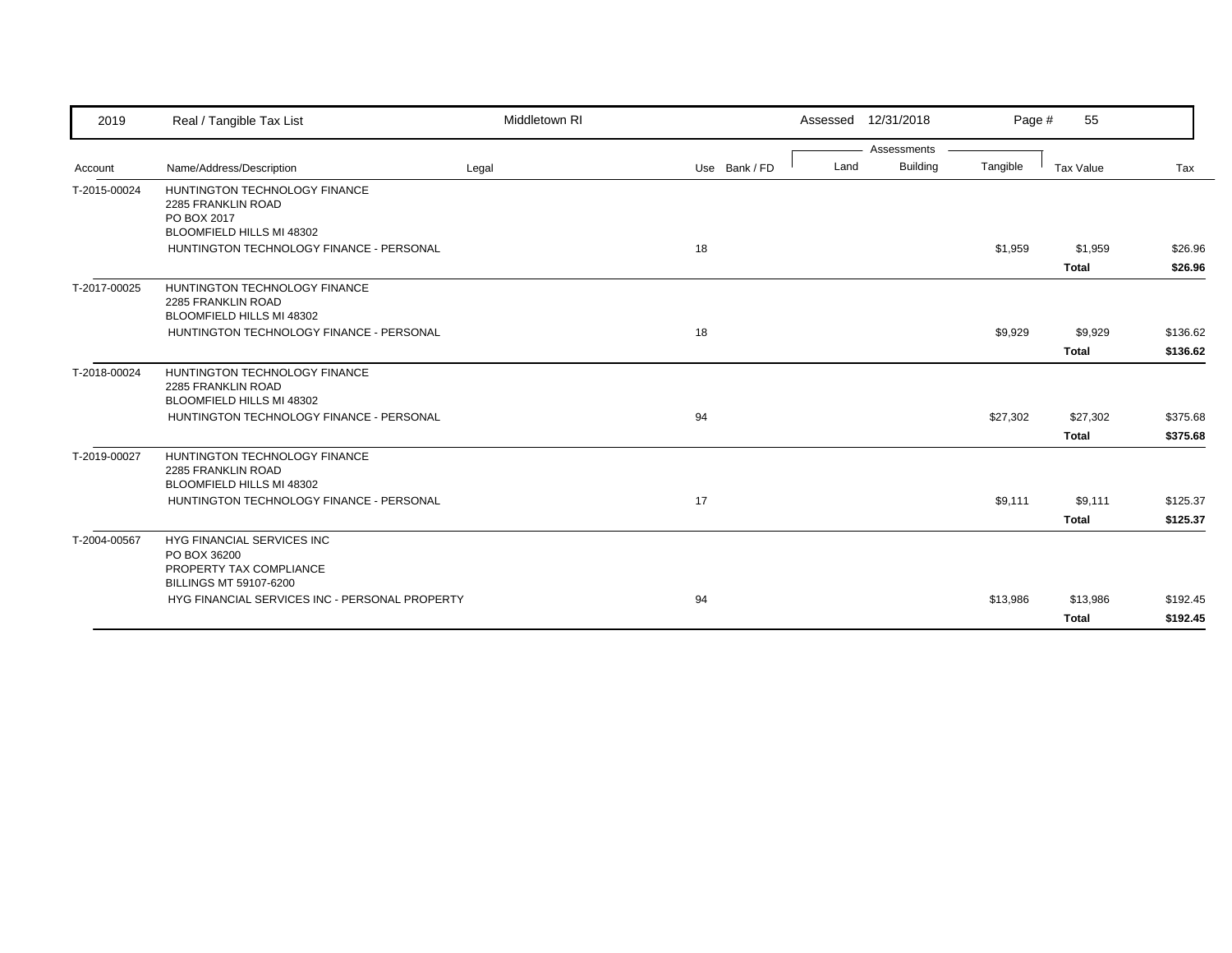| 2019 | Real / Tangible Tax List | Middletown RI | | Assessed 12/31/2018 | | Page # 55 | | |
|---|---|---|---|---|---|---|---|---|

| Account | Name/Address/Description | Legal | Use Bank / FD | Land | Building | Tangible | Tax Value | Tax |
|---|---|---|---|---|---|---|---|---|
| T-2015-00024 | HUNTINGTON TECHNOLOGY FINANCE<br>2285 FRANKLIN ROAD<br>PO BOX 2017<br>BLOOMFIELD HILLS MI 48302 | | | | | | | |
| | HUNTINGTON TECHNOLOGY FINANCE - PERSONAL | | 18 | | | $1,959 | $1,959 | $26.96 |
| | | | | | | | **Total** | **$26.96** |
| T-2017-00025 | HUNTINGTON TECHNOLOGY FINANCE<br>2285 FRANKLIN ROAD<br>BLOOMFIELD HILLS MI 48302 | | | | | | | |
| | HUNTINGTON TECHNOLOGY FINANCE - PERSONAL | | 18 | | | $9,929 | $9,929 | $136.62 |
| | | | | | | | **Total** | **$136.62** |
| T-2018-00024 | HUNTINGTON TECHNOLOGY FINANCE<br>2285 FRANKLIN ROAD<br>BLOOMFIELD HILLS MI 48302 | | | | | | | |
| | HUNTINGTON TECHNOLOGY FINANCE - PERSONAL | | 94 | | | $27,302 | $27,302 | $375.68 |
| | | | | | | | **Total** | **$375.68** |
| T-2019-00027 | HUNTINGTON TECHNOLOGY FINANCE<br>2285 FRANKLIN ROAD<br>BLOOMFIELD HILLS MI 48302 | | | | | | | |
| | HUNTINGTON TECHNOLOGY FINANCE - PERSONAL | | 17 | | | $9,111 | $9,111 | $125.37 |
| | | | | | | | **Total** | **$125.37** |
| T-2004-00567 | HYG FINANCIAL SERVICES INC<br>PO BOX 36200<br>PROPERTY TAX COMPLIANCE<br>BILLINGS MT 59107-6200 | | | | | | | |
| | HYG FINANCIAL SERVICES INC - PERSONAL PROPERTY | | 94 | | | $13,986 | $13,986 | $192.45 |
| | | | | | | | **Total** | **$192.45** |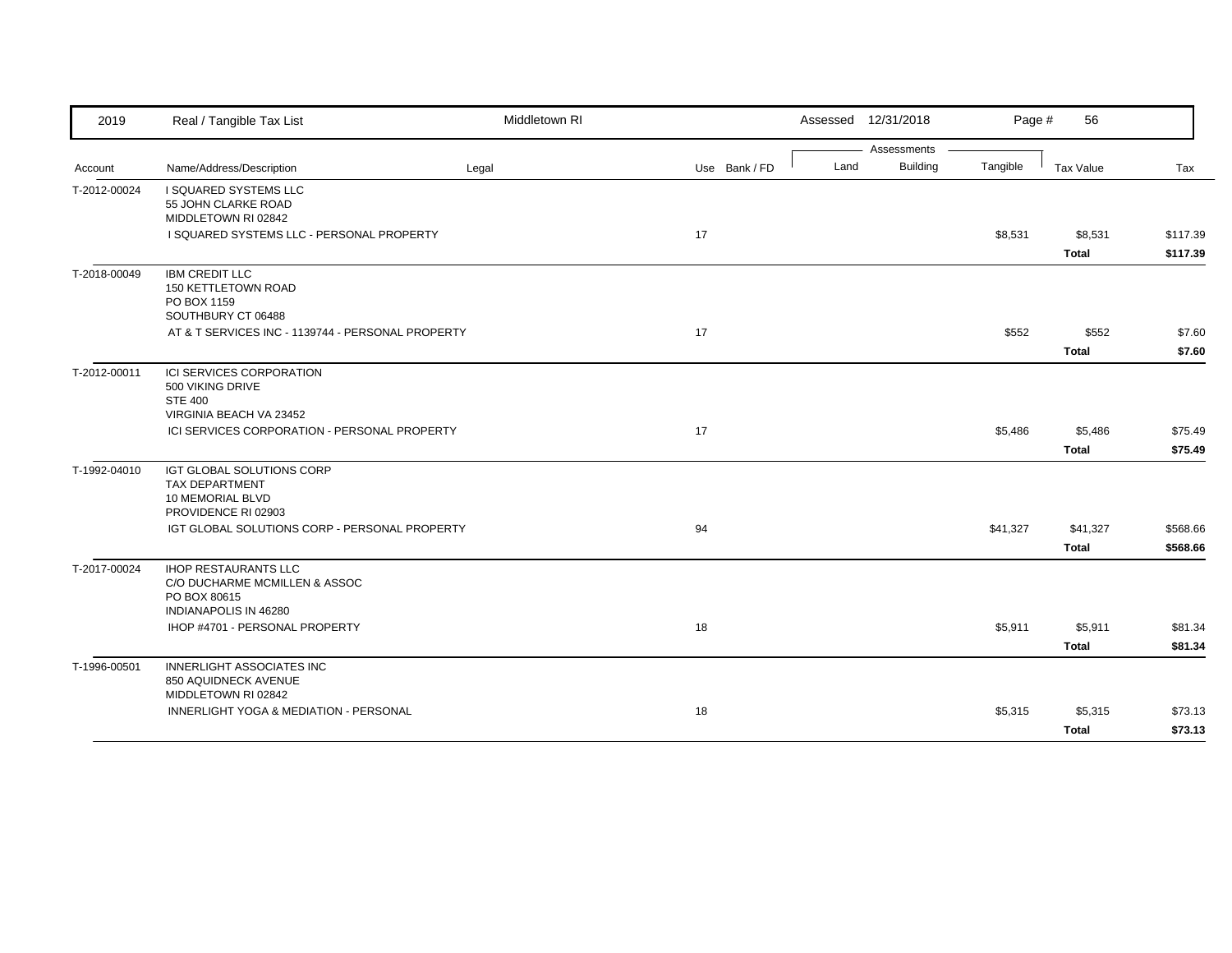| Account | Name/Address/Description | Legal | Use | Bank / FD | Land | Building | Tangible | Tax Value | Tax |
|---|---|---|---|---|---|---|---|---|---|
| T-2012-00024 | I SQUARED SYSTEMS LLC<br>55 JOHN CLARKE ROAD<br>MIDDLETOWN RI 02842 | | | | | | | | |
| | I SQUARED SYSTEMS LLC - PERSONAL PROPERTY | | 17 | | | | $8,531 | $8,531 | $117.39 |
| | | | | | | | | **Total** | **$117.39** |
| T-2018-00049 | IBM CREDIT LLC<br>150 KETTLETOWN ROAD<br>PO BOX 1159<br>SOUTHBURY CT 06488 | | | | | | | | |
| | AT & T SERVICES INC - 1139744 - PERSONAL PROPERTY | | 17 | | | | $552 | $552 | $7.60 |
| | | | | | | | | **Total** | **$7.60** |
| T-2012-00011 | ICI SERVICES CORPORATION<br>500 VIKING DRIVE<br>STE 400<br>VIRGINIA BEACH VA 23452 | | | | | | | | |
| | ICI SERVICES CORPORATION - PERSONAL PROPERTY | | 17 | | | | $5,486 | $5,486 | $75.49 |
| | | | | | | | | **Total** | **$75.49** |
| T-1992-04010 | IGT GLOBAL SOLUTIONS CORP<br>TAX DEPARTMENT<br>10 MEMORIAL BLVD<br>PROVIDENCE RI 02903 | | | | | | | | |
| | IGT GLOBAL SOLUTIONS CORP - PERSONAL PROPERTY | | 94 | | | | $41,327 | $41,327 | $568.66 |
| | | | | | | | | **Total** | **$568.66** |
| T-2017-00024 | IHOP RESTAURANTS LLC<br>C/O DUCHARME MCMILLEN & ASSOC<br>PO BOX 80615<br>INDIANAPOLIS IN 46280 | | | | | | | | |
| | IHOP #4701 - PERSONAL PROPERTY | | 18 | | | | $5,911 | $5,911 | $81.34 |
| | | | | | | | | **Total** | **$81.34** |
| T-1996-00501 | INNERLIGHT ASSOCIATES INC<br>850 AQUIDNECK AVENUE<br>MIDDLETOWN RI 02842 | | | | | | | | |
| | INNERLIGHT YOGA & MEDIATION - PERSONAL | | 18 | | | | $5,315 | $5,315 | $73.13 |
| | | | | | | | | **Total** | **$73.13** |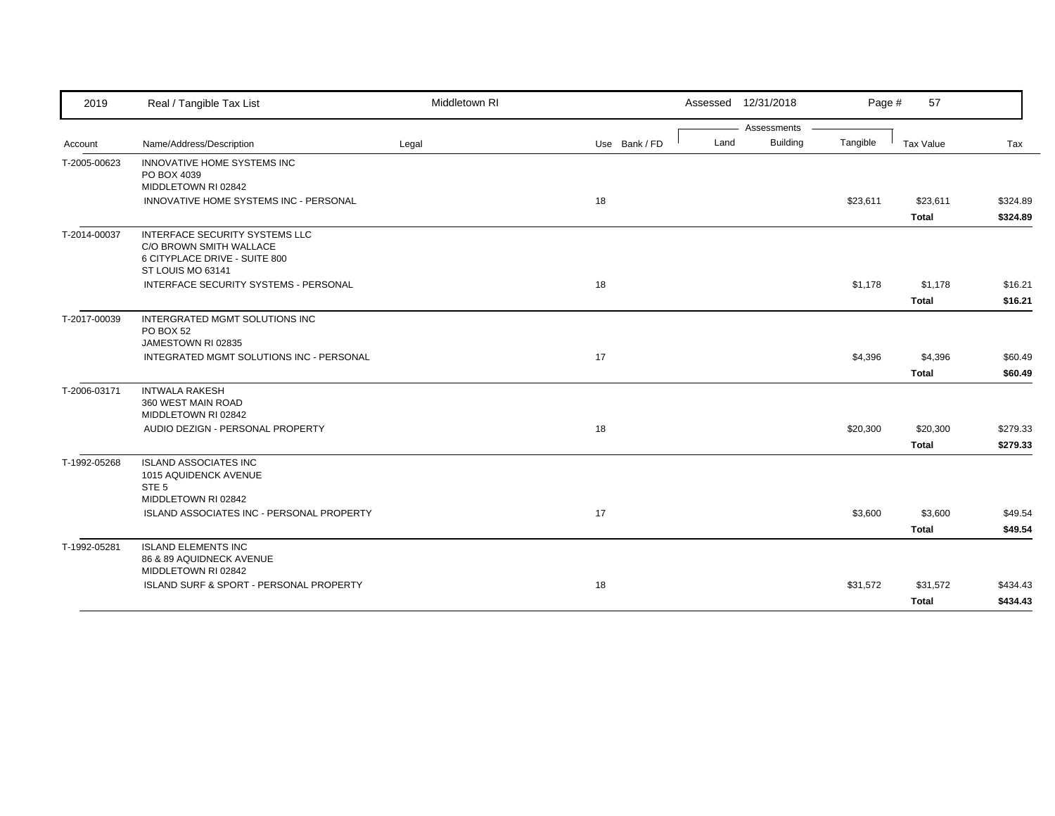| 2019 | Real / Tangible Tax List | Middletown RI | | Assessed 12/31/2018 | | Page # 57 | | |
|---|---|---|---|---|---|---|---|---|
| | | | | Assessments | | | | |
| Account | Name/Address/Description | Legal | Use Bank / FD | Land | Building | Tangible | Tax Value | Tax |
| T-2005-00623 | INNOVATIVE HOME SYSTEMS INC<br>PO BOX 4039<br>MIDDLETOWN RI 02842 | | | | | | | |
| | INNOVATIVE HOME SYSTEMS INC - PERSONAL | | 18 | | | $23,611 | $23,611 | $324.89 |
| | | | | | | | **Total** | **$324.89** |
| T-2014-00037 | INTERFACE SECURITY SYSTEMS LLC<br>C/O BROWN SMITH WALLACE<br>6 CITYPLACE DRIVE - SUITE 800<br>ST LOUIS MO 63141 | | | | | | | |
| | INTERFACE SECURITY SYSTEMS - PERSONAL | | 18 | | | $1,178 | $1,178 | $16.21 |
| | | | | | | | **Total** | **$16.21** |
| T-2017-00039 | INTERGRATED MGMT SOLUTIONS INC<br>PO BOX 52<br>JAMESTOWN RI 02835 | | | | | | | |
| | INTEGRATED MGMT SOLUTIONS INC - PERSONAL | | 17 | | | $4,396 | $4,396 | $60.49 |
| | | | | | | | **Total** | **$60.49** |
| T-2006-03171 | INTWALA RAKESH<br>360 WEST MAIN ROAD<br>MIDDLETOWN RI 02842 | | | | | | | |
| | AUDIO DEZIGN - PERSONAL PROPERTY | | 18 | | | $20,300 | $20,300 | $279.33 |
| | | | | | | | **Total** | **$279.33** |
| T-1992-05268 | ISLAND ASSOCIATES INC<br>1015 AQUIDENCK AVENUE<br>STE 5<br>MIDDLETOWN RI 02842 | | | | | | | |
| | ISLAND ASSOCIATES INC - PERSONAL PROPERTY | | 17 | | | $3,600 | $3,600 | $49.54 |
| | | | | | | | **Total** | **$49.54** |
| T-1992-05281 | ISLAND ELEMENTS INC<br>86 & 89 AQUIDNECK AVENUE<br>MIDDLETOWN RI 02842 | | | | | | | |
| | ISLAND SURF & SPORT - PERSONAL PROPERTY | | 18 | | | $31,572 | $31,572 | $434.43 |
| | | | | | | | **Total** | **$434.43** |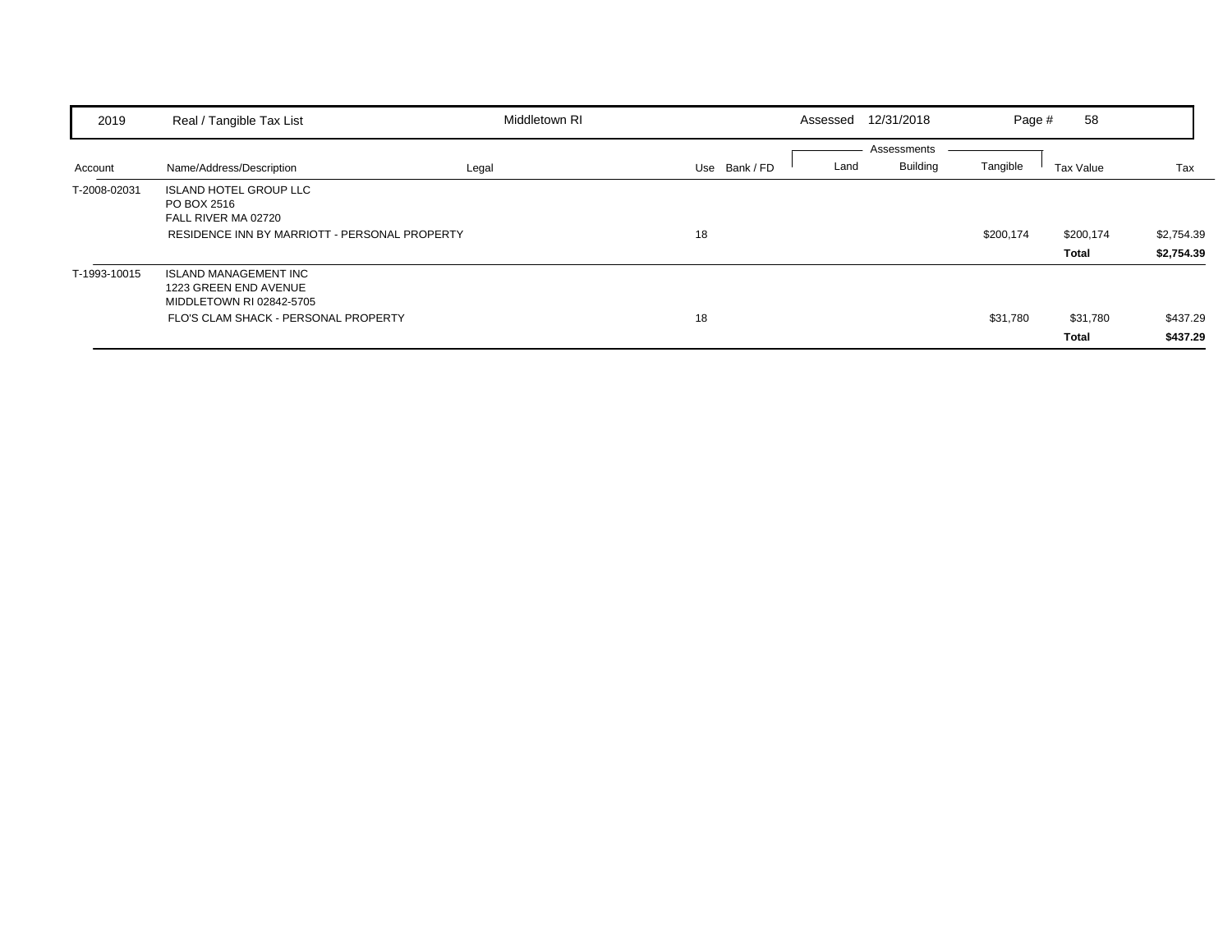| 2019 | Real / Tangible Tax List | Middletown RI | | | Assessed 12/31/2018 | | | Page # 58 | |
|---|---|---|---|---|---|---|---|---|---|
| | | | | | | Assessments | | | |
| Account | Name/Address/Description | Legal | Use | Bank / FD | Land | Building | Tangible | Tax Value | Tax |
| T-2008-02031 | ISLAND HOTEL GROUP LLC<br>PO BOX 2516<br>FALL RIVER MA 02720 | | | | | | | | |
| | RESIDENCE INN BY MARRIOTT - PERSONAL PROPERTY | | 18 | | | | $200,174 | $200,174 | $2,754.39 |
| | | | | | | | | **Total** | **$2,754.39** |
| T-1993-10015 | ISLAND MANAGEMENT INC<br>1223 GREEN END AVENUE<br>MIDDLETOWN RI 02842-5705 | | | | | | | | |
| | FLO'S CLAM SHACK - PERSONAL PROPERTY | | 18 | | | | $31,780 | $31,780 | $437.29 |
| | | | | | | | | **Total** | **$437.29** |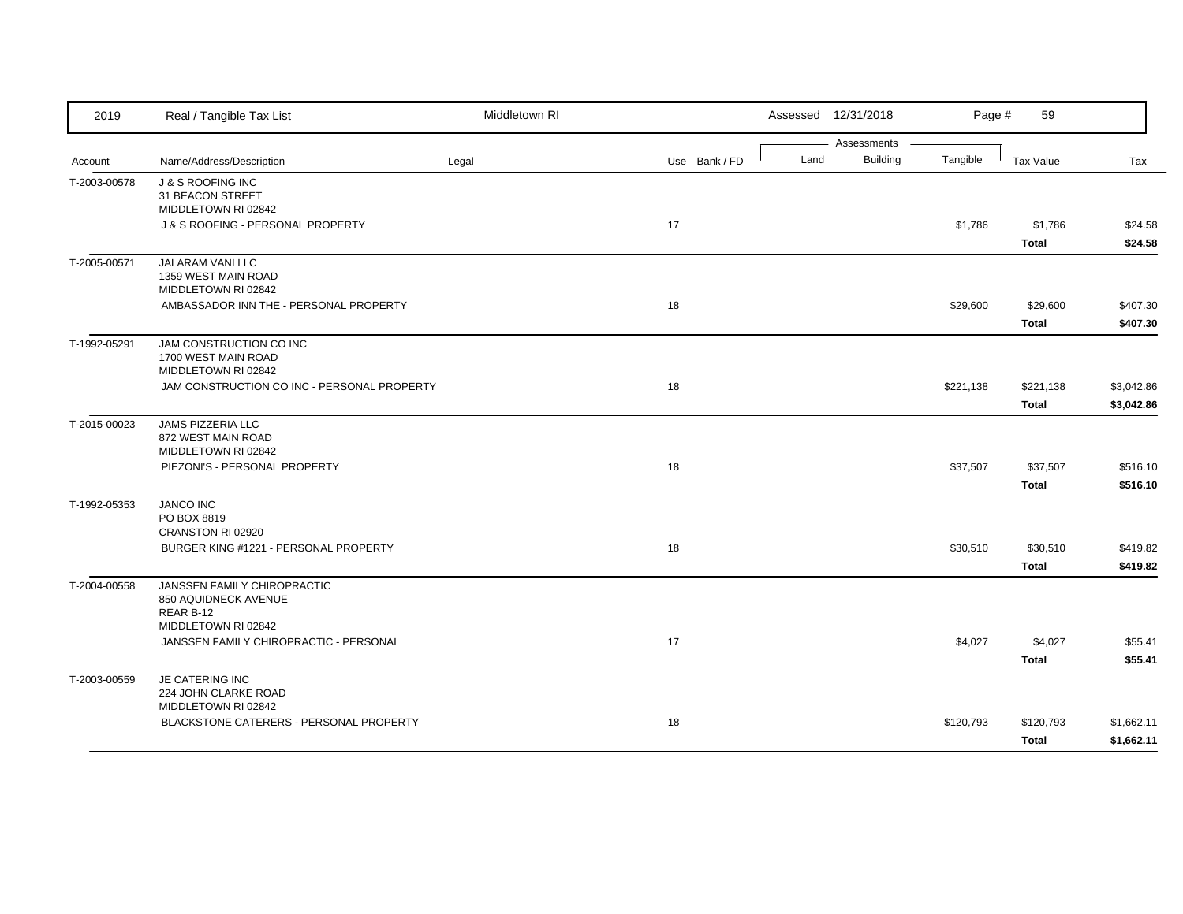| 2019 | Real / Tangible Tax List | Middletown RI | | Assessed 12/31/2018 | | Page # 59 | | |
|---|---|---|---|---|---|---|---|---|
| | | | | Assessments | | | | |
| Account | Name/Address/Description | Legal | Use Bank / FD | Land | Building | Tangible | Tax Value | Tax |
| T-2003-00578 | J & S ROOFING INC<br>31 BEACON STREET<br>MIDDLETOWN RI 02842 | | | | | | | |
| | J & S ROOFING - PERSONAL PROPERTY | | 17 | | | $1,786 | $1,786 | $24.58 |
| | | | | | | | **Total** | **$24.58** |
| T-2005-00571 | JALARAM VANI LLC<br>1359 WEST MAIN ROAD<br>MIDDLETOWN RI 02842 | | | | | | | |
| | AMBASSADOR INN THE - PERSONAL PROPERTY | | 18 | | | $29,600 | $29,600 | $407.30 |
| | | | | | | | **Total** | **$407.30** |
| T-1992-05291 | JAM CONSTRUCTION CO INC<br>1700 WEST MAIN ROAD<br>MIDDLETOWN RI 02842 | | | | | | | |
| | JAM CONSTRUCTION CO INC - PERSONAL PROPERTY | | 18 | | | $221,138 | $221,138 | $3,042.86 |
| | | | | | | | **Total** | **$3,042.86** |
| T-2015-00023 | JAMS PIZZERIA LLC<br>872 WEST MAIN ROAD<br>MIDDLETOWN RI 02842 | | | | | | | |
| | PIEZONI'S - PERSONAL PROPERTY | | 18 | | | $37,507 | $37,507 | $516.10 |
| | | | | | | | **Total** | **$516.10** |
| T-1992-05353 | JANCO INC<br>PO BOX 8819<br>CRANSTON RI 02920 | | | | | | | |
| | BURGER KING #1221 - PERSONAL PROPERTY | | 18 | | | $30,510 | $30,510 | $419.82 |
| | | | | | | | **Total** | **$419.82** |
| T-2004-00558 | JANSSEN FAMILY CHIROPRACTIC<br>850 AQUIDNECK AVENUE<br>REAR B-12<br>MIDDLETOWN RI 02842 | | | | | | | |
| | JANSSEN FAMILY CHIROPRACTIC - PERSONAL | | 17 | | | $4,027 | $4,027 | $55.41 |
| | | | | | | | **Total** | **$55.41** |
| T-2003-00559 | JE CATERING INC<br>224 JOHN CLARKE ROAD<br>MIDDLETOWN RI 02842 | | | | | | | |
| | BLACKSTONE CATERERS - PERSONAL PROPERTY | | 18 | | | $120,793 | $120,793 | $1,662.11 |
| | | | | | | | **Total** | **$1,662.11** |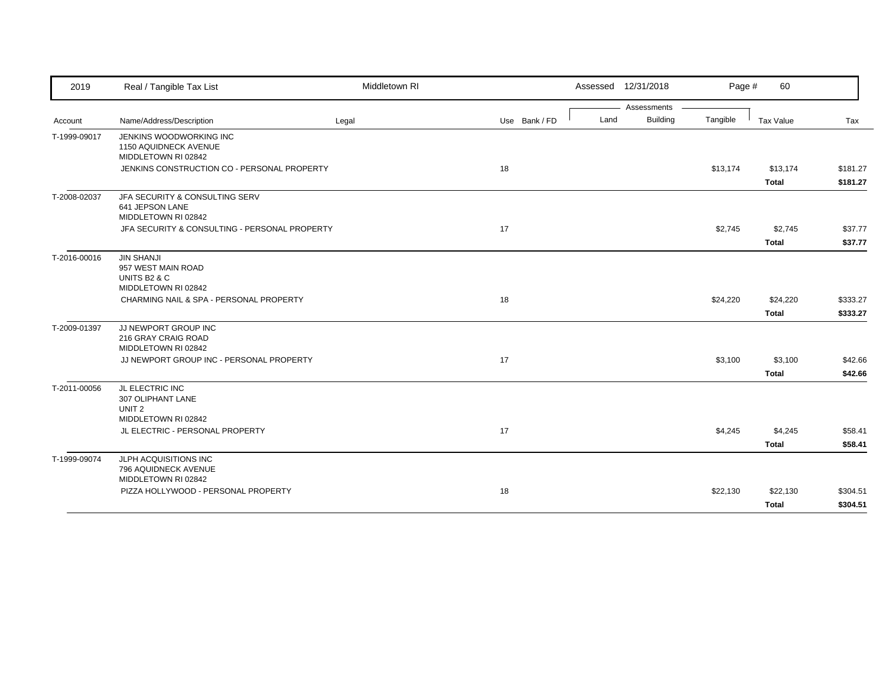| Account | Name/Address/Description | Legal | Use | Bank / FD | Land | Building | Tangible | Tax Value | Tax |
|---|---|---|---|---|---|---|---|---|---|
| T-1999-09017 | JENKINS WOODWORKING INC<br>1150 AQUIDNECK AVENUE<br>MIDDLETOWN RI 02842 | | | | | | | | |
| | JENKINS CONSTRUCTION CO - PERSONAL PROPERTY | | 18 | | | | $13,174 | $13,174 | $181.27 |
| | | | | | | | | **Total** | **$181.27** |
| T-2008-02037 | JFA SECURITY & CONSULTING SERV<br>641 JEPSON LANE<br>MIDDLETOWN RI 02842 | | | | | | | | |
| | JFA SECURITY & CONSULTING - PERSONAL PROPERTY | | 17 | | | | $2,745 | $2,745 | $37.77 |
| | | | | | | | | **Total** | **$37.77** |
| T-2016-00016 | JIN SHANJI<br>957 WEST MAIN ROAD<br>UNITS B2 & C<br>MIDDLETOWN RI 02842 | | | | | | | | |
| | CHARMING NAIL & SPA - PERSONAL PROPERTY | | 18 | | | | $24,220 | $24,220 | $333.27 |
| | | | | | | | | **Total** | **$333.27** |
| T-2009-01397 | JJ NEWPORT GROUP INC<br>216 GRAY CRAIG ROAD<br>MIDDLETOWN RI 02842 | | | | | | | | |
| | JJ NEWPORT GROUP INC - PERSONAL PROPERTY | | 17 | | | | $3,100 | $3,100 | $42.66 |
| | | | | | | | | **Total** | **$42.66** |
| T-2011-00056 | JL ELECTRIC INC<br>307 OLIPHANT LANE<br>UNIT 2<br>MIDDLETOWN RI 02842 | | | | | | | | |
| | JL ELECTRIC - PERSONAL PROPERTY | | 17 | | | | $4,245 | $4,245 | $58.41 |
| | | | | | | | | **Total** | **$58.41** |
| T-1999-09074 | JLPH ACQUISITIONS INC<br>796 AQUIDNECK AVENUE<br>MIDDLETOWN RI 02842 | | | | | | | | |
| | PIZZA HOLLYWOOD - PERSONAL PROPERTY | | 18 | | | | $22,130 | $22,130 | $304.51 |
| | | | | | | | | **Total** | **$304.51** |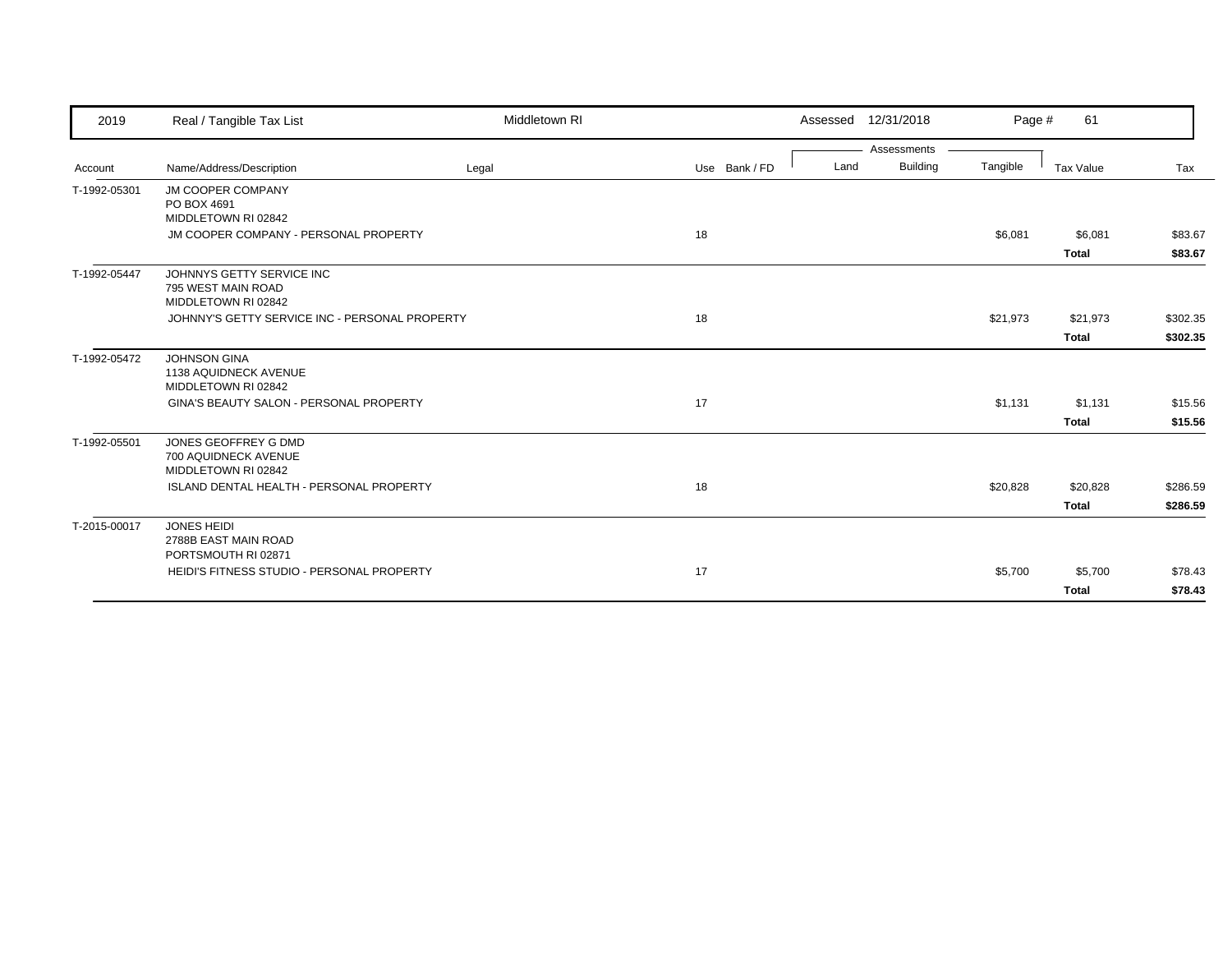| 2019 | Real / Tangible Tax List | Middletown RI | Assessed 12/31/2018 |
|---|---|---|---|

| Account | Name/Address/Description | Legal | Use | Bank / FD | Land | Building | Tangible | Tax Value | Tax |
|---|---|---|---|---|---|---|---|---|---|
| T-1992-05301 | JM COOPER COMPANY<br>PO BOX 4691<br>MIDDLETOWN RI 02842 | | | | | | | | |
| | JM COOPER COMPANY - PERSONAL PROPERTY | | 18 | | | | $6,081 | $6,081 | $83.67 |
| | | | | | | | | **Total** | **$83.67** |
| T-1992-05447 | JOHNNYS GETTY SERVICE INC<br>795 WEST MAIN ROAD<br>MIDDLETOWN RI 02842 | | | | | | | | |
| | JOHNNY'S GETTY SERVICE INC - PERSONAL PROPERTY | | 18 | | | | $21,973 | $21,973 | $302.35 |
| | | | | | | | | **Total** | **$302.35** |
| T-1992-05472 | JOHNSON GINA<br>1138 AQUIDNECK AVENUE<br>MIDDLETOWN RI 02842 | | | | | | | | |
| | GINA'S BEAUTY SALON - PERSONAL PROPERTY | | 17 | | | | $1,131 | $1,131 | $15.56 |
| | | | | | | | | **Total** | **$15.56** |
| T-1992-05501 | JONES GEOFFREY G DMD<br>700 AQUIDNECK AVENUE<br>MIDDLETOWN RI 02842 | | | | | | | | |
| | ISLAND DENTAL HEALTH - PERSONAL PROPERTY | | 18 | | | | $20,828 | $20,828 | $286.59 |
| | | | | | | | | **Total** | **$286.59** |
| T-2015-00017 | JONES HEIDI<br>2788B EAST MAIN ROAD<br>PORTSMOUTH RI 02871 | | | | | | | | |
| | HEIDI'S FITNESS STUDIO - PERSONAL PROPERTY | | 17 | | | | $5,700 | $5,700 | $78.43 |
| | | | | | | | | **Total** | **$78.43** |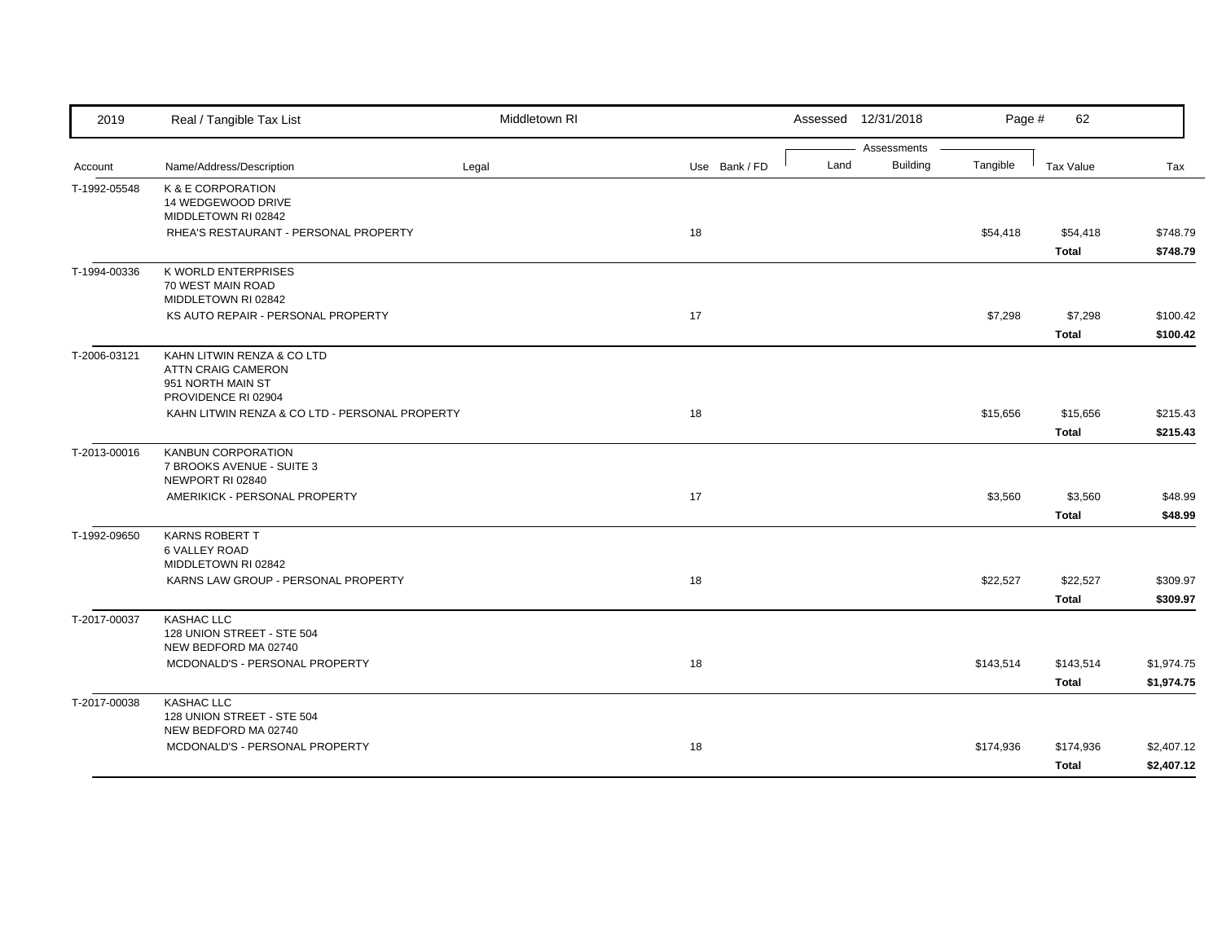| Account | Name/Address/Description | Legal | Use | Bank / FD | Land | Building | Tangible | Tax Value | Tax |
|---|---|---|---|---|---|---|---|---|---|
| T-1992-05548 | K & E CORPORATION<br>14 WEDGEWOOD DRIVE<br>MIDDLETOWN RI 02842 | | | | | | | | |
| | RHEA'S RESTAURANT - PERSONAL PROPERTY | | 18 | | | | $54,418 | $54,418 | $748.79 |
| | | | | | | | | **Total** | **$748.79** |
| T-1994-00336 | K WORLD ENTERPRISES<br>70 WEST MAIN ROAD<br>MIDDLETOWN RI 02842 | | | | | | | | |
| | KS AUTO REPAIR - PERSONAL PROPERTY | | 17 | | | | $7,298 | $7,298 | $100.42 |
| | | | | | | | | **Total** | **$100.42** |
| T-2006-03121 | KAHN LITWIN RENZA & CO LTD<br>ATTN CRAIG CAMERON<br>951 NORTH MAIN ST<br>PROVIDENCE RI 02904 | | | | | | | | |
| | KAHN LITWIN RENZA & CO LTD - PERSONAL PROPERTY | | 18 | | | | $15,656 | $15,656 | $215.43 |
| | | | | | | | | **Total** | **$215.43** |
| T-2013-00016 | KANBUN CORPORATION<br>7 BROOKS AVENUE - SUITE 3<br>NEWPORT RI 02840 | | | | | | | | |
| | AMERIKICK - PERSONAL PROPERTY | | 17 | | | | $3,560 | $3,560 | $48.99 |
| | | | | | | | | **Total** | **$48.99** |
| T-1992-09650 | KARNS ROBERT T<br>6 VALLEY ROAD<br>MIDDLETOWN RI 02842 | | | | | | | | |
| | KARNS LAW GROUP - PERSONAL PROPERTY | | 18 | | | | $22,527 | $22,527 | $309.97 |
| | | | | | | | | **Total** | **$309.97** |
| T-2017-00037 | KASHAC LLC<br>128 UNION STREET - STE 504<br>NEW BEDFORD MA 02740 | | | | | | | | |
| | MCDONALD'S - PERSONAL PROPERTY | | 18 | | | | $143,514 | $143,514 | $1,974.75 |
| | | | | | | | | **Total** | **$1,974.75** |
| T-2017-00038 | KASHAC LLC<br>128 UNION STREET - STE 504<br>NEW BEDFORD MA 02740 | | | | | | | | |
| | MCDONALD'S - PERSONAL PROPERTY | | 18 | | | | $174,936 | $174,936 | $2,407.12 |
| | | | | | | | | **Total** | **$2,407.12** |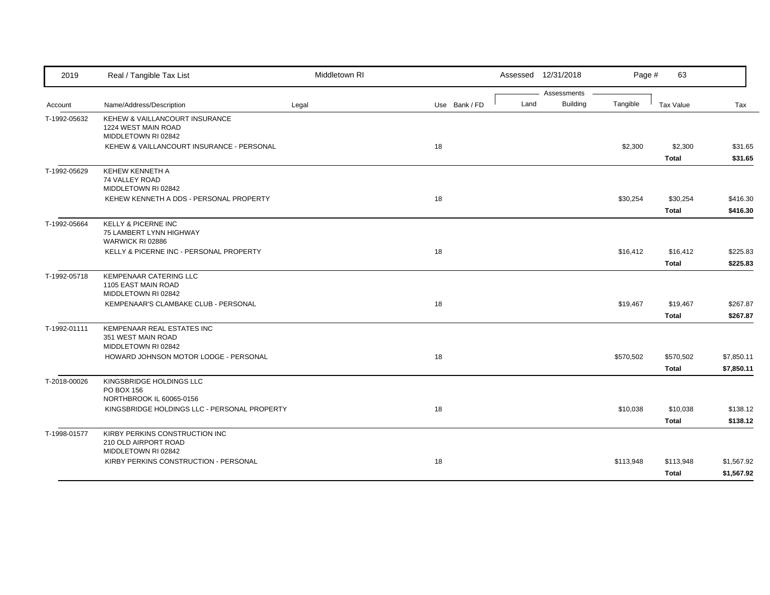| Account | Name/Address/Description | Legal | Use | Bank / FD | Land | Building | Tangible | Tax Value | Tax |
|---|---|---|---|---|---|---|---|---|---|
| | | | | | Assessments | | | | |
| T-1992-05632 | KEHEW & VAILLANCOURT INSURANCE<br>1224 WEST MAIN ROAD<br>MIDDLETOWN RI 02842 | | | | | | | | |
| | KEHEW & VAILLANCOURT INSURANCE - PERSONAL | | 18 | | | | $2,300 | $2,300 | $31.65 |
| | | | | | | | | **Total** | **$31.65** |
| T-1992-05629 | KEHEW KENNETH A<br>74 VALLEY ROAD<br>MIDDLETOWN RI 02842 | | | | | | | | |
| | KEHEW KENNETH A DDS - PERSONAL PROPERTY | | 18 | | | | $30,254 | $30,254 | $416.30 |
| | | | | | | | | **Total** | **$416.30** |
| T-1992-05664 | KELLY & PICERNE INC<br>75 LAMBERT LYNN HIGHWAY<br>WARWICK RI 02886 | | | | | | | | |
| | KELLY & PICERNE INC - PERSONAL PROPERTY | | 18 | | | | $16,412 | $16,412 | $225.83 |
| | | | | | | | | **Total** | **$225.83** |
| T-1992-05718 | KEMPENAAR CATERING LLC<br>1105 EAST MAIN ROAD<br>MIDDLETOWN RI 02842 | | | | | | | | |
| | KEMPENAAR'S CLAMBAKE CLUB - PERSONAL | | 18 | | | | $19,467 | $19,467 | $267.87 |
| | | | | | | | | **Total** | **$267.87** |
| T-1992-01111 | KEMPENAAR REAL ESTATES INC<br>351 WEST MAIN ROAD<br>MIDDLETOWN RI 02842 | | | | | | | | |
| | HOWARD JOHNSON MOTOR LODGE - PERSONAL | | 18 | | | | $570,502 | $570,502 | $7,850.11 |
| | | | | | | | | **Total** | **$7,850.11** |
| T-2018-00026 | KINGSBRIDGE HOLDINGS LLC<br>PO BOX 156<br>NORTHBROOK IL 60065-0156 | | | | | | | | |
| | KINGSBRIDGE HOLDINGS LLC - PERSONAL PROPERTY | | 18 | | | | $10,038 | $10,038 | $138.12 |
| | | | | | | | | **Total** | **$138.12** |
| T-1998-01577 | KIRBY PERKINS CONSTRUCTION INC<br>210 OLD AIRPORT ROAD<br>MIDDLETOWN RI 02842 | | | | | | | | |
| | KIRBY PERKINS CONSTRUCTION - PERSONAL | | 18 | | | | $113,948 | $113,948 | $1,567.92 |
| | | | | | | | | **Total** | **$1,567.92** |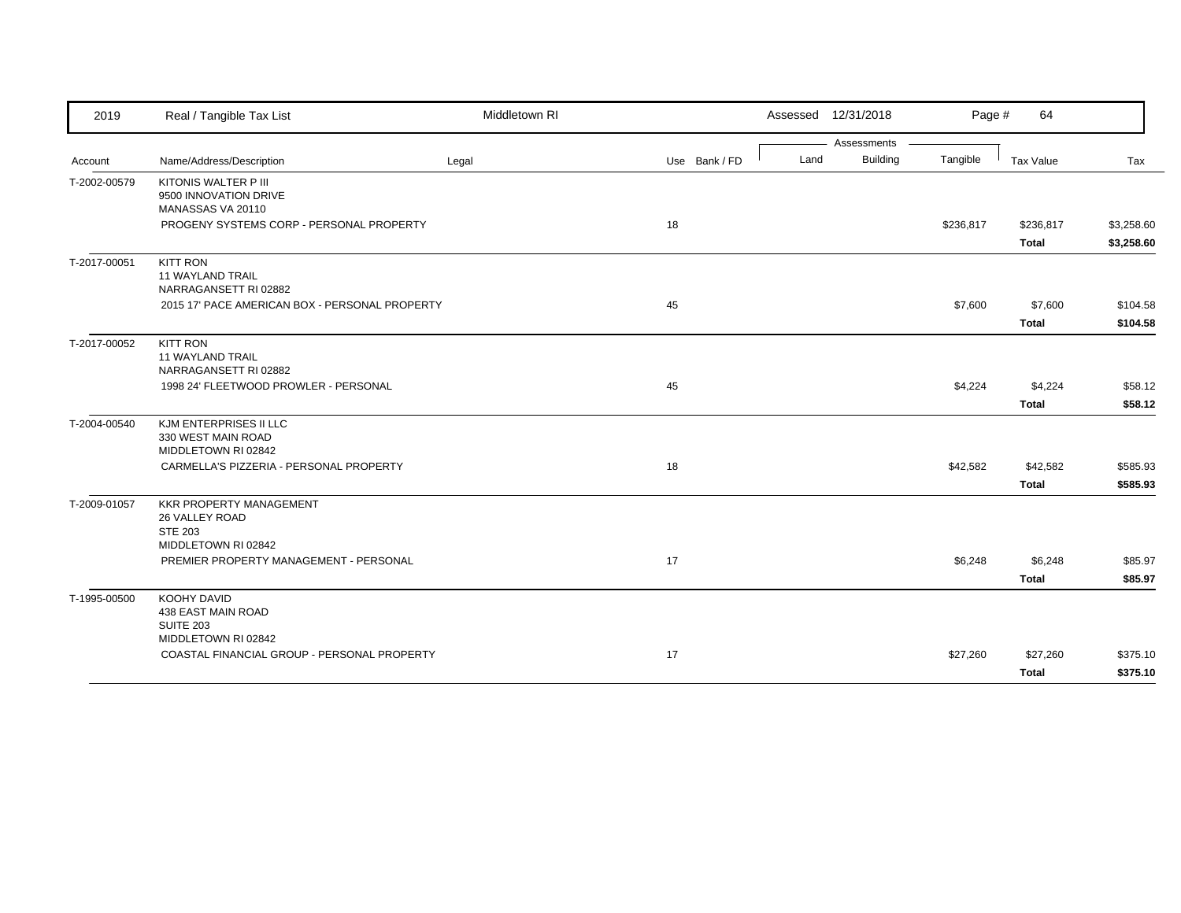| Account | Name/Address/Description | Legal | Use | Bank / FD | Land | Building | Tangible | Tax Value | Tax |
|---|---|---|---|---|---|---|---|---|---|
| T-2002-00579 | KITONIS WALTER P III<br>9500 INNOVATION DRIVE<br>MANASSAS VA 20110 | | | | | | | | |
| | PROGENY SYSTEMS CORP - PERSONAL PROPERTY | | 18 | | | | $236,817 | $236,817 | $3,258.60 |
| | | | | | | | | **Total** | **$3,258.60** |
| T-2017-00051 | KITT RON<br>11 WAYLAND TRAIL<br>NARRAGANSETT RI 02882 | | | | | | | | |
| | 2015 17' PACE AMERICAN BOX - PERSONAL PROPERTY | | 45 | | | | $7,600 | $7,600 | $104.58 |
| | | | | | | | | **Total** | **$104.58** |
| T-2017-00052 | KITT RON<br>11 WAYLAND TRAIL<br>NARRAGANSETT RI 02882 | | | | | | | | |
| | 1998 24' FLEETWOOD PROWLER - PERSONAL | | 45 | | | | $4,224 | $4,224 | $58.12 |
| | | | | | | | | **Total** | **$58.12** |
| T-2004-00540 | KJM ENTERPRISES II LLC<br>330 WEST MAIN ROAD<br>MIDDLETOWN RI 02842 | | | | | | | | |
| | CARMELLA'S PIZZERIA - PERSONAL PROPERTY | | 18 | | | | $42,582 | $42,582 | $585.93 |
| | | | | | | | | **Total** | **$585.93** |
| T-2009-01057 | KKR PROPERTY MANAGEMENT<br>26 VALLEY ROAD<br>STE 203<br>MIDDLETOWN RI 02842 | | | | | | | | |
| | PREMIER PROPERTY MANAGEMENT - PERSONAL | | 17 | | | | $6,248 | $6,248 | $85.97 |
| | | | | | | | | **Total** | **$85.97** |
| T-1995-00500 | KOOHY DAVID<br>438 EAST MAIN ROAD<br>SUITE 203<br>MIDDLETOWN RI 02842 | | | | | | | | |
| | COASTAL FINANCIAL GROUP - PERSONAL PROPERTY | | 17 | | | | $27,260 | $27,260 | $375.10 |
| | | | | | | | | **Total** | **$375.10** |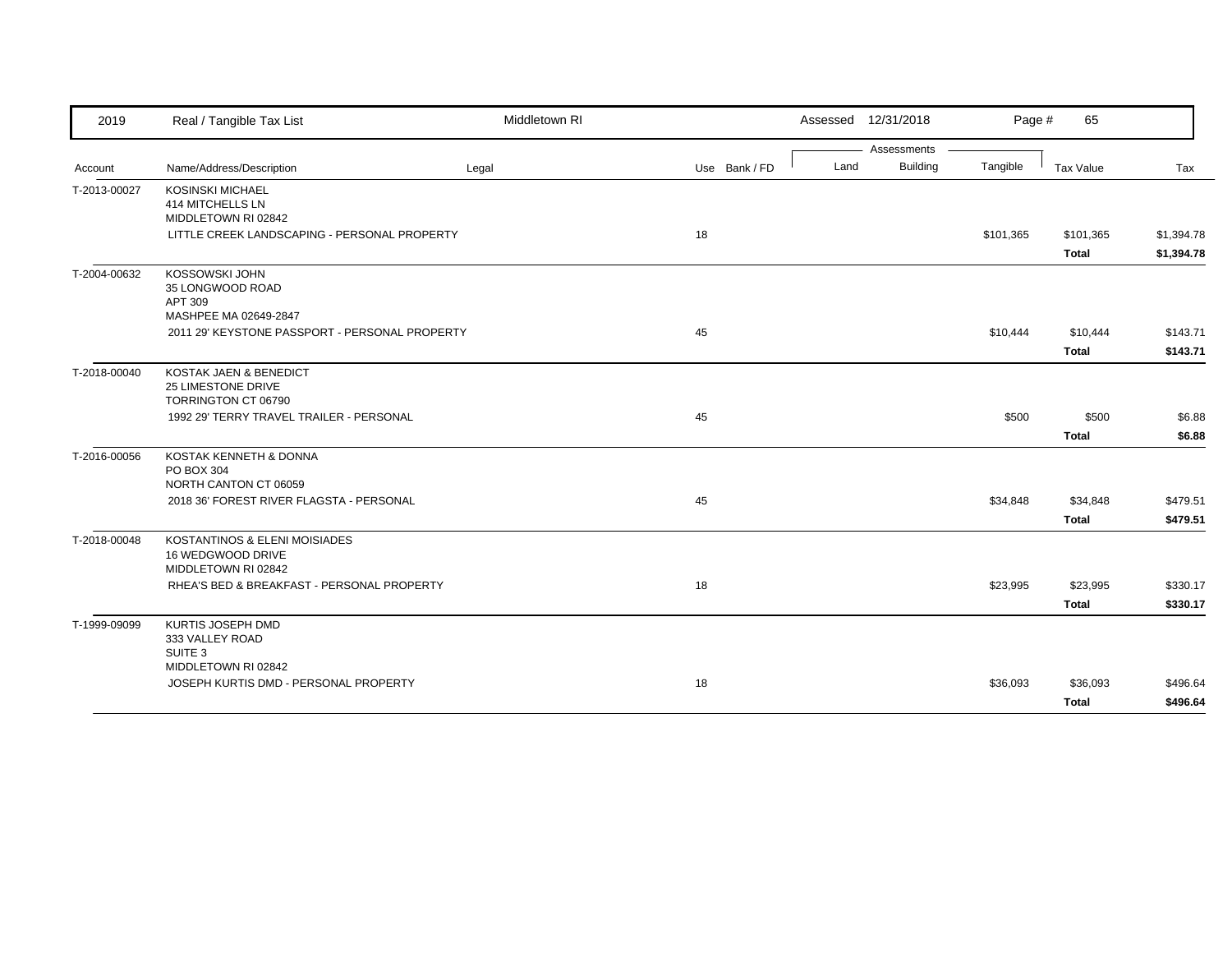| Account | Name/Address/Description | Legal | Use | Bank / FD | Land | Building | Tangible | Tax Value | Tax |
|---|---|---|---|---|---|---|---|---|---|
| T-2013-00027 | KOSINSKI MICHAEL<br>414 MITCHELLS LN<br>MIDDLETOWN RI 02842 | | | | | | | | |
| | LITTLE CREEK LANDSCAPING - PERSONAL PROPERTY | | 18 | | | | $101,365 | $101,365 | $1,394.78 |
| | | | | | | | | **Total** | **$1,394.78** |
| T-2004-00632 | KOSSOWSKI JOHN<br>35 LONGWOOD ROAD<br>APT 309<br>MASHPEE MA 02649-2847 | | | | | | | | |
| | 2011 29' KEYSTONE PASSPORT - PERSONAL PROPERTY | | 45 | | | | $10,444 | $10,444 | $143.71 |
| | | | | | | | | **Total** | **$143.71** |
| T-2018-00040 | KOSTAK JAEN & BENEDICT<br>25 LIMESTONE DRIVE<br>TORRINGTON CT 06790 | | | | | | | | |
| | 1992 29' TERRY TRAVEL TRAILER - PERSONAL | | 45 | | | | $500 | $500 | $6.88 |
| | | | | | | | | **Total** | **$6.88** |
| T-2016-00056 | KOSTAK KENNETH & DONNA<br>PO BOX 304<br>NORTH CANTON CT 06059 | | | | | | | | |
| | 2018 36' FOREST RIVER FLAGSTA - PERSONAL | | 45 | | | | $34,848 | $34,848 | $479.51 |
| | | | | | | | | **Total** | **$479.51** |
| T-2018-00048 | KOSTANTINOS & ELENI MOISIADES<br>16 WEDGWOOD DRIVE<br>MIDDLETOWN RI 02842 | | | | | | | | |
| | RHEA'S BED & BREAKFAST - PERSONAL PROPERTY | | 18 | | | | $23,995 | $23,995 | $330.17 |
| | | | | | | | | **Total** | **$330.17** |
| T-1999-09099 | KURTIS JOSEPH DMD<br>333 VALLEY ROAD<br>SUITE 3<br>MIDDLETOWN RI 02842 | | | | | | | | |
| | JOSEPH KURTIS DMD - PERSONAL PROPERTY | | 18 | | | | $36,093 | $36,093 | $496.64 |
| | | | | | | | | **Total** | **$496.64** |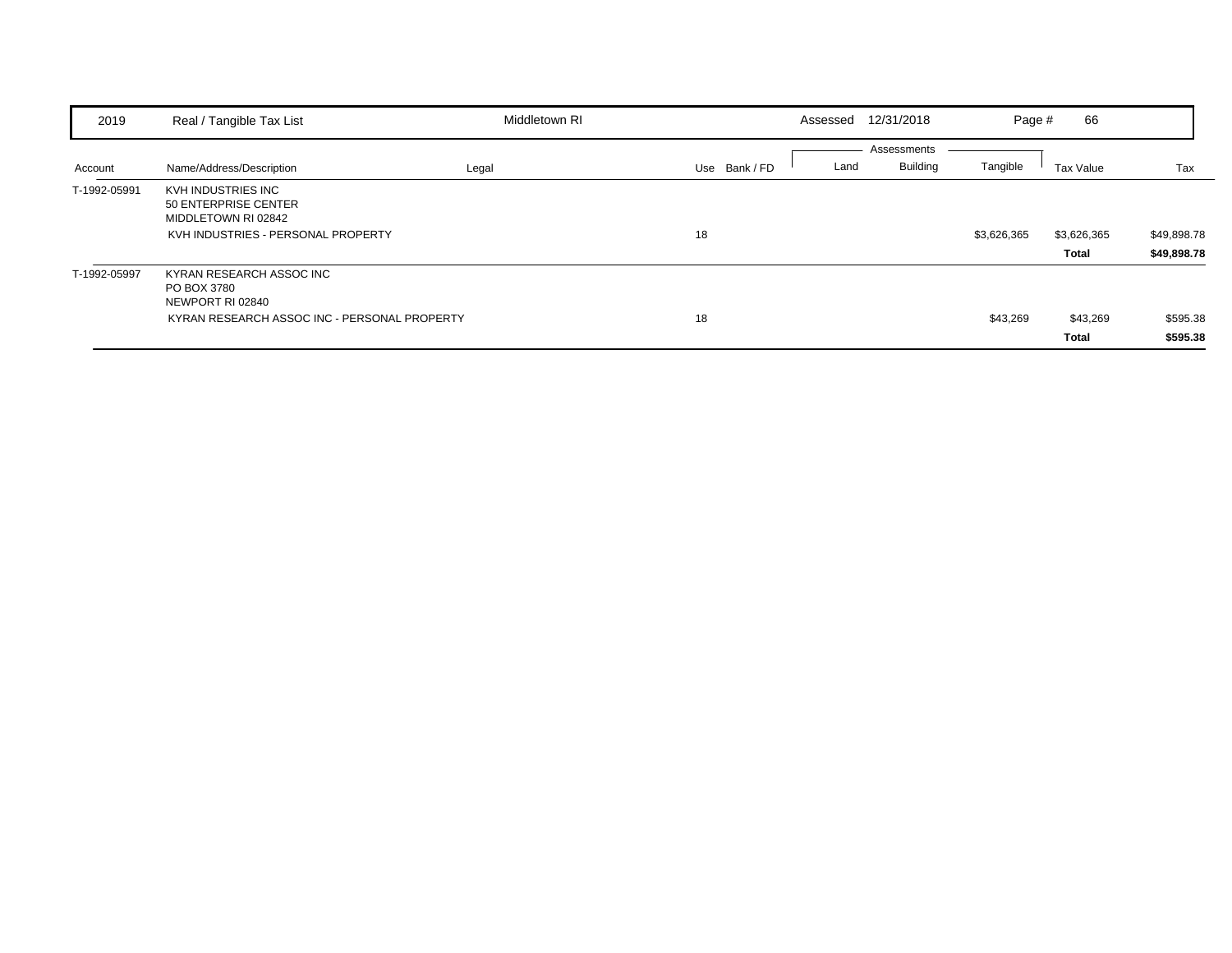| 2019 | Real / Tangible Tax List | Middletown RI | | Assessed 12/31/2018 | | Page # 66 | | |
|---|---|---|---|---|---|---|---|---|

| Account | Name/Address/Description | Legal | Use | Bank / FD | Land | Building | Tangible | Tax Value | Tax |
|---|---|---|---|---|---|---|---|---|---|
| T-1992-05991 | KVH INDUSTRIES INC<br>50 ENTERPRISE CENTER<br>MIDDLETOWN RI 02842 | | | | | | | | |
| | KVH INDUSTRIES - PERSONAL PROPERTY | | 18 | | | | $3,626,365 | $3,626,365 | $49,898.78 |
| | | | | | | | | **Total** | **$49,898.78** |
| T-1992-05997 | KYRAN RESEARCH ASSOC INC<br>PO BOX 3780<br>NEWPORT RI 02840 | | | | | | | | |
| | KYRAN RESEARCH ASSOC INC - PERSONAL PROPERTY | | 18 | | | | $43,269 | $43,269 | $595.38 |
| | | | | | | | | **Total** | **$595.38** |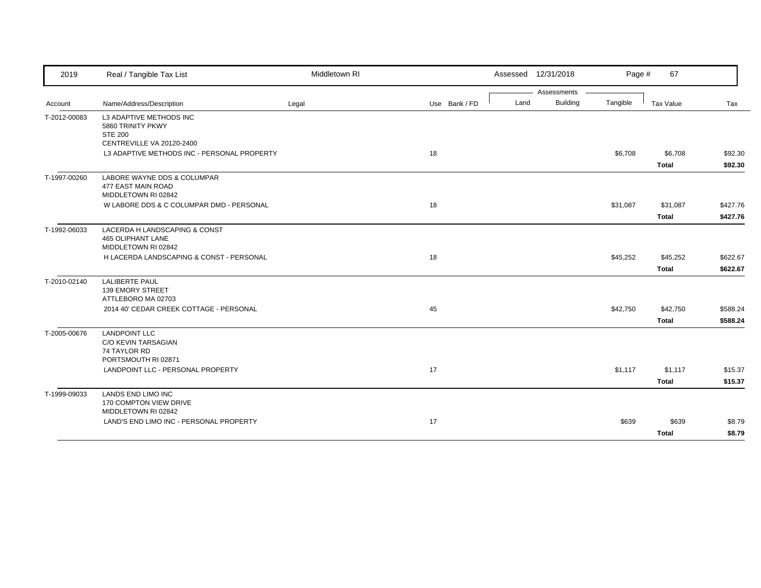| 2019 | Real / Tangible Tax List | Middletown RI | | Assessed 12/31/2018 | | Page # 67 | | |
|---|---|---|---|---|---|---|---|---|
| | | | | Assessments | | | | |
| Account | Name/Address/Description | Legal | Use Bank / FD | Land | Building | Tangible | Tax Value | Tax |
| T-2012-00083 | L3 ADAPTIVE METHODS INC<br>5860 TRINITY PKWY<br>STE 200<br>CENTREVILLE VA 20120-2400 | | | | | | | |
| | L3 ADAPTIVE METHODS INC - PERSONAL PROPERTY | | 18 | | | $6,708 | $6,708 | $92.30 |
| | | | | | | | **Total** | **$92.30** |
| T-1997-00260 | LABORE WAYNE DDS & COLUMPAR<br>477 EAST MAIN ROAD<br>MIDDLETOWN RI 02842 | | | | | | | |
| | W LABORE DDS & C COLUMPAR DMD - PERSONAL | | 18 | | | $31,087 | $31,087 | $427.76 |
| | | | | | | | **Total** | **$427.76** |
| T-1992-06033 | LACERDA H LANDSCAPING & CONST<br>465 OLIPHANT LANE<br>MIDDLETOWN RI 02842 | | | | | | | |
| | H LACERDA LANDSCAPING & CONST - PERSONAL | | 18 | | | $45,252 | $45,252 | $622.67 |
| | | | | | | | **Total** | **$622.67** |
| T-2010-02140 | LALIBERTE PAUL<br>139 EMORY STREET<br>ATTLEBORO MA 02703 | | | | | | | |
| | 2014 40' CEDAR CREEK COTTAGE - PERSONAL | | 45 | | | $42,750 | $42,750 | $588.24 |
| | | | | | | | **Total** | **$588.24** |
| T-2005-00676 | LANDPOINT LLC<br>C/O KEVIN TARSAGIAN<br>74 TAYLOR RD<br>PORTSMOUTH RI 02871 | | | | | | | |
| | LANDPOINT LLC - PERSONAL PROPERTY | | 17 | | | $1,117 | $1,117 | $15.37 |
| | | | | | | | **Total** | **$15.37** |
| T-1999-09033 | LANDS END LIMO INC<br>170 COMPTON VIEW DRIVE<br>MIDDLETOWN RI 02842 | | | | | | | |
| | LAND'S END LIMO INC - PERSONAL PROPERTY | | 17 | | | $639 | $639 | $8.79 |
| | | | | | | | **Total** | **$8.79** |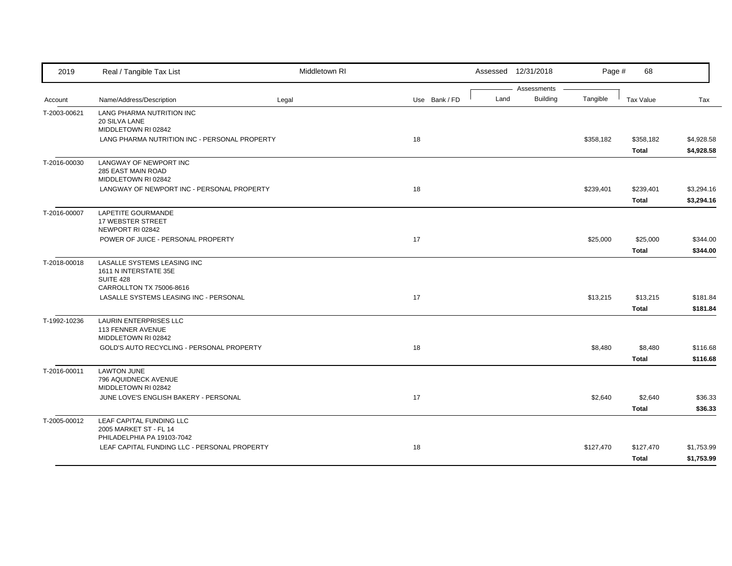| Account | Name/Address/Description | Legal | Use | Bank / FD | Land | Building | Tangible | Tax Value | Tax |
|---|---|---|---|---|---|---|---|---|---|
| T-2003-00621 | LANG PHARMA NUTRITION INC<br>20 SILVA LANE<br>MIDDLETOWN RI 02842 | | | | | | | | |
| | LANG PHARMA NUTRITION INC - PERSONAL PROPERTY | | 18 | | | | $358,182 | $358,182 | $4,928.58 |
| | | | | | | | | **Total** | **$4,928.58** |
| T-2016-00030 | LANGWAY OF NEWPORT INC<br>285 EAST MAIN ROAD<br>MIDDLETOWN RI 02842 | | | | | | | | |
| | LANGWAY OF NEWPORT INC - PERSONAL PROPERTY | | 18 | | | | $239,401 | $239,401 | $3,294.16 |
| | | | | | | | | **Total** | **$3,294.16** |
| T-2016-00007 | LAPETITE GOURMANDE<br>17 WEBSTER STREET<br>NEWPORT RI 02842 | | | | | | | | |
| | POWER OF JUICE - PERSONAL PROPERTY | | 17 | | | | $25,000 | $25,000 | $344.00 |
| | | | | | | | | **Total** | **$344.00** |
| T-2018-00018 | LASALLE SYSTEMS LEASING INC<br>1611 N INTERSTATE 35E<br>SUITE 428<br>CARROLLTON TX 75006-8616 | | | | | | | | |
| | LASALLE SYSTEMS LEASING INC - PERSONAL | | 17 | | | | $13,215 | $13,215 | $181.84 |
| | | | | | | | | **Total** | **$181.84** |
| T-1992-10236 | LAURIN ENTERPRISES LLC<br>113 FENNER AVENUE<br>MIDDLETOWN RI 02842 | | | | | | | | |
| | GOLD'S AUTO RECYCLING - PERSONAL PROPERTY | | 18 | | | | $8,480 | $8,480 | $116.68 |
| | | | | | | | | **Total** | **$116.68** |
| T-2016-00011 | LAWTON JUNE<br>796 AQUIDNECK AVENUE<br>MIDDLETOWN RI 02842 | | | | | | | | |
| | JUNE LOVE'S ENGLISH BAKERY - PERSONAL | | 17 | | | | $2,640 | $2,640 | $36.33 |
| | | | | | | | | **Total** | **$36.33** |
| T-2005-00012 | LEAF CAPITAL FUNDING LLC<br>2005 MARKET ST - FL 14<br>PHILADELPHIA PA 19103-7042 | | | | | | | | |
| | LEAF CAPITAL FUNDING LLC - PERSONAL PROPERTY | | 18 | | | | $127,470 | $127,470 | $1,753.99 |
| | | | | | | | | **Total** | **$1,753.99** |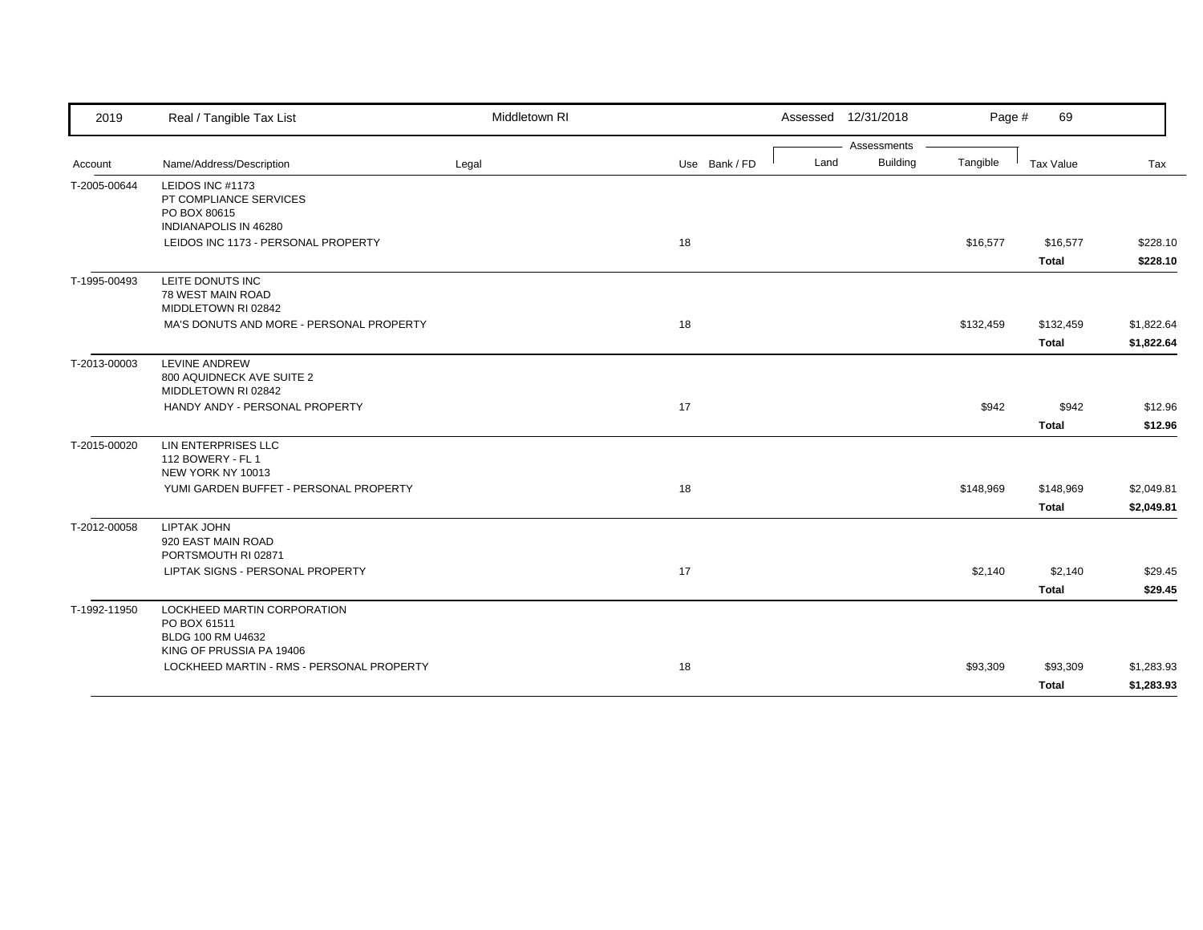| 2019 | Real / Tangible Tax List | Middletown RI | | Assessed 12/31/2018 | | | | |
|---|---|---|---|---|---|---|---|---|
| | | | | Assessments | | | | |
| Account | Name/Address/Description | Legal | Use Bank / FD | Land | Building | Tangible | Tax Value | Tax |
| T-2005-00644 | LEIDOS INC #1173<br>PT COMPLIANCE SERVICES<br>PO BOX 80615<br>INDIANAPOLIS IN 46280 | | | | | | | |
| | LEIDOS INC 1173 - PERSONAL PROPERTY | | 18 | | | $16,577 | $16,577 | $228.10 |
| | | | | | | | **Total** | **$228.10** |
| T-1995-00493 | LEITE DONUTS INC<br>78 WEST MAIN ROAD<br>MIDDLETOWN RI 02842 | | | | | | | |
| | MA'S DONUTS AND MORE - PERSONAL PROPERTY | | 18 | | | $132,459 | $132,459 | $1,822.64 |
| | | | | | | | **Total** | **$1,822.64** |
| T-2013-00003 | LEVINE ANDREW<br>800 AQUIDNECK AVE SUITE 2<br>MIDDLETOWN RI 02842 | | | | | | | |
| | HANDY ANDY - PERSONAL PROPERTY | | 17 | | | $942 | $942 | $12.96 |
| | | | | | | | **Total** | **$12.96** |
| T-2015-00020 | LIN ENTERPRISES LLC<br>112 BOWERY - FL 1<br>NEW YORK NY 10013 | | | | | | | |
| | YUMI GARDEN BUFFET - PERSONAL PROPERTY | | 18 | | | $148,969 | $148,969 | $2,049.81 |
| | | | | | | | **Total** | **$2,049.81** |
| T-2012-00058 | LIPTAK JOHN<br>920 EAST MAIN ROAD<br>PORTSMOUTH RI 02871 | | | | | | | |
| | LIPTAK SIGNS - PERSONAL PROPERTY | | 17 | | | $2,140 | $2,140 | $29.45 |
| | | | | | | | **Total** | **$29.45** |
| T-1992-11950 | LOCKHEED MARTIN CORPORATION<br>PO BOX 61511<br>BLDG 100 RM U4632<br>KING OF PRUSSIA PA 19406 | | | | | | | |
| | LOCKHEED MARTIN - RMS - PERSONAL PROPERTY | | 18 | | | $93,309 | $93,309 | $1,283.93 |
| | | | | | | | **Total** | **$1,283.93** |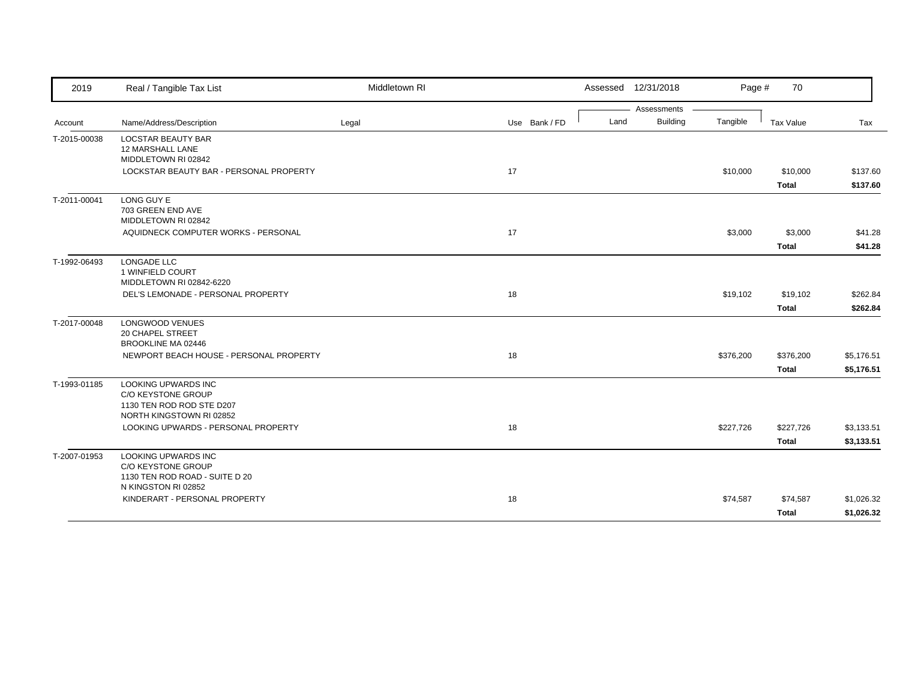| 2019 | Real / Tangible Tax List | Middletown RI | | Assessed 12/31/2018 | | Page # 70 | | |
|---|---|---|---|---|---|---|---|---|
| | | | | Assessments | | | | |
| Account | Name/Address/Description | Legal | Use Bank / FD | Land | Building | Tangible | Tax Value | Tax |
| T-2015-00038 | LOCSTAR BEAUTY BAR<br>12 MARSHALL LANE<br>MIDDLETOWN RI 02842 | | | | | | | |
| | LOCKSTAR BEAUTY BAR - PERSONAL PROPERTY | | 17 | | | $10,000 | $10,000 | $137.60 |
| | | | | | | | **Total** | **$137.60** |
| T-2011-00041 | LONG GUY E<br>703 GREEN END AVE<br>MIDDLETOWN RI 02842 | | | | | | | |
| | AQUIDNECK COMPUTER WORKS - PERSONAL | | 17 | | | $3,000 | $3,000 | $41.28 |
| | | | | | | | **Total** | **$41.28** |
| T-1992-06493 | LONGADE LLC<br>1 WINFIELD COURT<br>MIDDLETOWN RI 02842-6220 | | | | | | | |
| | DEL'S LEMONADE - PERSONAL PROPERTY | | 18 | | | $19,102 | $19,102 | $262.84 |
| | | | | | | | **Total** | **$262.84** |
| T-2017-00048 | LONGWOOD VENUES<br>20 CHAPEL STREET<br>BROOKLINE MA 02446 | | | | | | | |
| | NEWPORT BEACH HOUSE - PERSONAL PROPERTY | | 18 | | | $376,200 | $376,200 | $5,176.51 |
| | | | | | | | **Total** | **$5,176.51** |
| T-1993-01185 | LOOKING UPWARDS INC<br>C/O KEYSTONE GROUP<br>1130 TEN ROD ROD STE D207<br>NORTH KINGSTOWN RI 02852 | | | | | | | |
| | LOOKING UPWARDS - PERSONAL PROPERTY | | 18 | | | $227,726 | $227,726 | $3,133.51 |
| | | | | | | | **Total** | **$3,133.51** |
| T-2007-01953 | LOOKING UPWARDS INC<br>C/O KEYSTONE GROUP<br>1130 TEN ROD ROAD - SUITE D 20<br>N KINGSTON RI 02852 | | | | | | | |
| | KINDERART - PERSONAL PROPERTY | | 18 | | | $74,587 | $74,587 | $1,026.32 |
| | | | | | | | **Total** | **$1,026.32** |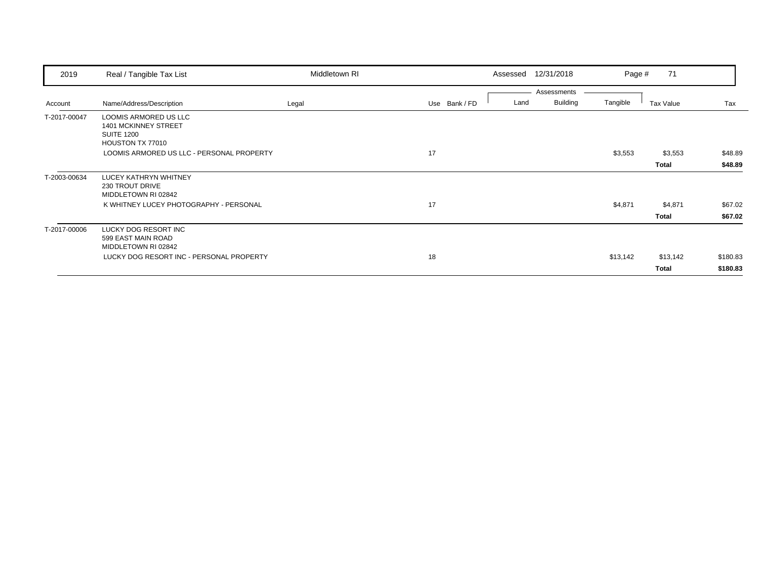| 2019 | Real / Tangible Tax List | Middletown RI | | | Assessed 12/31/2018 | | | | |
|---|---|---|---|---|---|---|---|---|---|
| | | | | | Assessments | | | | |
| Account | Name/Address/Description | Legal | Use | Bank / FD | Land | Building | Tangible | Tax Value | Tax |
| T-2017-00047 | LOOMIS ARMORED US LLC<br>1401 MCKINNEY STREET<br>SUITE 1200<br>HOUSTON TX 77010 | | | | | | | | |
| | LOOMIS ARMORED US LLC - PERSONAL PROPERTY | | 17 | | | | $3,553 | $3,553 | $48.89 |
| | | | | | | | | **Total** | **$48.89** |
| T-2003-00634 | LUCEY KATHRYN WHITNEY<br>230 TROUT DRIVE<br>MIDDLETOWN RI 02842 | | | | | | | | |
| | K WHITNEY LUCEY PHOTOGRAPHY - PERSONAL | | 17 | | | | $4,871 | $4,871 | $67.02 |
| | | | | | | | | **Total** | **$67.02** |
| T-2017-00006 | LUCKY DOG RESORT INC<br>599 EAST MAIN ROAD<br>MIDDLETOWN RI 02842 | | | | | | | | |
| | LUCKY DOG RESORT INC - PERSONAL PROPERTY | | 18 | | | | $13,142 | $13,142 | $180.83 |
| | | | | | | | | **Total** | **$180.83** |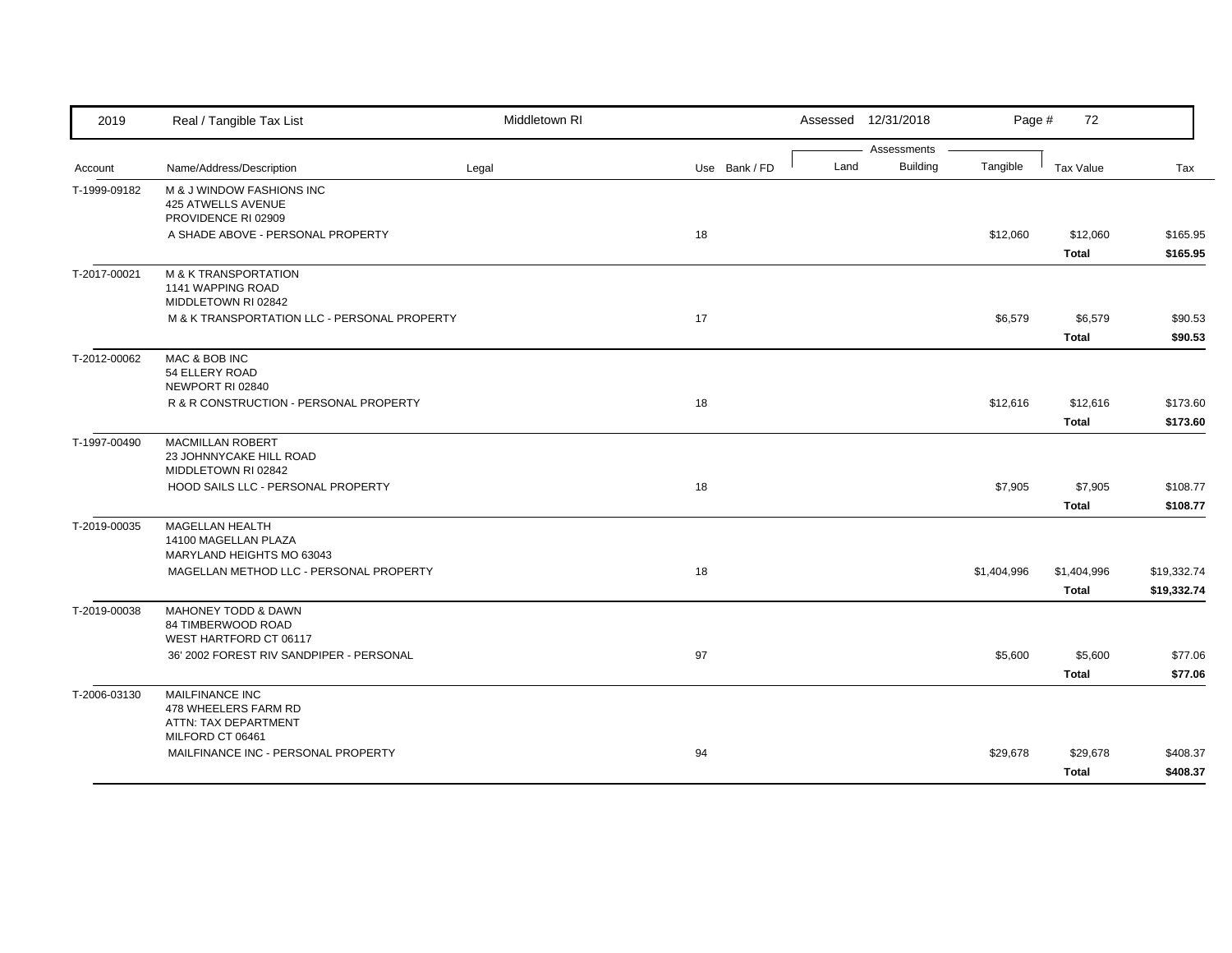| 2019 | Real / Tangible Tax List | Middletown RI | | | Assessed 12/31/2018 | | Page # 72 | | |
|---|---|---|---|---|---|---|---|---|---|
| | | | | | Assessments | | | | |
| Account | Name/Address/Description | Legal | Use | Bank / FD | Land | Building | Tangible | Tax Value | Tax |
| T-1999-09182 | M & J WINDOW FASHIONS INC<br>425 ATWELLS AVENUE<br>PROVIDENCE RI 02909 | | | | | | | | |
| | A SHADE ABOVE - PERSONAL PROPERTY | | 18 | | | | $12,060 | $12,060 | $165.95 |
| | | | | | | | | **Total** | **$165.95** |
| T-2017-00021 | M & K TRANSPORTATION<br>1141 WAPPING ROAD<br>MIDDLETOWN RI 02842 | | | | | | | | |
| | M & K TRANSPORTATION LLC - PERSONAL PROPERTY | | 17 | | | | $6,579 | $6,579 | $90.53 |
| | | | | | | | | **Total** | **$90.53** |
| T-2012-00062 | MAC & BOB INC<br>54 ELLERY ROAD<br>NEWPORT RI 02840 | | | | | | | | |
| | R & R CONSTRUCTION - PERSONAL PROPERTY | | 18 | | | | $12,616 | $12,616 | $173.60 |
| | | | | | | | | **Total** | **$173.60** |
| T-1997-00490 | MACMILLAN ROBERT<br>23 JOHNNYCAKE HILL ROAD<br>MIDDLETOWN RI 02842 | | | | | | | | |
| | HOOD SAILS LLC - PERSONAL PROPERTY | | 18 | | | | $7,905 | $7,905 | $108.77 |
| | | | | | | | | **Total** | **$108.77** |
| T-2019-00035 | MAGELLAN HEALTH<br>14100 MAGELLAN PLAZA<br>MARYLAND HEIGHTS MO 63043 | | | | | | | | |
| | MAGELLAN METHOD LLC - PERSONAL PROPERTY | | 18 | | | | $1,404,996 | $1,404,996 | $19,332.74 |
| | | | | | | | | **Total** | **$19,332.74** |
| T-2019-00038 | MAHONEY TODD & DAWN<br>84 TIMBERWOOD ROAD<br>WEST HARTFORD CT 06117 | | | | | | | | |
| | 36' 2002 FOREST RIV SANDPIPER - PERSONAL | | 97 | | | | $5,600 | $5,600 | $77.06 |
| | | | | | | | | **Total** | **$77.06** |
| T-2006-03130 | MAILFINANCE INC<br>478 WHEELERS FARM RD<br>ATTN: TAX DEPARTMENT<br>MILFORD CT 06461 | | | | | | | | |
| | MAILFINANCE INC - PERSONAL PROPERTY | | 94 | | | | $29,678 | $29,678 | $408.37 |
| | | | | | | | | **Total** | **$408.37** |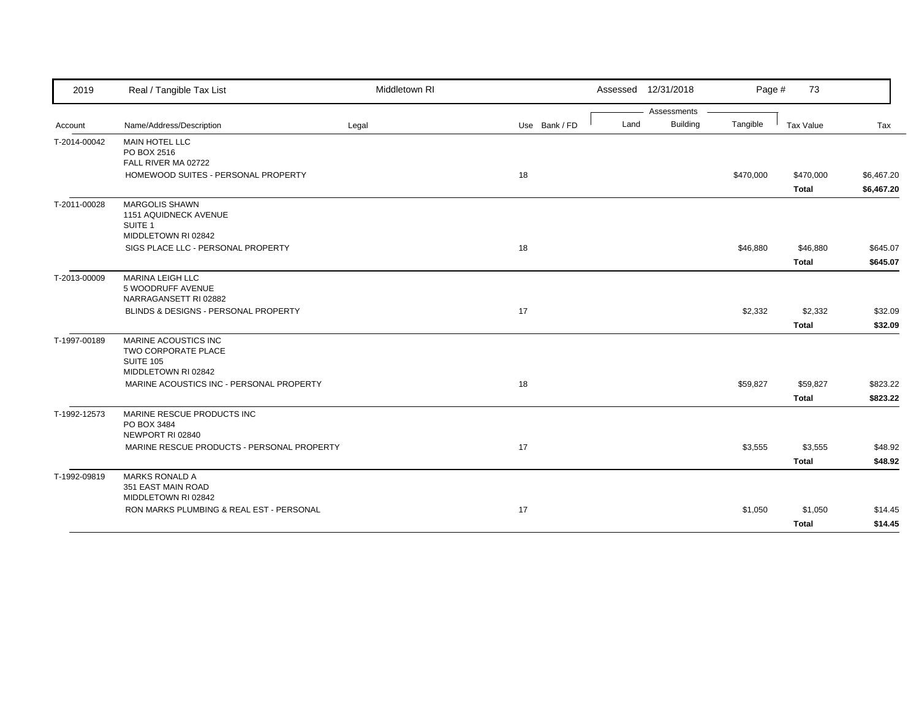| 2019 | Real / Tangible Tax List | Middletown RI | | Assessed 12/31/2018 | | | | |
|---|---|---|---|---|---|---|---|---|
| | | | | Assessments | | | | |
| Account | Name/Address/Description | Legal | Use Bank / FD | Land | Building | Tangible | Tax Value | Tax |
| T-2014-00042 | MAIN HOTEL LLC<br>PO BOX 2516<br>FALL RIVER MA 02722 | | | | | | | |
| | HOMEWOOD SUITES - PERSONAL PROPERTY | | 18 | | | $470,000 | $470,000 | $6,467.20 |
| | | | | | | | **Total** | **$6,467.20** |
| T-2011-00028 | MARGOLIS SHAWN<br>1151 AQUIDNECK AVENUE<br>SUITE 1<br>MIDDLETOWN RI 02842 | | | | | | | |
| | SIGS PLACE LLC - PERSONAL PROPERTY | | 18 | | | $46,880 | $46,880 | $645.07 |
| | | | | | | | **Total** | **$645.07** |
| T-2013-00009 | MARINA LEIGH LLC<br>5 WOODRUFF AVENUE<br>NARRAGANSETT RI 02882 | | | | | | | |
| | BLINDS & DESIGNS - PERSONAL PROPERTY | | 17 | | | $2,332 | $2,332 | $32.09 |
| | | | | | | | **Total** | **$32.09** |
| T-1997-00189 | MARINE ACOUSTICS INC<br>TWO CORPORATE PLACE<br>SUITE 105<br>MIDDLETOWN RI 02842 | | | | | | | |
| | MARINE ACOUSTICS INC - PERSONAL PROPERTY | | 18 | | | $59,827 | $59,827 | $823.22 |
| | | | | | | | **Total** | **$823.22** |
| T-1992-12573 | MARINE RESCUE PRODUCTS INC<br>PO BOX 3484<br>NEWPORT RI 02840 | | | | | | | |
| | MARINE RESCUE PRODUCTS - PERSONAL PROPERTY | | 17 | | | $3,555 | $3,555 | $48.92 |
| | | | | | | | **Total** | **$48.92** |
| T-1992-09819 | MARKS RONALD A<br>351 EAST MAIN ROAD<br>MIDDLETOWN RI 02842 | | | | | | | |
| | RON MARKS PLUMBING & REAL EST - PERSONAL | | 17 | | | $1,050 | $1,050 | $14.45 |
| | | | | | | | **Total** | **$14.45** |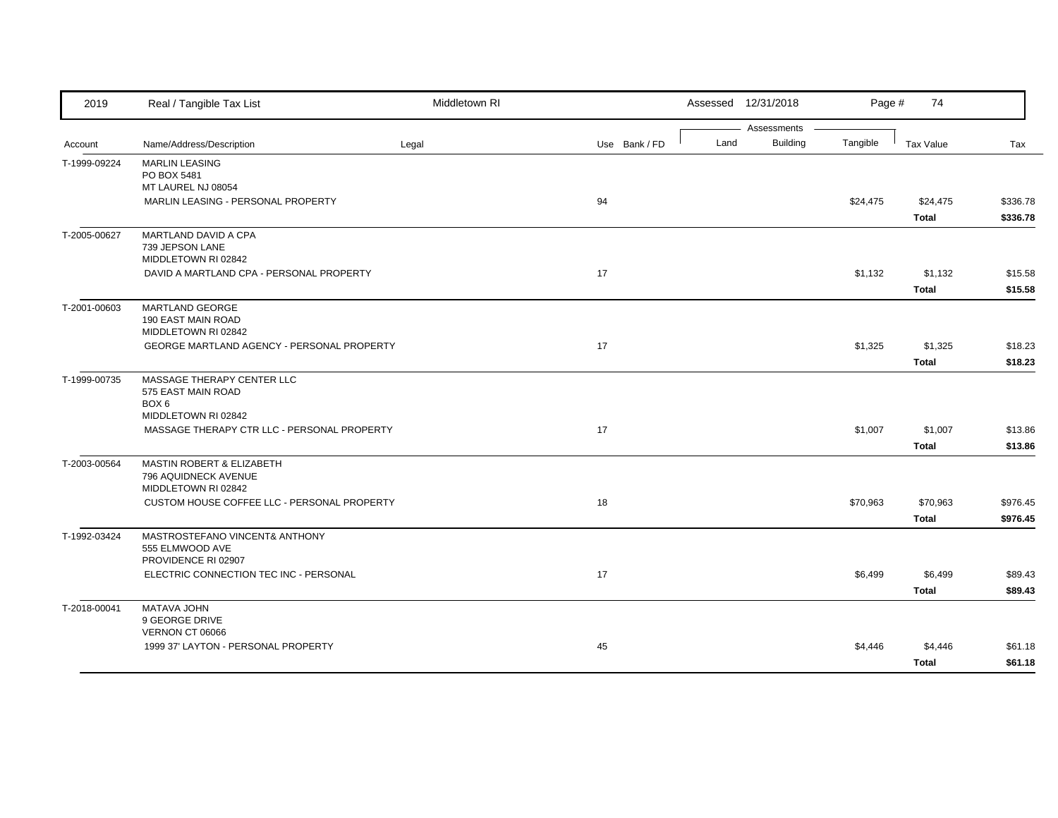| 2019 | Real / Tangible Tax List | Middletown RI | | Assessed 12/31/2018 | | Page # 74 | | |
|---|---|---|---|---|---|---|---|---|
| | | | | Assessments | | | | |
| Account | Name/Address/Description | Legal | Use Bank / FD | Land | Building | Tangible | Tax Value | Tax |
| T-1999-09224 | MARLIN LEASING<br>PO BOX 5481<br>MT LAUREL NJ 08054 | | | | | | | |
| | MARLIN LEASING - PERSONAL PROPERTY | | 94 | | | $24,475 | $24,475 | $336.78 |
| | | | | | | | **Total** | **$336.78** |
| T-2005-00627 | MARTLAND DAVID A CPA<br>739 JEPSON LANE<br>MIDDLETOWN RI 02842 | | | | | | | |
| | DAVID A MARTLAND CPA - PERSONAL PROPERTY | | 17 | | | $1,132 | $1,132 | $15.58 |
| | | | | | | | **Total** | **$15.58** |
| T-2001-00603 | MARTLAND GEORGE<br>190 EAST MAIN ROAD<br>MIDDLETOWN RI 02842 | | | | | | | |
| | GEORGE MARTLAND AGENCY - PERSONAL PROPERTY | | 17 | | | $1,325 | $1,325 | $18.23 |
| | | | | | | | **Total** | **$18.23** |
| T-1999-00735 | MASSAGE THERAPY CENTER LLC<br>575 EAST MAIN ROAD<br>BOX 6<br>MIDDLETOWN RI 02842 | | | | | | | |
| | MASSAGE THERAPY CTR LLC - PERSONAL PROPERTY | | 17 | | | $1,007 | $1,007 | $13.86 |
| | | | | | | | **Total** | **$13.86** |
| T-2003-00564 | MASTIN ROBERT & ELIZABETH<br>796 AQUIDNECK AVENUE<br>MIDDLETOWN RI 02842 | | | | | | | |
| | CUSTOM HOUSE COFFEE LLC - PERSONAL PROPERTY | | 18 | | | $70,963 | $70,963 | $976.45 |
| | | | | | | | **Total** | **$976.45** |
| T-1992-03424 | MASTROSTEFANO VINCENT& ANTHONY<br>555 ELMWOOD AVE<br>PROVIDENCE RI 02907 | | | | | | | |
| | ELECTRIC CONNECTION TEC INC - PERSONAL | | 17 | | | $6,499 | $6,499 | $89.43 |
| | | | | | | | **Total** | **$89.43** |
| T-2018-00041 | MATAVA JOHN<br>9 GEORGE DRIVE<br>VERNON CT 06066 | | | | | | | |
| | 1999 37' LAYTON - PERSONAL PROPERTY | | 45 | | | $4,446 | $4,446 | $61.18 |
| | | | | | | | **Total** | **$61.18** |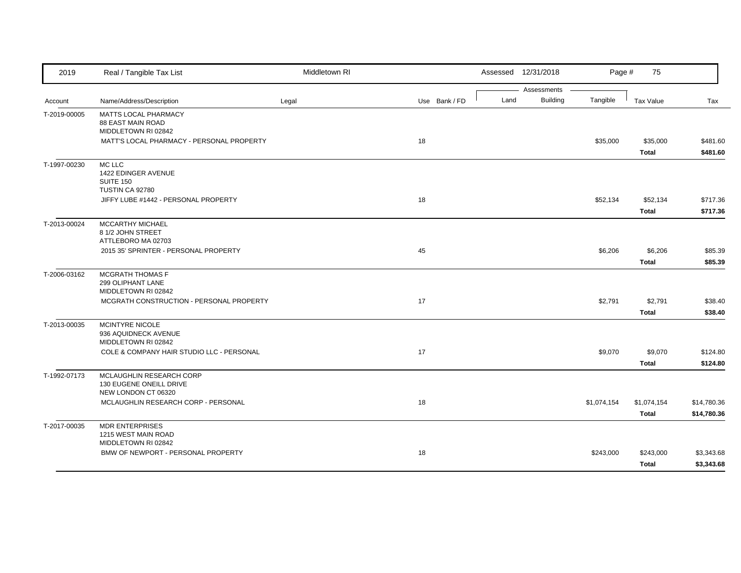| 2019 | Real / Tangible Tax List | Middletown RI | | Assessed 12/31/2018 | | Page # 75 | | |
|---|---|---|---|---|---|---|---|---|
| | | | | Assessments | | | | |
| Account | Name/Address/Description | Legal | Use Bank / FD | Land | Building | Tangible | Tax Value | Tax |
| T-2019-00005 | MATTS LOCAL PHARMACY<br>88 EAST MAIN ROAD<br>MIDDLETOWN RI 02842 | | | | | | | |
| | MATT'S LOCAL PHARMACY - PERSONAL PROPERTY | | 18 | | | $35,000 | $35,000 | $481.60 |
| | | | | | | | **Total** | **$481.60** |
| T-1997-00230 | MC LLC<br>1422 EDINGER AVENUE<br>SUITE 150<br>TUSTIN CA 92780 | | | | | | | |
| | JIFFY LUBE #1442 - PERSONAL PROPERTY | | 18 | | | $52,134 | $52,134 | $717.36 |
| | | | | | | | **Total** | **$717.36** |
| T-2013-00024 | MCCARTHY MICHAEL<br>8 1/2 JOHN STREET<br>ATTLEBORO MA 02703 | | | | | | | |
| | 2015 35' SPRINTER - PERSONAL PROPERTY | | 45 | | | $6,206 | $6,206 | $85.39 |
| | | | | | | | **Total** | **$85.39** |
| T-2006-03162 | MCGRATH THOMAS F<br>299 OLIPHANT LANE<br>MIDDLETOWN RI 02842 | | | | | | | |
| | MCGRATH CONSTRUCTION - PERSONAL PROPERTY | | 17 | | | $2,791 | $2,791 | $38.40 |
| | | | | | | | **Total** | **$38.40** |
| T-2013-00035 | MCINTYRE NICOLE<br>936 AQUIDNECK AVENUE<br>MIDDLETOWN RI 02842 | | | | | | | |
| | COLE & COMPANY HAIR STUDIO LLC - PERSONAL | | 17 | | | $9,070 | $9,070 | $124.80 |
| | | | | | | | **Total** | **$124.80** |
| T-1992-07173 | MCLAUGHLIN RESEARCH CORP<br>130 EUGENE ONEILL DRIVE<br>NEW LONDON CT 06320 | | | | | | | |
| | MCLAUGHLIN RESEARCH CORP - PERSONAL | | 18 | | | $1,074,154 | $1,074,154 | $14,780.36 |
| | | | | | | | **Total** | **$14,780.36** |
| T-2017-00035 | MDR ENTERPRISES<br>1215 WEST MAIN ROAD<br>MIDDLETOWN RI 02842 | | | | | | | |
| | BMW OF NEWPORT - PERSONAL PROPERTY | | 18 | | | $243,000 | $243,000 | $3,343.68 |
| | | | | | | | **Total** | **$3,343.68** |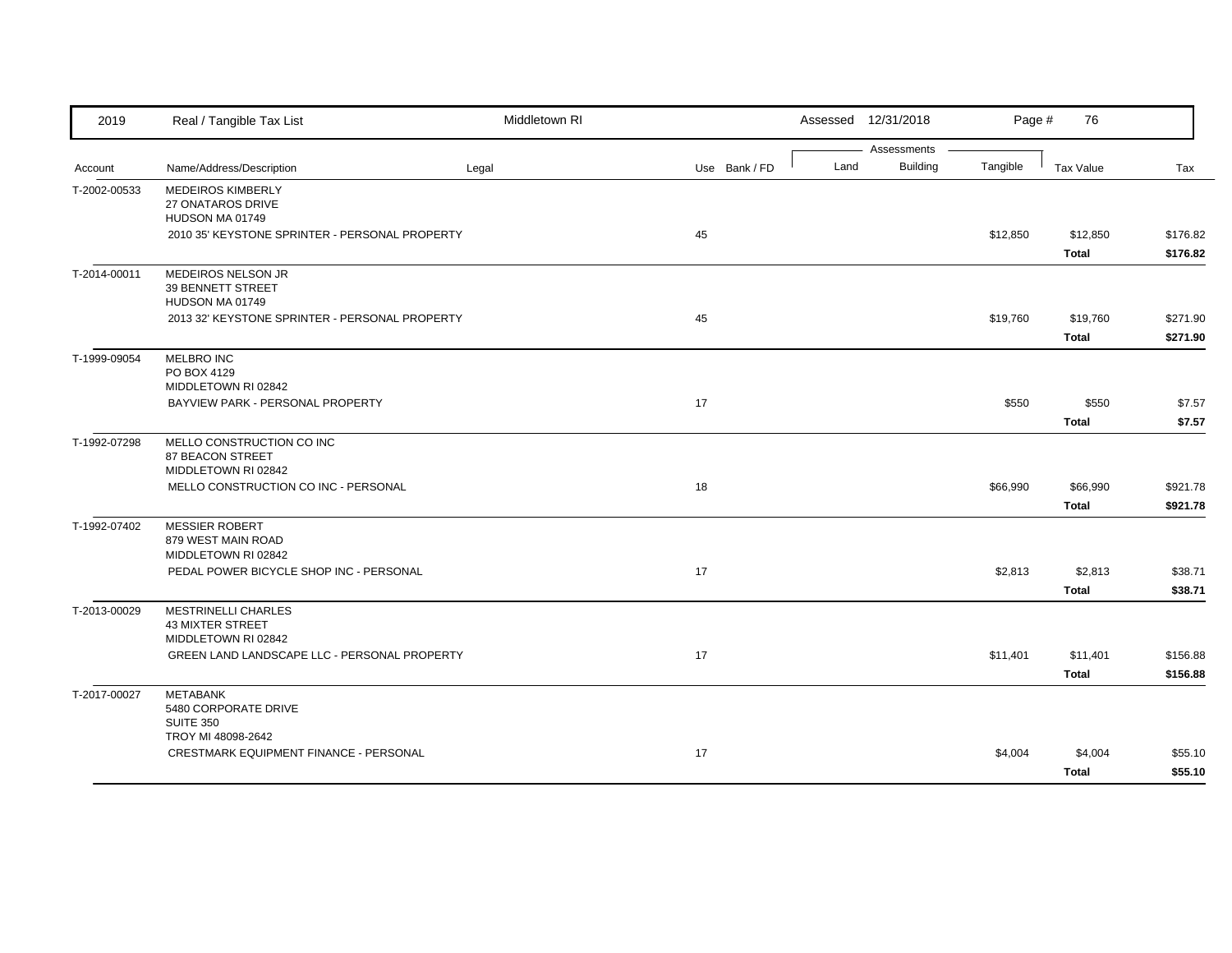| 2019 | Real / Tangible Tax List | Middletown RI | | Assessed 12/31/2018 | | Page # 76 | | |
|---|---|---|---|---|---|---|---|---|
| | | | | Assessments | | | | |
| Account | Name/Address/Description | Legal | Use Bank / FD | Land | Building | Tangible | Tax Value | Tax |
| T-2002-00533 | MEDEIROS KIMBERLY<br>27 ONATAROS DRIVE<br>HUDSON MA 01749 | | | | | | | |
| | 2010 35' KEYSTONE SPRINTER - PERSONAL PROPERTY | | 45 | | | $12,850 | $12,850 | $176.82 |
| | | | | | | | **Total** | **$176.82** |
| T-2014-00011 | MEDEIROS NELSON JR<br>39 BENNETT STREET<br>HUDSON MA 01749 | | | | | | | |
| | 2013 32' KEYSTONE SPRINTER - PERSONAL PROPERTY | | 45 | | | $19,760 | $19,760 | $271.90 |
| | | | | | | | **Total** | **$271.90** |
| T-1999-09054 | MELBRO INC<br>PO BOX 4129<br>MIDDLETOWN RI 02842 | | | | | | | |
| | BAYVIEW PARK - PERSONAL PROPERTY | | 17 | | | $550 | $550 | $7.57 |
| | | | | | | | **Total** | **$7.57** |
| T-1992-07298 | MELLO CONSTRUCTION CO INC<br>87 BEACON STREET<br>MIDDLETOWN RI 02842 | | | | | | | |
| | MELLO CONSTRUCTION CO INC - PERSONAL | | 18 | | | $66,990 | $66,990 | $921.78 |
| | | | | | | | **Total** | **$921.78** |
| T-1992-07402 | MESSIER ROBERT<br>879 WEST MAIN ROAD<br>MIDDLETOWN RI 02842 | | | | | | | |
| | PEDAL POWER BICYCLE SHOP INC - PERSONAL | | 17 | | | $2,813 | $2,813 | $38.71 |
| | | | | | | | **Total** | **$38.71** |
| T-2013-00029 | MESTRINELLI CHARLES<br>43 MIXTER STREET<br>MIDDLETOWN RI 02842 | | | | | | | |
| | GREEN LAND LANDSCAPE LLC - PERSONAL PROPERTY | | 17 | | | $11,401 | $11,401 | $156.88 |
| | | | | | | | **Total** | **$156.88** |
| T-2017-00027 | METABANK<br>5480 CORPORATE DRIVE<br>SUITE 350<br>TROY MI 48098-2642 | | | | | | | |
| | CRESTMARK EQUIPMENT FINANCE - PERSONAL | | 17 | | | $4,004 | $4,004 | $55.10 |
| | | | | | | | **Total** | **$55.10** |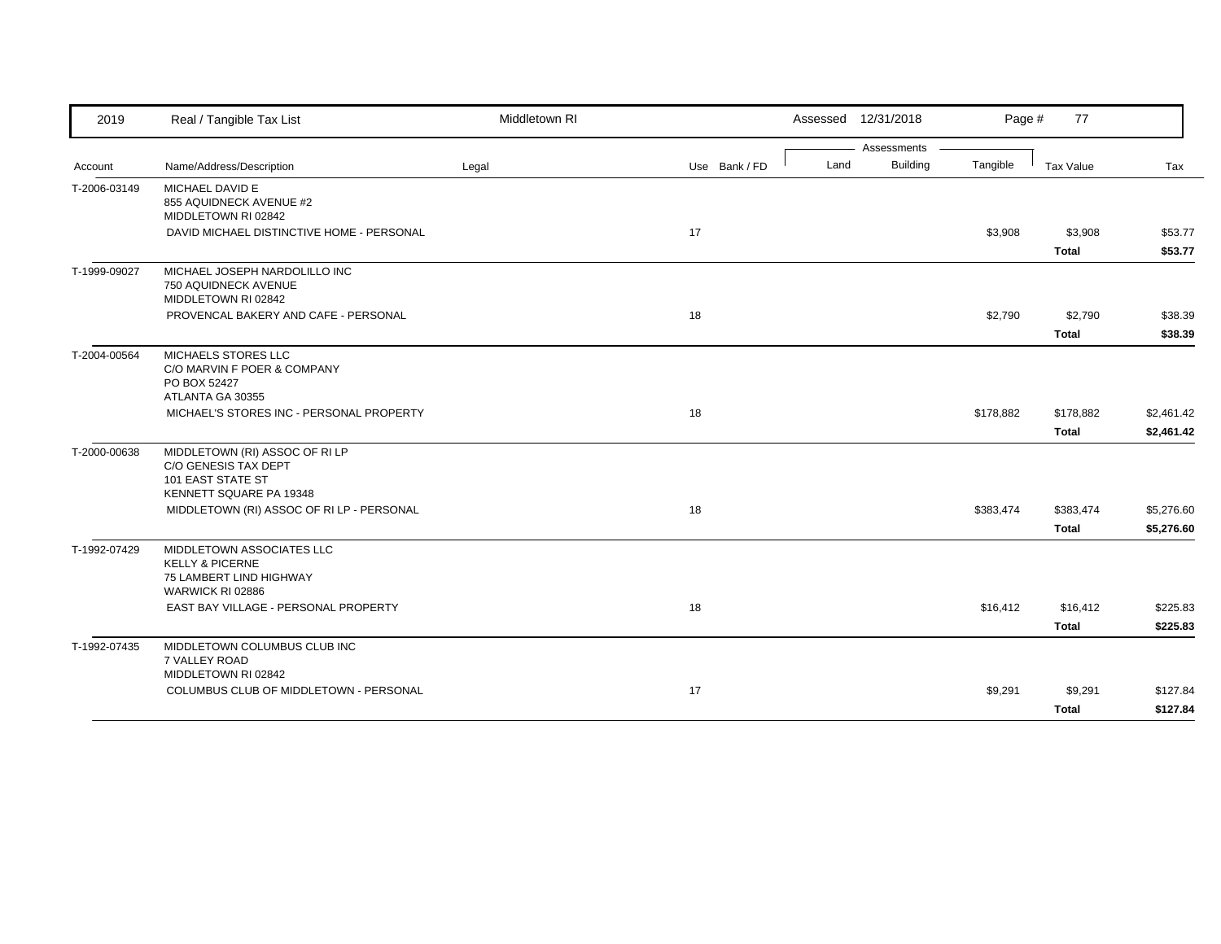| Account | Name/Address/Description | Legal | Use | Bank / FD | Land | Building | Tangible | Tax Value | Tax |
|---|---|---|---|---|---|---|---|---|---|
| T-2006-03149 | MICHAEL DAVID E<br>855 AQUIDNECK AVENUE #2<br>MIDDLETOWN RI 02842 | | | | | | | | |
| | DAVID MICHAEL DISTINCTIVE HOME - PERSONAL | | 17 | | | | $3,908 | $3,908 | $53.77 |
| | | | | | | | | **Total** | **$53.77** |
| T-1999-09027 | MICHAEL JOSEPH NARDOLILLO INC<br>750 AQUIDNECK AVENUE<br>MIDDLETOWN RI 02842 | | | | | | | | |
| | PROVENCAL BAKERY AND CAFE - PERSONAL | | 18 | | | | $2,790 | $2,790 | $38.39 |
| | | | | | | | | **Total** | **$38.39** |
| T-2004-00564 | MICHAELS STORES LLC<br>C/O MARVIN F POER & COMPANY<br>PO BOX 52427<br>ATLANTA GA 30355 | | | | | | | | |
| | MICHAEL'S STORES INC - PERSONAL PROPERTY | | 18 | | | | $178,882 | $178,882 | $2,461.42 |
| | | | | | | | | **Total** | **$2,461.42** |
| T-2000-00638 | MIDDLETOWN (RI) ASSOC OF RI LP<br>C/O GENESIS TAX DEPT<br>101 EAST STATE ST<br>KENNETT SQUARE PA 19348 | | | | | | | | |
| | MIDDLETOWN (RI) ASSOC OF RI LP - PERSONAL | | 18 | | | | $383,474 | $383,474 | $5,276.60 |
| | | | | | | | | **Total** | **$5,276.60** |
| T-1992-07429 | MIDDLETOWN ASSOCIATES LLC<br>KELLY & PICERNE<br>75 LAMBERT LIND HIGHWAY<br>WARWICK RI 02886 | | | | | | | | |
| | EAST BAY VILLAGE - PERSONAL PROPERTY | | 18 | | | | $16,412 | $16,412 | $225.83 |
| | | | | | | | | **Total** | **$225.83** |
| T-1992-07435 | MIDDLETOWN COLUMBUS CLUB INC<br>7 VALLEY ROAD<br>MIDDLETOWN RI 02842 | | | | | | | | |
| | COLUMBUS CLUB OF MIDDLETOWN - PERSONAL | | 17 | | | | $9,291 | $9,291 | $127.84 |
| | | | | | | | | **Total** | **$127.84** |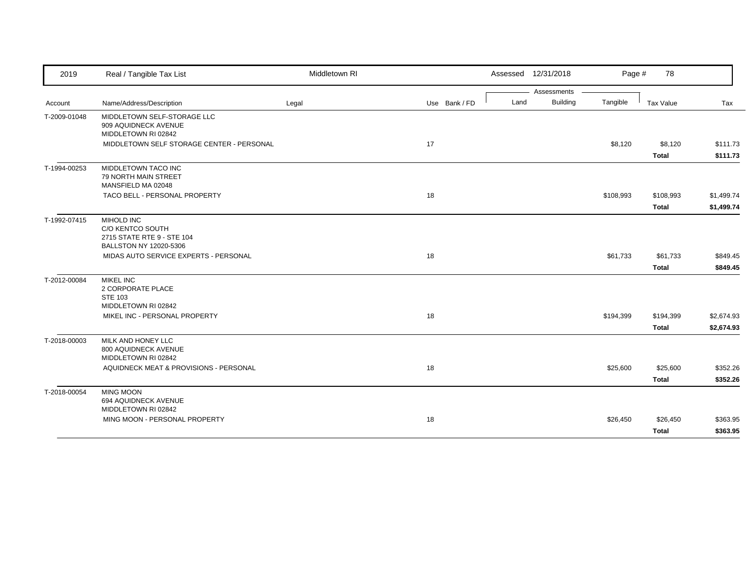| 2019 | Real / Tangible Tax List | Middletown RI | | Assessed 12/31/2018 | | Page # 78 | | |
|---|---|---|---|---|---|---|---|---|
| | | | | Assessments | | | | |
| Account | Name/Address/Description | Legal | Use Bank / FD | Land | Building | Tangible | Tax Value | Tax |
| T-2009-01048 | MIDDLETOWN SELF-STORAGE LLC<br>909 AQUIDNECK AVENUE<br>MIDDLETOWN RI 02842 | | | | | | | |
| | MIDDLETOWN SELF STORAGE CENTER - PERSONAL | | 17 | | | $8,120 | $8,120 | $111.73 |
| | | | | | | | **Total** | **$111.73** |
| T-1994-00253 | MIDDLETOWN TACO INC<br>79 NORTH MAIN STREET<br>MANSFIELD MA 02048 | | | | | | | |
| | TACO BELL - PERSONAL PROPERTY | | 18 | | | $108,993 | $108,993 | $1,499.74 |
| | | | | | | | **Total** | **$1,499.74** |
| T-1992-07415 | MIHOLD INC<br>C/O KENTCO SOUTH<br>2715 STATE RTE 9 - STE 104<br>BALLSTON NY 12020-5306 | | | | | | | |
| | MIDAS AUTO SERVICE EXPERTS - PERSONAL | | 18 | | | $61,733 | $61,733 | $849.45 |
| | | | | | | | **Total** | **$849.45** |
| T-2012-00084 | MIKEL INC<br>2 CORPORATE PLACE<br>STE 103<br>MIDDLETOWN RI 02842 | | | | | | | |
| | MIKEL INC - PERSONAL PROPERTY | | 18 | | | $194,399 | $194,399 | $2,674.93 |
| | | | | | | | **Total** | **$2,674.93** |
| T-2018-00003 | MILK AND HONEY LLC<br>800 AQUIDNECK AVENUE<br>MIDDLETOWN RI 02842 | | | | | | | |
| | AQUIDNECK MEAT & PROVISIONS - PERSONAL | | 18 | | | $25,600 | $25,600 | $352.26 |
| | | | | | | | **Total** | **$352.26** |
| T-2018-00054 | MING MOON<br>694 AQUIDNECK AVENUE<br>MIDDLETOWN RI 02842 | | | | | | | |
| | MING MOON - PERSONAL PROPERTY | | 18 | | | $26,450 | $26,450 | $363.95 |
| | | | | | | | **Total** | **$363.95** |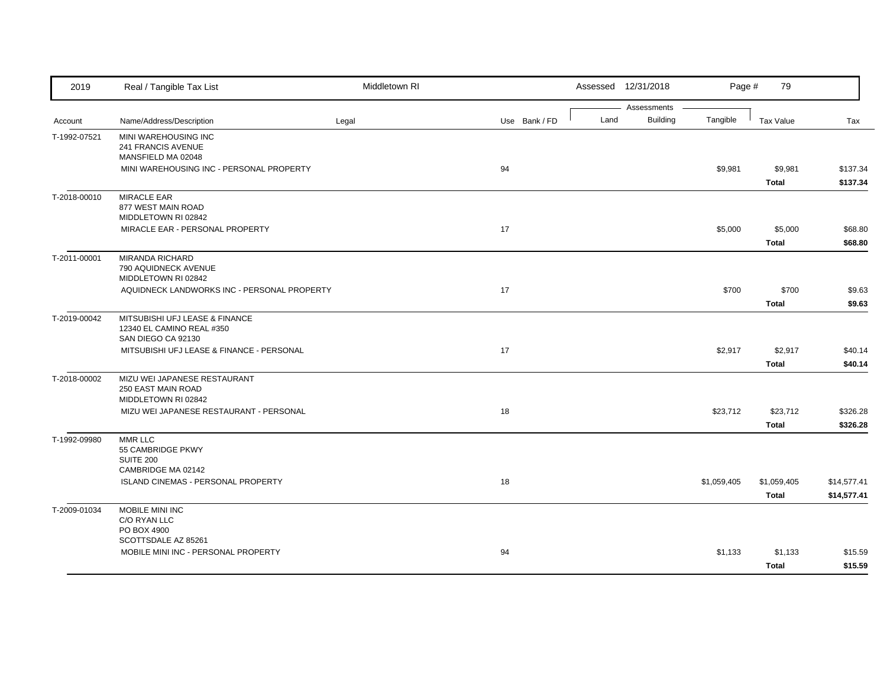| 2019 | Real / Tangible Tax List | Middletown RI | | Assessed 12/31/2018 | | | | |
|---|---|---|---|---|---|---|---|---|

| Account | Name/Address/Description | Legal | Use | Bank / FD | Land | Building | Tangible | Tax Value | Tax |
|---|---|---|---|---|---|---|---|---|---|
| T-1992-07521 | MINI WAREHOUSING INC<br>241 FRANCIS AVENUE<br>MANSFIELD MA 02048 | | | | | | | | |
| | MINI WAREHOUSING INC - PERSONAL PROPERTY | | 94 | | | | $9,981 | $9,981 | $137.34 |
| | | | | | | | | **Total** | **$137.34** |
| T-2018-00010 | MIRACLE EAR<br>877 WEST MAIN ROAD<br>MIDDLETOWN RI 02842 | | | | | | | | |
| | MIRACLE EAR - PERSONAL PROPERTY | | 17 | | | | $5,000 | $5,000 | $68.80 |
| | | | | | | | | **Total** | **$68.80** |
| T-2011-00001 | MIRANDA RICHARD<br>790 AQUIDNECK AVENUE<br>MIDDLETOWN RI 02842 | | | | | | | | |
| | AQUIDNECK LANDWORKS INC - PERSONAL PROPERTY | | 17 | | | | $700 | $700 | $9.63 |
| | | | | | | | | **Total** | **$9.63** |
| T-2019-00042 | MITSUBISHI UFJ LEASE & FINANCE<br>12340 EL CAMINO REAL #350<br>SAN DIEGO CA 92130 | | | | | | | | |
| | MITSUBISHI UFJ LEASE & FINANCE - PERSONAL | | 17 | | | | $2,917 | $2,917 | $40.14 |
| | | | | | | | | **Total** | **$40.14** |
| T-2018-00002 | MIZU WEI JAPANESE RESTAURANT<br>250 EAST MAIN ROAD<br>MIDDLETOWN RI 02842 | | | | | | | | |
| | MIZU WEI JAPANESE RESTAURANT - PERSONAL | | 18 | | | | $23,712 | $23,712 | $326.28 |
| | | | | | | | | **Total** | **$326.28** |
| T-1992-09980 | MMR LLC<br>55 CAMBRIDGE PKWY<br>SUITE 200<br>CAMBRIDGE MA 02142 | | | | | | | | |
| | ISLAND CINEMAS - PERSONAL PROPERTY | | 18 | | | | $1,059,405 | $1,059,405 | $14,577.41 |
| | | | | | | | | **Total** | **$14,577.41** |
| T-2009-01034 | MOBILE MINI INC<br>C/O RYAN LLC<br>PO BOX 4900<br>SCOTTSDALE AZ 85261 | | | | | | | | |
| | MOBILE MINI INC - PERSONAL PROPERTY | | 94 | | | | $1,133 | $1,133 | $15.59 |
| | | | | | | | | **Total** | **$15.59** |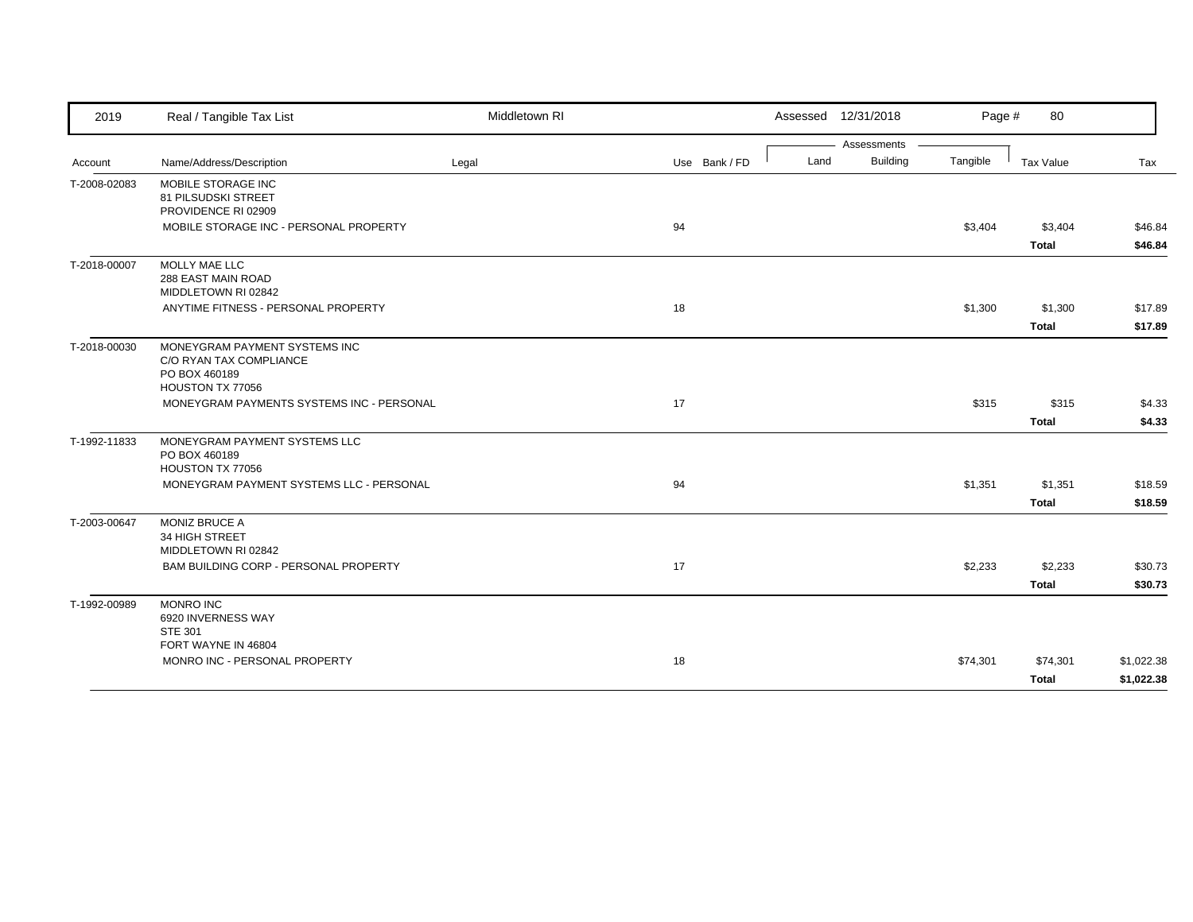| 2019 | Real / Tangible Tax List | Middletown RI | | Assessed 12/31/2018 | | Page # 80 | | |
|---|---|---|---|---|---|---|---|---|
| | | | | Assessments | | | | |
| Account | Name/Address/Description | Legal | Use Bank / FD | Land | Building | Tangible | Tax Value | Tax |
| T-2008-02083 | MOBILE STORAGE INC<br>81 PILSUDSKI STREET<br>PROVIDENCE RI 02909 | | | | | | | |
| | MOBILE STORAGE INC - PERSONAL PROPERTY | | 94 | | | $3,404 | $3,404 | $46.84 |
| | | | | | | | **Total** | **$46.84** |
| T-2018-00007 | MOLLY MAE LLC<br>288 EAST MAIN ROAD<br>MIDDLETOWN RI 02842 | | | | | | | |
| | ANYTIME FITNESS - PERSONAL PROPERTY | | 18 | | | $1,300 | $1,300 | $17.89 |
| | | | | | | | **Total** | **$17.89** |
| T-2018-00030 | MONEYGRAM PAYMENT SYSTEMS INC<br>C/O RYAN TAX COMPLIANCE<br>PO BOX 460189<br>HOUSTON TX 77056 | | | | | | | |
| | MONEYGRAM PAYMENTS SYSTEMS INC - PERSONAL | | 17 | | | $315 | $315 | $4.33 |
| | | | | | | | **Total** | **$4.33** |
| T-1992-11833 | MONEYGRAM PAYMENT SYSTEMS LLC<br>PO BOX 460189<br>HOUSTON TX 77056 | | | | | | | |
| | MONEYGRAM PAYMENT SYSTEMS LLC - PERSONAL | | 94 | | | $1,351 | $1,351 | $18.59 |
| | | | | | | | **Total** | **$18.59** |
| T-2003-00647 | MONIZ BRUCE A<br>34 HIGH STREET<br>MIDDLETOWN RI 02842 | | | | | | | |
| | BAM BUILDING CORP - PERSONAL PROPERTY | | 17 | | | $2,233 | $2,233 | $30.73 |
| | | | | | | | **Total** | **$30.73** |
| T-1992-00989 | MONRO INC<br>6920 INVERNESS WAY<br>STE 301<br>FORT WAYNE IN 46804 | | | | | | | |
| | MONRO INC - PERSONAL PROPERTY | | 18 | | | $74,301 | $74,301 | $1,022.38 |
| | | | | | | | **Total** | **$1,022.38** |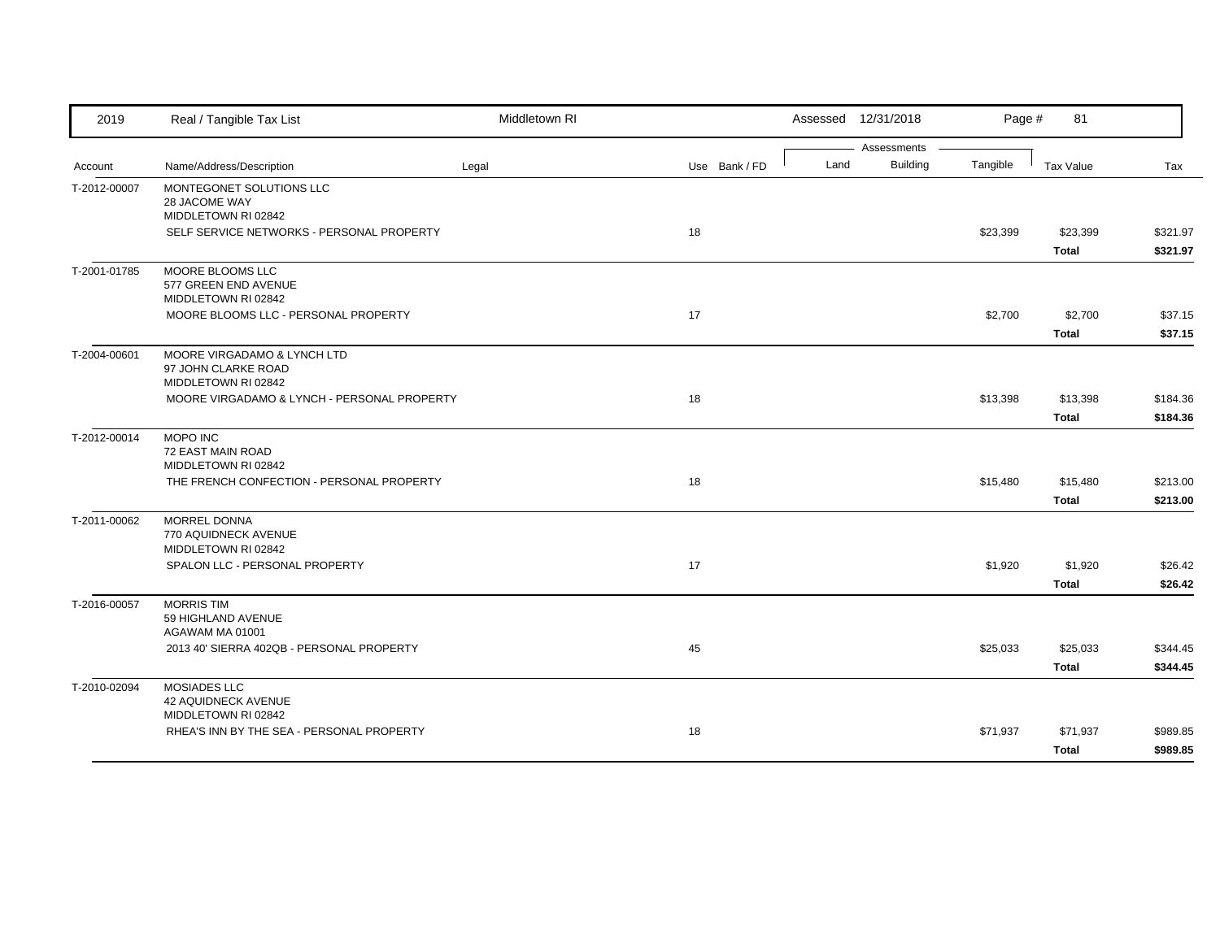| Account | Name/Address/Description | Legal | Use | Bank / FD | Land | Building | Tangible | Tax Value | Tax |
|---|---|---|---|---|---|---|---|---|---|
| T-2012-00007 | MONTEGONET SOLUTIONS LLC<br>28 JACOME WAY<br>MIDDLETOWN RI 02842 | | | | | | | | |
| | SELF SERVICE NETWORKS - PERSONAL PROPERTY | | 18 | | | | $23,399 | $23,399 | $321.97 |
| | | | | | | | | **Total** | **$321.97** |
| T-2001-01785 | MOORE BLOOMS LLC<br>577 GREEN END AVENUE<br>MIDDLETOWN RI 02842 | | | | | | | | |
| | MOORE BLOOMS LLC - PERSONAL PROPERTY | | 17 | | | | $2,700 | $2,700 | $37.15 |
| | | | | | | | | **Total** | **$37.15** |
| T-2004-00601 | MOORE VIRGADAMO & LYNCH LTD<br>97 JOHN CLARKE ROAD<br>MIDDLETOWN RI 02842 | | | | | | | | |
| | MOORE VIRGADAMO & LYNCH - PERSONAL PROPERTY | | 18 | | | | $13,398 | $13,398 | $184.36 |
| | | | | | | | | **Total** | **$184.36** |
| T-2012-00014 | MOPO INC<br>72 EAST MAIN ROAD<br>MIDDLETOWN RI 02842 | | | | | | | | |
| | THE FRENCH CONFECTION - PERSONAL PROPERTY | | 18 | | | | $15,480 | $15,480 | $213.00 |
| | | | | | | | | **Total** | **$213.00** |
| T-2011-00062 | MORREL DONNA<br>770 AQUIDNECK AVENUE<br>MIDDLETOWN RI 02842 | | | | | | | | |
| | SPALON LLC - PERSONAL PROPERTY | | 17 | | | | $1,920 | $1,920 | $26.42 |
| | | | | | | | | **Total** | **$26.42** |
| T-2016-00057 | MORRIS TIM<br>59 HIGHLAND AVENUE<br>AGAWAM MA 01001 | | | | | | | | |
| | 2013 40' SIERRA 402QB - PERSONAL PROPERTY | | 45 | | | | $25,033 | $25,033 | $344.45 |
| | | | | | | | | **Total** | **$344.45** |
| T-2010-02094 | MOSIADES LLC<br>42 AQUIDNECK AVENUE<br>MIDDLETOWN RI 02842 | | | | | | | | |
| | RHEA'S INN BY THE SEA - PERSONAL PROPERTY | | 18 | | | | $71,937 | $71,937 | $989.85 |
| | | | | | | | | **Total** | **$989.85** |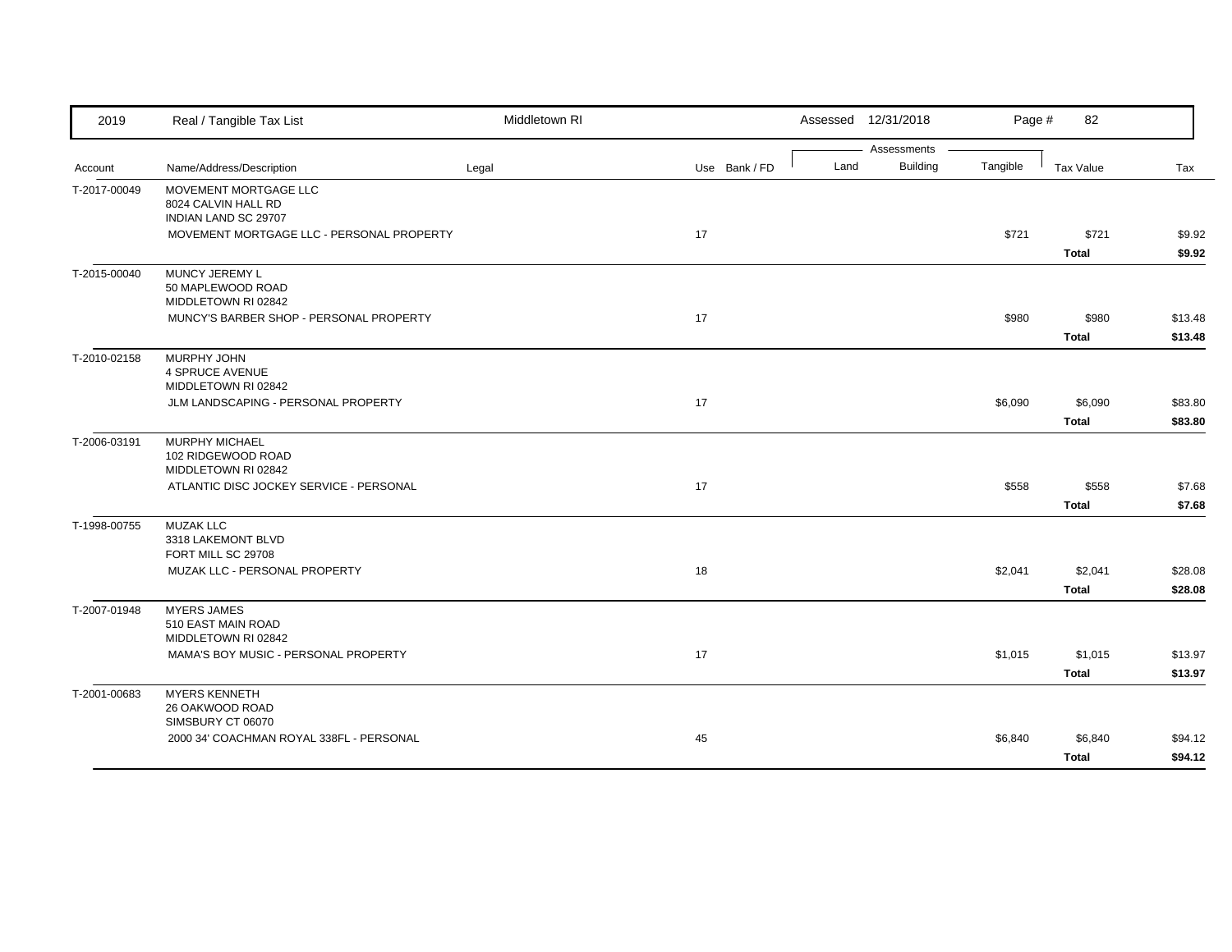| Account | Name/Address/Description | Legal | Use | Bank / FD | Land | Building | Tangible | Tax Value | Tax |
|---|---|---|---|---|---|---|---|---|---|
| T-2017-00049 | MOVEMENT MORTGAGE LLC<br>8024 CALVIN HALL RD<br>INDIAN LAND SC 29707 | | | | | | | | |
| | MOVEMENT MORTGAGE LLC - PERSONAL PROPERTY | | 17 | | | | $721 | $721 | $9.92 |
| | | | | | | | | **Total** | **$9.92** |
| T-2015-00040 | MUNCY JEREMY L<br>50 MAPLEWOOD ROAD<br>MIDDLETOWN RI 02842 | | | | | | | | |
| | MUNCY'S BARBER SHOP - PERSONAL PROPERTY | | 17 | | | | $980 | $980 | $13.48 |
| | | | | | | | | **Total** | **$13.48** |
| T-2010-02158 | MURPHY JOHN<br>4 SPRUCE AVENUE<br>MIDDLETOWN RI 02842 | | | | | | | | |
| | JLM LANDSCAPING - PERSONAL PROPERTY | | 17 | | | | $6,090 | $6,090 | $83.80 |
| | | | | | | | | **Total** | **$83.80** |
| T-2006-03191 | MURPHY MICHAEL<br>102 RIDGEWOOD ROAD<br>MIDDLETOWN RI 02842 | | | | | | | | |
| | ATLANTIC DISC JOCKEY SERVICE - PERSONAL | | 17 | | | | $558 | $558 | $7.68 |
| | | | | | | | | **Total** | **$7.68** |
| T-1998-00755 | MUZAK LLC<br>3318 LAKEMONT BLVD<br>FORT MILL SC 29708 | | | | | | | | |
| | MUZAK LLC - PERSONAL PROPERTY | | 18 | | | | $2,041 | $2,041 | $28.08 |
| | | | | | | | | **Total** | **$28.08** |
| T-2007-01948 | MYERS JAMES<br>510 EAST MAIN ROAD<br>MIDDLETOWN RI 02842 | | | | | | | | |
| | MAMA'S BOY MUSIC - PERSONAL PROPERTY | | 17 | | | | $1,015 | $1,015 | $13.97 |
| | | | | | | | | **Total** | **$13.97** |
| T-2001-00683 | MYERS KENNETH<br>26 OAKWOOD ROAD<br>SIMSBURY CT 06070 | | | | | | | | |
| | 2000 34' COACHMAN ROYAL 338FL - PERSONAL | | 45 | | | | $6,840 | $6,840 | $94.12 |
| | | | | | | | | **Total** | **$94.12** |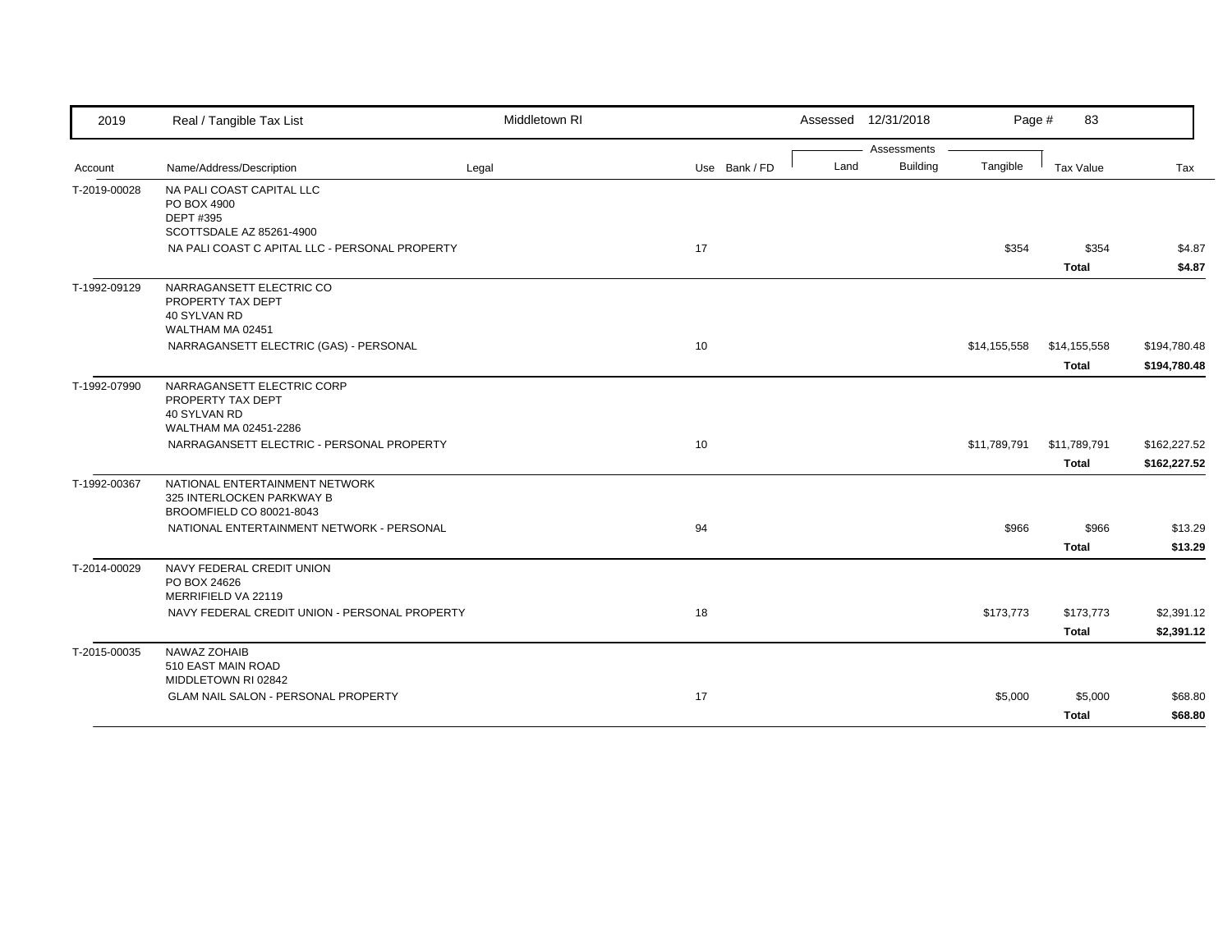| 2019 | Real / Tangible Tax List | Middletown RI | | Assessed 12/31/2018 | | Page # 83 | | |
|---|---|---|---|---|---|---|---|---|
| | | | | Assessments | | | | |
| Account | Name/Address/Description | Legal | Use Bank / FD | Land | Building | Tangible | Tax Value | Tax |
| T-2019-00028 | NA PALI COAST CAPITAL LLC<br>PO BOX 4900<br>DEPT #395<br>SCOTTSDALE AZ 85261-4900 | | | | | | | |
| | NA PALI COAST C APITAL LLC - PERSONAL PROPERTY | | 17 | | | $354 | $354 | $4.87 |
| | | | | | | | **Total** | **$4.87** |
| T-1992-09129 | NARRAGANSETT ELECTRIC CO<br>PROPERTY TAX DEPT<br>40 SYLVAN RD<br>WALTHAM MA 02451 | | | | | | | |
| | NARRAGANSETT ELECTRIC (GAS) - PERSONAL | | 10 | | | $14,155,558 | $14,155,558 | $194,780.48 |
| | | | | | | | **Total** | **$194,780.48** |
| T-1992-07990 | NARRAGANSETT ELECTRIC CORP<br>PROPERTY TAX DEPT<br>40 SYLVAN RD<br>WALTHAM MA 02451-2286 | | | | | | | |
| | NARRAGANSETT ELECTRIC - PERSONAL PROPERTY | | 10 | | | $11,789,791 | $11,789,791 | $162,227.52 |
| | | | | | | | **Total** | **$162,227.52** |
| T-1992-00367 | NATIONAL ENTERTAINMENT NETWORK<br>325 INTERLOCKEN PARKWAY B<br>BROOMFIELD CO 80021-8043 | | | | | | | |
| | NATIONAL ENTERTAINMENT NETWORK - PERSONAL | | 94 | | | $966 | $966 | $13.29 |
| | | | | | | | **Total** | **$13.29** |
| T-2014-00029 | NAVY FEDERAL CREDIT UNION<br>PO BOX 24626<br>MERRIFIELD VA 22119 | | | | | | | |
| | NAVY FEDERAL CREDIT UNION - PERSONAL PROPERTY | | 18 | | | $173,773 | $173,773 | $2,391.12 |
| | | | | | | | **Total** | **$2,391.12** |
| T-2015-00035 | NAWAZ ZOHAIB<br>510 EAST MAIN ROAD<br>MIDDLETOWN RI 02842 | | | | | | | |
| | GLAM NAIL SALON - PERSONAL PROPERTY | | 17 | | | $5,000 | $5,000 | $68.80 |
| | | | | | | | **Total** | **$68.80** |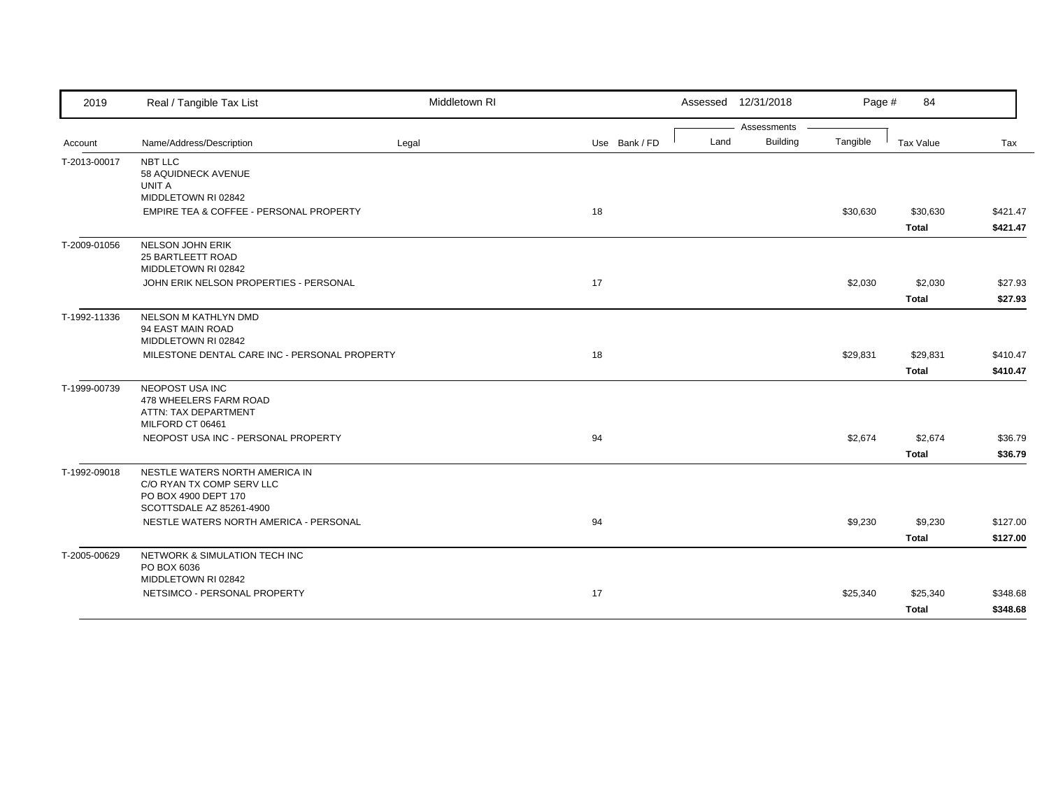| 2019 | Real / Tangible Tax List | Middletown RI | | | Assessed 12/31/2018 | | Page # 84 | | |
|---|---|---|---|---|---|---|---|---|---|
| | | | | | Assessments | | | | |
| Account | Name/Address/Description | Legal | Use | Bank / FD | Land | Building | Tangible | Tax Value | Tax |
| T-2013-00017 | NBT LLC<br>58 AQUIDNECK AVENUE<br>UNIT A<br>MIDDLETOWN RI 02842 | | | | | | | | |
| | EMPIRE TEA & COFFEE - PERSONAL PROPERTY | | 18 | | | | $30,630 | $30,630 | $421.47 |
| | | | | | | | | **Total** | **$421.47** |
| T-2009-01056 | NELSON JOHN ERIK<br>25 BARTLEETT ROAD<br>MIDDLETOWN RI 02842 | | | | | | | | |
| | JOHN ERIK NELSON PROPERTIES - PERSONAL | | 17 | | | | $2,030 | $2,030 | $27.93 |
| | | | | | | | | **Total** | **$27.93** |
| T-1992-11336 | NELSON M KATHLYN DMD<br>94 EAST MAIN ROAD<br>MIDDLETOWN RI 02842 | | | | | | | | |
| | MILESTONE DENTAL CARE INC - PERSONAL PROPERTY | | 18 | | | | $29,831 | $29,831 | $410.47 |
| | | | | | | | | **Total** | **$410.47** |
| T-1999-00739 | NEOPOST USA INC<br>478 WHEELERS FARM ROAD<br>ATTN: TAX DEPARTMENT<br>MILFORD CT 06461 | | | | | | | | |
| | NEOPOST USA INC - PERSONAL PROPERTY | | 94 | | | | $2,674 | $2,674 | $36.79 |
| | | | | | | | | **Total** | **$36.79** |
| T-1992-09018 | NESTLE WATERS NORTH AMERICA IN<br>C/O RYAN TX COMP SERV LLC<br>PO BOX 4900 DEPT 170<br>SCOTTSDALE AZ 85261-4900 | | | | | | | | |
| | NESTLE WATERS NORTH AMERICA - PERSONAL | | 94 | | | | $9,230 | $9,230 | $127.00 |
| | | | | | | | | **Total** | **$127.00** |
| T-2005-00629 | NETWORK & SIMULATION TECH INC<br>PO BOX 6036<br>MIDDLETOWN RI 02842 | | | | | | | | |
| | NETSIMCO - PERSONAL PROPERTY | | 17 | | | | $25,340 | $25,340 | $348.68 |
| | | | | | | | | **Total** | **$348.68** |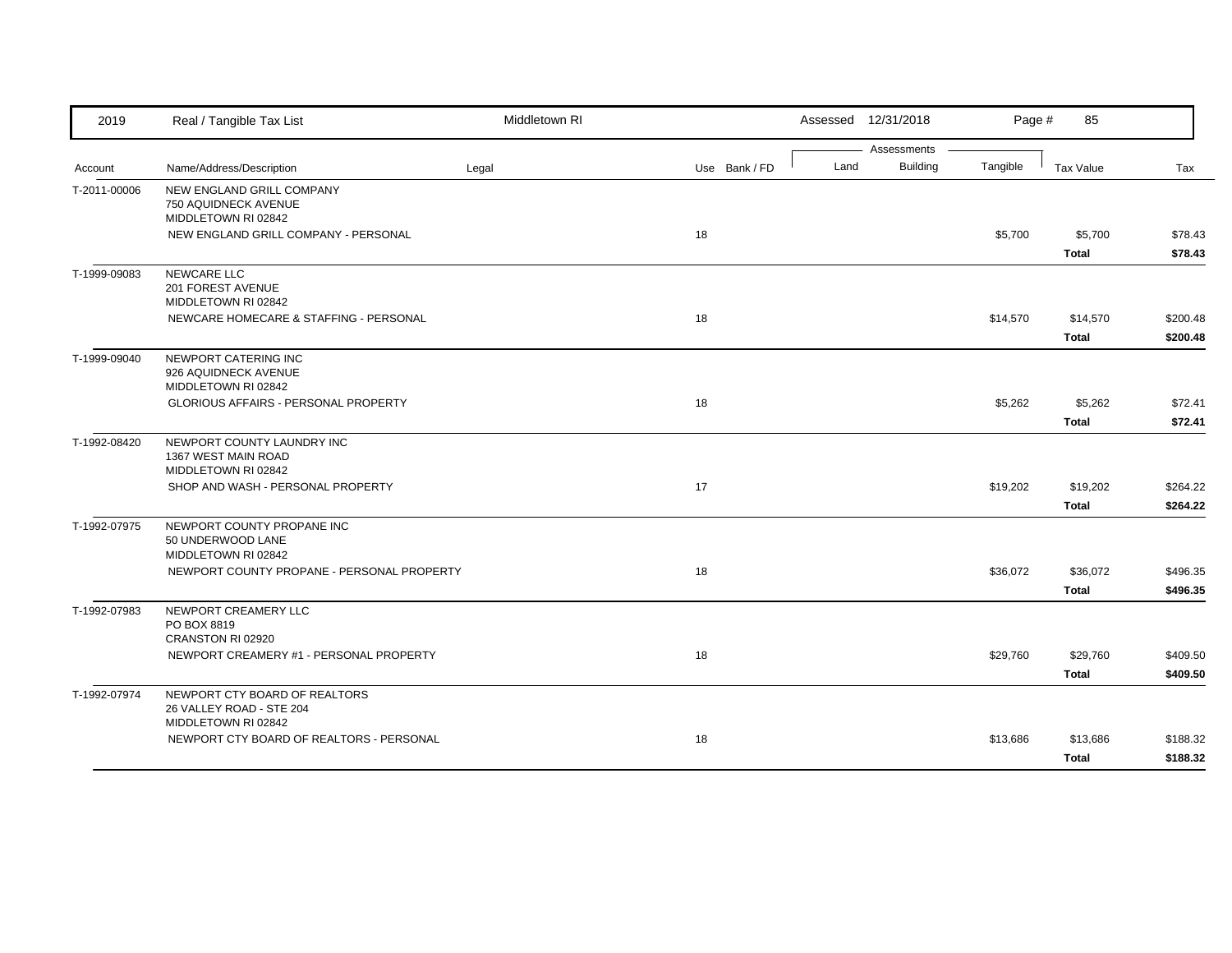| 2019 | Real / Tangible Tax List | Middletown RI | | | Assessed 12/31/2018 | | | | |
|---|---|---|---|---|---|---|---|---|---|
| | | | | | Assessments | | | | |
| Account | Name/Address/Description | Legal | Use | Bank / FD | Land | Building | Tangible | Tax Value | Tax |
| T-2011-00006 | NEW ENGLAND GRILL COMPANY<br>750 AQUIDNECK AVENUE<br>MIDDLETOWN RI 02842 | | | | | | | | |
| | NEW ENGLAND GRILL COMPANY - PERSONAL | | 18 | | | | $5,700 | $5,700 | $78.43 |
| | | | | | | | | **Total** | **$78.43** |
| T-1999-09083 | NEWCARE LLC<br>201 FOREST AVENUE<br>MIDDLETOWN RI 02842 | | | | | | | | |
| | NEWCARE HOMECARE & STAFFING - PERSONAL | | 18 | | | | $14,570 | $14,570 | $200.48 |
| | | | | | | | | **Total** | **$200.48** |
| T-1999-09040 | NEWPORT CATERING INC<br>926 AQUIDNECK AVENUE<br>MIDDLETOWN RI 02842 | | | | | | | | |
| | GLORIOUS AFFAIRS - PERSONAL PROPERTY | | 18 | | | | $5,262 | $5,262 | $72.41 |
| | | | | | | | | **Total** | **$72.41** |
| T-1992-08420 | NEWPORT COUNTY LAUNDRY INC<br>1367 WEST MAIN ROAD<br>MIDDLETOWN RI 02842 | | | | | | | | |
| | SHOP AND WASH - PERSONAL PROPERTY | | 17 | | | | $19,202 | $19,202 | $264.22 |
| | | | | | | | | **Total** | **$264.22** |
| T-1992-07975 | NEWPORT COUNTY PROPANE INC<br>50 UNDERWOOD LANE<br>MIDDLETOWN RI 02842 | | | | | | | | |
| | NEWPORT COUNTY PROPANE - PERSONAL PROPERTY | | 18 | | | | $36,072 | $36,072 | $496.35 |
| | | | | | | | | **Total** | **$496.35** |
| T-1992-07983 | NEWPORT CREAMERY LLC<br>PO BOX 8819<br>CRANSTON RI 02920 | | | | | | | | |
| | NEWPORT CREAMERY #1 - PERSONAL PROPERTY | | 18 | | | | $29,760 | $29,760 | $409.50 |
| | | | | | | | | **Total** | **$409.50** |
| T-1992-07974 | NEWPORT CTY BOARD OF REALTORS<br>26 VALLEY ROAD - STE 204<br>MIDDLETOWN RI 02842 | | | | | | | | |
| | NEWPORT CTY BOARD OF REALTORS - PERSONAL | | 18 | | | | $13,686 | $13,686 | $188.32 |
| | | | | | | | | **Total** | **$188.32** |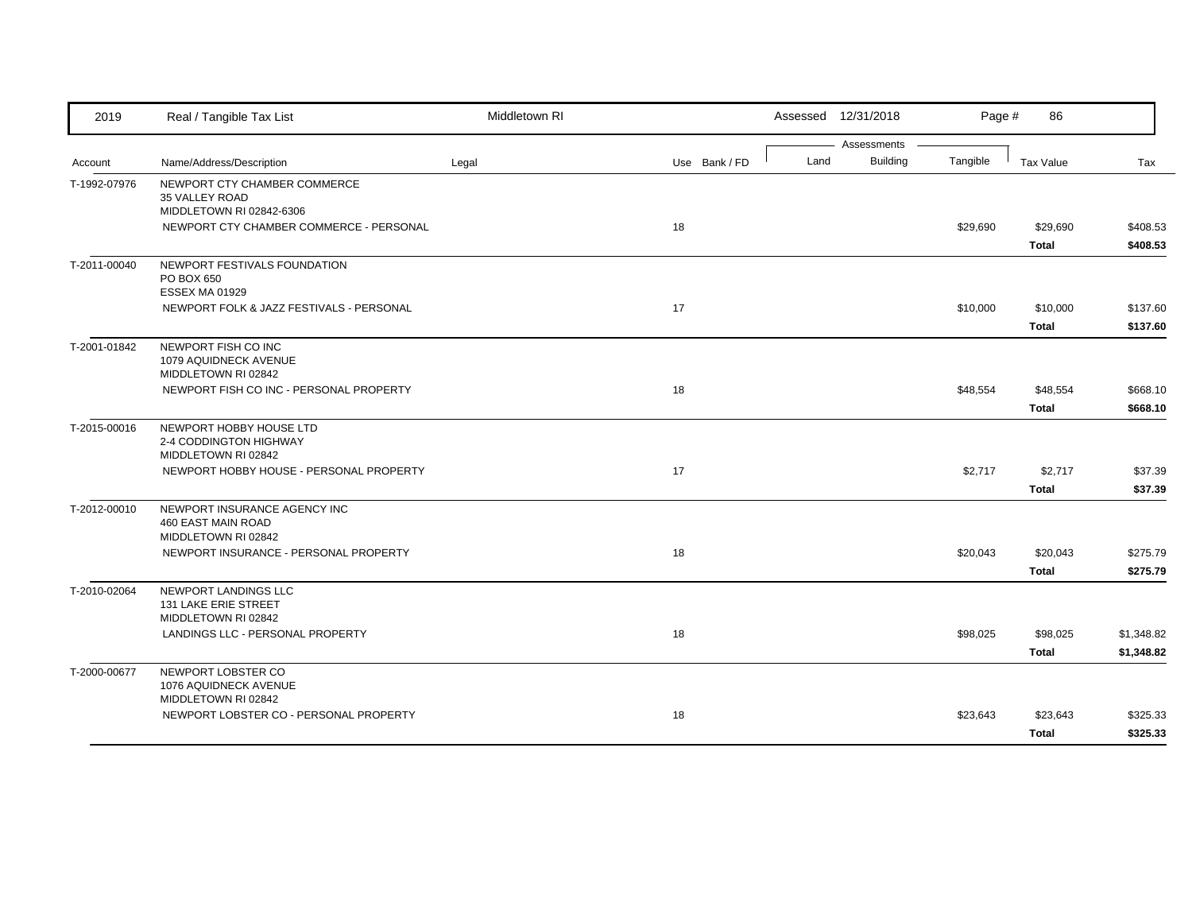| 2019 | Real / Tangible Tax List | Middletown RI | | Assessed 12/31/2018 | | | | |
|---|---|---|---|---|---|---|---|---|
| | | | | Assessments | | | | |
| Account | Name/Address/Description | Legal | Use Bank / FD | Land | Building | Tangible | Tax Value | Tax |
| T-1992-07976 | NEWPORT CTY CHAMBER COMMERCE<br>35 VALLEY ROAD<br>MIDDLETOWN RI 02842-6306 | | | | | | | |
| | NEWPORT CTY CHAMBER COMMERCE - PERSONAL | | 18 | | | $29,690 | $29,690 | $408.53 |
| | | | | | | | **Total** | **$408.53** |
| T-2011-00040 | NEWPORT FESTIVALS FOUNDATION<br>PO BOX 650<br>ESSEX MA 01929 | | | | | | | |
| | NEWPORT FOLK & JAZZ FESTIVALS - PERSONAL | | 17 | | | $10,000 | $10,000 | $137.60 |
| | | | | | | | **Total** | **$137.60** |
| T-2001-01842 | NEWPORT FISH CO INC<br>1079 AQUIDNECK AVENUE<br>MIDDLETOWN RI 02842 | | | | | | | |
| | NEWPORT FISH CO INC - PERSONAL PROPERTY | | 18 | | | $48,554 | $48,554 | $668.10 |
| | | | | | | | **Total** | **$668.10** |
| T-2015-00016 | NEWPORT HOBBY HOUSE LTD<br>2-4 CODDINGTON HIGHWAY<br>MIDDLETOWN RI 02842 | | | | | | | |
| | NEWPORT HOBBY HOUSE - PERSONAL PROPERTY | | 17 | | | $2,717 | $2,717 | $37.39 |
| | | | | | | | **Total** | **$37.39** |
| T-2012-00010 | NEWPORT INSURANCE AGENCY INC<br>460 EAST MAIN ROAD<br>MIDDLETOWN RI 02842 | | | | | | | |
| | NEWPORT INSURANCE - PERSONAL PROPERTY | | 18 | | | $20,043 | $20,043 | $275.79 |
| | | | | | | | **Total** | **$275.79** |
| T-2010-02064 | NEWPORT LANDINGS LLC<br>131 LAKE ERIE STREET<br>MIDDLETOWN RI 02842 | | | | | | | |
| | LANDINGS LLC - PERSONAL PROPERTY | | 18 | | | $98,025 | $98,025 | $1,348.82 |
| | | | | | | | **Total** | **$1,348.82** |
| T-2000-00677 | NEWPORT LOBSTER CO<br>1076 AQUIDNECK AVENUE<br>MIDDLETOWN RI 02842 | | | | | | | |
| | NEWPORT LOBSTER CO - PERSONAL PROPERTY | | 18 | | | $23,643 | $23,643 | $325.33 |
| | | | | | | | **Total** | **$325.33** |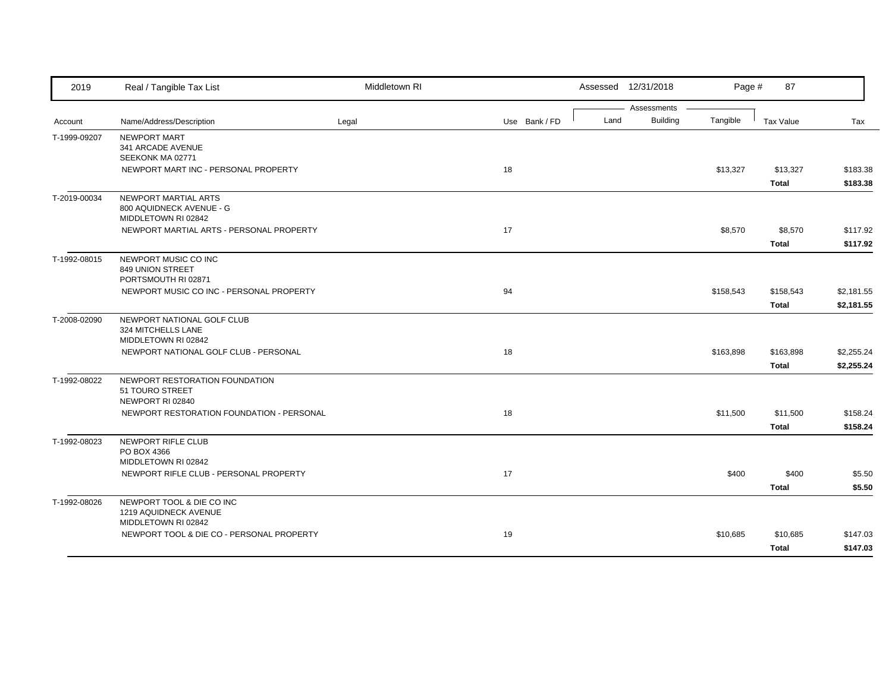| Account | Name/Address/Description | Legal | Use | Bank / FD | Land | Building | Tangible | Tax Value | Tax |
|---|---|---|---|---|---|---|---|---|---|
| T-1999-09207 | NEWPORT MART<br>341 ARCADE AVENUE<br>SEEKONK MA 02771 | | | | | | | | |
| | NEWPORT MART INC - PERSONAL PROPERTY | | 18 | | | | $13,327 | $13,327 | $183.38 |
| | | | | | | | | **Total** | **$183.38** |
| T-2019-00034 | NEWPORT MARTIAL ARTS<br>800 AQUIDNECK AVENUE - G<br>MIDDLETOWN RI 02842 | | | | | | | | |
| | NEWPORT MARTIAL ARTS - PERSONAL PROPERTY | | 17 | | | | $8,570 | $8,570 | $117.92 |
| | | | | | | | | **Total** | **$117.92** |
| T-1992-08015 | NEWPORT MUSIC CO INC<br>849 UNION STREET<br>PORTSMOUTH RI 02871 | | | | | | | | |
| | NEWPORT MUSIC CO INC - PERSONAL PROPERTY | | 94 | | | | $158,543 | $158,543 | $2,181.55 |
| | | | | | | | | **Total** | **$2,181.55** |
| T-2008-02090 | NEWPORT NATIONAL GOLF CLUB<br>324 MITCHELLS LANE<br>MIDDLETOWN RI 02842 | | | | | | | | |
| | NEWPORT NATIONAL GOLF CLUB - PERSONAL | | 18 | | | | $163,898 | $163,898 | $2,255.24 |
| | | | | | | | | **Total** | **$2,255.24** |
| T-1992-08022 | NEWPORT RESTORATION FOUNDATION<br>51 TOURO STREET<br>NEWPORT RI 02840 | | | | | | | | |
| | NEWPORT RESTORATION FOUNDATION - PERSONAL | | 18 | | | | $11,500 | $11,500 | $158.24 |
| | | | | | | | | **Total** | **$158.24** |
| T-1992-08023 | NEWPORT RIFLE CLUB<br>PO BOX 4366<br>MIDDLETOWN RI 02842 | | | | | | | | |
| | NEWPORT RIFLE CLUB - PERSONAL PROPERTY | | 17 | | | | $400 | $400 | $5.50 |
| | | | | | | | | **Total** | **$5.50** |
| T-1992-08026 | NEWPORT TOOL & DIE CO INC<br>1219 AQUIDNECK AVENUE<br>MIDDLETOWN RI 02842 | | | | | | | | |
| | NEWPORT TOOL & DIE CO - PERSONAL PROPERTY | | 19 | | | | $10,685 | $10,685 | $147.03 |
| | | | | | | | | **Total** | **$147.03** |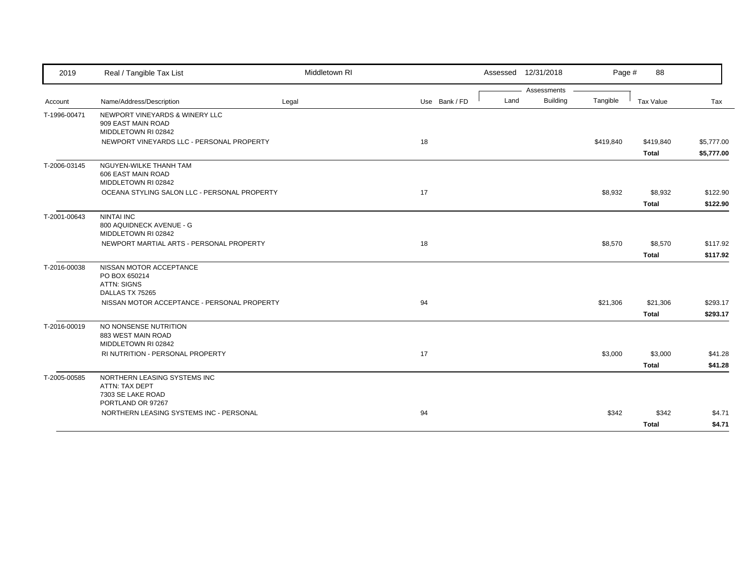| Account | Name/Address/Description | Legal | Use | Bank / FD | Land | Building | Tangible | Tax Value | Tax |
|---|---|---|---|---|---|---|---|---|---|
| T-1996-00471 | NEWPORT VINEYARDS & WINERY LLC<br>909 EAST MAIN ROAD<br>MIDDLETOWN RI 02842 | | | | | | | | |
| | NEWPORT VINEYARDS LLC - PERSONAL PROPERTY | | 18 | | | | $419,840 | $419,840 | $5,777.00 |
| | | | | | | | | **Total** | **$5,777.00** |
| T-2006-03145 | NGUYEN-WILKE THANH TAM<br>606 EAST MAIN ROAD<br>MIDDLETOWN RI 02842 | | | | | | | | |
| | OCEANA STYLING SALON LLC - PERSONAL PROPERTY | | 17 | | | | $8,932 | $8,932 | $122.90 |
| | | | | | | | | **Total** | **$122.90** |
| T-2001-00643 | NINTAI INC<br>800 AQUIDNECK AVENUE - G<br>MIDDLETOWN RI 02842 | | | | | | | | |
| | NEWPORT MARTIAL ARTS - PERSONAL PROPERTY | | 18 | | | | $8,570 | $8,570 | $117.92 |
| | | | | | | | | **Total** | **$117.92** |
| T-2016-00038 | NISSAN MOTOR ACCEPTANCE<br>PO BOX 650214<br>ATTN: SIGNS<br>DALLAS TX 75265 | | | | | | | | |
| | NISSAN MOTOR ACCEPTANCE - PERSONAL PROPERTY | | 94 | | | | $21,306 | $21,306 | $293.17 |
| | | | | | | | | **Total** | **$293.17** |
| T-2016-00019 | NO NONSENSE NUTRITION<br>883 WEST MAIN ROAD<br>MIDDLETOWN RI 02842 | | | | | | | | |
| | RI NUTRITION - PERSONAL PROPERTY | | 17 | | | | $3,000 | $3,000 | $41.28 |
| | | | | | | | | **Total** | **$41.28** |
| T-2005-00585 | NORTHERN LEASING SYSTEMS INC<br>ATTN: TAX DEPT<br>7303 SE LAKE ROAD<br>PORTLAND OR 97267 | | | | | | | | |
| | NORTHERN LEASING SYSTEMS INC - PERSONAL | | 94 | | | | $342 | $342 | $4.71 |
| | | | | | | | | **Total** | **$4.71** |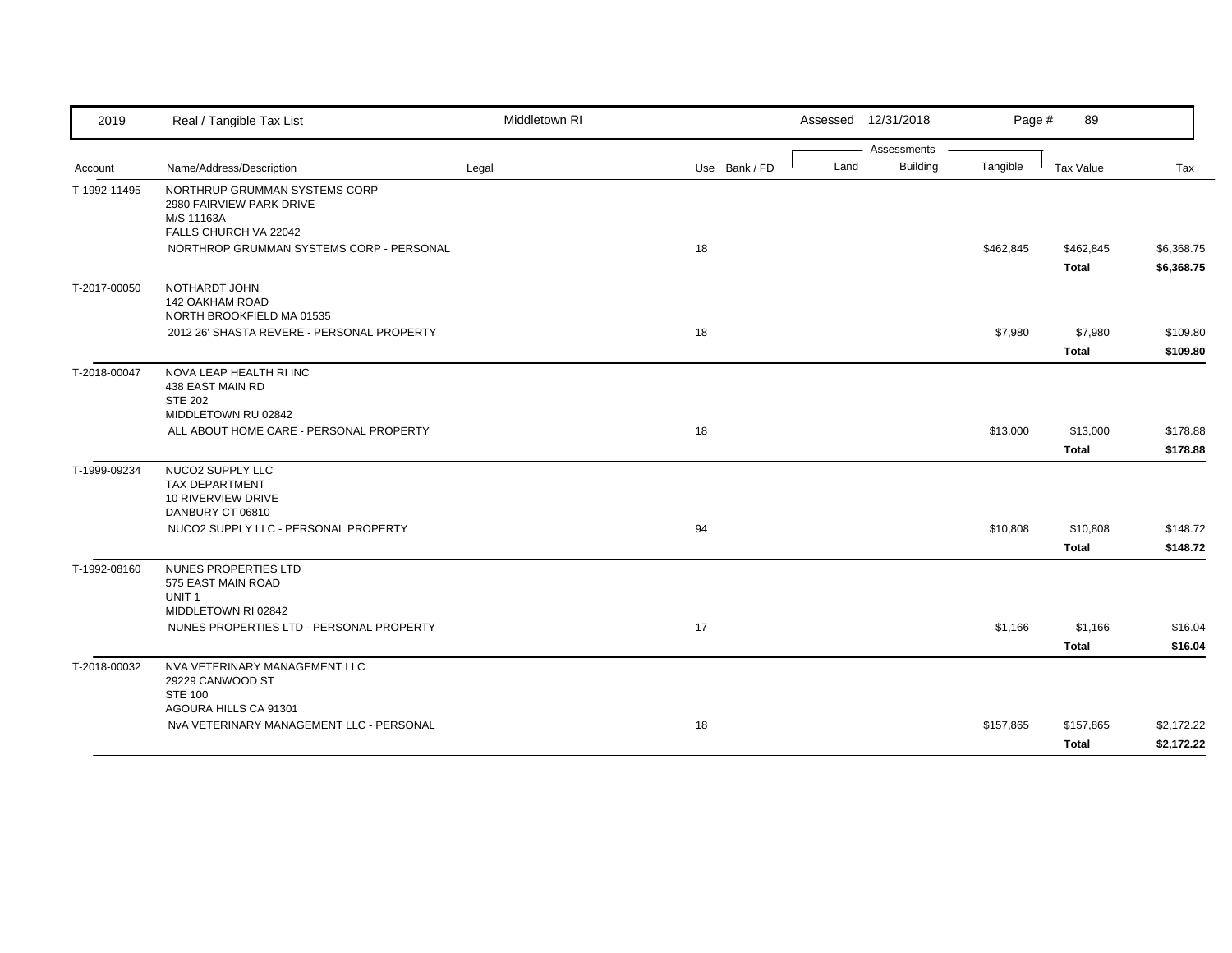| Account | Name/Address/Description | Legal | Use | Bank / FD | Land | Building | Tangible | Tax Value | Tax |
|---|---|---|---|---|---|---|---|---|---|
| T-1992-11495 | NORTHRUP GRUMMAN SYSTEMS CORP<br>2980 FAIRVIEW PARK DRIVE<br>M/S 11163A<br>FALLS CHURCH VA 22042 | | | | | | | | |
| | NORTHROP GRUMMAN SYSTEMS CORP - PERSONAL | | 18 | | | | $462,845 | $462,845 | $6,368.75 |
| | | | | | | | | **Total** | **$6,368.75** |
| T-2017-00050 | NOTHARDT JOHN<br>142 OAKHAM ROAD<br>NORTH BROOKFIELD MA 01535 | | | | | | | | |
| | 2012 26' SHASTA REVERE - PERSONAL PROPERTY | | 18 | | | | $7,980 | $7,980 | $109.80 |
| | | | | | | | | **Total** | **$109.80** |
| T-2018-00047 | NOVA LEAP HEALTH RI INC<br>438 EAST MAIN RD<br>STE 202<br>MIDDLETOWN RU 02842 | | | | | | | | |
| | ALL ABOUT HOME CARE - PERSONAL PROPERTY | | 18 | | | | $13,000 | $13,000 | $178.88 |
| | | | | | | | | **Total** | **$178.88** |
| T-1999-09234 | NUCO2 SUPPLY LLC<br>TAX DEPARTMENT<br>10 RIVERVIEW DRIVE<br>DANBURY CT 06810 | | | | | | | | |
| | NUCO2 SUPPLY LLC - PERSONAL PROPERTY | | 94 | | | | $10,808 | $10,808 | $148.72 |
| | | | | | | | | **Total** | **$148.72** |
| T-1992-08160 | NUNES PROPERTIES LTD<br>575 EAST MAIN ROAD<br>UNIT 1<br>MIDDLETOWN RI 02842 | | | | | | | | |
| | NUNES PROPERTIES LTD - PERSONAL PROPERTY | | 17 | | | | $1,166 | $1,166 | $16.04 |
| | | | | | | | | **Total** | **$16.04** |
| T-2018-00032 | NVA VETERINARY MANAGEMENT LLC<br>29229 CANWOOD ST<br>STE 100<br>AGOURA HILLS CA 91301 | | | | | | | | |
| | NvA VETERINARY MANAGEMENT LLC - PERSONAL | | 18 | | | | $157,865 | $157,865 | $2,172.22 |
| | | | | | | | | **Total** | **$2,172.22** |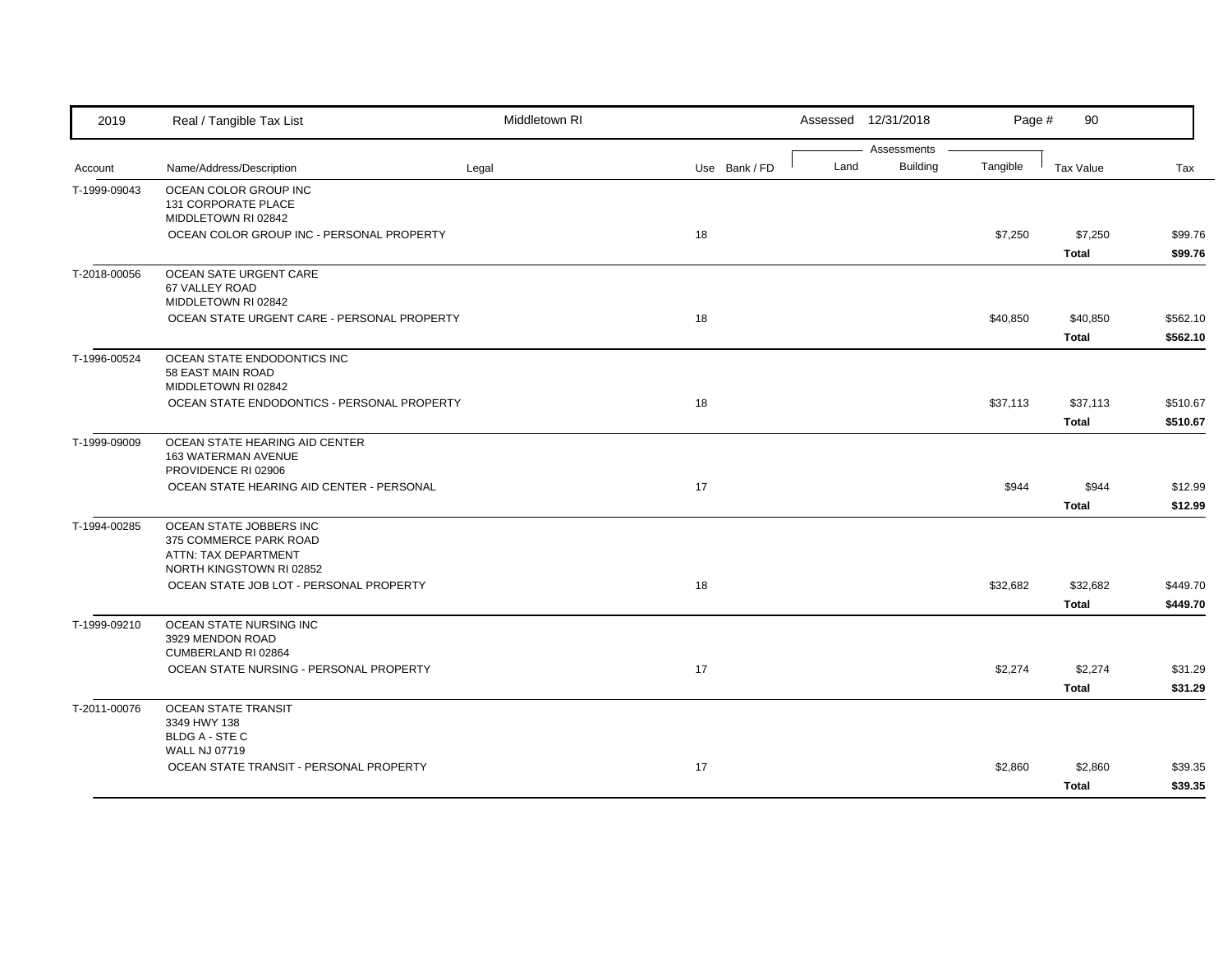| Account | Name/Address/Description | Legal | Use | Bank / FD | Land | Building | Tangible | Tax Value | Tax |
|---|---|---|---|---|---|---|---|---|---|
| T-1999-09043 | OCEAN COLOR GROUP INC<br>131 CORPORATE PLACE<br>MIDDLETOWN RI 02842 | | | | | | | | |
| | OCEAN COLOR GROUP INC - PERSONAL PROPERTY | | 18 | | | | $7,250 | $7,250 | $99.76 |
| | | | | | | | | **Total** | **$99.76** |
| T-2018-00056 | OCEAN SATE URGENT CARE<br>67 VALLEY ROAD<br>MIDDLETOWN RI 02842 | | | | | | | | |
| | OCEAN STATE URGENT CARE - PERSONAL PROPERTY | | 18 | | | | $40,850 | $40,850 | $562.10 |
| | | | | | | | | **Total** | **$562.10** |
| T-1996-00524 | OCEAN STATE ENDODONTICS INC<br>58 EAST MAIN ROAD<br>MIDDLETOWN RI 02842 | | | | | | | | |
| | OCEAN STATE ENDODONTICS - PERSONAL PROPERTY | | 18 | | | | $37,113 | $37,113 | $510.67 |
| | | | | | | | | **Total** | **$510.67** |
| T-1999-09009 | OCEAN STATE HEARING AID CENTER<br>163 WATERMAN AVENUE<br>PROVIDENCE RI 02906 | | | | | | | | |
| | OCEAN STATE HEARING AID CENTER - PERSONAL | | 17 | | | | $944 | $944 | $12.99 |
| | | | | | | | | **Total** | **$12.99** |
| T-1994-00285 | OCEAN STATE JOBBERS INC<br>375 COMMERCE PARK ROAD<br>ATTN: TAX DEPARTMENT<br>NORTH KINGSTOWN RI 02852 | | | | | | | | |
| | OCEAN STATE JOB LOT - PERSONAL PROPERTY | | 18 | | | | $32,682 | $32,682 | $449.70 |
| | | | | | | | | **Total** | **$449.70** |
| T-1999-09210 | OCEAN STATE NURSING INC<br>3929 MENDON ROAD<br>CUMBERLAND RI 02864 | | | | | | | | |
| | OCEAN STATE NURSING - PERSONAL PROPERTY | | 17 | | | | $2,274 | $2,274 | $31.29 |
| | | | | | | | | **Total** | **$31.29** |
| T-2011-00076 | OCEAN STATE TRANSIT<br>3349 HWY 138<br>BLDG A - STE C<br>WALL NJ 07719 | | | | | | | | |
| | OCEAN STATE TRANSIT - PERSONAL PROPERTY | | 17 | | | | $2,860 | $2,860 | $39.35 |
| | | | | | | | | **Total** | **$39.35** |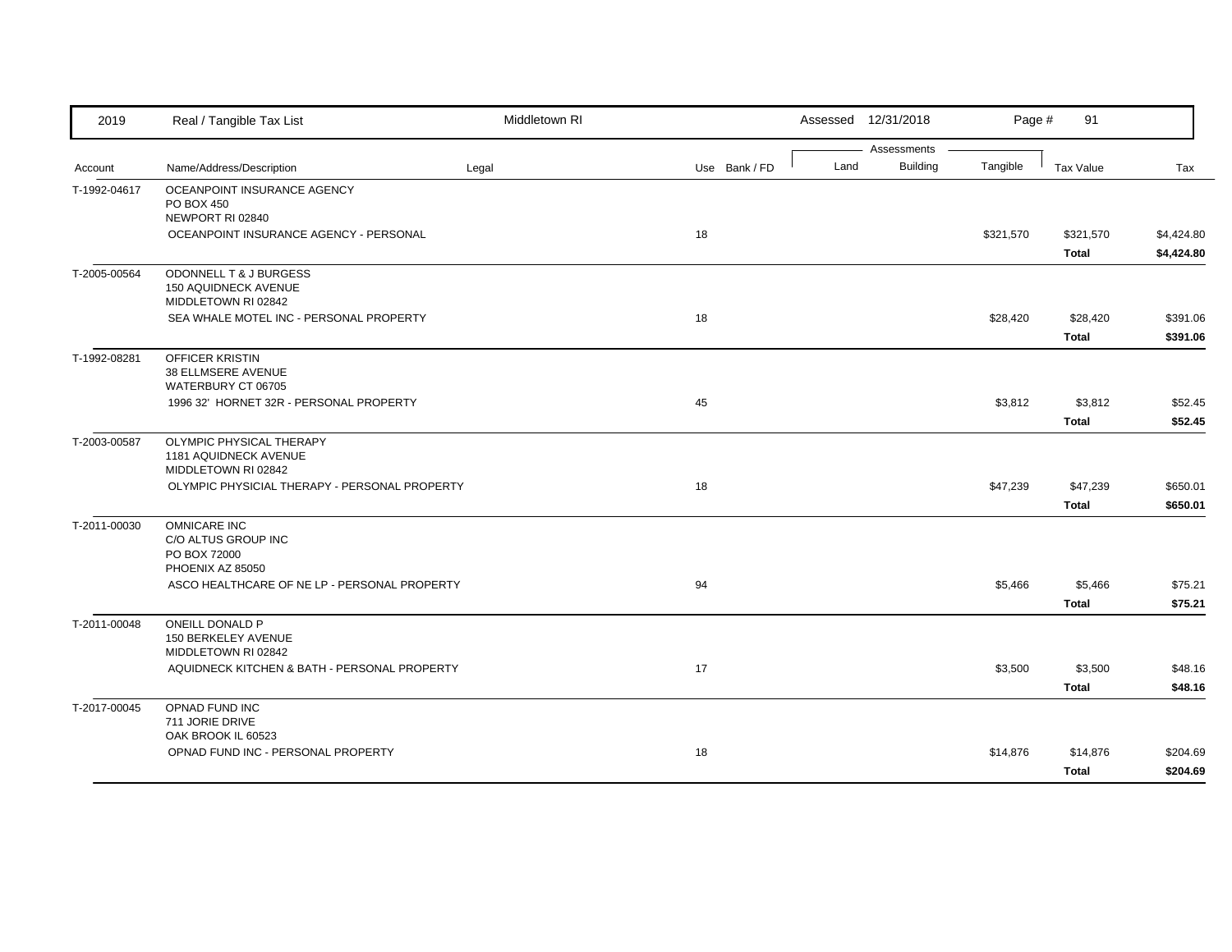| 2019 | Real / Tangible Tax List | Middletown RI | | | Assessed 12/31/2018 | | | | |
|---|---|---|---|---|---|---|---|---|---|
| | | | | | Assessments | | | | |
| Account | Name/Address/Description | Legal | Use | Bank / FD | Land | Building | Tangible | Tax Value | Tax |
| T-1992-04617 | OCEANPOINT INSURANCE AGENCY<br>PO BOX 450<br>NEWPORT RI 02840 | | | | | | | | |
| | OCEANPOINT INSURANCE AGENCY - PERSONAL | | 18 | | | | $321,570 | $321,570 | $4,424.80 |
| | | | | | | | | **Total** | **$4,424.80** |
| T-2005-00564 | ODONNELL T & J BURGESS<br>150 AQUIDNECK AVENUE<br>MIDDLETOWN RI 02842 | | | | | | | | |
| | SEA WHALE MOTEL INC - PERSONAL PROPERTY | | 18 | | | | $28,420 | $28,420 | $391.06 |
| | | | | | | | | **Total** | **$391.06** |
| T-1992-08281 | OFFICER KRISTIN<br>38 ELLMSERE AVENUE<br>WATERBURY CT 06705 | | | | | | | | |
| | 1996 32' HORNET 32R - PERSONAL PROPERTY | | 45 | | | | $3,812 | $3,812 | $52.45 |
| | | | | | | | | **Total** | **$52.45** |
| T-2003-00587 | OLYMPIC PHYSICAL THERAPY<br>1181 AQUIDNECK AVENUE<br>MIDDLETOWN RI 02842 | | | | | | | | |
| | OLYMPIC PHYSICIAL THERAPY - PERSONAL PROPERTY | | 18 | | | | $47,239 | $47,239 | $650.01 |
| | | | | | | | | **Total** | **$650.01** |
| T-2011-00030 | OMNICARE INC<br>C/O ALTUS GROUP INC<br>PO BOX 72000<br>PHOENIX AZ 85050 | | | | | | | | |
| | ASCO HEALTHCARE OF NE LP - PERSONAL PROPERTY | | 94 | | | | $5,466 | $5,466 | $75.21 |
| | | | | | | | | **Total** | **$75.21** |
| T-2011-00048 | ONEILL DONALD P<br>150 BERKELEY AVENUE<br>MIDDLETOWN RI 02842 | | | | | | | | |
| | AQUIDNECK KITCHEN & BATH - PERSONAL PROPERTY | | 17 | | | | $3,500 | $3,500 | $48.16 |
| | | | | | | | | **Total** | **$48.16** |
| T-2017-00045 | OPNAD FUND INC<br>711 JORIE DRIVE<br>OAK BROOK IL 60523 | | | | | | | | |
| | OPNAD FUND INC - PERSONAL PROPERTY | | 18 | | | | $14,876 | $14,876 | $204.69 |
| | | | | | | | | **Total** | **$204.69** |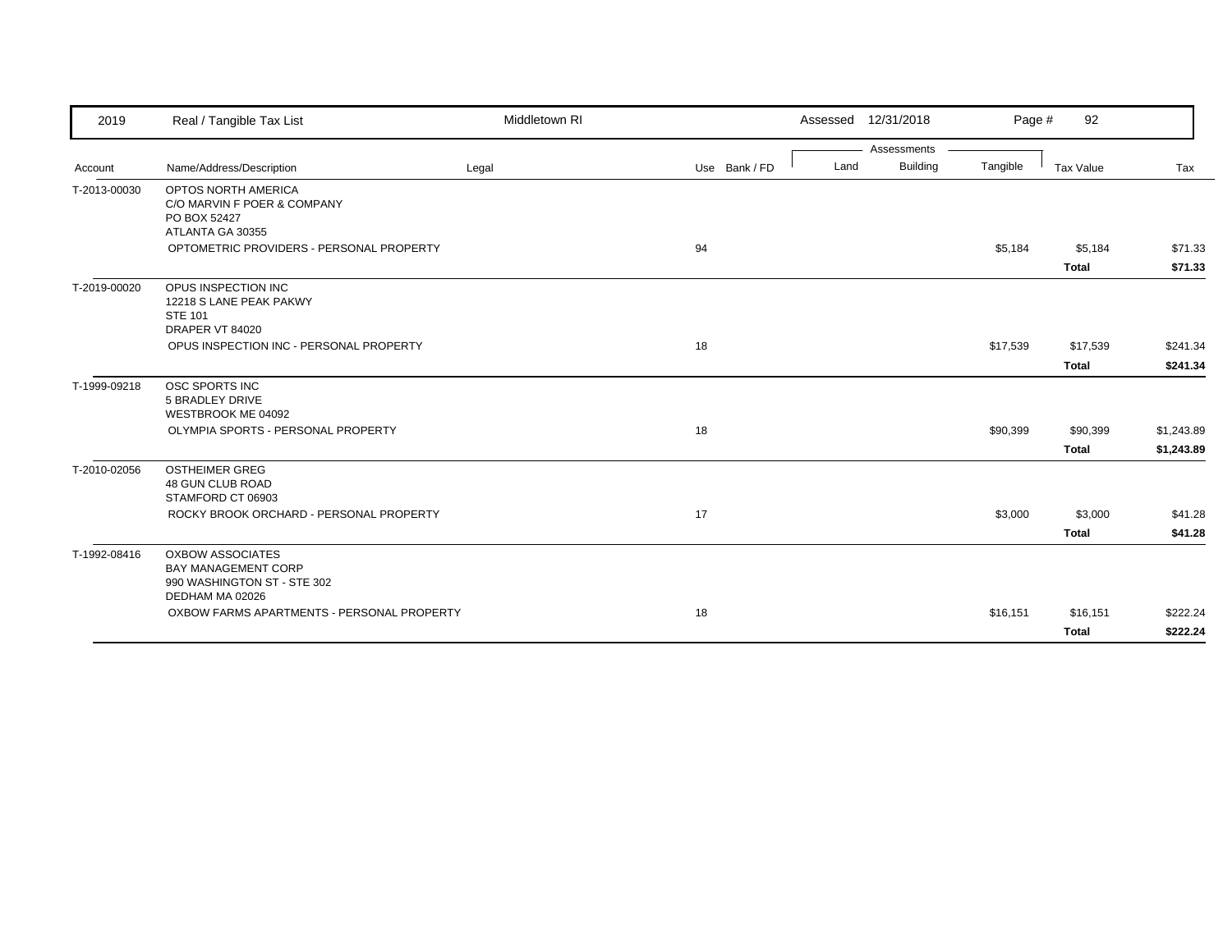| 2019 | Real / Tangible Tax List | Middletown RI | | | Assessed 12/31/2018 | | | Page # 92 | |
|---|---|---|---|---|---|---|---|---|---|
| | | | | | Assessments | | | | |
| Account | Name/Address/Description | Legal | Use | Bank / FD | Land | Building | Tangible | Tax Value | Tax |
| T-2013-00030 | OPTOS NORTH AMERICA<br>C/O MARVIN F POER & COMPANY<br>PO BOX 52427<br>ATLANTA GA 30355 | | | | | | | | |
| | OPTOMETRIC PROVIDERS - PERSONAL PROPERTY | | 94 | | | | $5,184 | $5,184 | $71.33 |
| | | | | | | | | **Total** | **$71.33** |
| T-2019-00020 | OPUS INSPECTION INC<br>12218 S LANE PEAK PAKWY<br>STE 101<br>DRAPER VT 84020 | | | | | | | | |
| | OPUS INSPECTION INC - PERSONAL PROPERTY | | 18 | | | | $17,539 | $17,539 | $241.34 |
| | | | | | | | | **Total** | **$241.34** |
| T-1999-09218 | OSC SPORTS INC<br>5 BRADLEY DRIVE<br>WESTBROOK ME 04092 | | | | | | | | |
| | OLYMPIA SPORTS - PERSONAL PROPERTY | | 18 | | | | $90,399 | $90,399 | $1,243.89 |
| | | | | | | | | **Total** | **$1,243.89** |
| T-2010-02056 | OSTHEIMER GREG<br>48 GUN CLUB ROAD<br>STAMFORD CT 06903 | | | | | | | | |
| | ROCKY BROOK ORCHARD - PERSONAL PROPERTY | | 17 | | | | $3,000 | $3,000 | $41.28 |
| | | | | | | | | **Total** | **$41.28** |
| T-1992-08416 | OXBOW ASSOCIATES<br>BAY MANAGEMENT CORP<br>990 WASHINGTON ST - STE 302<br>DEDHAM MA 02026 | | | | | | | | |
| | OXBOW FARMS APARTMENTS - PERSONAL PROPERTY | | 18 | | | | $16,151 | $16,151 | $222.24 |
| | | | | | | | | **Total** | **$222.24** |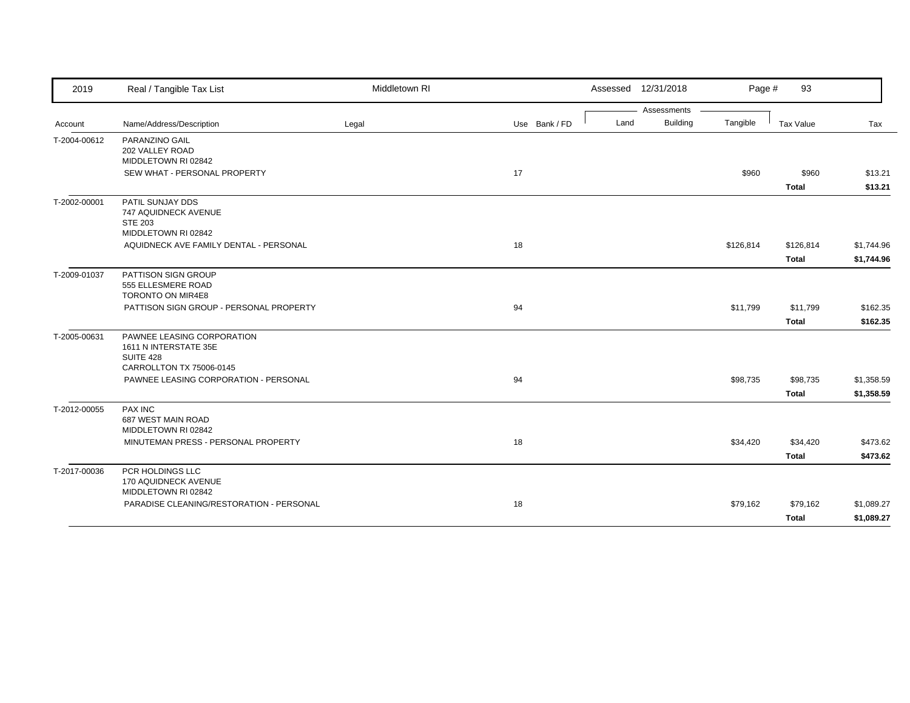| 2019 | Real / Tangible Tax List | Middletown RI | | | Assessed 12/31/2018 | | Page # 93 | | |
|---|---|---|---|---|---|---|---|---|---|
| | | | | | Assessments | | | | |
| Account | Name/Address/Description | Legal | Use | Bank / FD | Land | Building | Tangible | Tax Value | Tax |
| T-2004-00612 | PARANZINO GAIL<br>202 VALLEY ROAD<br>MIDDLETOWN RI 02842 | | | | | | | | |
| | SEW WHAT - PERSONAL PROPERTY | | 17 | | | | $960 | $960 | $13.21 |
| | | | | | | | | **Total** | **$13.21** |
| T-2002-00001 | PATIL SUNJAY DDS<br>747 AQUIDNECK AVENUE<br>STE 203<br>MIDDLETOWN RI 02842 | | | | | | | | |
| | AQUIDNECK AVE FAMILY DENTAL - PERSONAL | | 18 | | | | $126,814 | $126,814 | $1,744.96 |
| | | | | | | | | **Total** | **$1,744.96** |
| T-2009-01037 | PATTISON SIGN GROUP<br>555 ELLESMERE ROAD<br>TORONTO ON MIR4E8 | | | | | | | | |
| | PATTISON SIGN GROUP - PERSONAL PROPERTY | | 94 | | | | $11,799 | $11,799 | $162.35 |
| | | | | | | | | **Total** | **$162.35** |
| T-2005-00631 | PAWNEE LEASING CORPORATION<br>1611 N INTERSTATE 35E<br>SUITE 428<br>CARROLLTON TX 75006-0145 | | | | | | | | |
| | PAWNEE LEASING CORPORATION - PERSONAL | | 94 | | | | $98,735 | $98,735 | $1,358.59 |
| | | | | | | | | **Total** | **$1,358.59** |
| T-2012-00055 | PAX INC<br>687 WEST MAIN ROAD<br>MIDDLETOWN RI 02842 | | | | | | | | |
| | MINUTEMAN PRESS - PERSONAL PROPERTY | | 18 | | | | $34,420 | $34,420 | $473.62 |
| | | | | | | | | **Total** | **$473.62** |
| T-2017-00036 | PCR HOLDINGS LLC<br>170 AQUIDNECK AVENUE<br>MIDDLETOWN RI 02842 | | | | | | | | |
| | PARADISE CLEANING/RESTORATION - PERSONAL | | 18 | | | | $79,162 | $79,162 | $1,089.27 |
| | | | | | | | | **Total** | **$1,089.27** |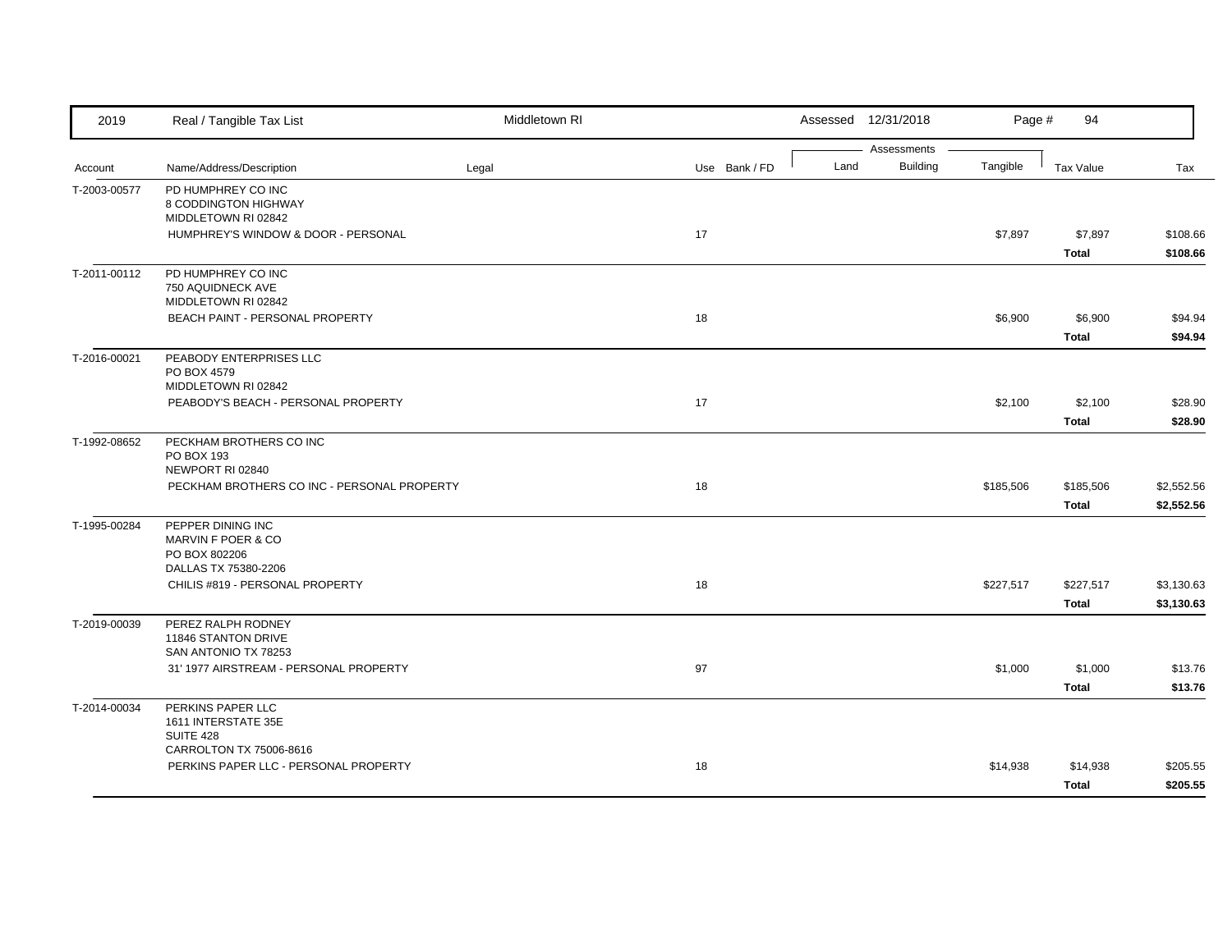| Account | Name/Address/Description | Legal | Use | Bank / FD | Land | Building | Tangible | Tax Value | Tax |
|---|---|---|---|---|---|---|---|---|---|
| T-2003-00577 | PD HUMPHREY CO INC<br>8 CODDINGTON HIGHWAY<br>MIDDLETOWN RI 02842 | | | | | | | | |
| | HUMPHREY'S WINDOW & DOOR - PERSONAL | | 17 | | | | $7,897 | $7,897 | $108.66 |
| | | | | | | | | **Total** | **$108.66** |
| T-2011-00112 | PD HUMPHREY CO INC<br>750 AQUIDNECK AVE<br>MIDDLETOWN RI 02842 | | | | | | | | |
| | BEACH PAINT - PERSONAL PROPERTY | | 18 | | | | $6,900 | $6,900 | $94.94 |
| | | | | | | | | **Total** | **$94.94** |
| T-2016-00021 | PEABODY ENTERPRISES LLC<br>PO BOX 4579<br>MIDDLETOWN RI 02842 | | | | | | | | |
| | PEABODY'S BEACH - PERSONAL PROPERTY | | 17 | | | | $2,100 | $2,100 | $28.90 |
| | | | | | | | | **Total** | **$28.90** |
| T-1992-08652 | PECKHAM BROTHERS CO INC<br>PO BOX 193<br>NEWPORT RI 02840 | | | | | | | | |
| | PECKHAM BROTHERS CO INC - PERSONAL PROPERTY | | 18 | | | | $185,506 | $185,506 | $2,552.56 |
| | | | | | | | | **Total** | **$2,552.56** |
| T-1995-00284 | PEPPER DINING INC<br>MARVIN F POER & CO<br>PO BOX 802206<br>DALLAS TX 75380-2206 | | | | | | | | |
| | CHILIS #819 - PERSONAL PROPERTY | | 18 | | | | $227,517 | $227,517 | $3,130.63 |
| | | | | | | | | **Total** | **$3,130.63** |
| T-2019-00039 | PEREZ RALPH RODNEY<br>11846 STANTON DRIVE<br>SAN ANTONIO TX 78253 | | | | | | | | |
| | 31' 1977 AIRSTREAM - PERSONAL PROPERTY | | 97 | | | | $1,000 | $1,000 | $13.76 |
| | | | | | | | | **Total** | **$13.76** |
| T-2014-00034 | PERKINS PAPER LLC<br>1611 INTERSTATE 35E<br>SUITE 428<br>CARROLTON TX 75006-8616 | | | | | | | | |
| | PERKINS PAPER LLC - PERSONAL PROPERTY | | 18 | | | | $14,938 | $14,938 | $205.55 |
| | | | | | | | | **Total** | **$205.55** |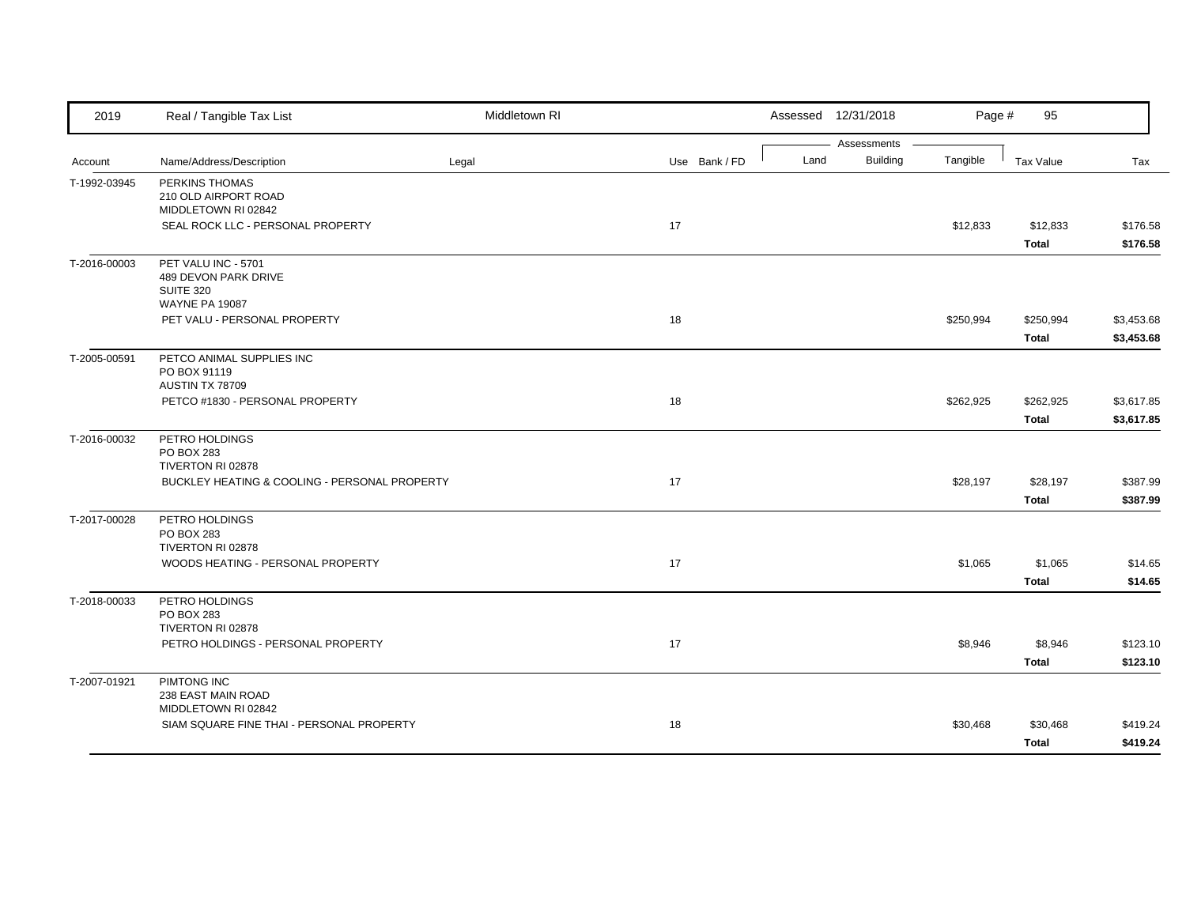| Account | Name/Address/Description | Legal | Use | Bank / FD | Land | Building | Tangible | Tax Value | Tax |
|---|---|---|---|---|---|---|---|---|---|
| T-1992-03945 | PERKINS THOMAS<br>210 OLD AIRPORT ROAD<br>MIDDLETOWN RI 02842 | | | | | | | | |
| | SEAL ROCK LLC - PERSONAL PROPERTY | | 17 | | | | $12,833 | $12,833 | $176.58 |
| | | | | | | | | **Total** | **$176.58** |
| T-2016-00003 | PET VALU INC - 5701<br>489 DEVON PARK DRIVE<br>SUITE 320<br>WAYNE PA 19087 | | | | | | | | |
| | PET VALU - PERSONAL PROPERTY | | 18 | | | | $250,994 | $250,994 | $3,453.68 |
| | | | | | | | | **Total** | **$3,453.68** |
| T-2005-00591 | PETCO ANIMAL SUPPLIES INC<br>PO BOX 91119<br>AUSTIN TX 78709 | | | | | | | | |
| | PETCO #1830 - PERSONAL PROPERTY | | 18 | | | | $262,925 | $262,925 | $3,617.85 |
| | | | | | | | | **Total** | **$3,617.85** |
| T-2016-00032 | PETRO HOLDINGS<br>PO BOX 283<br>TIVERTON RI 02878 | | | | | | | | |
| | BUCKLEY HEATING & COOLING - PERSONAL PROPERTY | | 17 | | | | $28,197 | $28,197 | $387.99 |
| | | | | | | | | **Total** | **$387.99** |
| T-2017-00028 | PETRO HOLDINGS<br>PO BOX 283<br>TIVERTON RI 02878 | | | | | | | | |
| | WOODS HEATING - PERSONAL PROPERTY | | 17 | | | | $1,065 | $1,065 | $14.65 |
| | | | | | | | | **Total** | **$14.65** |
| T-2018-00033 | PETRO HOLDINGS<br>PO BOX 283<br>TIVERTON RI 02878 | | | | | | | | |
| | PETRO HOLDINGS - PERSONAL PROPERTY | | 17 | | | | $8,946 | $8,946 | $123.10 |
| | | | | | | | | **Total** | **$123.10** |
| T-2007-01921 | PIMTONG INC<br>238 EAST MAIN ROAD<br>MIDDLETOWN RI 02842 | | | | | | | | |
| | SIAM SQUARE FINE THAI - PERSONAL PROPERTY | | 18 | | | | $30,468 | $30,468 | $419.24 |
| | | | | | | | | **Total** | **$419.24** |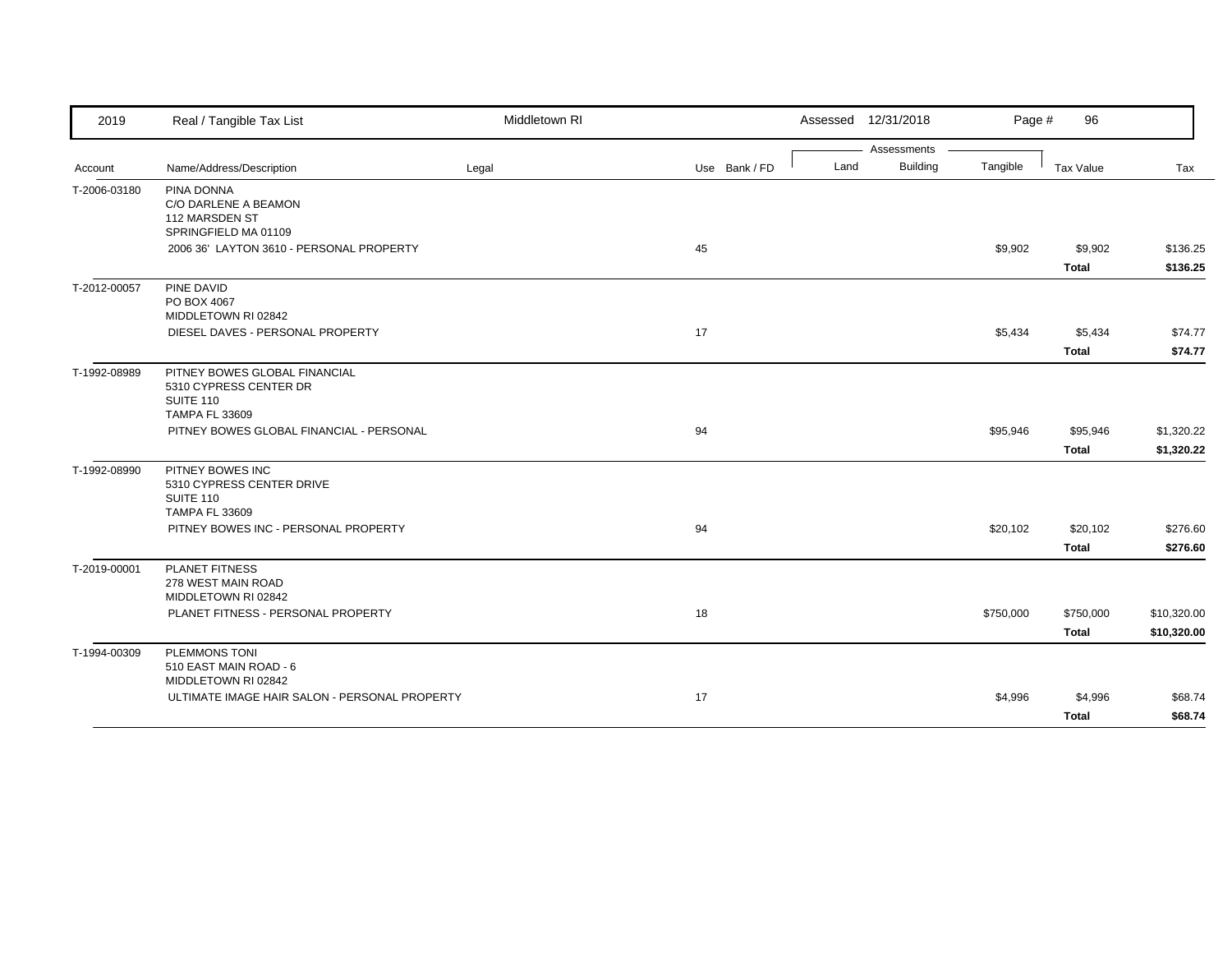| 2019 | Real / Tangible Tax List | Middletown RI | | Assessed 12/31/2018 | | Page # 96 | | |
|---|---|---|---|---|---|---|---|---|
| | | | | Assessments | | | | |
| Account | Name/Address/Description | Legal | Use Bank / FD | Land | Building | Tangible | Tax Value | Tax |
| T-2006-03180 | PINA DONNA<br>C/O DARLENE A BEAMON<br>112 MARSDEN ST<br>SPRINGFIELD MA 01109 | | | | | | | |
| | 2006 36' LAYTON 3610 - PERSONAL PROPERTY | | 45 | | | $9,902 | $9,902 | $136.25 |
| | | | | | | | **Total** | **$136.25** |
| T-2012-00057 | PINE DAVID<br>PO BOX 4067<br>MIDDLETOWN RI 02842 | | | | | | | |
| | DIESEL DAVES - PERSONAL PROPERTY | | 17 | | | $5,434 | $5,434 | $74.77 |
| | | | | | | | **Total** | **$74.77** |
| T-1992-08989 | PITNEY BOWES GLOBAL FINANCIAL<br>5310 CYPRESS CENTER DR<br>SUITE 110<br>TAMPA FL 33609 | | | | | | | |
| | PITNEY BOWES GLOBAL FINANCIAL - PERSONAL | | 94 | | | $95,946 | $95,946 | $1,320.22 |
| | | | | | | | **Total** | **$1,320.22** |
| T-1992-08990 | PITNEY BOWES INC<br>5310 CYPRESS CENTER DRIVE<br>SUITE 110<br>TAMPA FL 33609 | | | | | | | |
| | PITNEY BOWES INC - PERSONAL PROPERTY | | 94 | | | $20,102 | $20,102 | $276.60 |
| | | | | | | | **Total** | **$276.60** |
| T-2019-00001 | PLANET FITNESS<br>278 WEST MAIN ROAD<br>MIDDLETOWN RI 02842 | | | | | | | |
| | PLANET FITNESS - PERSONAL PROPERTY | | 18 | | | $750,000 | $750,000 | $10,320.00 |
| | | | | | | | **Total** | **$10,320.00** |
| T-1994-00309 | PLEMMONS TONI<br>510 EAST MAIN ROAD - 6<br>MIDDLETOWN RI 02842 | | | | | | | |
| | ULTIMATE IMAGE HAIR SALON - PERSONAL PROPERTY | | 17 | | | $4,996 | $4,996 | $68.74 |
| | | | | | | | **Total** | **$68.74** |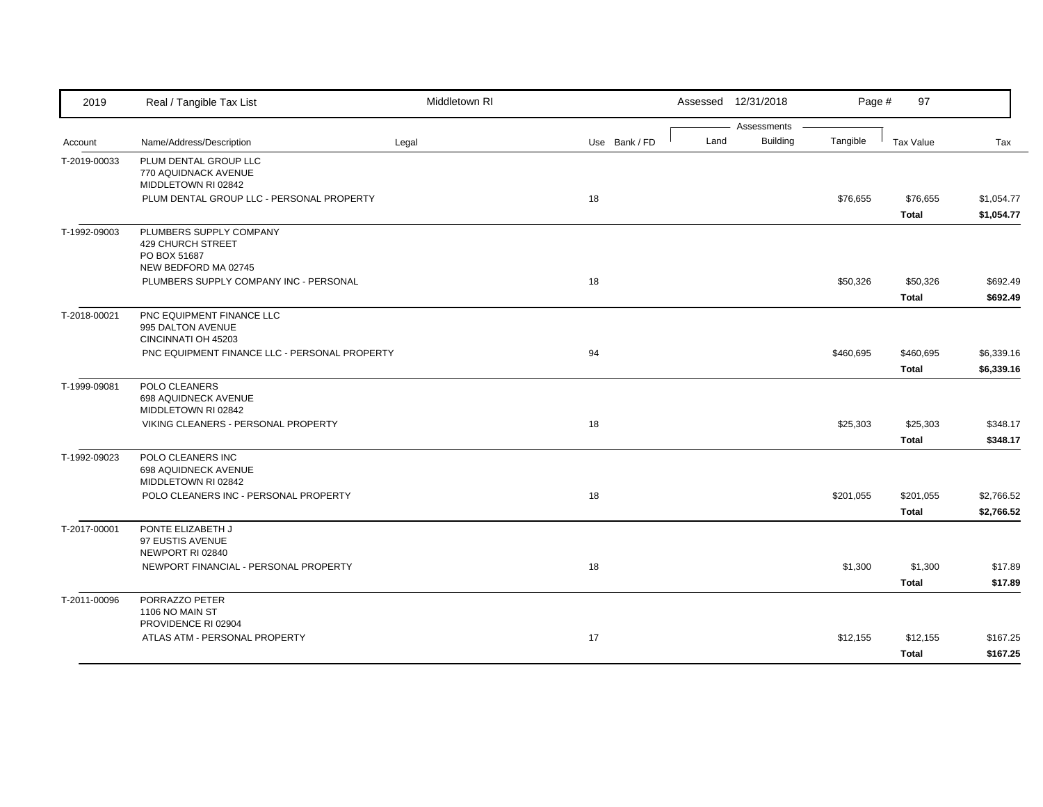| Account | Name/Address/Description | Legal | Use | Bank / FD | Land | Building | Tangible | Tax Value | Tax |
|---|---|---|---|---|---|---|---|---|---|
| T-2019-00033 | PLUM DENTAL GROUP LLC<br>770 AQUIDNACK AVENUE<br>MIDDLETOWN RI 02842 | | | | | | | | |
| | PLUM DENTAL GROUP LLC - PERSONAL PROPERTY | | 18 | | | | $76,655 | $76,655 | $1,054.77 |
| | | | | | | | | **Total** | **$1,054.77** |
| T-1992-09003 | PLUMBERS SUPPLY COMPANY<br>429 CHURCH STREET<br>PO BOX 51687<br>NEW BEDFORD MA 02745 | | | | | | | | |
| | PLUMBERS SUPPLY COMPANY INC - PERSONAL | | 18 | | | | $50,326 | $50,326 | $692.49 |
| | | | | | | | | **Total** | **$692.49** |
| T-2018-00021 | PNC EQUIPMENT FINANCE LLC<br>995 DALTON AVENUE<br>CINCINNATI OH 45203 | | | | | | | | |
| | PNC EQUIPMENT FINANCE LLC - PERSONAL PROPERTY | | 94 | | | | $460,695 | $460,695 | $6,339.16 |
| | | | | | | | | **Total** | **$6,339.16** |
| T-1999-09081 | POLO CLEANERS<br>698 AQUIDNECK AVENUE<br>MIDDLETOWN RI 02842 | | | | | | | | |
| | VIKING CLEANERS - PERSONAL PROPERTY | | 18 | | | | $25,303 | $25,303 | $348.17 |
| | | | | | | | | **Total** | **$348.17** |
| T-1992-09023 | POLO CLEANERS INC<br>698 AQUIDNECK AVENUE<br>MIDDLETOWN RI 02842 | | | | | | | | |
| | POLO CLEANERS INC - PERSONAL PROPERTY | | 18 | | | | $201,055 | $201,055 | $2,766.52 |
| | | | | | | | | **Total** | **$2,766.52** |
| T-2017-00001 | PONTE ELIZABETH J<br>97 EUSTIS AVENUE<br>NEWPORT RI 02840 | | | | | | | | |
| | NEWPORT FINANCIAL - PERSONAL PROPERTY | | 18 | | | | $1,300 | $1,300 | $17.89 |
| | | | | | | | | **Total** | **$17.89** |
| T-2011-00096 | PORRAZZO PETER<br>1106 NO MAIN ST<br>PROVIDENCE RI 02904 | | | | | | | | |
| | ATLAS ATM - PERSONAL PROPERTY | | 17 | | | | $12,155 | $12,155 | $167.25 |
| | | | | | | | | **Total** | **$167.25** |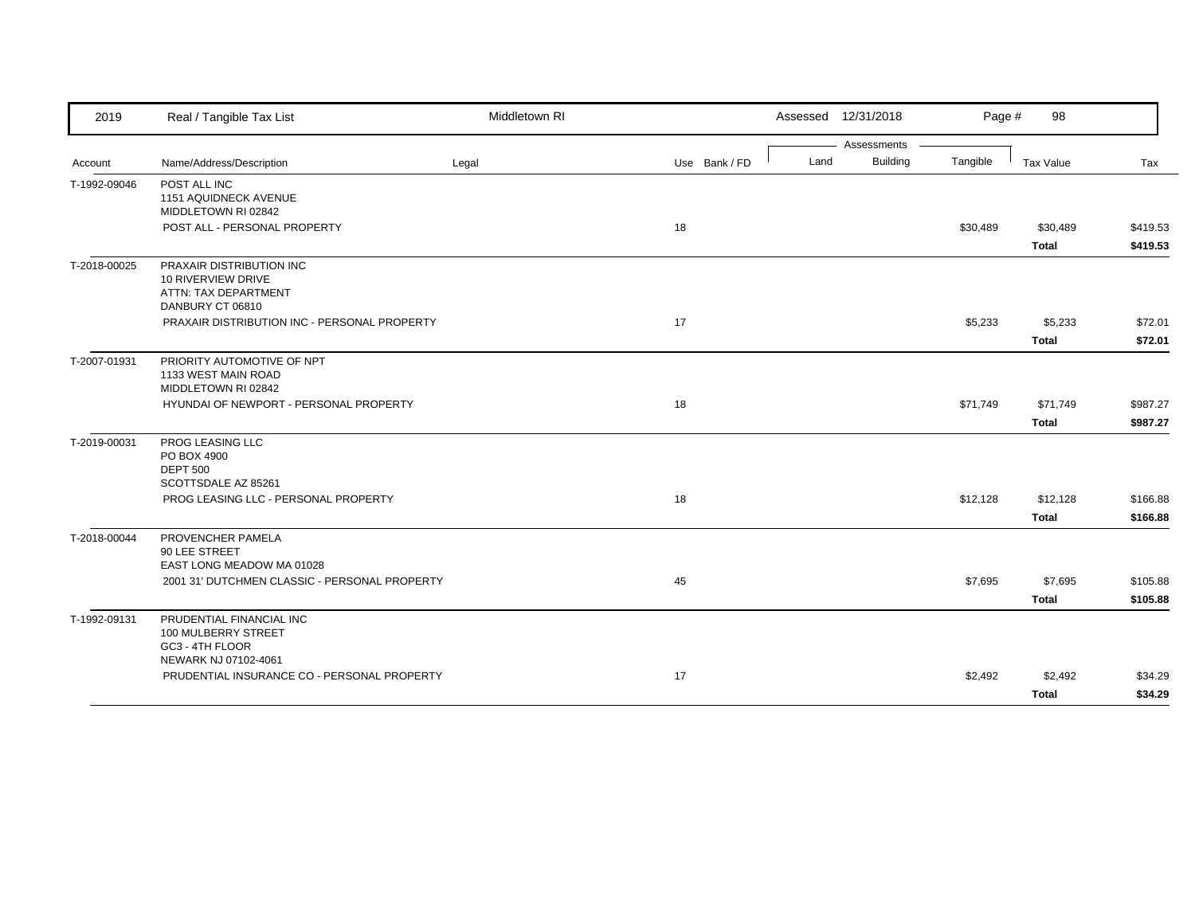| 2019 | Real / Tangible Tax List | Middletown RI | | Assessed 12/31/2018 | | Page # 98 | | |
|---|---|---|---|---|---|---|---|---|
| | | | | Assessments | | | | |
| Account | Name/Address/Description | Legal | Use Bank / FD | Land | Building | Tangible | Tax Value | Tax |
| T-1992-09046 | POST ALL INC<br>1151 AQUIDNECK AVENUE<br>MIDDLETOWN RI 02842 | | | | | | | |
| | POST ALL - PERSONAL PROPERTY | | 18 | | | $30,489 | $30,489 | $419.53 |
| | | | | | | | **Total** | **$419.53** |
| T-2018-00025 | PRAXAIR DISTRIBUTION INC<br>10 RIVERVIEW DRIVE<br>ATTN: TAX DEPARTMENT<br>DANBURY CT 06810 | | | | | | | |
| | PRAXAIR DISTRIBUTION INC - PERSONAL PROPERTY | | 17 | | | $5,233 | $5,233 | $72.01 |
| | | | | | | | **Total** | **$72.01** |
| T-2007-01931 | PRIORITY AUTOMOTIVE OF NPT<br>1133 WEST MAIN ROAD<br>MIDDLETOWN RI 02842 | | | | | | | |
| | HYUNDAI OF NEWPORT - PERSONAL PROPERTY | | 18 | | | $71,749 | $71,749 | $987.27 |
| | | | | | | | **Total** | **$987.27** |
| T-2019-00031 | PROG LEASING LLC<br>PO BOX 4900<br>DEPT 500<br>SCOTTSDALE AZ 85261 | | | | | | | |
| | PROG LEASING LLC - PERSONAL PROPERTY | | 18 | | | $12,128 | $12,128 | $166.88 |
| | | | | | | | **Total** | **$166.88** |
| T-2018-00044 | PROVENCHER PAMELA<br>90 LEE STREET<br>EAST LONG MEADOW MA 01028 | | | | | | | |
| | 2001 31' DUTCHMEN CLASSIC - PERSONAL PROPERTY | | 45 | | | $7,695 | $7,695 | $105.88 |
| | | | | | | | **Total** | **$105.88** |
| T-1992-09131 | PRUDENTIAL FINANCIAL INC<br>100 MULBERRY STREET<br>GC3 - 4TH FLOOR<br>NEWARK NJ 07102-4061 | | | | | | | |
| | PRUDENTIAL INSURANCE CO - PERSONAL PROPERTY | | 17 | | | $2,492 | $2,492 | $34.29 |
| | | | | | | | **Total** | **$34.29** |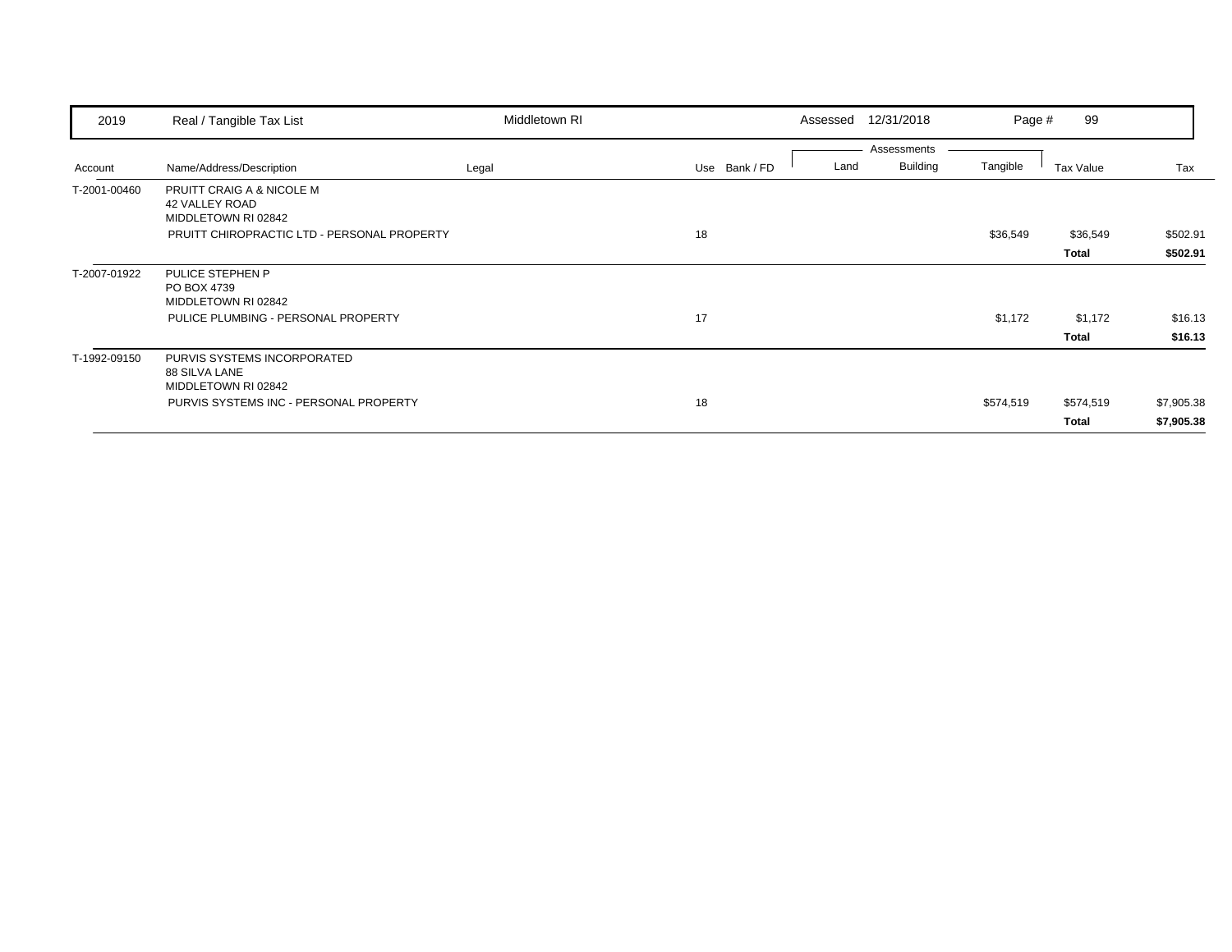| 2019 | Real / Tangible Tax List | Middletown RI | | | Assessed 12/31/2018 | | Page # 99 | | |
|---|---|---|---|---|---|---|---|---|---|
| | | | | | Assessments | | | | |
| Account | Name/Address/Description | Legal | Use | Bank / FD | Land | Building | Tangible | Tax Value | Tax |
| T-2001-00460 | PRUITT CRAIG A & NICOLE M<br>42 VALLEY ROAD<br>MIDDLETOWN RI 02842 | | | | | | | | |
| | PRUITT CHIROPRACTIC LTD - PERSONAL PROPERTY | | 18 | | | | $36,549 | $36,549 | $502.91 |
| | | | | | | | | **Total** | **$502.91** |
| T-2007-01922 | PULICE STEPHEN P<br>PO BOX 4739<br>MIDDLETOWN RI 02842 | | | | | | | | |
| | PULICE PLUMBING - PERSONAL PROPERTY | | 17 | | | | $1,172 | $1,172 | $16.13 |
| | | | | | | | | **Total** | **$16.13** |
| T-1992-09150 | PURVIS SYSTEMS INCORPORATED<br>88 SILVA LANE<br>MIDDLETOWN RI 02842 | | | | | | | | |
| | PURVIS SYSTEMS INC - PERSONAL PROPERTY | | 18 | | | | $574,519 | $574,519 | $7,905.38 |
| | | | | | | | | **Total** | **$7,905.38** |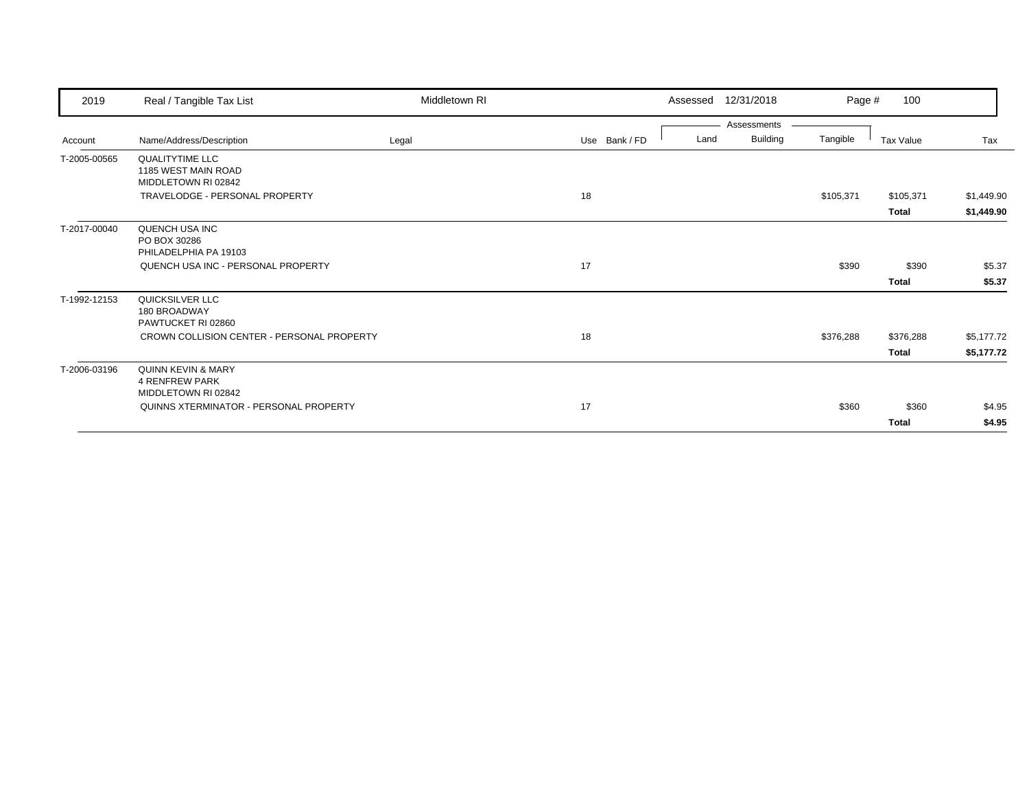| 2019 | Real / Tangible Tax List | Middletown RI | | Assessed 12/31/2018 | | Page # 100 | | |
|---|---|---|---|---|---|---|---|---|

| Account | Name/Address/Description | Legal | Use | Bank / FD | Land | Building | Tangible | Tax Value | Tax |
|---|---|---|---|---|---|---|---|---|---|
| T-2005-00565 | QUALITYTIME LLC<br>1185 WEST MAIN ROAD<br>MIDDLETOWN RI 02842 | | | | | | | | |
| | TRAVELODGE - PERSONAL PROPERTY | | 18 | | | | $105,371 | $105,371 | $1,449.90 |
| | | | | | | | | **Total** | **$1,449.90** |
| T-2017-00040 | QUENCH USA INC<br>PO BOX 30286<br>PHILADELPHIA PA 19103 | | | | | | | | |
| | QUENCH USA INC - PERSONAL PROPERTY | | 17 | | | | $390 | $390 | $5.37 |
| | | | | | | | | **Total** | **$5.37** |
| T-1992-12153 | QUICKSILVER LLC<br>180 BROADWAY<br>PAWTUCKET RI 02860 | | | | | | | | |
| | CROWN COLLISION CENTER - PERSONAL PROPERTY | | 18 | | | | $376,288 | $376,288 | $5,177.72 |
| | | | | | | | | **Total** | **$5,177.72** |
| T-2006-03196 | QUINN KEVIN & MARY<br>4 RENFREW PARK<br>MIDDLETOWN RI 02842 | | | | | | | | |
| | QUINNS XTERMINATOR - PERSONAL PROPERTY | | 17 | | | | $360 | $360 | $4.95 |
| | | | | | | | | **Total** | **$4.95** |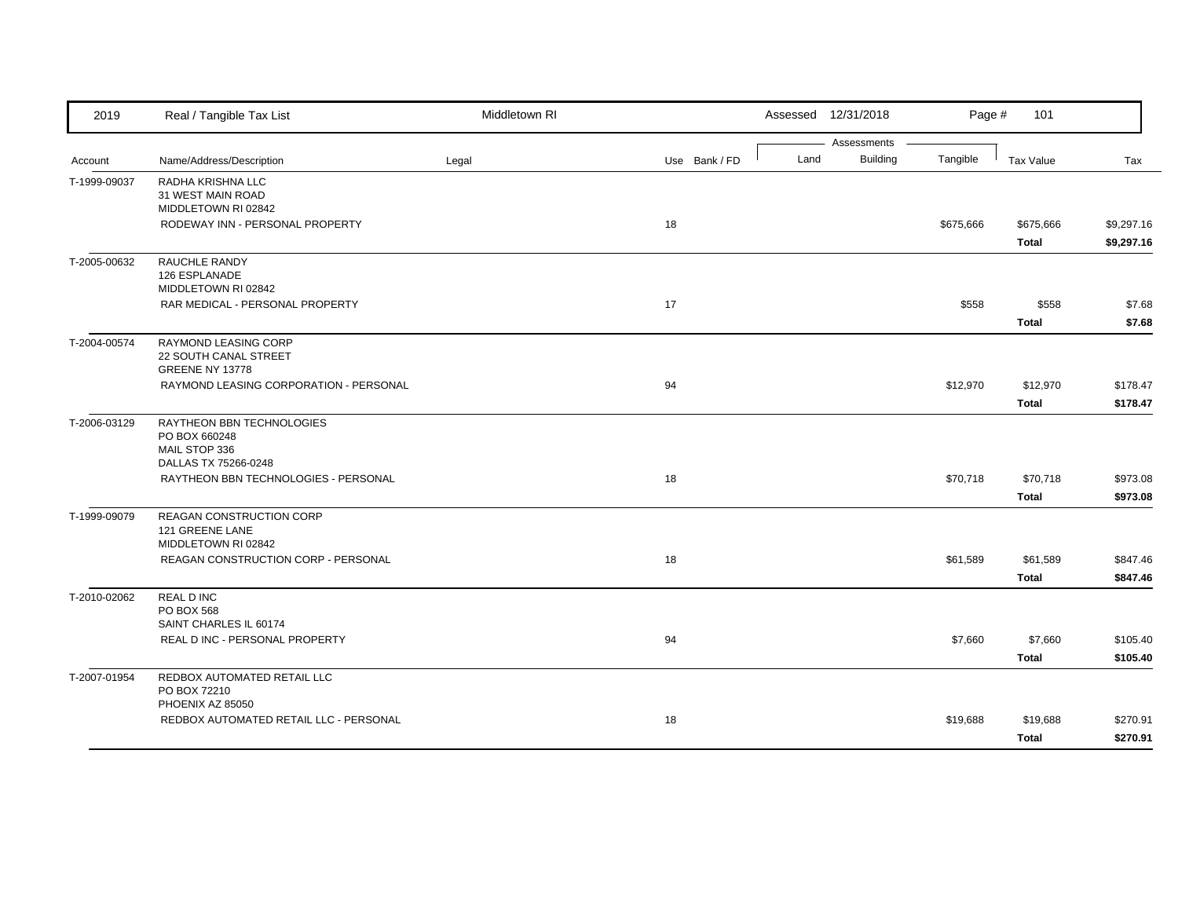| Account | Name/Address/Description | Legal | Use | Bank / FD | Land | Building | Tangible | Tax Value | Tax |
|---|---|---|---|---|---|---|---|---|---|
| T-1999-09037 | RADHA KRISHNA LLC<br>31 WEST MAIN ROAD<br>MIDDLETOWN RI 02842 | | | | | | | | |
| | RODEWAY INN - PERSONAL PROPERTY | | 18 | | | | $675,666 | $675,666 | $9,297.16 |
| | | | | | | | | **Total** | **$9,297.16** |
| T-2005-00632 | RAUCHLE RANDY<br>126 ESPLANADE<br>MIDDLETOWN RI 02842 | | | | | | | | |
| | RAR MEDICAL - PERSONAL PROPERTY | | 17 | | | | $558 | $558 | $7.68 |
| | | | | | | | | **Total** | **$7.68** |
| T-2004-00574 | RAYMOND LEASING CORP<br>22 SOUTH CANAL STREET<br>GREENE NY 13778 | | | | | | | | |
| | RAYMOND LEASING CORPORATION - PERSONAL | | 94 | | | | $12,970 | $12,970 | $178.47 |
| | | | | | | | | **Total** | **$178.47** |
| T-2006-03129 | RAYTHEON BBN TECHNOLOGIES<br>PO BOX 660248<br>MAIL STOP 336<br>DALLAS TX 75266-0248 | | | | | | | | |
| | RAYTHEON BBN TECHNOLOGIES - PERSONAL | | 18 | | | | $70,718 | $70,718 | $973.08 |
| | | | | | | | | **Total** | **$973.08** |
| T-1999-09079 | REAGAN CONSTRUCTION CORP<br>121 GREENE LANE<br>MIDDLETOWN RI 02842 | | | | | | | | |
| | REAGAN CONSTRUCTION CORP - PERSONAL | | 18 | | | | $61,589 | $61,589 | $847.46 |
| | | | | | | | | **Total** | **$847.46** |
| T-2010-02062 | REAL D INC<br>PO BOX 568<br>SAINT CHARLES IL 60174 | | | | | | | | |
| | REAL D INC - PERSONAL PROPERTY | | 94 | | | | $7,660 | $7,660 | $105.40 |
| | | | | | | | | **Total** | **$105.40** |
| T-2007-01954 | REDBOX AUTOMATED RETAIL LLC<br>PO BOX 72210<br>PHOENIX AZ 85050 | | | | | | | | |
| | REDBOX AUTOMATED RETAIL LLC - PERSONAL | | 18 | | | | $19,688 | $19,688 | $270.91 |
| | | | | | | | | **Total** | **$270.91** |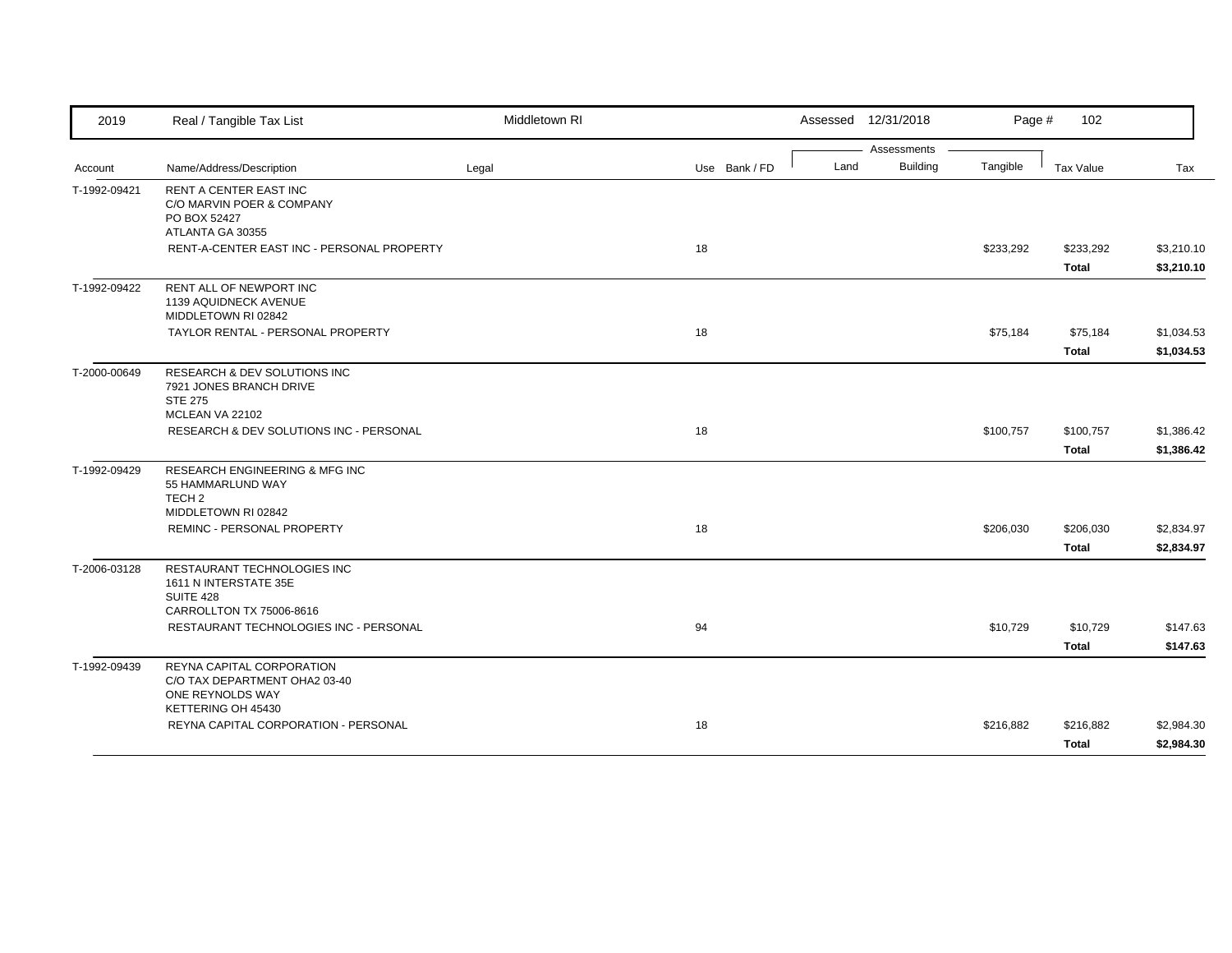| 2019 | Real / Tangible Tax List | Middletown RI | | | Assessed 12/31/2018 | | Page # 102 | | |
|---|---|---|---|---|---|---|---|---|---|
| | | | | | Assessments | | | | |
| Account | Name/Address/Description | Legal | Use | Bank / FD | Land | Building | Tangible | Tax Value | Tax |
| T-1992-09421 | RENT A CENTER EAST INC<br>C/O MARVIN POER & COMPANY<br>PO BOX 52427<br>ATLANTA GA 30355 | | | | | | | | |
| | RENT-A-CENTER EAST INC - PERSONAL PROPERTY | | 18 | | | | $233,292 | $233,292 | $3,210.10 |
| | | | | | | | | **Total** | **$3,210.10** |
| T-1992-09422 | RENT ALL OF NEWPORT INC<br>1139 AQUIDNECK AVENUE<br>MIDDLETOWN RI 02842 | | | | | | | | |
| | TAYLOR RENTAL - PERSONAL PROPERTY | | 18 | | | | $75,184 | $75,184 | $1,034.53 |
| | | | | | | | | **Total** | **$1,034.53** |
| T-2000-00649 | RESEARCH & DEV SOLUTIONS INC<br>7921 JONES BRANCH DRIVE<br>STE 275<br>MCLEAN VA 22102 | | | | | | | | |
| | RESEARCH & DEV SOLUTIONS INC - PERSONAL | | 18 | | | | $100,757 | $100,757 | $1,386.42 |
| | | | | | | | | **Total** | **$1,386.42** |
| T-1992-09429 | RESEARCH ENGINEERING & MFG INC<br>55 HAMMARLUND WAY<br>TECH 2<br>MIDDLETOWN RI 02842 | | | | | | | | |
| | REMINC - PERSONAL PROPERTY | | 18 | | | | $206,030 | $206,030 | $2,834.97 |
| | | | | | | | | **Total** | **$2,834.97** |
| T-2006-03128 | RESTAURANT TECHNOLOGIES INC<br>1611 N INTERSTATE 35E<br>SUITE 428<br>CARROLLTON TX 75006-8616 | | | | | | | | |
| | RESTAURANT TECHNOLOGIES INC - PERSONAL | | 94 | | | | $10,729 | $10,729 | $147.63 |
| | | | | | | | | **Total** | **$147.63** |
| T-1992-09439 | REYNA CAPITAL CORPORATION<br>C/O TAX DEPARTMENT OHA2 03-40<br>ONE REYNOLDS WAY<br>KETTERING OH 45430 | | | | | | | | |
| | REYNA CAPITAL CORPORATION - PERSONAL | | 18 | | | | $216,882 | $216,882 | $2,984.30 |
| | | | | | | | | **Total** | **$2,984.30** |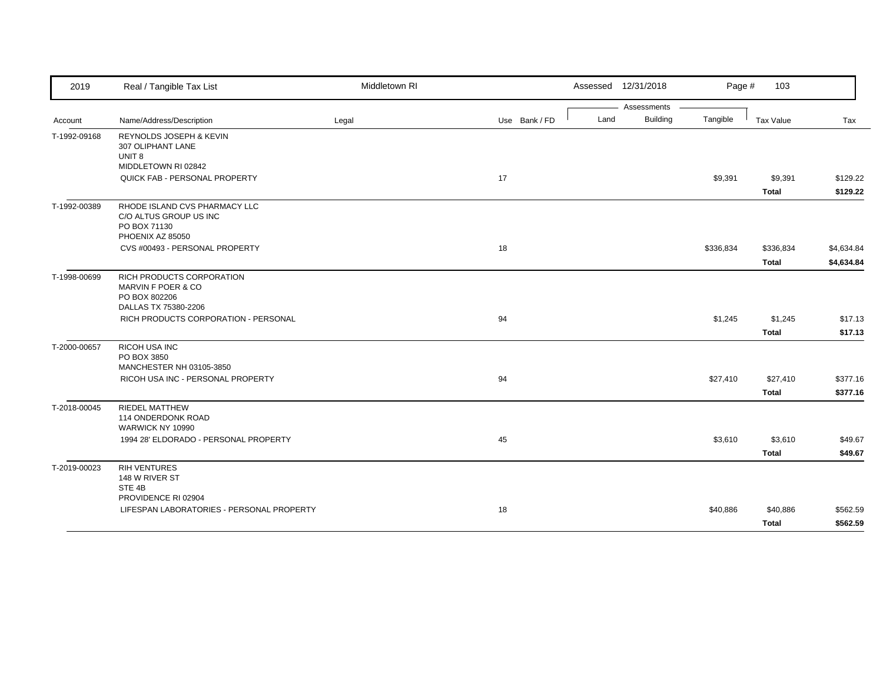| 2019 | Real / Tangible Tax List | Middletown RI | | Assessed 12/31/2018 | | | Page # 103 | |
|---|---|---|---|---|---|---|---|---|
| | | | | Assessments | | | | |
| Account | Name/Address/Description | Legal | Use Bank / FD | Land | Building | Tangible | Tax Value | Tax |
| T-1992-09168 | REYNOLDS JOSEPH & KEVIN<br>307 OLIPHANT LANE<br>UNIT 8<br>MIDDLETOWN RI 02842 | | | | | | | |
| | QUICK FAB - PERSONAL PROPERTY | | 17 | | | $9,391 | $9,391 | $129.22 |
| | | | | | | | **Total** | **$129.22** |
| T-1992-00389 | RHODE ISLAND CVS PHARMACY LLC<br>C/O ALTUS GROUP US INC<br>PO BOX 71130<br>PHOENIX AZ 85050 | | | | | | | |
| | CVS #00493 - PERSONAL PROPERTY | | 18 | | | $336,834 | $336,834 | $4,634.84 |
| | | | | | | | **Total** | **$4,634.84** |
| T-1998-00699 | RICH PRODUCTS CORPORATION<br>MARVIN F POER & CO<br>PO BOX 802206<br>DALLAS TX 75380-2206 | | | | | | | |
| | RICH PRODUCTS CORPORATION - PERSONAL | | 94 | | | $1,245 | $1,245 | $17.13 |
| | | | | | | | **Total** | **$17.13** |
| T-2000-00657 | RICOH USA INC<br>PO BOX 3850<br>MANCHESTER NH 03105-3850 | | | | | | | |
| | RICOH USA INC - PERSONAL PROPERTY | | 94 | | | $27,410 | $27,410 | $377.16 |
| | | | | | | | **Total** | **$377.16** |
| T-2018-00045 | RIEDEL MATTHEW<br>114 ONDERDONK ROAD<br>WARWICK NY 10990 | | | | | | | |
| | 1994 28' ELDORADO - PERSONAL PROPERTY | | 45 | | | $3,610 | $3,610 | $49.67 |
| | | | | | | | **Total** | **$49.67** |
| T-2019-00023 | RIH VENTURES<br>148 W RIVER ST<br>STE 4B<br>PROVIDENCE RI 02904 | | | | | | | |
| | LIFESPAN LABORATORIES - PERSONAL PROPERTY | | 18 | | | $40,886 | $40,886 | $562.59 |
| | | | | | | | **Total** | **$562.59** |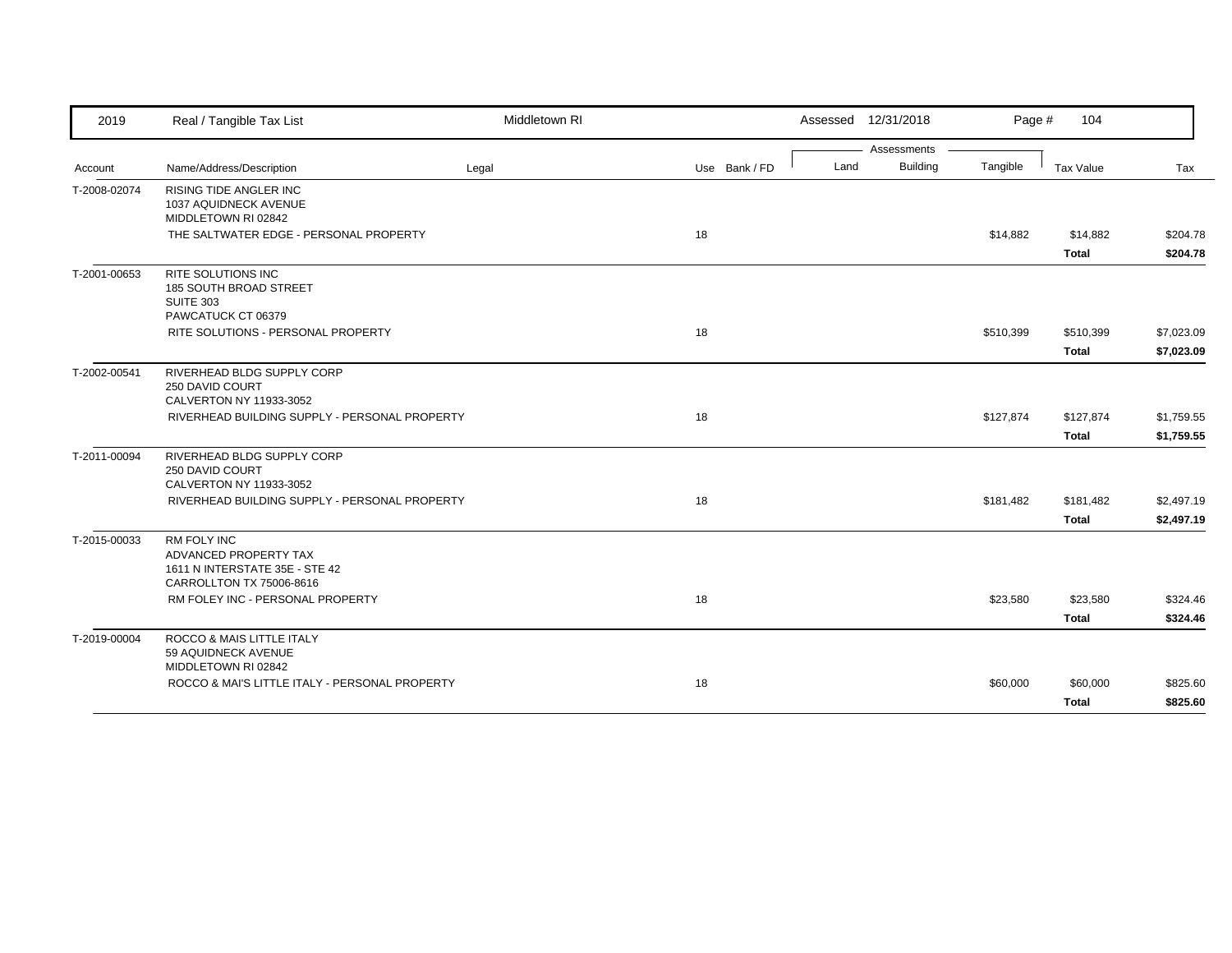| Account | Name/Address/Description | Legal | Use | Bank / FD | Land | Building | Tangible | Tax Value | Tax |
|---|---|---|---|---|---|---|---|---|---|
| T-2008-02074 | RISING TIDE ANGLER INC<br>1037 AQUIDNECK AVENUE<br>MIDDLETOWN RI 02842 | | | | | | | | |
| | THE SALTWATER EDGE - PERSONAL PROPERTY | | 18 | | | | $14,882 | $14,882 | $204.78 |
| | | | | | | | | **Total** | **$204.78** |
| T-2001-00653 | RITE SOLUTIONS INC<br>185 SOUTH BROAD STREET<br>SUITE 303<br>PAWCATUCK CT 06379 | | | | | | | | |
| | RITE SOLUTIONS - PERSONAL PROPERTY | | 18 | | | | $510,399 | $510,399 | $7,023.09 |
| | | | | | | | | **Total** | **$7,023.09** |
| T-2002-00541 | RIVERHEAD BLDG SUPPLY CORP<br>250 DAVID COURT<br>CALVERTON NY 11933-3052 | | | | | | | | |
| | RIVERHEAD BUILDING SUPPLY - PERSONAL PROPERTY | | 18 | | | | $127,874 | $127,874 | $1,759.55 |
| | | | | | | | | **Total** | **$1,759.55** |
| T-2011-00094 | RIVERHEAD BLDG SUPPLY CORP<br>250 DAVID COURT<br>CALVERTON NY 11933-3052 | | | | | | | | |
| | RIVERHEAD BUILDING SUPPLY - PERSONAL PROPERTY | | 18 | | | | $181,482 | $181,482 | $2,497.19 |
| | | | | | | | | **Total** | **$2,497.19** |
| T-2015-00033 | RM FOLY INC<br>ADVANCED PROPERTY TAX<br>1611 N INTERSTATE 35E - STE 42<br>CARROLLTON TX 75006-8616 | | | | | | | | |
| | RM FOLEY INC - PERSONAL PROPERTY | | 18 | | | | $23,580 | $23,580 | $324.46 |
| | | | | | | | | **Total** | **$324.46** |
| T-2019-00004 | ROCCO & MAIS LITTLE ITALY<br>59 AQUIDNECK AVENUE<br>MIDDLETOWN RI 02842 | | | | | | | | |
| | ROCCO & MAI'S LITTLE ITALY - PERSONAL PROPERTY | | 18 | | | | $60,000 | $60,000 | $825.60 |
| | | | | | | | | **Total** | **$825.60** |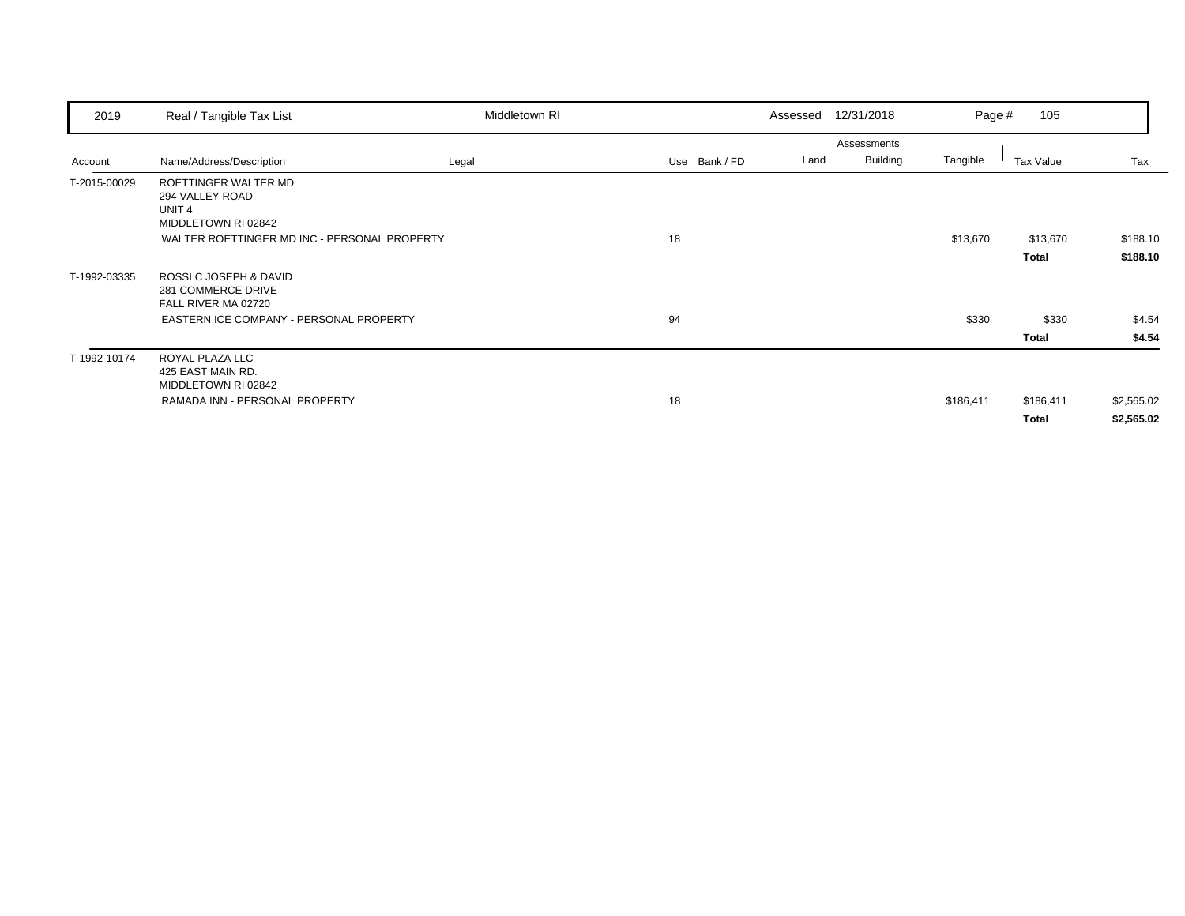| Account | Name/Address/Description | Legal | Use | Bank / FD | Land | Building | Tangible | Tax Value | Tax |
|---|---|---|---|---|---|---|---|---|---|
| T-2015-00029 | ROETTINGER WALTER MD<br>294 VALLEY ROAD<br>UNIT 4<br>MIDDLETOWN RI 02842 | | | | | | | | |
| | WALTER ROETTINGER MD INC - PERSONAL PROPERTY | | 18 | | | | $13,670 | $13,670 | $188.10 |
| | | | | | | | | **Total** | **$188.10** |
| T-1992-03335 | ROSSI C JOSEPH & DAVID<br>281 COMMERCE DRIVE<br>FALL RIVER MA 02720 | | | | | | | | |
| | EASTERN ICE COMPANY - PERSONAL PROPERTY | | 94 | | | | $330 | $330 | $4.54 |
| | | | | | | | | **Total** | **$4.54** |
| T-1992-10174 | ROYAL PLAZA LLC<br>425 EAST MAIN RD.<br>MIDDLETOWN RI 02842 | | | | | | | | |
| | RAMADA INN - PERSONAL PROPERTY | | 18 | | | | $186,411 | $186,411 | $2,565.02 |
| | | | | | | | | **Total** | **$2,565.02** |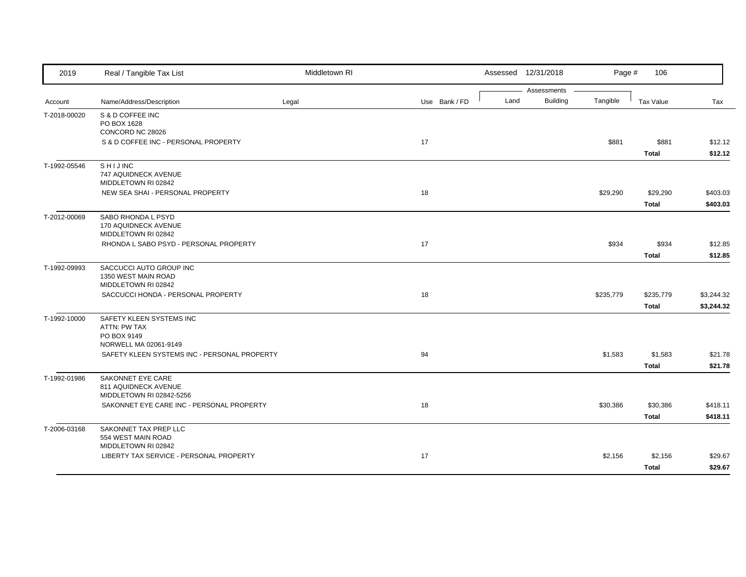| 2019 | Real / Tangible Tax List | Middletown RI | | Assessed 12/31/2018 | | Page # 106 | | |
|---|---|---|---|---|---|---|---|---|
| | | | | Assessments | | | | |
| Account | Name/Address/Description | Legal | Use Bank / FD | Land | Building | Tangible | Tax Value | Tax |
| T-2018-00020 | S & D COFFEE INC<br>PO BOX 1628<br>CONCORD NC 28026 | | | | | | | |
| | S & D COFFEE INC - PERSONAL PROPERTY | | 17 | | | $881 | $881 | $12.12 |
| | | | | | | | **Total** | **$12.12** |
| T-1992-05546 | S H I J INC<br>747 AQUIDNECK AVENUE<br>MIDDLETOWN RI 02842 | | | | | | | |
| | NEW SEA SHAI - PERSONAL PROPERTY | | 18 | | | $29,290 | $29,290 | $403.03 |
| | | | | | | | **Total** | **$403.03** |
| T-2012-00069 | SABO RHONDA L PSYD<br>170 AQUIDNECK AVENUE<br>MIDDLETOWN RI 02842 | | | | | | | |
| | RHONDA L SABO PSYD - PERSONAL PROPERTY | | 17 | | | $934 | $934 | $12.85 |
| | | | | | | | **Total** | **$12.85** |
| T-1992-09993 | SACCUCCI AUTO GROUP INC<br>1350 WEST MAIN ROAD<br>MIDDLETOWN RI 02842 | | | | | | | |
| | SACCUCCI HONDA - PERSONAL PROPERTY | | 18 | | | $235,779 | $235,779 | $3,244.32 |
| | | | | | | | **Total** | **$3,244.32** |
| T-1992-10000 | SAFETY KLEEN SYSTEMS INC<br>ATTN: PW TAX<br>PO BOX 9149<br>NORWELL MA 02061-9149 | | | | | | | |
| | SAFETY KLEEN SYSTEMS INC - PERSONAL PROPERTY | | 94 | | | $1,583 | $1,583 | $21.78 |
| | | | | | | | **Total** | **$21.78** |
| T-1992-01986 | SAKONNET EYE CARE<br>811 AQUIDNECK AVENUE<br>MIDDLETOWN RI 02842-5256 | | | | | | | |
| | SAKONNET EYE CARE INC - PERSONAL PROPERTY | | 18 | | | $30,386 | $30,386 | $418.11 |
| | | | | | | | **Total** | **$418.11** |
| T-2006-03168 | SAKONNET TAX PREP LLC<br>554 WEST MAIN ROAD<br>MIDDLETOWN RI 02842 | | | | | | | |
| | LIBERTY TAX SERVICE - PERSONAL PROPERTY | | 17 | | | $2,156 | $2,156 | $29.67 |
| | | | | | | | **Total** | **$29.67** |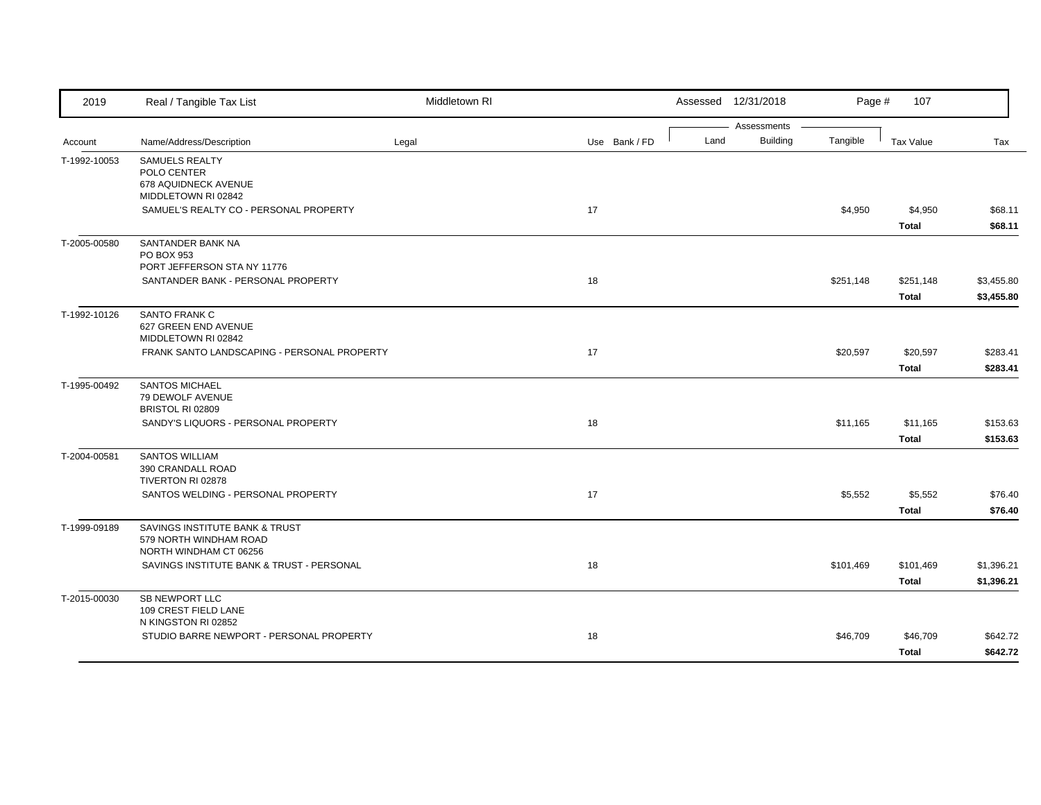| 2019 | Real / Tangible Tax List | Middletown RI | | Assessed 12/31/2018 | | | Page # 107 | |
|---|---|---|---|---|---|---|---|---|
| | | | | Assessments | | | | |
| Account | Name/Address/Description | Legal | Use Bank / FD | Land | Building | Tangible | Tax Value | Tax |
| T-1992-10053 | SAMUELS REALTY<br>POLO CENTER<br>678 AQUIDNECK AVENUE<br>MIDDLETOWN RI 02842 | | | | | | | |
| | SAMUEL'S REALTY CO - PERSONAL PROPERTY | | 17 | | | $4,950 | $4,950 | $68.11 |
| | | | | | | | **Total** | **$68.11** |
| T-2005-00580 | SANTANDER BANK NA<br>PO BOX 953<br>PORT JEFFERSON STA NY 11776 | | | | | | | |
| | SANTANDER BANK - PERSONAL PROPERTY | | 18 | | | $251,148 | $251,148 | $3,455.80 |
| | | | | | | | **Total** | **$3,455.80** |
| T-1992-10126 | SANTO FRANK C<br>627 GREEN END AVENUE<br>MIDDLETOWN RI 02842 | | | | | | | |
| | FRANK SANTO LANDSCAPING - PERSONAL PROPERTY | | 17 | | | $20,597 | $20,597 | $283.41 |
| | | | | | | | **Total** | **$283.41** |
| T-1995-00492 | SANTOS MICHAEL<br>79 DEWOLF AVENUE<br>BRISTOL RI 02809 | | | | | | | |
| | SANDY'S LIQUORS - PERSONAL PROPERTY | | 18 | | | $11,165 | $11,165 | $153.63 |
| | | | | | | | **Total** | **$153.63** |
| T-2004-00581 | SANTOS WILLIAM<br>390 CRANDALL ROAD<br>TIVERTON RI 02878 | | | | | | | |
| | SANTOS WELDING - PERSONAL PROPERTY | | 17 | | | $5,552 | $5,552 | $76.40 |
| | | | | | | | **Total** | **$76.40** |
| T-1999-09189 | SAVINGS INSTITUTE BANK & TRUST<br>579 NORTH WINDHAM ROAD<br>NORTH WINDHAM CT 06256 | | | | | | | |
| | SAVINGS INSTITUTE BANK & TRUST - PERSONAL | | 18 | | | $101,469 | $101,469 | $1,396.21 |
| | | | | | | | **Total** | **$1,396.21** |
| T-2015-00030 | SB NEWPORT LLC<br>109 CREST FIELD LANE<br>N KINGSTON RI 02852 | | | | | | | |
| | STUDIO BARRE NEWPORT - PERSONAL PROPERTY | | 18 | | | $46,709 | $46,709 | $642.72 |
| | | | | | | | **Total** | **$642.72** |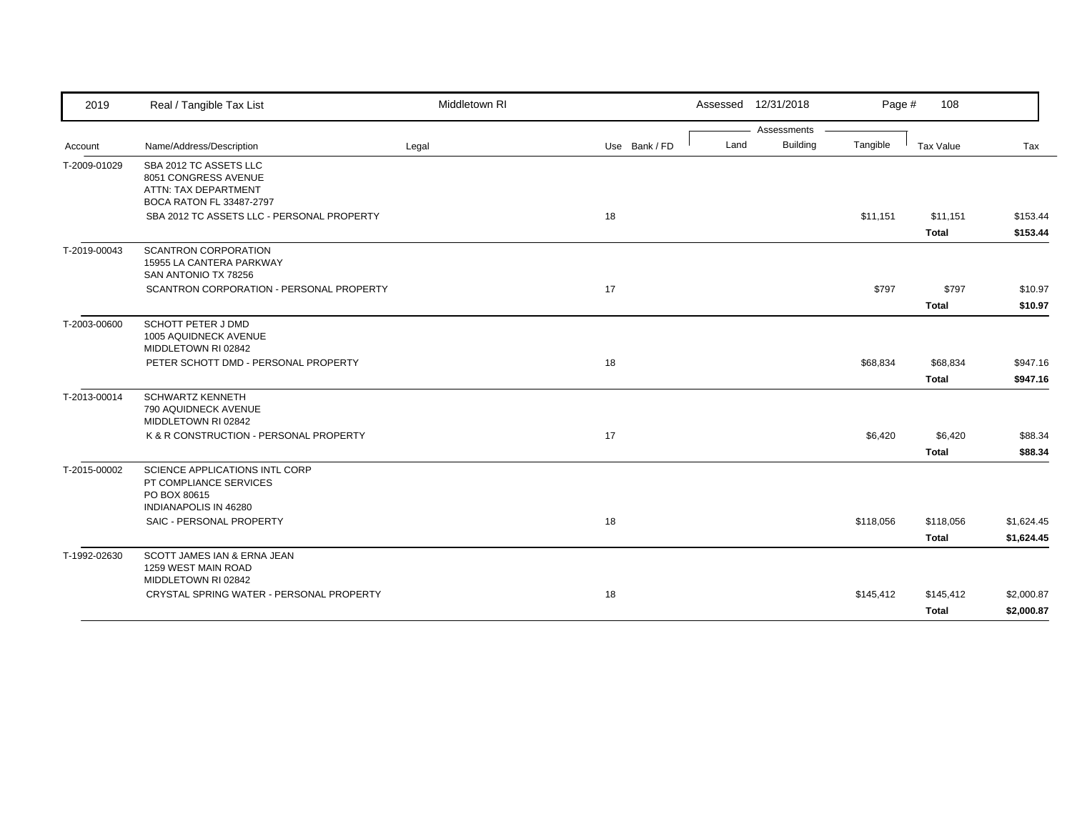| Account | Name/Address/Description | Legal | Use | Bank / FD | Land | Building | Tangible | Tax Value | Tax |
|---|---|---|---|---|---|---|---|---|---|
| T-2009-01029 | SBA 2012 TC ASSETS LLC<br>8051 CONGRESS AVENUE<br>ATTN: TAX DEPARTMENT<br>BOCA RATON FL 33487-2797 | | | | | | | | |
| | SBA 2012 TC ASSETS LLC - PERSONAL PROPERTY | | 18 | | | | $11,151 | $11,151 | $153.44 |
| | | | | | | | | **Total** | **$153.44** |
| T-2019-00043 | SCANTRON CORPORATION<br>15955 LA CANTERA PARKWAY<br>SAN ANTONIO TX 78256 | | | | | | | | |
| | SCANTRON CORPORATION - PERSONAL PROPERTY | | 17 | | | | $797 | $797 | $10.97 |
| | | | | | | | | **Total** | **$10.97** |
| T-2003-00600 | SCHOTT PETER J DMD<br>1005 AQUIDNECK AVENUE<br>MIDDLETOWN RI 02842 | | | | | | | | |
| | PETER SCHOTT DMD - PERSONAL PROPERTY | | 18 | | | | $68,834 | $68,834 | $947.16 |
| | | | | | | | | **Total** | **$947.16** |
| T-2013-00014 | SCHWARTZ KENNETH<br>790 AQUIDNECK AVENUE<br>MIDDLETOWN RI 02842 | | | | | | | | |
| | K & R CONSTRUCTION - PERSONAL PROPERTY | | 17 | | | | $6,420 | $6,420 | $88.34 |
| | | | | | | | | **Total** | **$88.34** |
| T-2015-00002 | SCIENCE APPLICATIONS INTL CORP<br>PT COMPLIANCE SERVICES<br>PO BOX 80615<br>INDIANAPOLIS IN 46280 | | | | | | | | |
| | SAIC - PERSONAL PROPERTY | | 18 | | | | $118,056 | $118,056 | $1,624.45 |
| | | | | | | | | **Total** | **$1,624.45** |
| T-1992-02630 | SCOTT JAMES IAN & ERNA JEAN<br>1259 WEST MAIN ROAD<br>MIDDLETOWN RI 02842 | | | | | | | | |
| | CRYSTAL SPRING WATER - PERSONAL PROPERTY | | 18 | | | | $145,412 | $145,412 | $2,000.87 |
| | | | | | | | | **Total** | **$2,000.87** |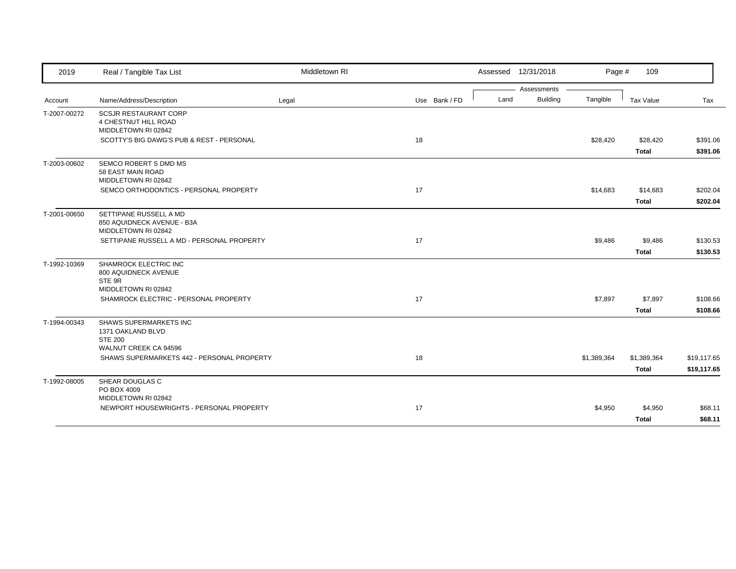| 2019 | Real / Tangible Tax List | Middletown RI | | Assessed 12/31/2018 | | Page # 109 | | |
|---|---|---|---|---|---|---|---|---|
| | | | | Assessments | | | | |
| Account | Name/Address/Description | Legal | Use Bank / FD | Land | Building | Tangible | Tax Value | Tax |
| T-2007-00272 | SCSJR RESTAURANT CORP<br>4 CHESTNUT HILL ROAD<br>MIDDLETOWN RI 02842 | | | | | | | |
| | SCOTTY'S BIG DAWG'S PUB & REST - PERSONAL | | 18 | | | $28,420 | $28,420 | $391.06 |
| | | | | | | | **Total** | **$391.06** |
| T-2003-00602 | SEMCO ROBERT S DMD MS<br>58 EAST MAIN ROAD<br>MIDDLETOWN RI 02842 | | | | | | | |
| | SEMCO ORTHODONTICS - PERSONAL PROPERTY | | 17 | | | $14,683 | $14,683 | $202.04 |
| | | | | | | | **Total** | **$202.04** |
| T-2001-00650 | SETTIPANE RUSSELL A MD<br>850 AQUIDNECK AVENUE - B3A<br>MIDDLETOWN RI 02842 | | | | | | | |
| | SETTIPANE RUSSELL A MD - PERSONAL PROPERTY | | 17 | | | $9,486 | $9,486 | $130.53 |
| | | | | | | | **Total** | **$130.53** |
| T-1992-10369 | SHAMROCK ELECTRIC INC<br>800 AQUIDNECK AVENUE<br>STE 9R<br>MIDDLETOWN RI 02842 | | | | | | | |
| | SHAMROCK ELECTRIC - PERSONAL PROPERTY | | 17 | | | $7,897 | $7,897 | $108.66 |
| | | | | | | | **Total** | **$108.66** |
| T-1994-00343 | SHAWS SUPERMARKETS INC<br>1371 OAKLAND BLVD<br>STE 200<br>WALNUT CREEK CA 94596 | | | | | | | |
| | SHAWS SUPERMARKETS 442 - PERSONAL PROPERTY | | 18 | | | $1,389,364 | $1,389,364 | $19,117.65 |
| | | | | | | | **Total** | **$19,117.65** |
| T-1992-08005 | SHEAR DOUGLAS C<br>PO BOX 4009<br>MIDDLETOWN RI 02842 | | | | | | | |
| | NEWPORT HOUSEWRIGHTS - PERSONAL PROPERTY | | 17 | | | $4,950 | $4,950 | $68.11 |
| | | | | | | | **Total** | **$68.11** |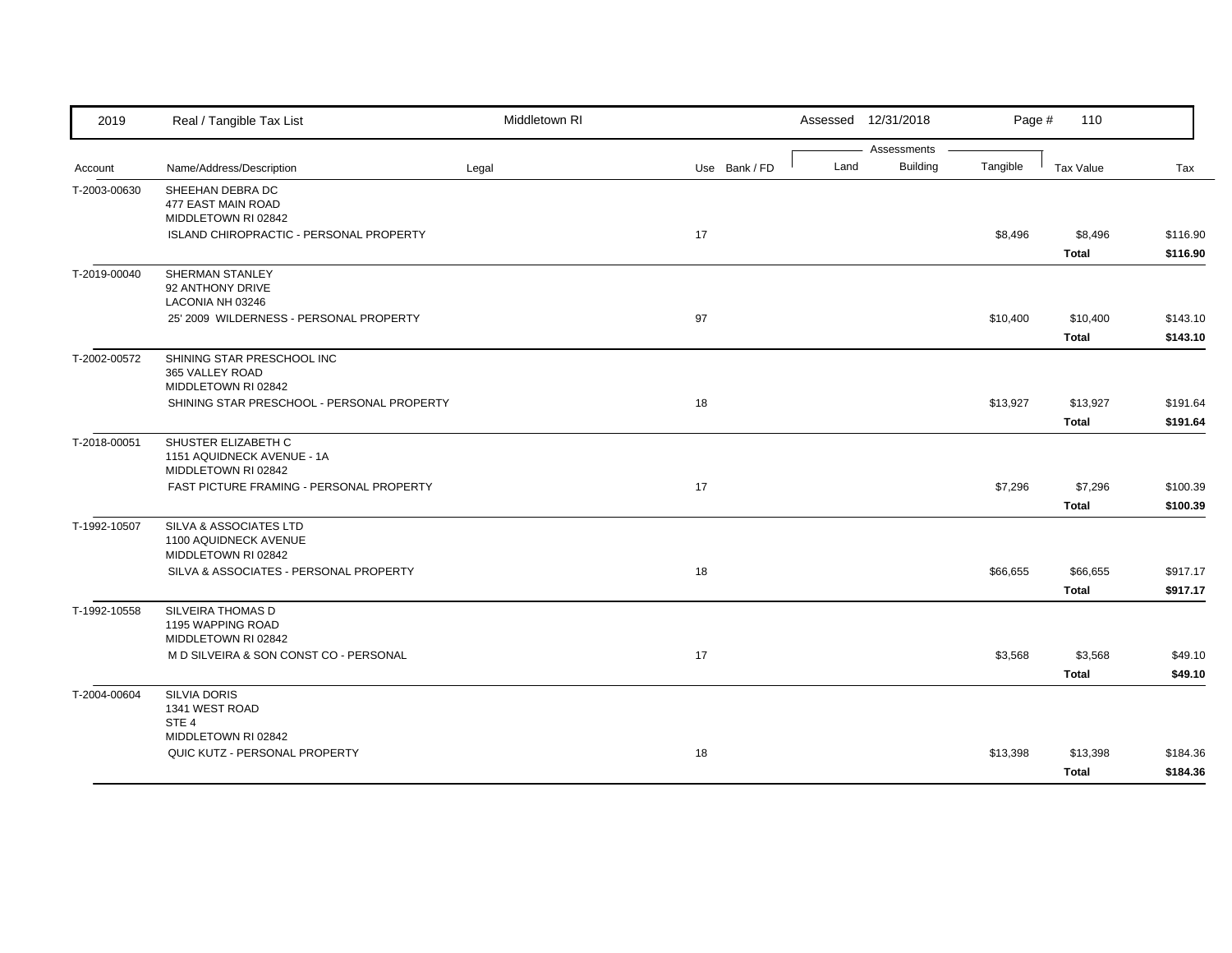| Account | Name/Address/Description | Legal | Use | Bank / FD | Land | Building | Tangible | Tax Value | Tax |
|---|---|---|---|---|---|---|---|---|---|
| T-2003-00630 | SHEEHAN DEBRA DC<br>477 EAST MAIN ROAD<br>MIDDLETOWN RI 02842 | | | | | | | | |
| | ISLAND CHIROPRACTIC - PERSONAL PROPERTY | | 17 | | | | $8,496 | $8,496 | $116.90 |
| | | | | | | | | **Total** | **$116.90** |
| T-2019-00040 | SHERMAN STANLEY<br>92 ANTHONY DRIVE<br>LACONIA NH 03246 | | | | | | | | |
| | 25' 2009 WILDERNESS - PERSONAL PROPERTY | | 97 | | | | $10,400 | $10,400 | $143.10 |
| | | | | | | | | **Total** | **$143.10** |
| T-2002-00572 | SHINING STAR PRESCHOOL INC<br>365 VALLEY ROAD<br>MIDDLETOWN RI 02842 | | | | | | | | |
| | SHINING STAR PRESCHOOL - PERSONAL PROPERTY | | 18 | | | | $13,927 | $13,927 | $191.64 |
| | | | | | | | | **Total** | **$191.64** |
| T-2018-00051 | SHUSTER ELIZABETH C<br>1151 AQUIDNECK AVENUE - 1A<br>MIDDLETOWN RI 02842 | | | | | | | | |
| | FAST PICTURE FRAMING - PERSONAL PROPERTY | | 17 | | | | $7,296 | $7,296 | $100.39 |
| | | | | | | | | **Total** | **$100.39** |
| T-1992-10507 | SILVA & ASSOCIATES LTD<br>1100 AQUIDNECK AVENUE<br>MIDDLETOWN RI 02842 | | | | | | | | |
| | SILVA & ASSOCIATES - PERSONAL PROPERTY | | 18 | | | | $66,655 | $66,655 | $917.17 |
| | | | | | | | | **Total** | **$917.17** |
| T-1992-10558 | SILVEIRA THOMAS D<br>1195 WAPPING ROAD<br>MIDDLETOWN RI 02842 | | | | | | | | |
| | M D SILVEIRA & SON CONST CO - PERSONAL | | 17 | | | | $3,568 | $3,568 | $49.10 |
| | | | | | | | | **Total** | **$49.10** |
| T-2004-00604 | SILVIA DORIS<br>1341 WEST ROAD<br>STE 4<br>MIDDLETOWN RI 02842 | | | | | | | | |
| | QUIC KUTZ - PERSONAL PROPERTY | | 18 | | | | $13,398 | $13,398 | $184.36 |
| | | | | | | | | **Total** | **$184.36** |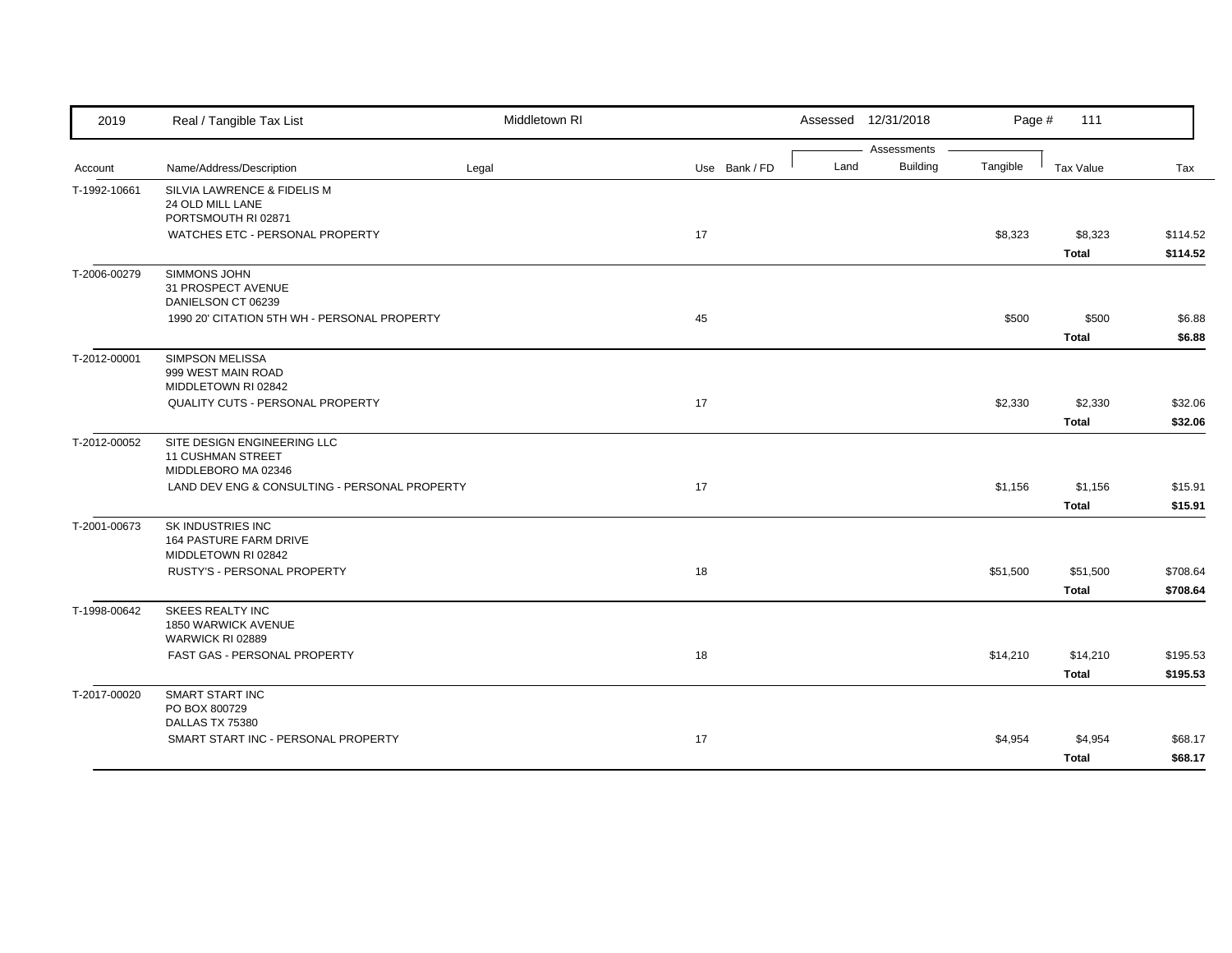| Account | Name/Address/Description | Legal | Use | Bank / FD | Land | Building | Tangible | Tax Value | Tax |
|---|---|---|---|---|---|---|---|---|---|
| T-1992-10661 | SILVIA LAWRENCE & FIDELIS M<br>24 OLD MILL LANE<br>PORTSMOUTH RI 02871 | | | | | | | | |
| | WATCHES ETC - PERSONAL PROPERTY | | 17 | | | | $8,323 | $8,323 | $114.52 |
| | | | | | | | | **Total** | **$114.52** |
| T-2006-00279 | SIMMONS JOHN<br>31 PROSPECT AVENUE<br>DANIELSON CT 06239 | | | | | | | | |
| | 1990 20' CITATION 5TH WH - PERSONAL PROPERTY | | 45 | | | | $500 | $500 | $6.88 |
| | | | | | | | | **Total** | **$6.88** |
| T-2012-00001 | SIMPSON MELISSA<br>999 WEST MAIN ROAD<br>MIDDLETOWN RI 02842 | | | | | | | | |
| | QUALITY CUTS - PERSONAL PROPERTY | | 17 | | | | $2,330 | $2,330 | $32.06 |
| | | | | | | | | **Total** | **$32.06** |
| T-2012-00052 | SITE DESIGN ENGINEERING LLC<br>11 CUSHMAN STREET<br>MIDDLEBORO MA 02346 | | | | | | | | |
| | LAND DEV ENG & CONSULTING - PERSONAL PROPERTY | | 17 | | | | $1,156 | $1,156 | $15.91 |
| | | | | | | | | **Total** | **$15.91** |
| T-2001-00673 | SK INDUSTRIES INC<br>164 PASTURE FARM DRIVE<br>MIDDLETOWN RI 02842 | | | | | | | | |
| | RUSTY'S - PERSONAL PROPERTY | | 18 | | | | $51,500 | $51,500 | $708.64 |
| | | | | | | | | **Total** | **$708.64** |
| T-1998-00642 | SKEES REALTY INC<br>1850 WARWICK AVENUE<br>WARWICK RI 02889 | | | | | | | | |
| | FAST GAS - PERSONAL PROPERTY | | 18 | | | | $14,210 | $14,210 | $195.53 |
| | | | | | | | | **Total** | **$195.53** |
| T-2017-00020 | SMART START INC<br>PO BOX 800729<br>DALLAS TX 75380 | | | | | | | | |
| | SMART START INC - PERSONAL PROPERTY | | 17 | | | | $4,954 | $4,954 | $68.17 |
| | | | | | | | | **Total** | **$68.17** |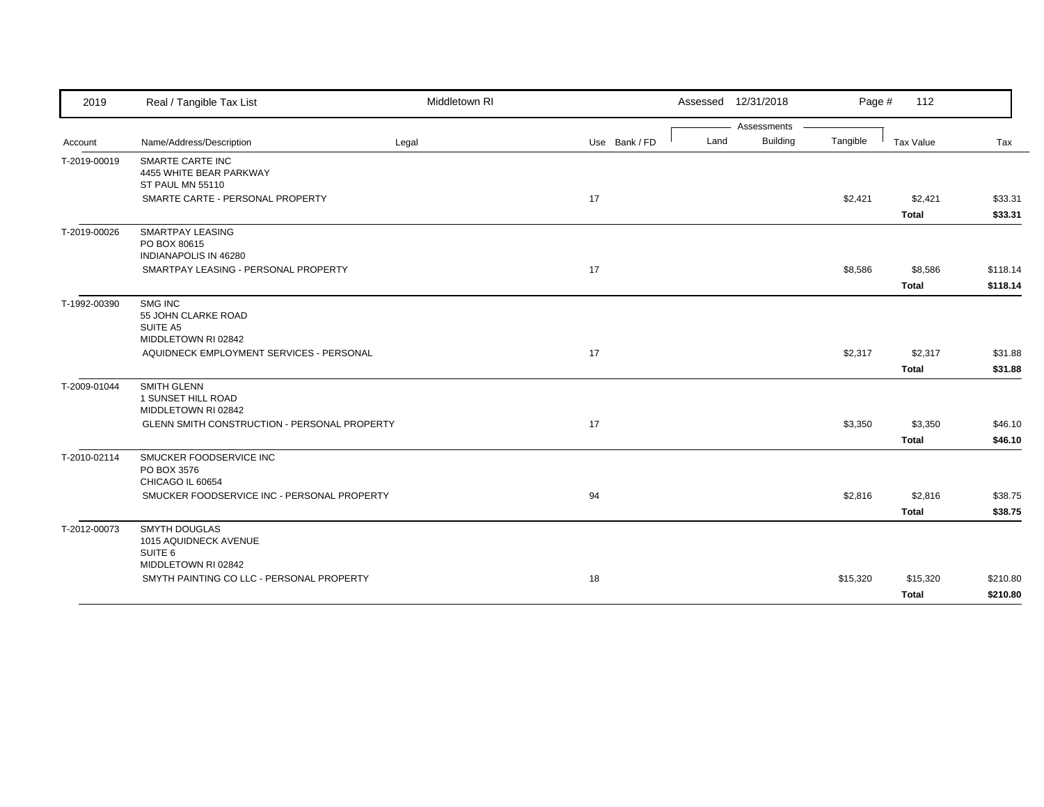| 2019 | Real / Tangible Tax List | Middletown RI | | | Assessed 12/31/2018 | | Page # 112 | | |
|---|---|---|---|---|---|---|---|---|---|
| | | | | | Assessments | | | | |
| Account | Name/Address/Description | Legal | Use | Bank / FD | Land | Building | Tangible | Tax Value | Tax |
| T-2019-00019 | SMARTE CARTE INC<br>4455 WHITE BEAR PARKWAY<br>ST PAUL MN 55110 | | | | | | | | |
| | SMARTE CARTE - PERSONAL PROPERTY | | 17 | | | | $2,421 | $2,421 | $33.31 |
| | | | | | | | | **Total** | **$33.31** |
| T-2019-00026 | SMARTPAY LEASING<br>PO BOX 80615<br>INDIANAPOLIS IN 46280 | | | | | | | | |
| | SMARTPAY LEASING - PERSONAL PROPERTY | | 17 | | | | $8,586 | $8,586 | $118.14 |
| | | | | | | | | **Total** | **$118.14** |
| T-1992-00390 | SMG INC<br>55 JOHN CLARKE ROAD<br>SUITE A5<br>MIDDLETOWN RI 02842 | | | | | | | | |
| | AQUIDNECK EMPLOYMENT SERVICES - PERSONAL | | 17 | | | | $2,317 | $2,317 | $31.88 |
| | | | | | | | | **Total** | **$31.88** |
| T-2009-01044 | SMITH GLENN<br>1 SUNSET HILL ROAD<br>MIDDLETOWN RI 02842 | | | | | | | | |
| | GLENN SMITH CONSTRUCTION - PERSONAL PROPERTY | | 17 | | | | $3,350 | $3,350 | $46.10 |
| | | | | | | | | **Total** | **$46.10** |
| T-2010-02114 | SMUCKER FOODSERVICE INC<br>PO BOX 3576<br>CHICAGO IL 60654 | | | | | | | | |
| | SMUCKER FOODSERVICE INC - PERSONAL PROPERTY | | 94 | | | | $2,816 | $2,816 | $38.75 |
| | | | | | | | | **Total** | **$38.75** |
| T-2012-00073 | SMYTH DOUGLAS<br>1015 AQUIDNECK AVENUE<br>SUITE 6<br>MIDDLETOWN RI 02842 | | | | | | | | |
| | SMYTH PAINTING CO LLC - PERSONAL PROPERTY | | 18 | | | | $15,320 | $15,320 | $210.80 |
| | | | | | | | | **Total** | **$210.80** |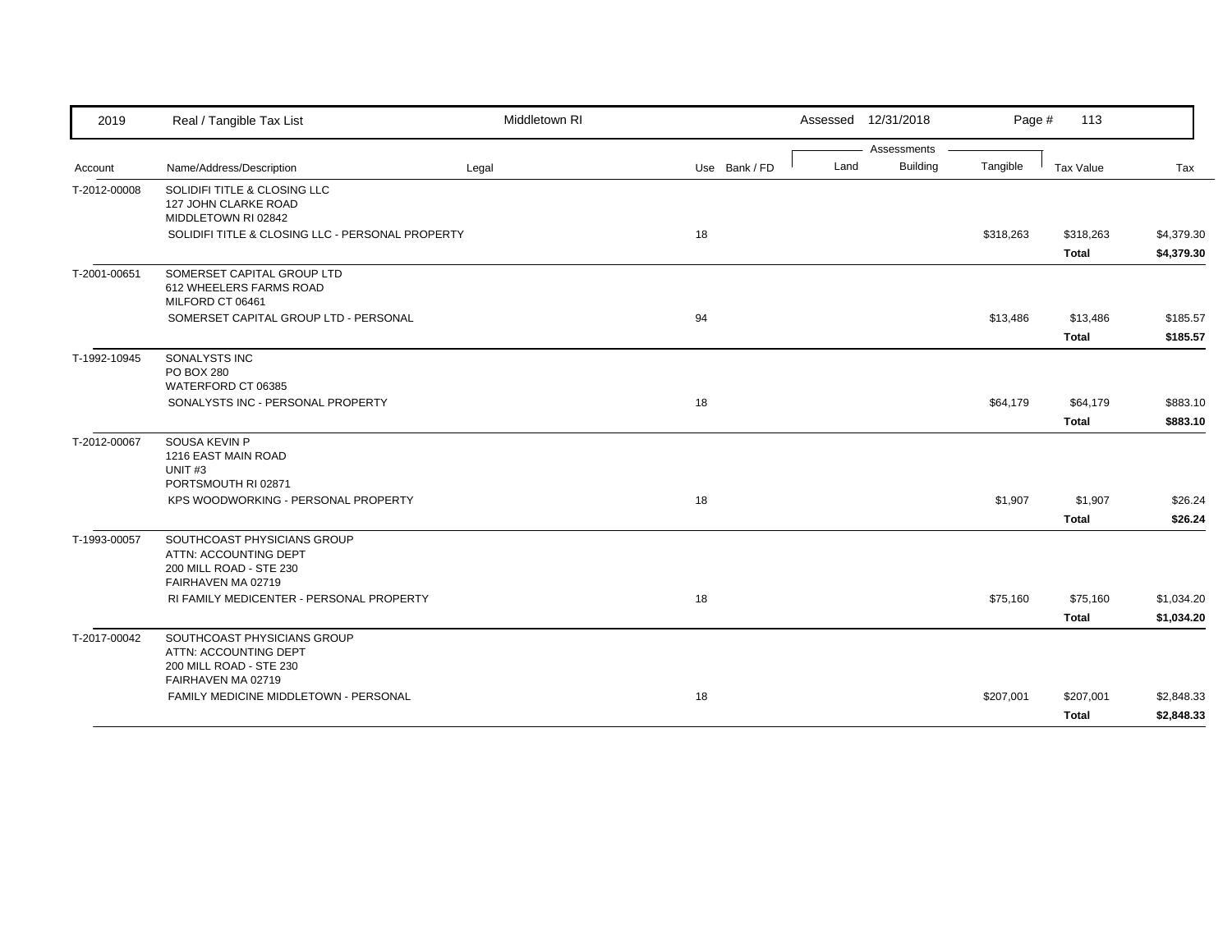| 2019 | Real / Tangible Tax List | Middletown RI | | Assessed 12/31/2018 | | | | |
|---|---|---|---|---|---|---|---|---|
| | | | | Assessments | | | | |
| Account | Name/Address/Description | Legal | Use Bank / FD | Land | Building | Tangible | Tax Value | Tax |
| T-2012-00008 | SOLIDIFI TITLE & CLOSING LLC<br>127 JOHN CLARKE ROAD<br>MIDDLETOWN RI 02842 | | | | | | | |
| | SOLIDIFI TITLE & CLOSING LLC - PERSONAL PROPERTY | | 18 | | | $318,263 | $318,263 | $4,379.30 |
| | | | | | | | **Total** | **$4,379.30** |
| T-2001-00651 | SOMERSET CAPITAL GROUP LTD<br>612 WHEELERS FARMS ROAD<br>MILFORD CT 06461 | | | | | | | |
| | SOMERSET CAPITAL GROUP LTD - PERSONAL | | 94 | | | $13,486 | $13,486 | $185.57 |
| | | | | | | | **Total** | **$185.57** |
| T-1992-10945 | SONALYSTS INC<br>PO BOX 280<br>WATERFORD CT 06385 | | | | | | | |
| | SONALYSTS INC - PERSONAL PROPERTY | | 18 | | | $64,179 | $64,179 | $883.10 |
| | | | | | | | **Total** | **$883.10** |
| T-2012-00067 | SOUSA KEVIN P<br>1216 EAST MAIN ROAD<br>UNIT #3<br>PORTSMOUTH RI 02871 | | | | | | | |
| | KPS WOODWORKING - PERSONAL PROPERTY | | 18 | | | $1,907 | $1,907 | $26.24 |
| | | | | | | | **Total** | **$26.24** |
| T-1993-00057 | SOUTHCOAST PHYSICIANS GROUP<br>ATTN: ACCOUNTING DEPT<br>200 MILL ROAD - STE 230<br>FAIRHAVEN MA 02719 | | | | | | | |
| | RI FAMILY MEDICENTER - PERSONAL PROPERTY | | 18 | | | $75,160 | $75,160 | $1,034.20 |
| | | | | | | | **Total** | **$1,034.20** |
| T-2017-00042 | SOUTHCOAST PHYSICIANS GROUP<br>ATTN: ACCOUNTING DEPT<br>200 MILL ROAD - STE 230<br>FAIRHAVEN MA 02719 | | | | | | | |
| | FAMILY MEDICINE MIDDLETOWN - PERSONAL | | 18 | | | $207,001 | $207,001 | $2,848.33 |
| | | | | | | | **Total** | **$2,848.33** |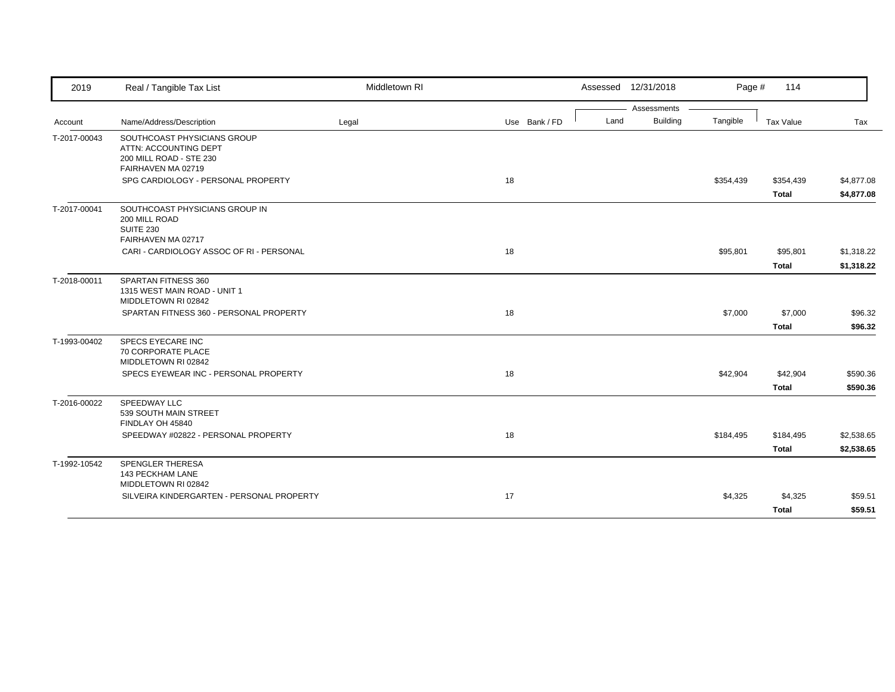| Account | Name/Address/Description | Legal | Use | Bank / FD | Land | Building | Tangible | Tax Value | Tax |
|---|---|---|---|---|---|---|---|---|---|
| T-2017-00043 | SOUTHCOAST PHYSICIANS GROUP<br>ATTN: ACCOUNTING DEPT<br>200 MILL ROAD - STE 230<br>FAIRHAVEN MA 02719 | | | | | | | | |
| | SPG CARDIOLOGY - PERSONAL PROPERTY | | 18 | | | | $354,439 | $354,439 | $4,877.08 |
| | | | | | | | | **Total** | **$4,877.08** |
| T-2017-00041 | SOUTHCOAST PHYSICIANS GROUP IN<br>200 MILL ROAD<br>SUITE 230<br>FAIRHAVEN MA 02717 | | | | | | | | |
| | CARI - CARDIOLOGY ASSOC OF RI - PERSONAL | | 18 | | | | $95,801 | $95,801 | $1,318.22 |
| | | | | | | | | **Total** | **$1,318.22** |
| T-2018-00011 | SPARTAN FITNESS 360<br>1315 WEST MAIN ROAD - UNIT 1<br>MIDDLETOWN RI 02842 | | | | | | | | |
| | SPARTAN FITNESS 360 - PERSONAL PROPERTY | | 18 | | | | $7,000 | $7,000 | $96.32 |
| | | | | | | | | **Total** | **$96.32** |
| T-1993-00402 | SPECS EYECARE INC<br>70 CORPORATE PLACE<br>MIDDLETOWN RI 02842 | | | | | | | | |
| | SPECS EYEWEAR INC - PERSONAL PROPERTY | | 18 | | | | $42,904 | $42,904 | $590.36 |
| | | | | | | | | **Total** | **$590.36** |
| T-2016-00022 | SPEEDWAY LLC<br>539 SOUTH MAIN STREET<br>FINDLAY OH 45840 | | | | | | | | |
| | SPEEDWAY #02822 - PERSONAL PROPERTY | | 18 | | | | $184,495 | $184,495 | $2,538.65 |
| | | | | | | | | **Total** | **$2,538.65** |
| T-1992-10542 | SPENGLER THERESA<br>143 PECKHAM LANE<br>MIDDLETOWN RI 02842 | | | | | | | | |
| | SILVEIRA KINDERGARTEN - PERSONAL PROPERTY | | 17 | | | | $4,325 | $4,325 | $59.51 |
| | | | | | | | | **Total** | **$59.51** |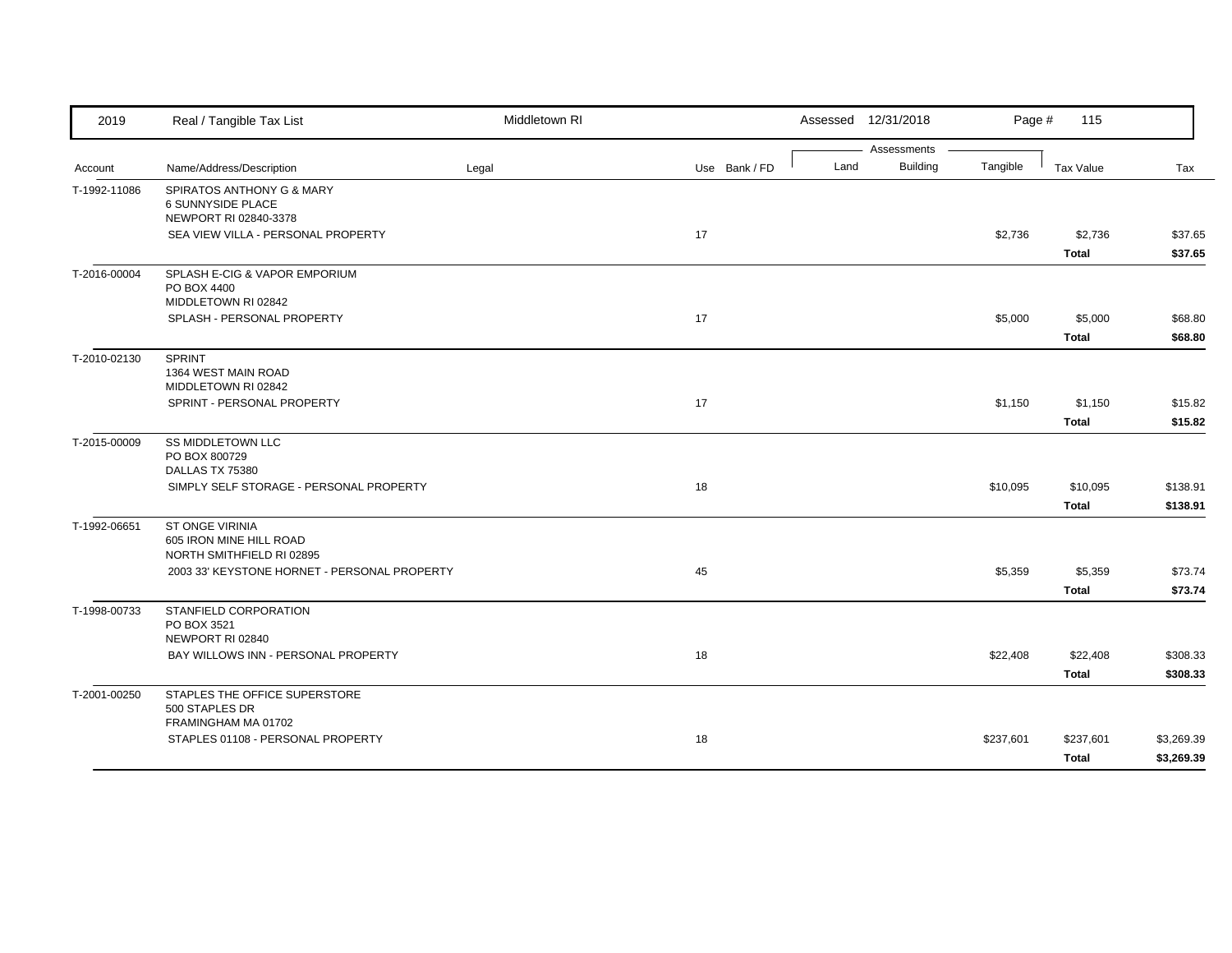| Account | Name/Address/Description | Legal | Use | Bank / FD | Land | Building | Tangible | Tax Value | Tax |
|---|---|---|---|---|---|---|---|---|---|
| T-1992-11086 | SPIRATOS ANTHONY G & MARY<br>6 SUNNYSIDE PLACE<br>NEWPORT RI 02840-3378 | | | | | | | | |
| | SEA VIEW VILLA - PERSONAL PROPERTY | | 17 | | | | $2,736 | $2,736 | $37.65 |
| | | | | | | | | **Total** | **$37.65** |
| T-2016-00004 | SPLASH E-CIG & VAPOR EMPORIUM<br>PO BOX 4400<br>MIDDLETOWN RI 02842 | | | | | | | | |
| | SPLASH - PERSONAL PROPERTY | | 17 | | | | $5,000 | $5,000 | $68.80 |
| | | | | | | | | **Total** | **$68.80** |
| T-2010-02130 | SPRINT<br>1364 WEST MAIN ROAD<br>MIDDLETOWN RI 02842 | | | | | | | | |
| | SPRINT - PERSONAL PROPERTY | | 17 | | | | $1,150 | $1,150 | $15.82 |
| | | | | | | | | **Total** | **$15.82** |
| T-2015-00009 | SS MIDDLETOWN LLC<br>PO BOX 800729<br>DALLAS TX 75380 | | | | | | | | |
| | SIMPLY SELF STORAGE - PERSONAL PROPERTY | | 18 | | | | $10,095 | $10,095 | $138.91 |
| | | | | | | | | **Total** | **$138.91** |
| T-1992-06651 | ST ONGE VIRINIA<br>605 IRON MINE HILL ROAD<br>NORTH SMITHFIELD RI 02895 | | | | | | | | |
| | 2003 33' KEYSTONE HORNET - PERSONAL PROPERTY | | 45 | | | | $5,359 | $5,359 | $73.74 |
| | | | | | | | | **Total** | **$73.74** |
| T-1998-00733 | STANFIELD CORPORATION<br>PO BOX 3521<br>NEWPORT RI 02840 | | | | | | | | |
| | BAY WILLOWS INN - PERSONAL PROPERTY | | 18 | | | | $22,408 | $22,408 | $308.33 |
| | | | | | | | | **Total** | **$308.33** |
| T-2001-00250 | STAPLES THE OFFICE SUPERSTORE<br>500 STAPLES DR<br>FRAMINGHAM MA 01702 | | | | | | | | |
| | STAPLES 01108 - PERSONAL PROPERTY | | 18 | | | | $237,601 | $237,601 | $3,269.39 |
| | | | | | | | | **Total** | **$3,269.39** |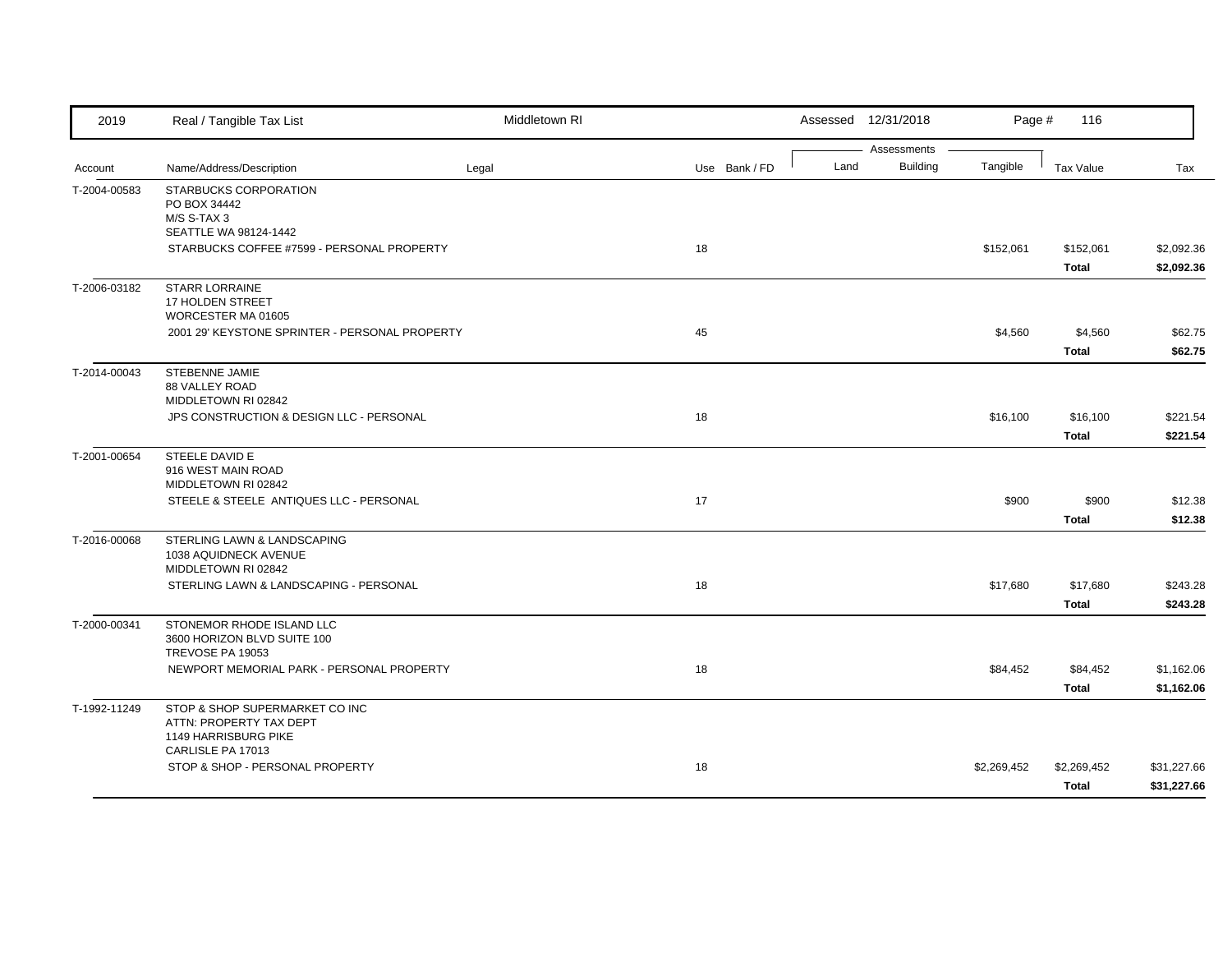| 2019 | Real / Tangible Tax List | Middletown RI | | | Assessed 12/31/2018 | | Page # 116 | |
|---|---|---|---|---|---|---|---|---|
| | | | | | Assessments | | | |
| Account | Name/Address/Description | Legal | Use | Bank / FD | Land | Building | Tangible | Tax Value | Tax |
| T-2004-00583 | STARBUCKS CORPORATION<br>PO BOX 34442<br>M/S S-TAX 3<br>SEATTLE WA 98124-1442 | | | | | | | | |
| | STARBUCKS COFFEE #7599 - PERSONAL PROPERTY | | 18 | | | | $152,061 | $152,061 | $2,092.36 |
| | | | | | | | | **Total** | **$2,092.36** |
| T-2006-03182 | STARR LORRAINE<br>17 HOLDEN STREET<br>WORCESTER MA 01605 | | | | | | | | |
| | 2001 29' KEYSTONE SPRINTER - PERSONAL PROPERTY | | 45 | | | | $4,560 | $4,560 | $62.75 |
| | | | | | | | | **Total** | **$62.75** |
| T-2014-00043 | STEBENNE JAMIE<br>88 VALLEY ROAD<br>MIDDLETOWN RI 02842 | | | | | | | | |
| | JPS CONSTRUCTION & DESIGN LLC - PERSONAL | | 18 | | | | $16,100 | $16,100 | $221.54 |
| | | | | | | | | **Total** | **$221.54** |
| T-2001-00654 | STEELE DAVID E<br>916 WEST MAIN ROAD<br>MIDDLETOWN RI 02842 | | | | | | | | |
| | STEELE & STEELE ANTIQUES LLC - PERSONAL | | 17 | | | | $900 | $900 | $12.38 |
| | | | | | | | | **Total** | **$12.38** |
| T-2016-00068 | STERLING LAWN & LANDSCAPING<br>1038 AQUIDNECK AVENUE<br>MIDDLETOWN RI 02842 | | | | | | | | |
| | STERLING LAWN & LANDSCAPING - PERSONAL | | 18 | | | | $17,680 | $17,680 | $243.28 |
| | | | | | | | | **Total** | **$243.28** |
| T-2000-00341 | STONEMOR RHODE ISLAND LLC<br>3600 HORIZON BLVD SUITE 100<br>TREVOSE PA 19053 | | | | | | | | |
| | NEWPORT MEMORIAL PARK - PERSONAL PROPERTY | | 18 | | | | $84,452 | $84,452 | $1,162.06 |
| | | | | | | | | **Total** | **$1,162.06** |
| T-1992-11249 | STOP & SHOP SUPERMARKET CO INC<br>ATTN: PROPERTY TAX DEPT<br>1149 HARRISBURG PIKE<br>CARLISLE PA 17013 | | | | | | | | |
| | STOP & SHOP - PERSONAL PROPERTY | | 18 | | | | $2,269,452 | $2,269,452 | $31,227.66 |
| | | | | | | | | **Total** | **$31,227.66** |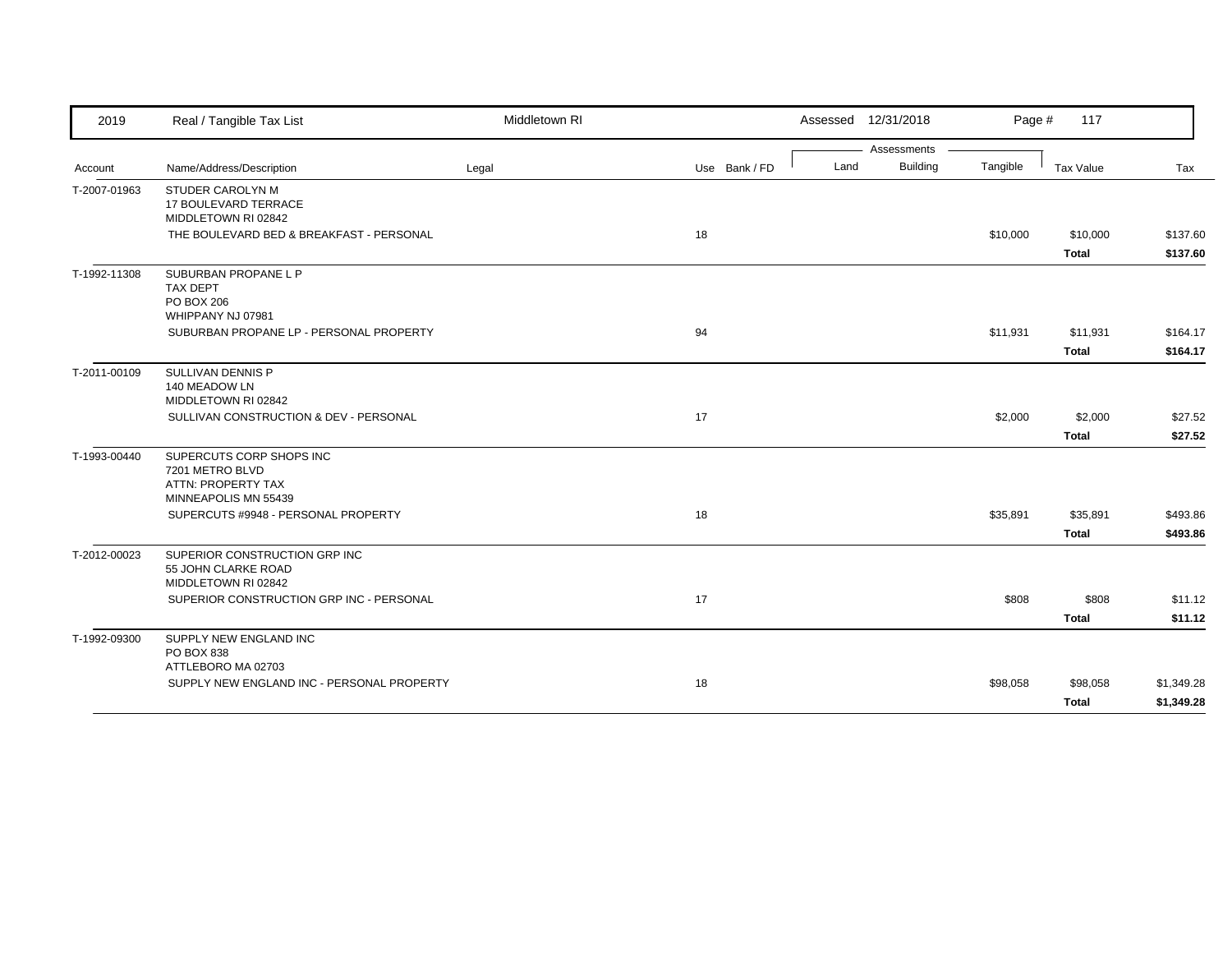| 2019 | Real / Tangible Tax List | Middletown RI | | | Assessed 12/31/2018 | | Page # 117 | | |
|---|---|---|---|---|---|---|---|---|---|
| | | | | | Assessments | | | | |
| Account | Name/Address/Description | Legal | Use | Bank / FD | Land | Building | Tangible | Tax Value | Tax |
| T-2007-01963 | STUDER CAROLYN M<br>17 BOULEVARD TERRACE<br>MIDDLETOWN RI 02842 | | | | | | | | |
| | THE BOULEVARD BED & BREAKFAST - PERSONAL | | 18 | | | | $10,000 | $10,000 | $137.60 |
| | | | | | | | | **Total** | **$137.60** |
| T-1992-11308 | SUBURBAN PROPANE L P<br>TAX DEPT<br>PO BOX 206<br>WHIPPANY NJ 07981 | | | | | | | | |
| | SUBURBAN PROPANE LP - PERSONAL PROPERTY | | 94 | | | | $11,931 | $11,931 | $164.17 |
| | | | | | | | | **Total** | **$164.17** |
| T-2011-00109 | SULLIVAN DENNIS P<br>140 MEADOW LN<br>MIDDLETOWN RI 02842 | | | | | | | | |
| | SULLIVAN CONSTRUCTION & DEV - PERSONAL | | 17 | | | | $2,000 | $2,000 | $27.52 |
| | | | | | | | | **Total** | **$27.52** |
| T-1993-00440 | SUPERCUTS CORP SHOPS INC<br>7201 METRO BLVD<br>ATTN: PROPERTY TAX<br>MINNEAPOLIS MN 55439 | | | | | | | | |
| | SUPERCUTS #9948 - PERSONAL PROPERTY | | 18 | | | | $35,891 | $35,891 | $493.86 |
| | | | | | | | | **Total** | **$493.86** |
| T-2012-00023 | SUPERIOR CONSTRUCTION GRP INC<br>55 JOHN CLARKE ROAD<br>MIDDLETOWN RI 02842 | | | | | | | | |
| | SUPERIOR CONSTRUCTION GRP INC - PERSONAL | | 17 | | | | $808 | $808 | $11.12 |
| | | | | | | | | **Total** | **$11.12** |
| T-1992-09300 | SUPPLY NEW ENGLAND INC<br>PO BOX 838<br>ATTLEBORO MA 02703 | | | | | | | | |
| | SUPPLY NEW ENGLAND INC - PERSONAL PROPERTY | | 18 | | | | $98,058 | $98,058 | $1,349.28 |
| | | | | | | | | **Total** | **$1,349.28** |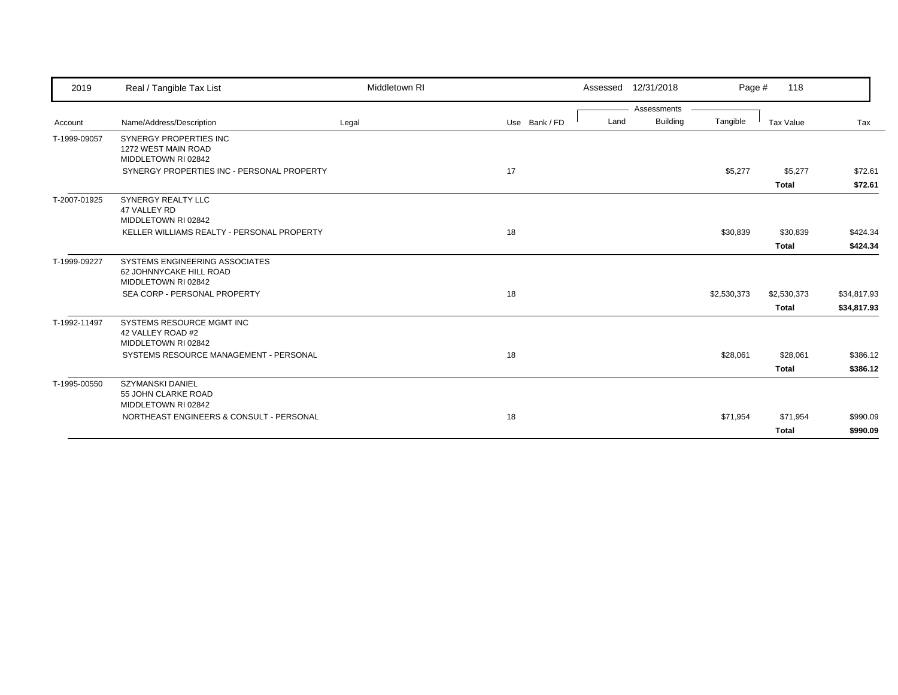| Account | Name/Address/Description | Legal | Use | Bank / FD | Land | Building | Tangible | Tax Value | Tax |
|---|---|---|---|---|---|---|---|---|---|
| T-1999-09057 | SYNERGY PROPERTIES INC<br>1272 WEST MAIN ROAD<br>MIDDLETOWN RI 02842 | | | | | | | | |
| | SYNERGY PROPERTIES INC - PERSONAL PROPERTY | | 17 | | | | $5,277 | $5,277 | $72.61 |
| | | | | | | | | **Total** | **$72.61** |
| T-2007-01925 | SYNERGY REALTY LLC<br>47 VALLEY RD<br>MIDDLETOWN RI 02842 | | | | | | | | |
| | KELLER WILLIAMS REALTY - PERSONAL PROPERTY | | 18 | | | | $30,839 | $30,839 | $424.34 |
| | | | | | | | | **Total** | **$424.34** |
| T-1999-09227 | SYSTEMS ENGINEERING ASSOCIATES<br>62 JOHNNYCAKE HILL ROAD<br>MIDDLETOWN RI 02842 | | | | | | | | |
| | SEA CORP - PERSONAL PROPERTY | | 18 | | | | $2,530,373 | $2,530,373 | $34,817.93 |
| | | | | | | | | **Total** | **$34,817.93** |
| T-1992-11497 | SYSTEMS RESOURCE MGMT INC<br>42 VALLEY ROAD #2<br>MIDDLETOWN RI 02842 | | | | | | | | |
| | SYSTEMS RESOURCE MANAGEMENT - PERSONAL | | 18 | | | | $28,061 | $28,061 | $386.12 |
| | | | | | | | | **Total** | **$386.12** |
| T-1995-00550 | SZYMANSKI DANIEL<br>55 JOHN CLARKE ROAD<br>MIDDLETOWN RI 02842 | | | | | | | | |
| | NORTHEAST ENGINEERS & CONSULT - PERSONAL | | 18 | | | | $71,954 | $71,954 | $990.09 |
| | | | | | | | | **Total** | **$990.09** |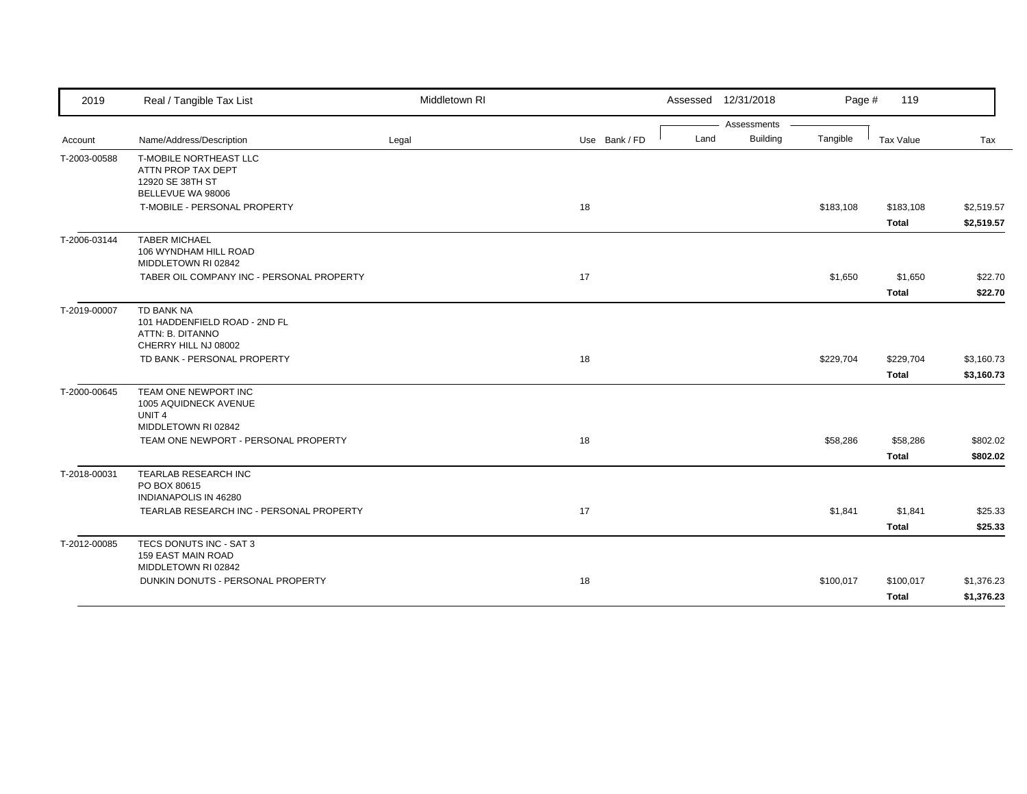| Account | Name/Address/Description | Legal | Use | Bank / FD | Land | Building | Tangible | Tax Value | Tax |
|---|---|---|---|---|---|---|---|---|---|
| T-2003-00588 | T-MOBILE NORTHEAST LLC<br>ATTN PROP TAX DEPT<br>12920 SE 38TH ST<br>BELLEVUE WA 98006 | | | | | | | | |
| | T-MOBILE - PERSONAL PROPERTY | | 18 | | | | $183,108 | $183,108 | $2,519.57 |
| | | | | | | | | **Total** | **$2,519.57** |
| T-2006-03144 | TABER MICHAEL<br>106 WYNDHAM HILL ROAD<br>MIDDLETOWN RI 02842 | | | | | | | | |
| | TABER OIL COMPANY INC - PERSONAL PROPERTY | | 17 | | | | $1,650 | $1,650 | $22.70 |
| | | | | | | | | **Total** | **$22.70** |
| T-2019-00007 | TD BANK NA<br>101 HADDENFIELD ROAD - 2ND FL<br>ATTN: B. DITANNO<br>CHERRY HILL NJ 08002 | | | | | | | | |
| | TD BANK - PERSONAL PROPERTY | | 18 | | | | $229,704 | $229,704 | $3,160.73 |
| | | | | | | | | **Total** | **$3,160.73** |
| T-2000-00645 | TEAM ONE NEWPORT INC<br>1005 AQUIDNECK AVENUE<br>UNIT 4<br>MIDDLETOWN RI 02842 | | | | | | | | |
| | TEAM ONE NEWPORT - PERSONAL PROPERTY | | 18 | | | | $58,286 | $58,286 | $802.02 |
| | | | | | | | | **Total** | **$802.02** |
| T-2018-00031 | TEARLAB RESEARCH INC<br>PO BOX 80615<br>INDIANAPOLIS IN 46280 | | | | | | | | |
| | TEARLAB RESEARCH INC - PERSONAL PROPERTY | | 17 | | | | $1,841 | $1,841 | $25.33 |
| | | | | | | | | **Total** | **$25.33** |
| T-2012-00085 | TECS DONUTS INC - SAT 3<br>159 EAST MAIN ROAD<br>MIDDLETOWN RI 02842 | | | | | | | | |
| | DUNKIN DONUTS - PERSONAL PROPERTY | | 18 | | | | $100,017 | $100,017 | $1,376.23 |
| | | | | | | | | **Total** | **$1,376.23** |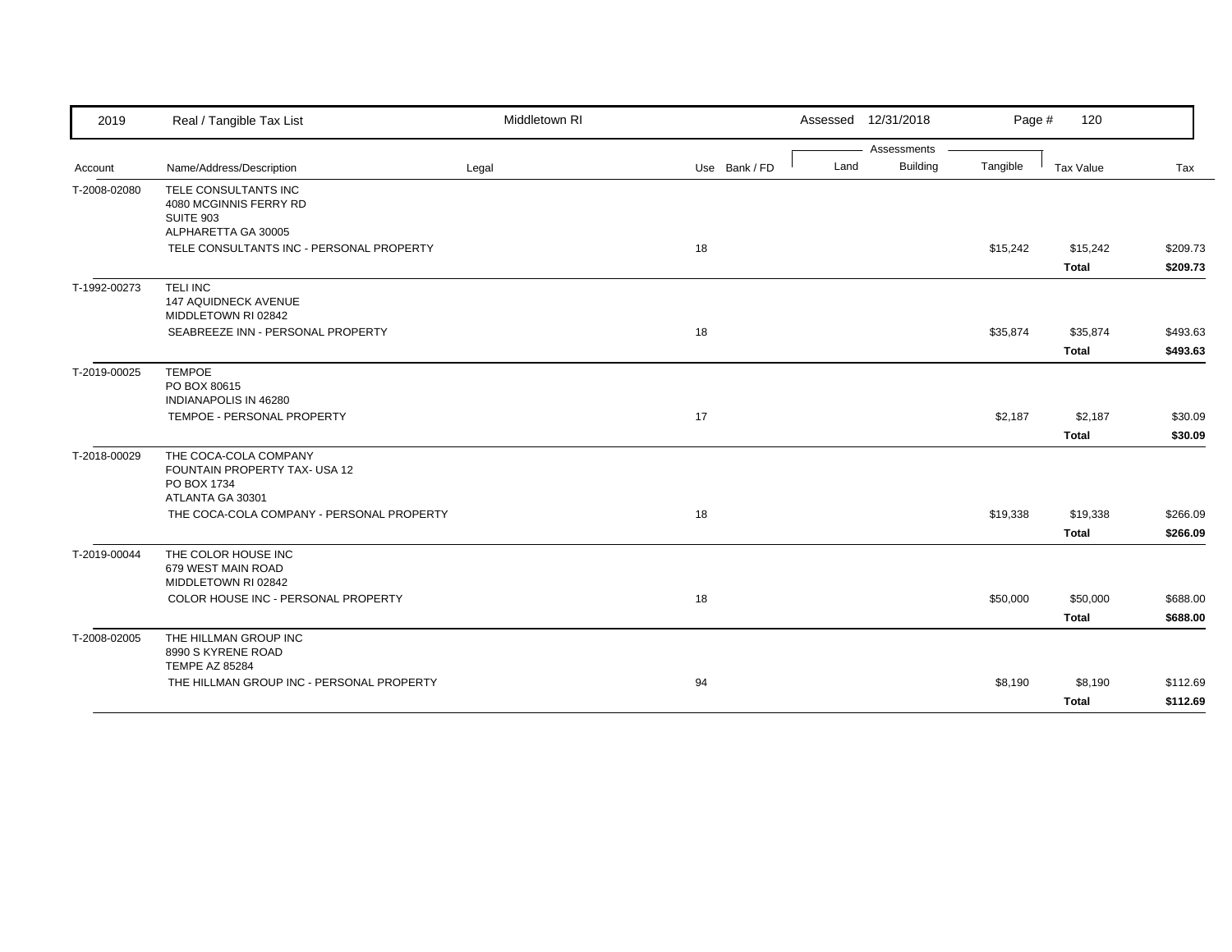| Account | Name/Address/Description | Legal | Use | Bank / FD | Land | Building | Tangible | Tax Value | Tax |
|---|---|---|---|---|---|---|---|---|---|
| T-2008-02080 | TELE CONSULTANTS INC<br>4080 MCGINNIS FERRY RD<br>SUITE 903<br>ALPHARETTA GA 30005 | | | | | | | | |
| | TELE CONSULTANTS INC - PERSONAL PROPERTY | | 18 | | | | $15,242 | $15,242 | $209.73 |
| | | | | | | | | **Total** | **$209.73** |
| T-1992-00273 | TELI INC<br>147 AQUIDNECK AVENUE<br>MIDDLETOWN RI 02842 | | | | | | | | |
| | SEABREEZE INN - PERSONAL PROPERTY | | 18 | | | | $35,874 | $35,874 | $493.63 |
| | | | | | | | | **Total** | **$493.63** |
| T-2019-00025 | TEMPOE<br>PO BOX 80615<br>INDIANAPOLIS IN 46280 | | | | | | | | |
| | TEMPOE - PERSONAL PROPERTY | | 17 | | | | $2,187 | $2,187 | $30.09 |
| | | | | | | | | **Total** | **$30.09** |
| T-2018-00029 | THE COCA-COLA COMPANY<br>FOUNTAIN PROPERTY TAX- USA 12<br>PO BOX 1734<br>ATLANTA GA 30301 | | | | | | | | |
| | THE COCA-COLA COMPANY - PERSONAL PROPERTY | | 18 | | | | $19,338 | $19,338 | $266.09 |
| | | | | | | | | **Total** | **$266.09** |
| T-2019-00044 | THE COLOR HOUSE INC<br>679 WEST MAIN ROAD<br>MIDDLETOWN RI 02842 | | | | | | | | |
| | COLOR HOUSE INC - PERSONAL PROPERTY | | 18 | | | | $50,000 | $50,000 | $688.00 |
| | | | | | | | | **Total** | **$688.00** |
| T-2008-02005 | THE HILLMAN GROUP INC<br>8990 S KYRENE ROAD<br>TEMPE AZ 85284 | | | | | | | | |
| | THE HILLMAN GROUP INC - PERSONAL PROPERTY | | 94 | | | | $8,190 | $8,190 | $112.69 |
| | | | | | | | | **Total** | **$112.69** |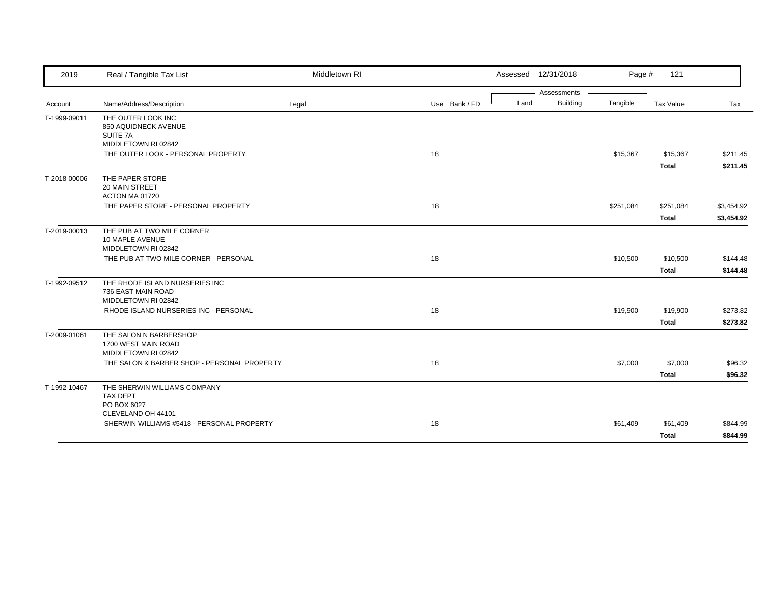| 2019 | Real / Tangible Tax List | Middletown RI | | | Assessed 12/31/2018 | | Page # 121 | | |
|---|---|---|---|---|---|---|---|---|---|
| | | | | | Assessments | | | | |
| Account | Name/Address/Description | Legal | Use | Bank / FD | Land | Building | Tangible | Tax Value | Tax |
| T-1999-09011 | THE OUTER LOOK INC<br>850 AQUIDNECK AVENUE<br>SUITE 7A<br>MIDDLETOWN RI 02842 | | | | | | | | |
| | THE OUTER LOOK - PERSONAL PROPERTY | | 18 | | | | $15,367 | $15,367 | $211.45 |
| | | | | | | | | **Total** | **$211.45** |
| T-2018-00006 | THE PAPER STORE<br>20 MAIN STREET<br>ACTON MA 01720 | | | | | | | | |
| | THE PAPER STORE - PERSONAL PROPERTY | | 18 | | | | $251,084 | $251,084 | $3,454.92 |
| | | | | | | | | **Total** | **$3,454.92** |
| T-2019-00013 | THE PUB AT TWO MILE CORNER<br>10 MAPLE AVENUE<br>MIDDLETOWN RI 02842 | | | | | | | | |
| | THE PUB AT TWO MILE CORNER - PERSONAL | | 18 | | | | $10,500 | $10,500 | $144.48 |
| | | | | | | | | **Total** | **$144.48** |
| T-1992-09512 | THE RHODE ISLAND NURSERIES INC<br>736 EAST MAIN ROAD<br>MIDDLETOWN RI 02842 | | | | | | | | |
| | RHODE ISLAND NURSERIES INC - PERSONAL | | 18 | | | | $19,900 | $19,900 | $273.82 |
| | | | | | | | | **Total** | **$273.82** |
| T-2009-01061 | THE SALON N BARBERSHOP<br>1700 WEST MAIN ROAD<br>MIDDLETOWN RI 02842 | | | | | | | | |
| | THE SALON & BARBER SHOP - PERSONAL PROPERTY | | 18 | | | | $7,000 | $7,000 | $96.32 |
| | | | | | | | | **Total** | **$96.32** |
| T-1992-10467 | THE SHERWIN WILLIAMS COMPANY<br>TAX DEPT<br>PO BOX 6027<br>CLEVELAND OH 44101 | | | | | | | | |
| | SHERWIN WILLIAMS #5418 - PERSONAL PROPERTY | | 18 | | | | $61,409 | $61,409 | $844.99 |
| | | | | | | | | **Total** | **$844.99** |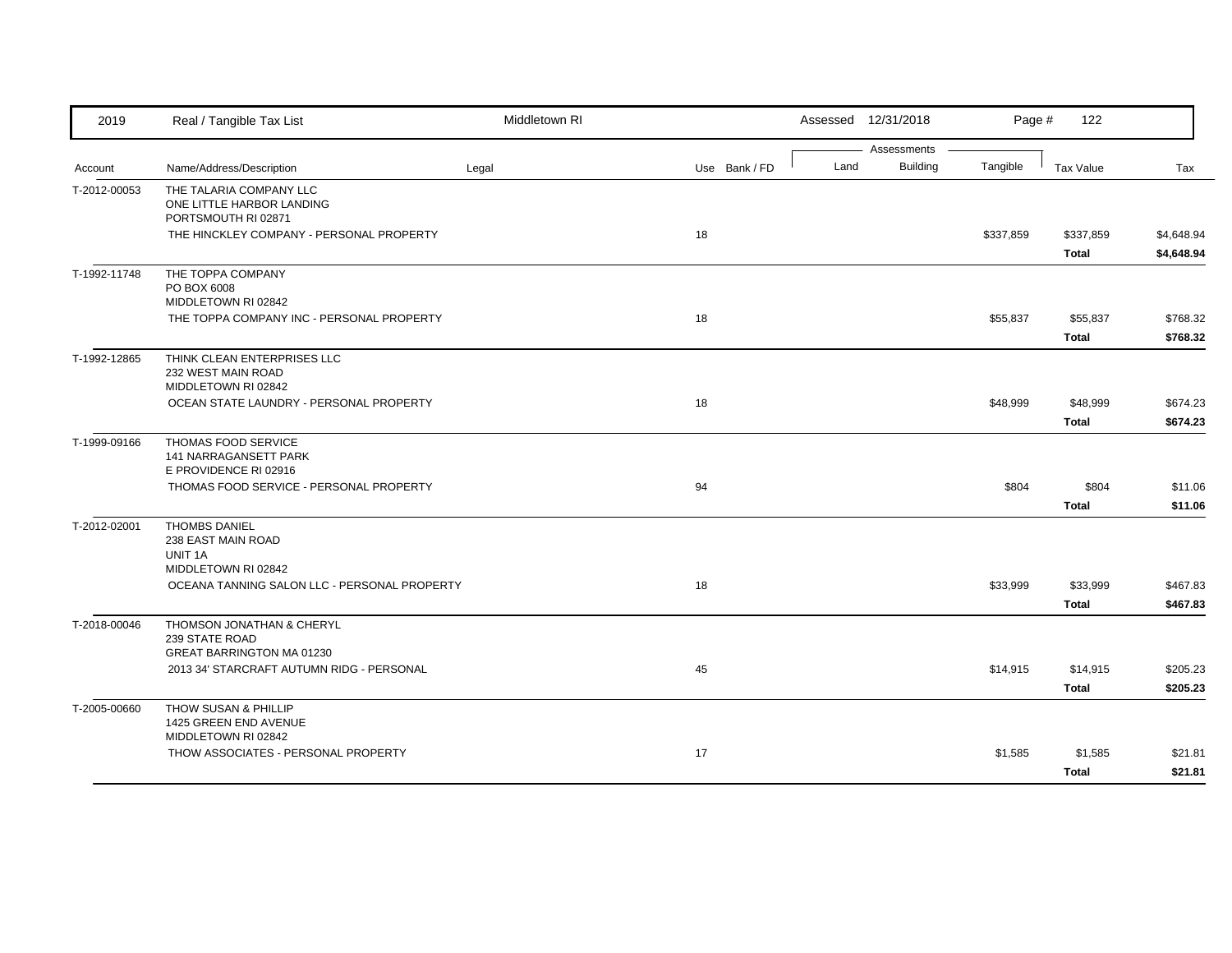| Account | Name/Address/Description | Legal | Use | Bank / FD | Land | Building | Tangible | Tax Value | Tax |
|---|---|---|---|---|---|---|---|---|---|
| T-2012-00053 | THE TALARIA COMPANY LLC<br>ONE LITTLE HARBOR LANDING<br>PORTSMOUTH RI 02871 | | | | | | | | |
| | THE HINCKLEY COMPANY - PERSONAL PROPERTY | | 18 | | | | $337,859 | $337,859 | $4,648.94 |
| | | | | | | | | **Total** | **$4,648.94** |
| T-1992-11748 | THE TOPPA COMPANY<br>PO BOX 6008<br>MIDDLETOWN RI 02842 | | | | | | | | |
| | THE TOPPA COMPANY INC - PERSONAL PROPERTY | | 18 | | | | $55,837 | $55,837 | $768.32 |
| | | | | | | | | **Total** | **$768.32** |
| T-1992-12865 | THINK CLEAN ENTERPRISES LLC<br>232 WEST MAIN ROAD<br>MIDDLETOWN RI 02842 | | | | | | | | |
| | OCEAN STATE LAUNDRY - PERSONAL PROPERTY | | 18 | | | | $48,999 | $48,999 | $674.23 |
| | | | | | | | | **Total** | **$674.23** |
| T-1999-09166 | THOMAS FOOD SERVICE<br>141 NARRAGANSETT PARK<br>E PROVIDENCE RI 02916 | | | | | | | | |
| | THOMAS FOOD SERVICE - PERSONAL PROPERTY | | 94 | | | | $804 | $804 | $11.06 |
| | | | | | | | | **Total** | **$11.06** |
| T-2012-02001 | THOMBS DANIEL<br>238 EAST MAIN ROAD<br>UNIT 1A<br>MIDDLETOWN RI 02842 | | | | | | | | |
| | OCEANA TANNING SALON LLC - PERSONAL PROPERTY | | 18 | | | | $33,999 | $33,999 | $467.83 |
| | | | | | | | | **Total** | **$467.83** |
| T-2018-00046 | THOMSON JONATHAN & CHERYL<br>239 STATE ROAD<br>GREAT BARRINGTON MA 01230 | | | | | | | | |
| | 2013 34' STARCRAFT AUTUMN RIDG - PERSONAL | | 45 | | | | $14,915 | $14,915 | $205.23 |
| | | | | | | | | **Total** | **$205.23** |
| T-2005-00660 | THOW SUSAN & PHILLIP<br>1425 GREEN END AVENUE<br>MIDDLETOWN RI 02842 | | | | | | | | |
| | THOW ASSOCIATES - PERSONAL PROPERTY | | 17 | | | | $1,585 | $1,585 | $21.81 |
| | | | | | | | | **Total** | **$21.81** |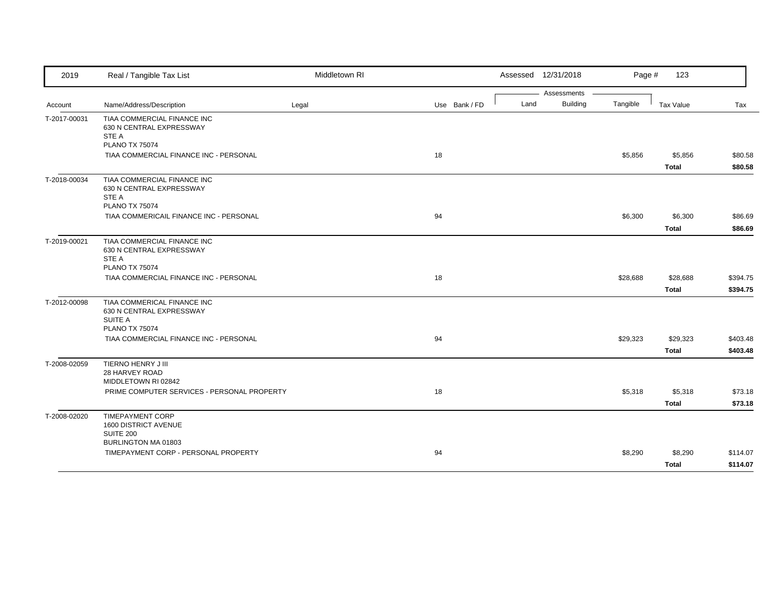| 2019 | Real / Tangible Tax List | Middletown RI | | | Assessed 12/31/2018 | | Page # 123 | | |
|---|---|---|---|---|---|---|---|---|---|
| | | | | | Assessments | | | | |
| Account | Name/Address/Description | Legal | Use | Bank / FD | Land | Building | Tangible | Tax Value | Tax |
| T-2017-00031 | TIAA COMMERCIAL FINANCE INC<br>630 N CENTRAL EXPRESSWAY<br>STE A<br>PLANO TX 75074 | | | | | | | | |
| | TIAA COMMERCIAL FINANCE INC - PERSONAL | | 18 | | | | $5,856 | $5,856 | $80.58 |
| | | | | | | | | **Total** | **$80.58** |
| T-2018-00034 | TIAA COMMERCIAL FINANCE INC<br>630 N CENTRAL EXPRESSWAY<br>STE A<br>PLANO TX 75074 | | | | | | | | |
| | TIAA COMMERICAIL FINANCE INC - PERSONAL | | 94 | | | | $6,300 | $6,300 | $86.69 |
| | | | | | | | | **Total** | **$86.69** |
| T-2019-00021 | TIAA COMMERCIAL FINANCE INC<br>630 N CENTRAL EXPRESSWAY<br>STE A<br>PLANO TX 75074 | | | | | | | | |
| | TIAA COMMERCIAL FINANCE INC - PERSONAL | | 18 | | | | $28,688 | $28,688 | $394.75 |
| | | | | | | | | **Total** | **$394.75** |
| T-2012-00098 | TIAA COMMERICAL FINANCE INC<br>630 N CENTRAL EXPRESSWAY<br>SUITE A<br>PLANO TX 75074 | | | | | | | | |
| | TIAA COMMERCIAL FINANCE INC - PERSONAL | | 94 | | | | $29,323 | $29,323 | $403.48 |
| | | | | | | | | **Total** | **$403.48** |
| T-2008-02059 | TIERNO HENRY J III<br>28 HARVEY ROAD<br>MIDDLETOWN RI 02842 | | | | | | | | |
| | PRIME COMPUTER SERVICES - PERSONAL PROPERTY | | 18 | | | | $5,318 | $5,318 | $73.18 |
| | | | | | | | | **Total** | **$73.18** |
| T-2008-02020 | TIMEPAYMENT CORP<br>1600 DISTRICT AVENUE<br>SUITE 200<br>BURLINGTON MA 01803 | | | | | | | | |
| | TIMEPAYMENT CORP - PERSONAL PROPERTY | | 94 | | | | $8,290 | $8,290 | $114.07 |
| | | | | | | | | **Total** | **$114.07** |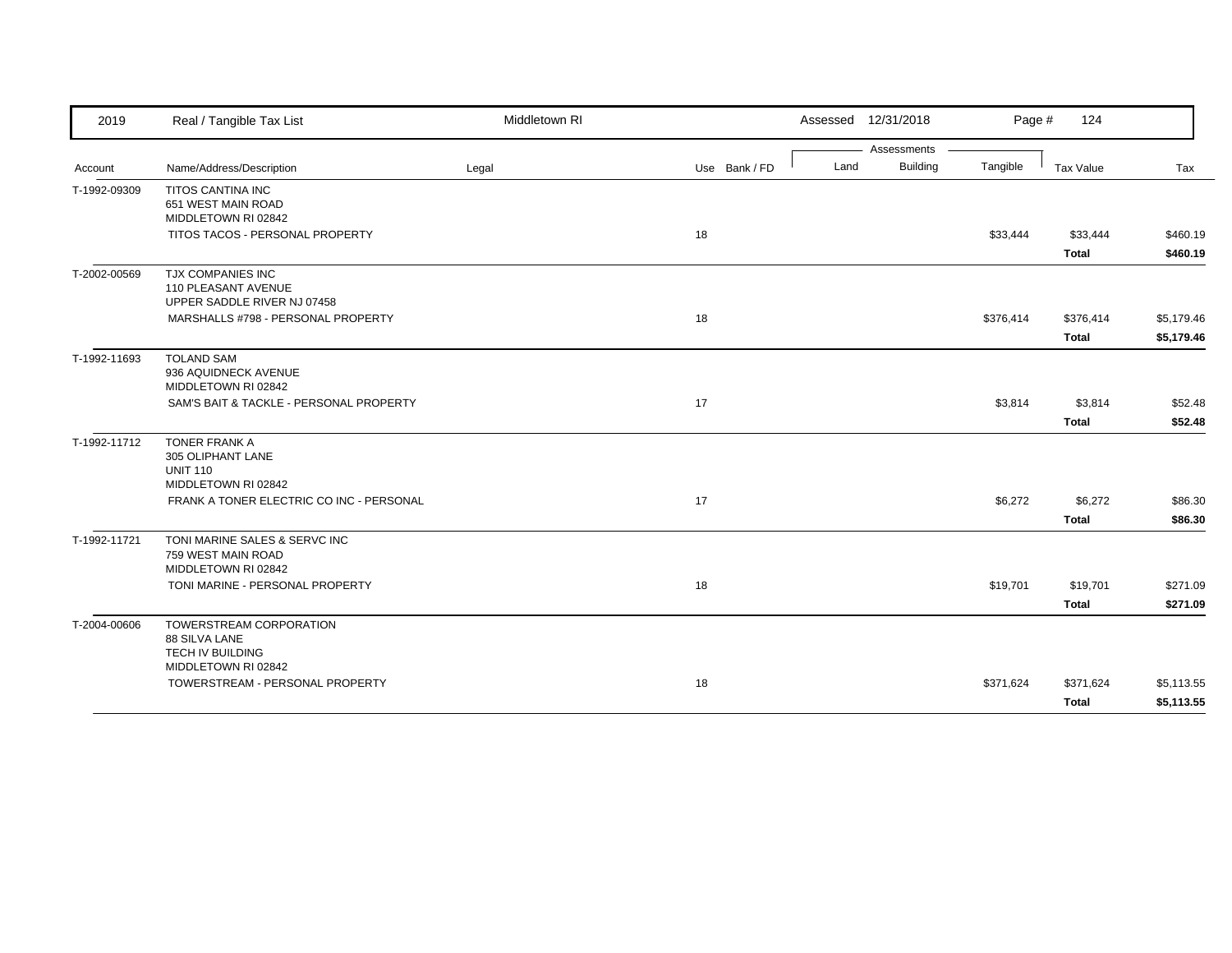| 2019 | Real / Tangible Tax List | Middletown RI | | Assessed 12/31/2018 | | Page # 124 | | |
|---|---|---|---|---|---|---|---|---|
| | | | | Assessments | | | | |
| Account | Name/Address/Description | Legal | Use Bank / FD | Land | Building | Tangible | Tax Value | Tax |
| T-1992-09309 | TITOS CANTINA INC<br>651 WEST MAIN ROAD<br>MIDDLETOWN RI 02842 | | | | | | | |
| | TITOS TACOS - PERSONAL PROPERTY | | 18 | | | $33,444 | $33,444 | $460.19 |
| | | | | | | | **Total** | **$460.19** |
| T-2002-00569 | TJX COMPANIES INC<br>110 PLEASANT AVENUE<br>UPPER SADDLE RIVER NJ 07458 | | | | | | | |
| | MARSHALLS #798 - PERSONAL PROPERTY | | 18 | | | $376,414 | $376,414 | $5,179.46 |
| | | | | | | | **Total** | **$5,179.46** |
| T-1992-11693 | TOLAND SAM<br>936 AQUIDNECK AVENUE<br>MIDDLETOWN RI 02842 | | | | | | | |
| | SAM'S BAIT & TACKLE - PERSONAL PROPERTY | | 17 | | | $3,814 | $3,814 | $52.48 |
| | | | | | | | **Total** | **$52.48** |
| T-1992-11712 | TONER FRANK A<br>305 OLIPHANT LANE<br>UNIT 110<br>MIDDLETOWN RI 02842 | | | | | | | |
| | FRANK A TONER ELECTRIC CO INC - PERSONAL | | 17 | | | $6,272 | $6,272 | $86.30 |
| | | | | | | | **Total** | **$86.30** |
| T-1992-11721 | TONI MARINE SALES & SERVC INC<br>759 WEST MAIN ROAD<br>MIDDLETOWN RI 02842 | | | | | | | |
| | TONI MARINE - PERSONAL PROPERTY | | 18 | | | $19,701 | $19,701 | $271.09 |
| | | | | | | | **Total** | **$271.09** |
| T-2004-00606 | TOWERSTREAM CORPORATION<br>88 SILVA LANE<br>TECH IV BUILDING<br>MIDDLETOWN RI 02842 | | | | | | | |
| | TOWERSTREAM - PERSONAL PROPERTY | | 18 | | | $371,624 | $371,624 | $5,113.55 |
| | | | | | | | **Total** | **$5,113.55** |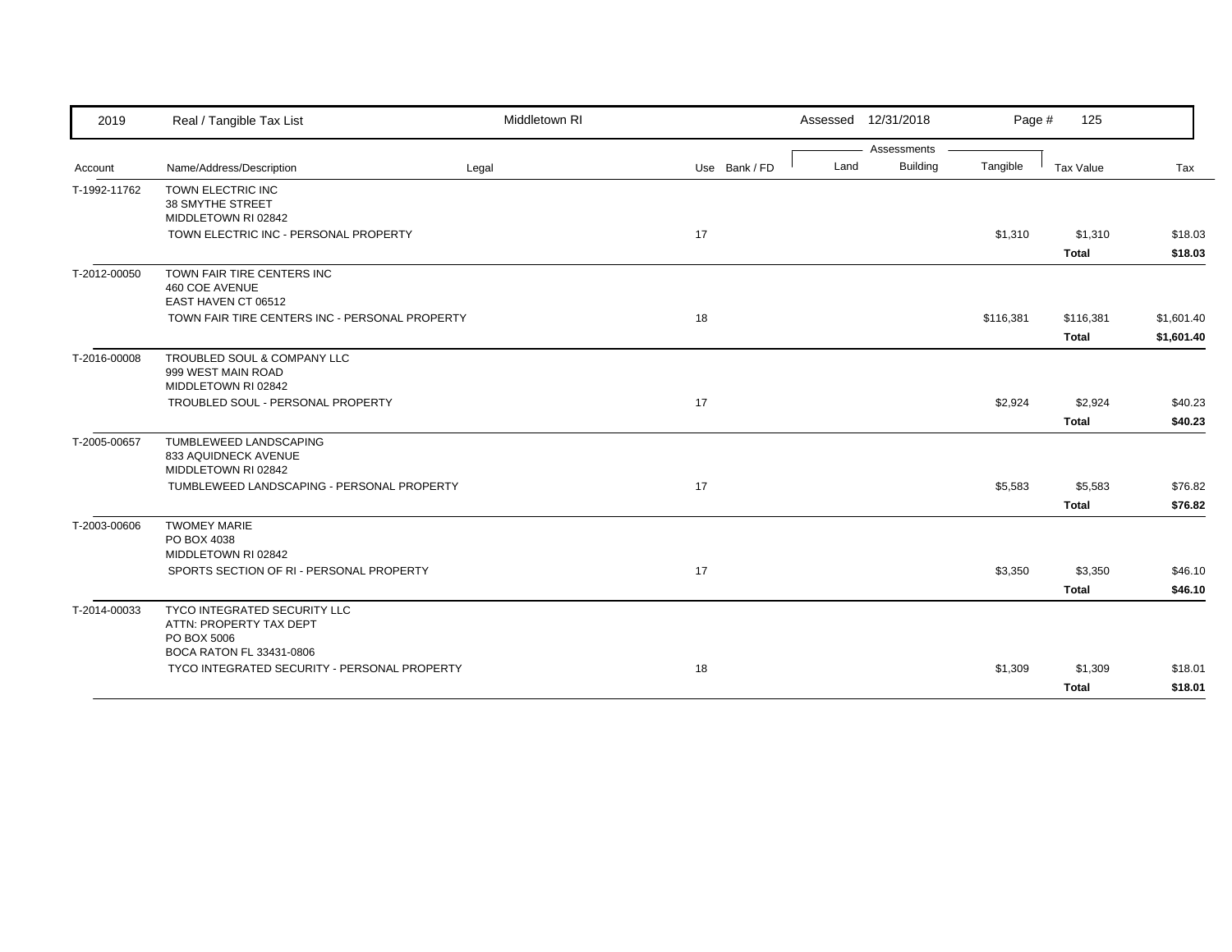| 2019 | Real / Tangible Tax List | Middletown RI | | Assessed 12/31/2018 | | Page # 125 | | |
|---|---|---|---|---|---|---|---|---|
| | | | | Assessments | | | | |
| Account | Name/Address/Description | Legal | Use Bank / FD | Land | Building | Tangible | Tax Value | Tax |
| T-1992-11762 | TOWN ELECTRIC INC<br>38 SMYTHE STREET<br>MIDDLETOWN RI 02842 | | | | | | | |
| | TOWN ELECTRIC INC - PERSONAL PROPERTY | | 17 | | | $1,310 | $1,310 | $18.03 |
| | | | | | | | **Total** | **$18.03** |
| T-2012-00050 | TOWN FAIR TIRE CENTERS INC<br>460 COE AVENUE<br>EAST HAVEN CT 06512 | | | | | | | |
| | TOWN FAIR TIRE CENTERS INC - PERSONAL PROPERTY | | 18 | | | $116,381 | $116,381 | $1,601.40 |
| | | | | | | | **Total** | **$1,601.40** |
| T-2016-00008 | TROUBLED SOUL & COMPANY LLC<br>999 WEST MAIN ROAD<br>MIDDLETOWN RI 02842 | | | | | | | |
| | TROUBLED SOUL - PERSONAL PROPERTY | | 17 | | | $2,924 | $2,924 | $40.23 |
| | | | | | | | **Total** | **$40.23** |
| T-2005-00657 | TUMBLEWEED LANDSCAPING<br>833 AQUIDNECK AVENUE<br>MIDDLETOWN RI 02842 | | | | | | | |
| | TUMBLEWEED LANDSCAPING - PERSONAL PROPERTY | | 17 | | | $5,583 | $5,583 | $76.82 |
| | | | | | | | **Total** | **$76.82** |
| T-2003-00606 | TWOMEY MARIE<br>PO BOX 4038<br>MIDDLETOWN RI 02842 | | | | | | | |
| | SPORTS SECTION OF RI - PERSONAL PROPERTY | | 17 | | | $3,350 | $3,350 | $46.10 |
| | | | | | | | **Total** | **$46.10** |
| T-2014-00033 | TYCO INTEGRATED SECURITY LLC<br>ATTN: PROPERTY TAX DEPT<br>PO BOX 5006<br>BOCA RATON FL 33431-0806 | | | | | | | |
| | TYCO INTEGRATED SECURITY - PERSONAL PROPERTY | | 18 | | | $1,309 | $1,309 | $18.01 |
| | | | | | | | **Total** | **$18.01** |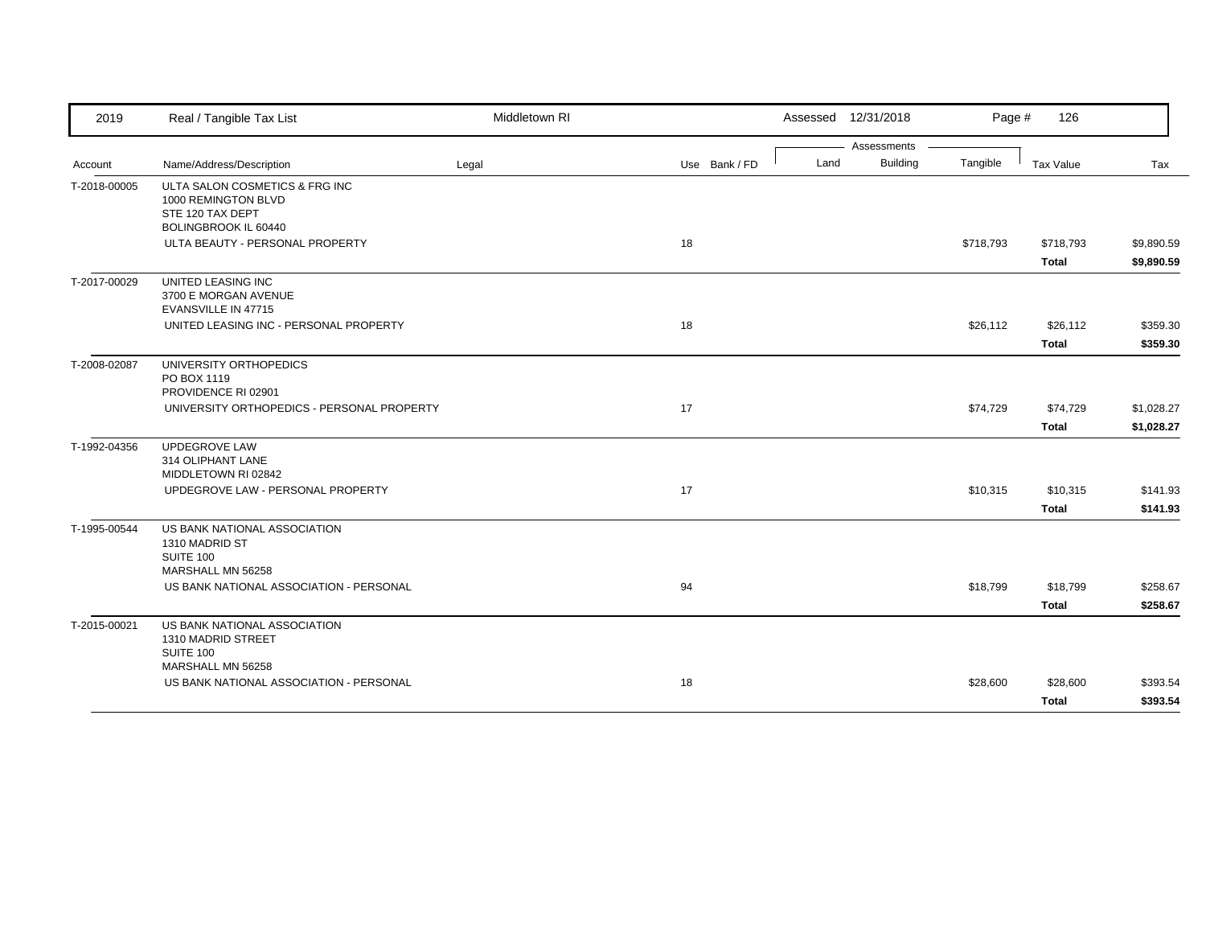| 2019 | Real / Tangible Tax List | Middletown RI | | Assessed 12/31/2018 | | Page # | 126 | |
|---|---|---|---|---|---|---|---|---|
| | | | | Assessments | | | | |
| Account | Name/Address/Description | Legal | Use Bank / FD | Land | Building | Tangible | Tax Value | Tax |
| T-2018-00005 | ULTA SALON COSMETICS & FRG INC<br>1000 REMINGTON BLVD<br>STE 120 TAX DEPT<br>BOLINGBROOK IL 60440 | | | | | | | |
| | ULTA BEAUTY - PERSONAL PROPERTY | | 18 | | | $718,793 | $718,793 | $9,890.59 |
| | | | | | | | **Total** | **$9,890.59** |
| T-2017-00029 | UNITED LEASING INC<br>3700 E MORGAN AVENUE<br>EVANSVILLE IN 47715 | | | | | | | |
| | UNITED LEASING INC - PERSONAL PROPERTY | | 18 | | | $26,112 | $26,112 | $359.30 |
| | | | | | | | **Total** | **$359.30** |
| T-2008-02087 | UNIVERSITY ORTHOPEDICS<br>PO BOX 1119<br>PROVIDENCE RI 02901 | | | | | | | |
| | UNIVERSITY ORTHOPEDICS - PERSONAL PROPERTY | | 17 | | | $74,729 | $74,729 | $1,028.27 |
| | | | | | | | **Total** | **$1,028.27** |
| T-1992-04356 | UPDEGROVE LAW<br>314 OLIPHANT LANE<br>MIDDLETOWN RI 02842 | | | | | | | |
| | UPDEGROVE LAW - PERSONAL PROPERTY | | 17 | | | $10,315 | $10,315 | $141.93 |
| | | | | | | | **Total** | **$141.93** |
| T-1995-00544 | US BANK NATIONAL ASSOCIATION<br>1310 MADRID ST<br>SUITE 100<br>MARSHALL MN 56258 | | | | | | | |
| | US BANK NATIONAL ASSOCIATION - PERSONAL | | 94 | | | $18,799 | $18,799 | $258.67 |
| | | | | | | | **Total** | **$258.67** |
| T-2015-00021 | US BANK NATIONAL ASSOCIATION<br>1310 MADRID STREET<br>SUITE 100<br>MARSHALL MN 56258 | | | | | | | |
| | US BANK NATIONAL ASSOCIATION - PERSONAL | | 18 | | | $28,600 | $28,600 | $393.54 |
| | | | | | | | **Total** | **$393.54** |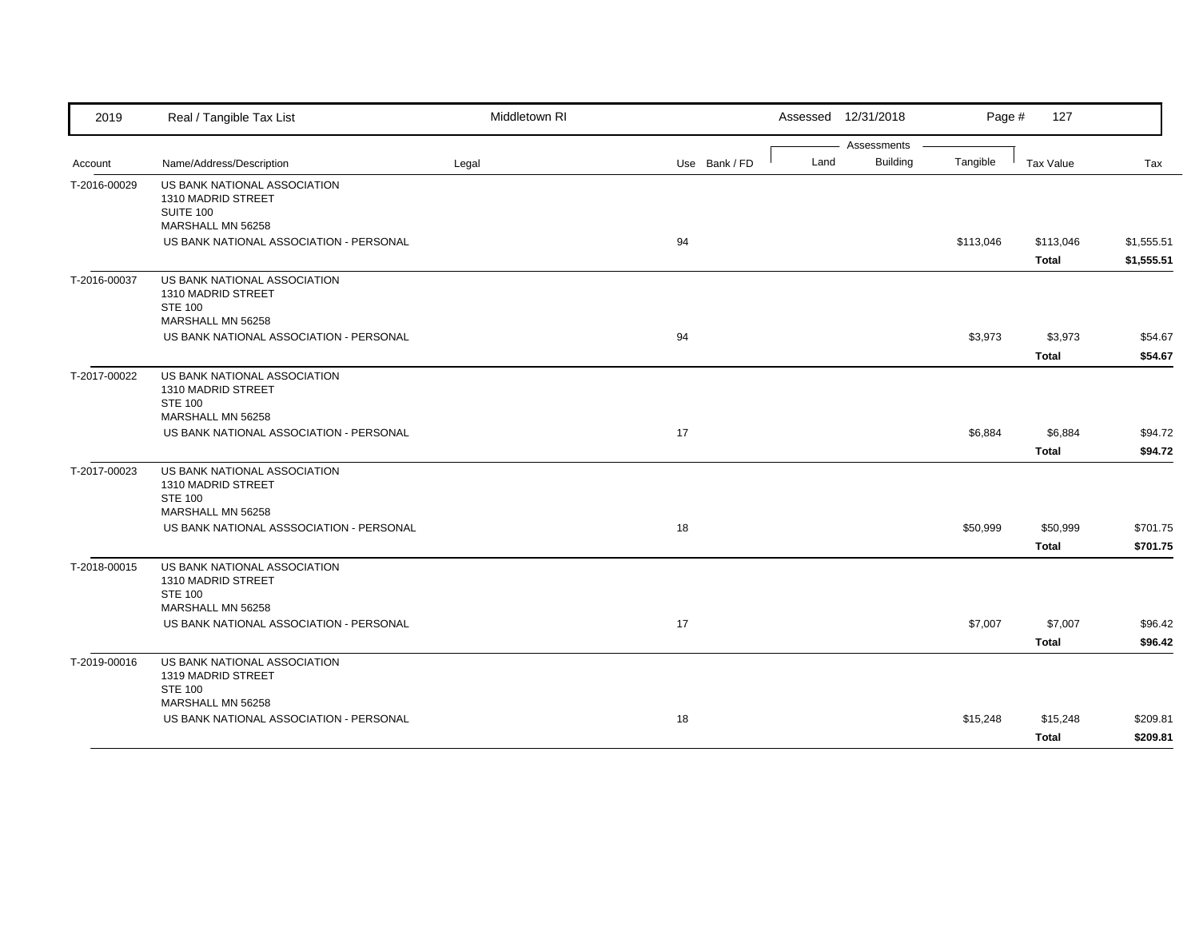| 2019 | Real / Tangible Tax List | Middletown RI | | | Assessed 12/31/2018 | | Page # 127 | | |
|---|---|---|---|---|---|---|---|---|---|
| | | | | | Assessments | | | | |
| Account | Name/Address/Description | Legal | Use | Bank / FD | Land | Building | Tangible | Tax Value | Tax |
| T-2016-00029 | US BANK NATIONAL ASSOCIATION<br>1310 MADRID STREET<br>SUITE 100<br>MARSHALL MN 56258 | | | | | | | | |
| | US BANK NATIONAL ASSOCIATION - PERSONAL | | 94 | | | | $113,046 | $113,046 | $1,555.51 |
| | | | | | | | | **Total** | **$1,555.51** |
| T-2016-00037 | US BANK NATIONAL ASSOCIATION<br>1310 MADRID STREET<br>STE 100<br>MARSHALL MN 56258 | | | | | | | | |
| | US BANK NATIONAL ASSOCIATION - PERSONAL | | 94 | | | | $3,973 | $3,973 | $54.67 |
| | | | | | | | | **Total** | **$54.67** |
| T-2017-00022 | US BANK NATIONAL ASSOCIATION<br>1310 MADRID STREET<br>STE 100<br>MARSHALL MN 56258 | | | | | | | | |
| | US BANK NATIONAL ASSOCIATION - PERSONAL | | 17 | | | | $6,884 | $6,884 | $94.72 |
| | | | | | | | | **Total** | **$94.72** |
| T-2017-00023 | US BANK NATIONAL ASSOCIATION<br>1310 MADRID STREET<br>STE 100<br>MARSHALL MN 56258 | | | | | | | | |
| | US BANK NATIONAL ASSSOCIATION - PERSONAL | | 18 | | | | $50,999 | $50,999 | $701.75 |
| | | | | | | | | **Total** | **$701.75** |
| T-2018-00015 | US BANK NATIONAL ASSOCIATION<br>1310 MADRID STREET<br>STE 100<br>MARSHALL MN 56258 | | | | | | | | |
| | US BANK NATIONAL ASSOCIATION - PERSONAL | | 17 | | | | $7,007 | $7,007 | $96.42 |
| | | | | | | | | **Total** | **$96.42** |
| T-2019-00016 | US BANK NATIONAL ASSOCIATION<br>1319 MADRID STREET<br>STE 100<br>MARSHALL MN 56258 | | | | | | | | |
| | US BANK NATIONAL ASSOCIATION - PERSONAL | | 18 | | | | $15,248 | $15,248 | $209.81 |
| | | | | | | | | **Total** | **$209.81** |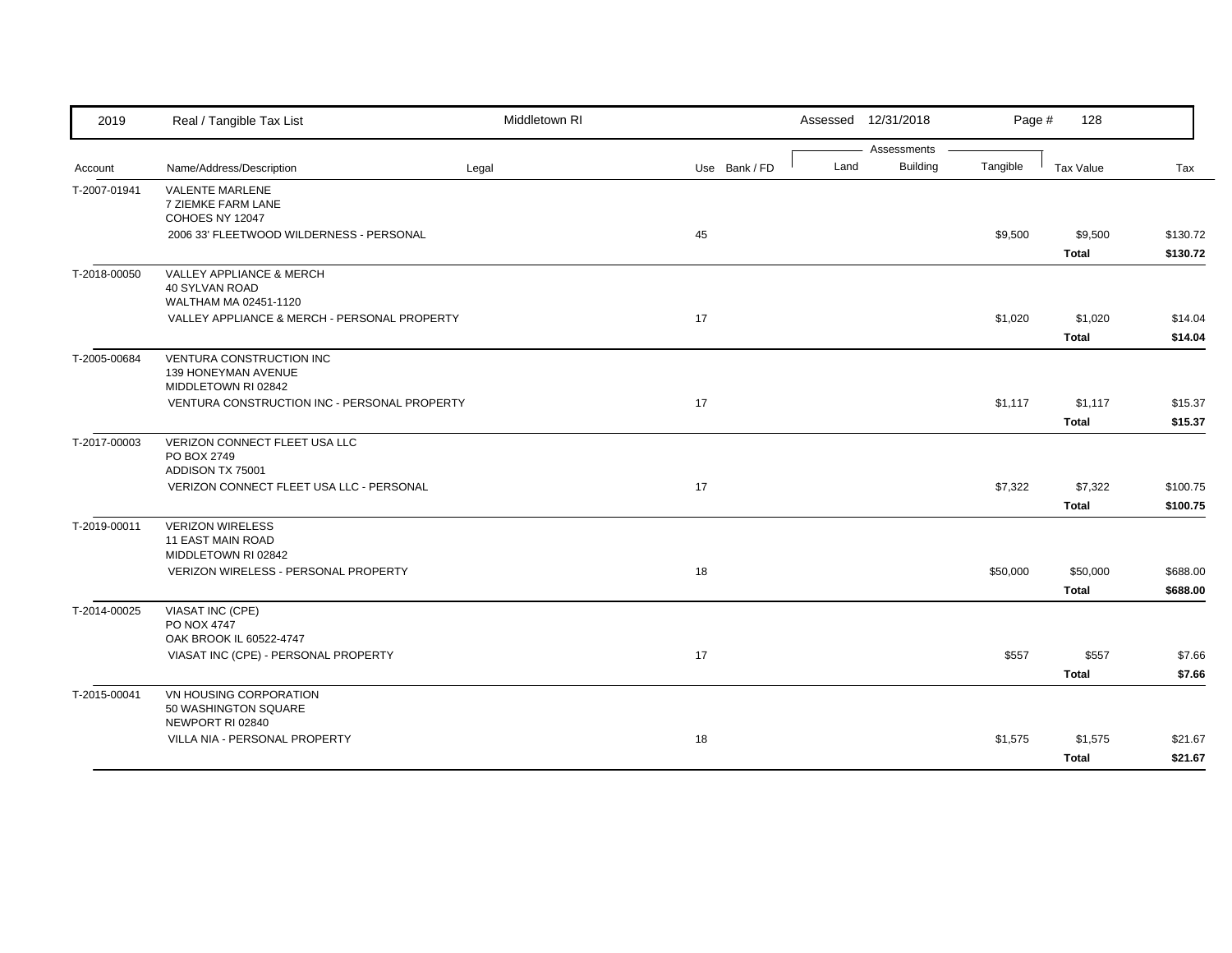| Account | Name/Address/Description | Legal | Use | Bank / FD | Land | Building | Tangible | Tax Value | Tax |
|---|---|---|---|---|---|---|---|---|---|
| T-2007-01941 | VALENTE MARLENE<br>7 ZIEMKE FARM LANE<br>COHOES NY 12047 | | | | | | | | |
| | 2006 33' FLEETWOOD WILDERNESS - PERSONAL | | 45 | | | | $9,500 | $9,500 | $130.72 |
| | | | | | | | | **Total** | **$130.72** |
| T-2018-00050 | VALLEY APPLIANCE & MERCH<br>40 SYLVAN ROAD<br>WALTHAM MA 02451-1120 | | | | | | | | |
| | VALLEY APPLIANCE & MERCH - PERSONAL PROPERTY | | 17 | | | | $1,020 | $1,020 | $14.04 |
| | | | | | | | | **Total** | **$14.04** |
| T-2005-00684 | VENTURA CONSTRUCTION INC<br>139 HONEYMAN AVENUE<br>MIDDLETOWN RI 02842 | | | | | | | | |
| | VENTURA CONSTRUCTION INC - PERSONAL PROPERTY | | 17 | | | | $1,117 | $1,117 | $15.37 |
| | | | | | | | | **Total** | **$15.37** |
| T-2017-00003 | VERIZON CONNECT FLEET USA LLC<br>PO BOX 2749<br>ADDISON TX 75001 | | | | | | | | |
| | VERIZON CONNECT FLEET USA LLC - PERSONAL | | 17 | | | | $7,322 | $7,322 | $100.75 |
| | | | | | | | | **Total** | **$100.75** |
| T-2019-00011 | VERIZON WIRELESS<br>11 EAST MAIN ROAD<br>MIDDLETOWN RI 02842 | | | | | | | | |
| | VERIZON WIRELESS - PERSONAL PROPERTY | | 18 | | | | $50,000 | $50,000 | $688.00 |
| | | | | | | | | **Total** | **$688.00** |
| T-2014-00025 | VIASAT INC (CPE)<br>PO NOX 4747<br>OAK BROOK IL 60522-4747 | | | | | | | | |
| | VIASAT INC (CPE) - PERSONAL PROPERTY | | 17 | | | | $557 | $557 | $7.66 |
| | | | | | | | | **Total** | **$7.66** |
| T-2015-00041 | VN HOUSING CORPORATION<br>50 WASHINGTON SQUARE<br>NEWPORT RI 02840 | | | | | | | | |
| | VILLA NIA - PERSONAL PROPERTY | | 18 | | | | $1,575 | $1,575 | $21.67 |
| | | | | | | | | **Total** | **$21.67** |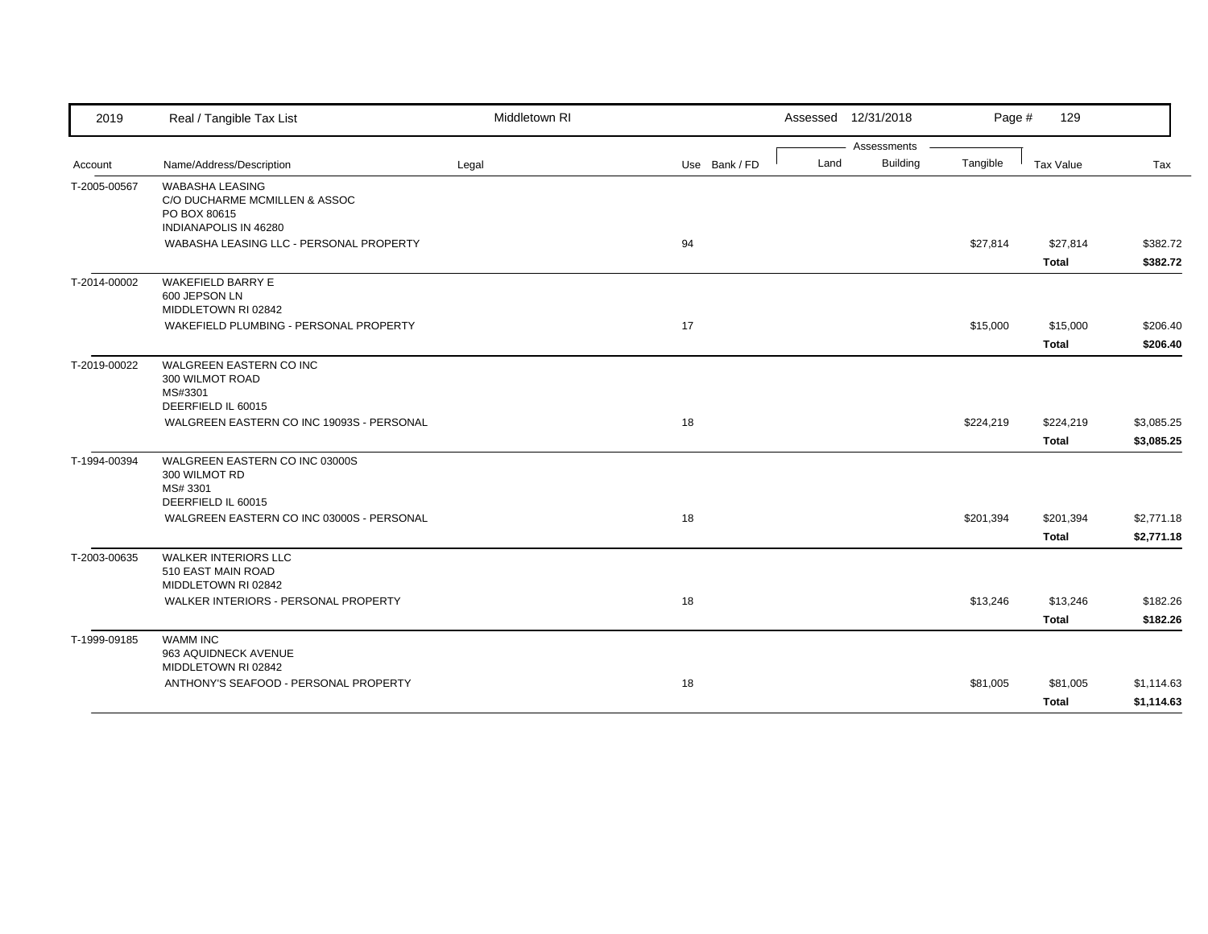| 2019 | Real / Tangible Tax List | Middletown RI | | Assessed 12/31/2018 | | Page # 129 | | |
|---|---|---|---|---|---|---|---|---|
| | | | | Assessments | | | | |
| Account | Name/Address/Description | Legal | Use Bank / FD | Land | Building | Tangible | Tax Value | Tax |
| T-2005-00567 | WABASHA LEASING<br>C/O DUCHARME MCMILLEN & ASSOC<br>PO BOX 80615<br>INDIANAPOLIS IN 46280 | | | | | | | |
| | WABASHA LEASING LLC - PERSONAL PROPERTY | | 94 | | | $27,814 | $27,814 | $382.72 |
| | | | | | | | **Total** | **$382.72** |
| T-2014-00002 | WAKEFIELD BARRY E<br>600 JEPSON LN<br>MIDDLETOWN RI 02842 | | | | | | | |
| | WAKEFIELD PLUMBING - PERSONAL PROPERTY | | 17 | | | $15,000 | $15,000 | $206.40 |
| | | | | | | | **Total** | **$206.40** |
| T-2019-00022 | WALGREEN EASTERN CO INC<br>300 WILMOT ROAD<br>MS#3301<br>DEERFIELD IL 60015 | | | | | | | |
| | WALGREEN EASTERN CO INC 19093S - PERSONAL | | 18 | | | $224,219 | $224,219 | $3,085.25 |
| | | | | | | | **Total** | **$3,085.25** |
| T-1994-00394 | WALGREEN EASTERN CO INC 03000S<br>300 WILMOT RD<br>MS# 3301<br>DEERFIELD IL 60015 | | | | | | | |
| | WALGREEN EASTERN CO INC 03000S - PERSONAL | | 18 | | | $201,394 | $201,394 | $2,771.18 |
| | | | | | | | **Total** | **$2,771.18** |
| T-2003-00635 | WALKER INTERIORS LLC<br>510 EAST MAIN ROAD<br>MIDDLETOWN RI 02842 | | | | | | | |
| | WALKER INTERIORS - PERSONAL PROPERTY | | 18 | | | $13,246 | $13,246 | $182.26 |
| | | | | | | | **Total** | **$182.26** |
| T-1999-09185 | WAMM INC<br>963 AQUIDNECK AVENUE<br>MIDDLETOWN RI 02842 | | | | | | | |
| | ANTHONY'S SEAFOOD - PERSONAL PROPERTY | | 18 | | | $81,005 | $81,005 | $1,114.63 |
| | | | | | | | **Total** | **$1,114.63** |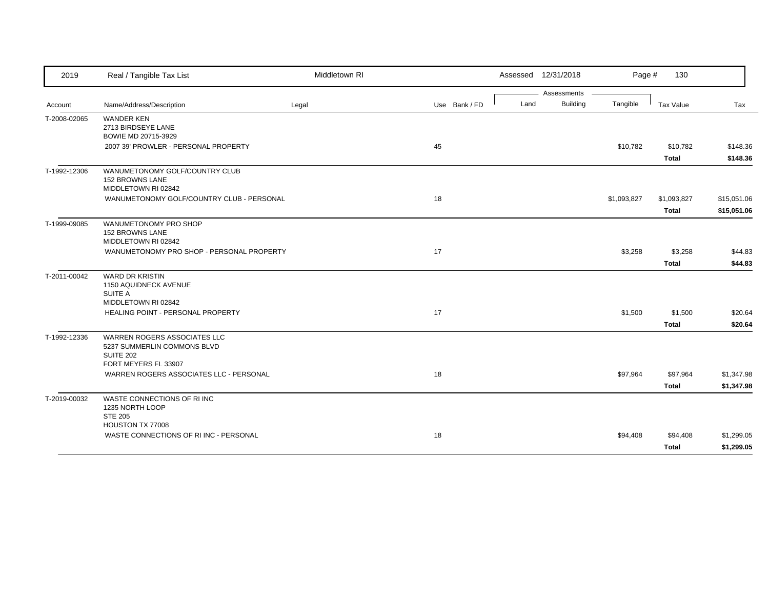| 2019 | Real / Tangible Tax List | Middletown RI | | Assessed 12/31/2018 | | | | |
|---|---|---|---|---|---|---|---|---|
| | | | | Assessments | | | | |
| Account | Name/Address/Description | Legal | Use Bank / FD | Land | Building | Tangible | Tax Value | Tax |
| T-2008-02065 | WANDER KEN<br>2713 BIRDSEYE LANE<br>BOWIE MD 20715-3929 | | | | | | | |
| | 2007 39' PROWLER - PERSONAL PROPERTY | | 45 | | | $10,782 | $10,782 | $148.36 |
| | | | | | | | **Total** | **$148.36** |
| T-1992-12306 | WANUMETONOMY GOLF/COUNTRY CLUB<br>152 BROWNS LANE<br>MIDDLETOWN RI 02842 | | | | | | | |
| | WANUMETONOMY GOLF/COUNTRY CLUB - PERSONAL | | 18 | | | $1,093,827 | $1,093,827 | $15,051.06 |
| | | | | | | | **Total** | **$15,051.06** |
| T-1999-09085 | WANUMETONOMY PRO SHOP<br>152 BROWNS LANE<br>MIDDLETOWN RI 02842 | | | | | | | |
| | WANUMETONOMY PRO SHOP - PERSONAL PROPERTY | | 17 | | | $3,258 | $3,258 | $44.83 |
| | | | | | | | **Total** | **$44.83** |
| T-2011-00042 | WARD DR KRISTIN<br>1150 AQUIDNECK AVENUE<br>SUITE A<br>MIDDLETOWN RI 02842 | | | | | | | |
| | HEALING POINT - PERSONAL PROPERTY | | 17 | | | $1,500 | $1,500 | $20.64 |
| | | | | | | | **Total** | **$20.64** |
| T-1992-12336 | WARREN ROGERS ASSOCIATES LLC<br>5237 SUMMERLIN COMMONS BLVD<br>SUITE 202<br>FORT MEYERS FL 33907 | | | | | | | |
| | WARREN ROGERS ASSOCIATES LLC - PERSONAL | | 18 | | | $97,964 | $97,964 | $1,347.98 |
| | | | | | | | **Total** | **$1,347.98** |
| T-2019-00032 | WASTE CONNECTIONS OF RI INC<br>1235 NORTH LOOP<br>STE 205<br>HOUSTON TX 77008 | | | | | | | |
| | WASTE CONNECTIONS OF RI INC - PERSONAL | | 18 | | | $94,408 | $94,408 | $1,299.05 |
| | | | | | | | **Total** | **$1,299.05** |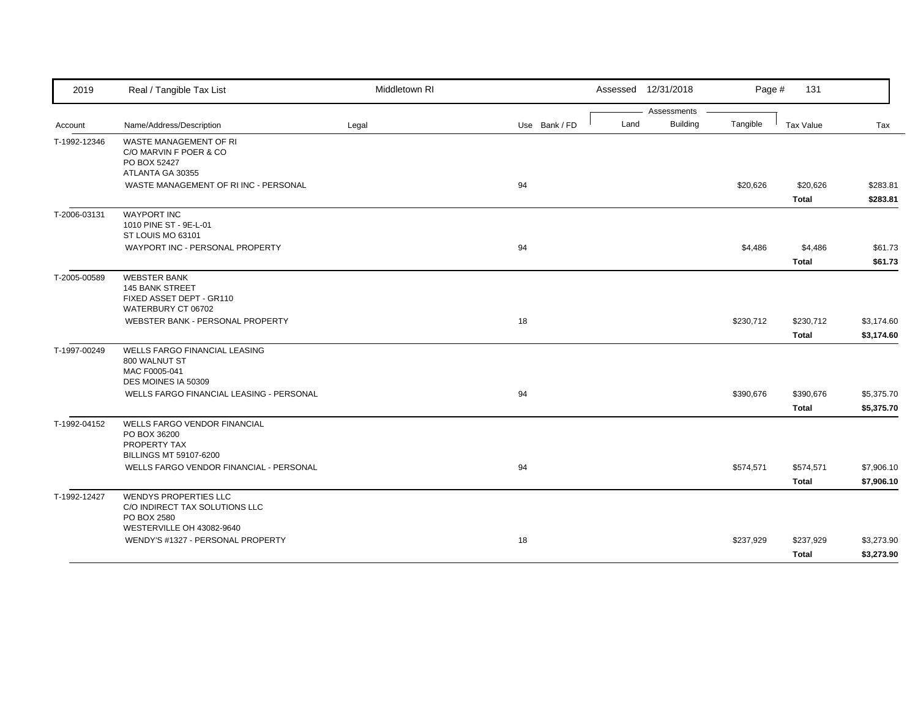| Account | Name/Address/Description | Legal | Use | Bank / FD | Land | Building | Tangible | Tax Value | Tax |
|---|---|---|---|---|---|---|---|---|---|
| T-1992-12346 | WASTE MANAGEMENT OF RI<br>C/O MARVIN F POER & CO<br>PO BOX 52427<br>ATLANTA GA 30355 | | | | | | | | |
| | WASTE MANAGEMENT OF RI INC - PERSONAL | | 94 | | | | $20,626 | $20,626 | $283.81 |
| | | | | | | | | **Total** | **$283.81** |
| T-2006-03131 | WAYPORT INC<br>1010 PINE ST - 9E-L-01<br>ST LOUIS MO 63101 | | | | | | | | |
| | WAYPORT INC - PERSONAL PROPERTY | | 94 | | | | $4,486 | $4,486 | $61.73 |
| | | | | | | | | **Total** | **$61.73** |
| T-2005-00589 | WEBSTER BANK<br>145 BANK STREET<br>FIXED ASSET DEPT - GR110<br>WATERBURY CT 06702 | | | | | | | | |
| | WEBSTER BANK - PERSONAL PROPERTY | | 18 | | | | $230,712 | $230,712 | $3,174.60 |
| | | | | | | | | **Total** | **$3,174.60** |
| T-1997-00249 | WELLS FARGO FINANCIAL LEASING<br>800 WALNUT ST<br>MAC F0005-041<br>DES MOINES IA 50309 | | | | | | | | |
| | WELLS FARGO FINANCIAL LEASING - PERSONAL | | 94 | | | | $390,676 | $390,676 | $5,375.70 |
| | | | | | | | | **Total** | **$5,375.70** |
| T-1992-04152 | WELLS FARGO VENDOR FINANCIAL<br>PO BOX 36200<br>PROPERTY TAX<br>BILLINGS MT 59107-6200 | | | | | | | | |
| | WELLS FARGO VENDOR FINANCIAL - PERSONAL | | 94 | | | | $574,571 | $574,571 | $7,906.10 |
| | | | | | | | | **Total** | **$7,906.10** |
| T-1992-12427 | WENDYS PROPERTIES LLC<br>C/O INDIRECT TAX SOLUTIONS LLC<br>PO BOX 2580<br>WESTERVILLE OH 43082-9640 | | | | | | | | |
| | WENDY'S #1327 - PERSONAL PROPERTY | | 18 | | | | $237,929 | $237,929 | $3,273.90 |
| | | | | | | | | **Total** | **$3,273.90** |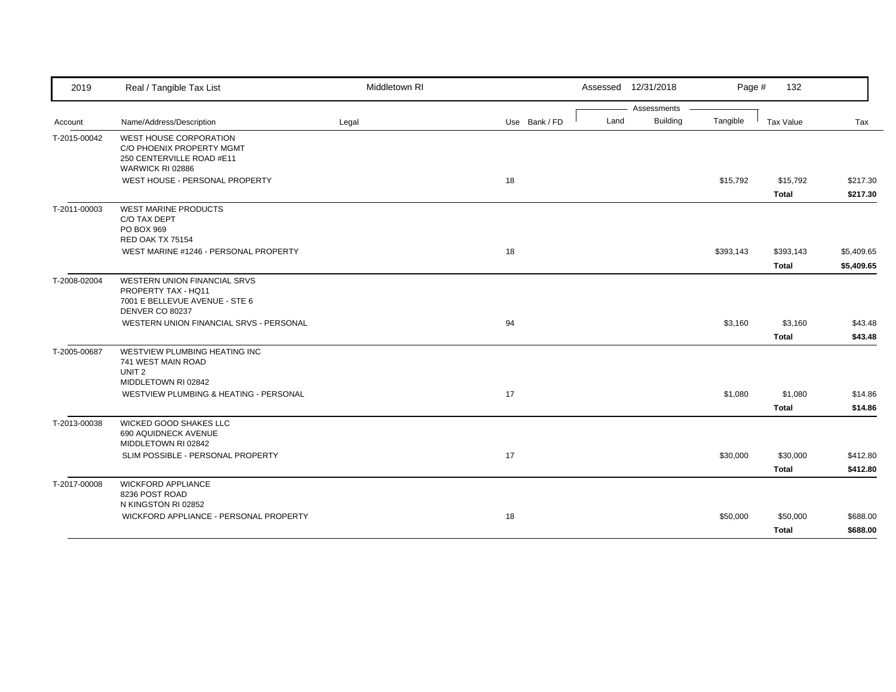| 2019 | Real / Tangible Tax List | Middletown RI | | Assessed 12/31/2018 | | | Page # 132 | |
|---|---|---|---|---|---|---|---|---|
| | | | | Assessments | | | | |
| Account | Name/Address/Description | Legal | Use Bank / FD | Land | Building | Tangible | Tax Value | Tax |
| T-2015-00042 | WEST HOUSE CORPORATION<br>C/O PHOENIX PROPERTY MGMT<br>250 CENTERVILLE ROAD #E11<br>WARWICK RI 02886 | | | | | | | |
| | WEST HOUSE - PERSONAL PROPERTY | | 18 | | | $15,792 | $15,792 | $217.30 |
| | | | | | | | **Total** | **$217.30** |
| T-2011-00003 | WEST MARINE PRODUCTS<br>C/O TAX DEPT<br>PO BOX 969<br>RED OAK TX 75154 | | | | | | | |
| | WEST MARINE #1246 - PERSONAL PROPERTY | | 18 | | | $393,143 | $393,143 | $5,409.65 |
| | | | | | | | **Total** | **$5,409.65** |
| T-2008-02004 | WESTERN UNION FINANCIAL SRVS<br>PROPERTY TAX - HQ11<br>7001 E BELLEVUE AVENUE - STE 6<br>DENVER CO 80237 | | | | | | | |
| | WESTERN UNION FINANCIAL SRVS - PERSONAL | | 94 | | | $3,160 | $3,160 | $43.48 |
| | | | | | | | **Total** | **$43.48** |
| T-2005-00687 | WESTVIEW PLUMBING HEATING INC<br>741 WEST MAIN ROAD<br>UNIT 2<br>MIDDLETOWN RI 02842 | | | | | | | |
| | WESTVIEW PLUMBING & HEATING - PERSONAL | | 17 | | | $1,080 | $1,080 | $14.86 |
| | | | | | | | **Total** | **$14.86** |
| T-2013-00038 | WICKED GOOD SHAKES LLC<br>690 AQUIDNECK AVENUE<br>MIDDLETOWN RI 02842 | | | | | | | |
| | SLIM POSSIBLE - PERSONAL PROPERTY | | 17 | | | $30,000 | $30,000 | $412.80 |
| | | | | | | | **Total** | **$412.80** |
| T-2017-00008 | WICKFORD APPLIANCE<br>8236 POST ROAD<br>N KINGSTON RI 02852 | | | | | | | |
| | WICKFORD APPLIANCE - PERSONAL PROPERTY | | 18 | | | $50,000 | $50,000 | $688.00 |
| | | | | | | | **Total** | **$688.00** |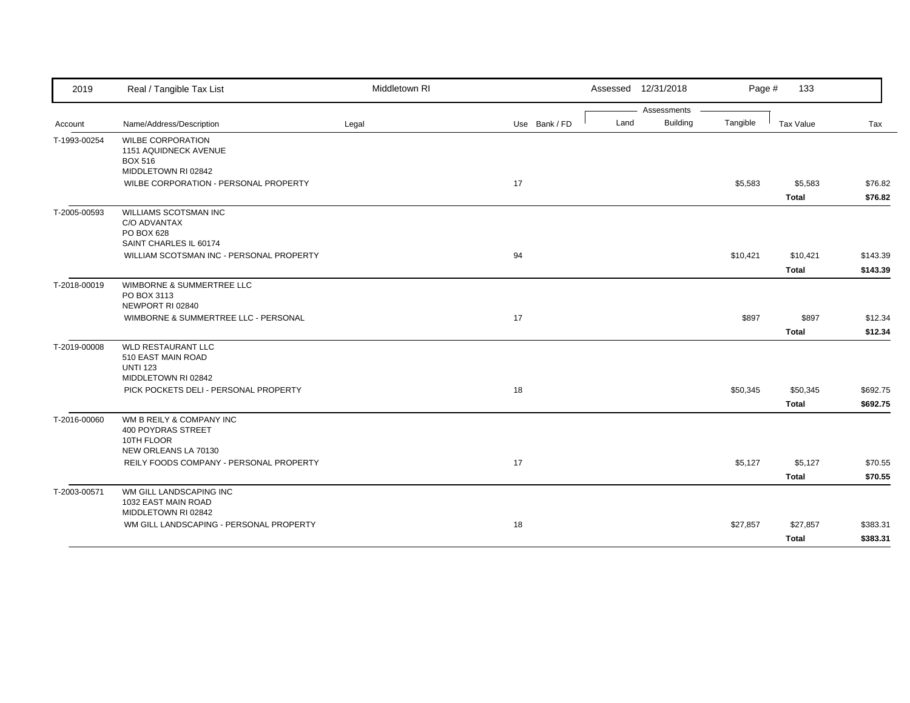| Account | Name/Address/Description | Legal | Use | Bank / FD | Land | Building | Tangible | Tax Value | Tax |
|---|---|---|---|---|---|---|---|---|---|
| T-1993-00254 | WILBE CORPORATION<br>1151 AQUIDNECK AVENUE<br>BOX 516<br>MIDDLETOWN RI 02842 | | | | | | | | |
| | WILBE CORPORATION - PERSONAL PROPERTY | | 17 | | | | $5,583 | $5,583 | $76.82 |
| | | | | | | | | **Total** | **$76.82** |
| T-2005-00593 | WILLIAMS SCOTSMAN INC<br>C/O ADVANTAX<br>PO BOX 628<br>SAINT CHARLES IL 60174 | | | | | | | | |
| | WILLIAM SCOTSMAN INC - PERSONAL PROPERTY | | 94 | | | | $10,421 | $10,421 | $143.39 |
| | | | | | | | | **Total** | **$143.39** |
| T-2018-00019 | WIMBORNE & SUMMERTREE LLC<br>PO BOX 3113<br>NEWPORT RI 02840 | | | | | | | | |
| | WIMBORNE & SUMMERTREE LLC - PERSONAL | | 17 | | | | $897 | $897 | $12.34 |
| | | | | | | | | **Total** | **$12.34** |
| T-2019-00008 | WLD RESTAURANT LLC<br>510 EAST MAIN ROAD<br>UNTI 123<br>MIDDLETOWN RI 02842 | | | | | | | | |
| | PICK POCKETS DELI - PERSONAL PROPERTY | | 18 | | | | $50,345 | $50,345 | $692.75 |
| | | | | | | | | **Total** | **$692.75** |
| T-2016-00060 | WM B REILY & COMPANY INC<br>400 POYDRAS STREET<br>10TH FLOOR<br>NEW ORLEANS LA 70130 | | | | | | | | |
| | REILY FOODS COMPANY - PERSONAL PROPERTY | | 17 | | | | $5,127 | $5,127 | $70.55 |
| | | | | | | | | **Total** | **$70.55** |
| T-2003-00571 | WM GILL LANDSCAPING INC<br>1032 EAST MAIN ROAD<br>MIDDLETOWN RI 02842 | | | | | | | | |
| | WM GILL LANDSCAPING - PERSONAL PROPERTY | | 18 | | | | $27,857 | $27,857 | $383.31 |
| | | | | | | | | **Total** | **$383.31** |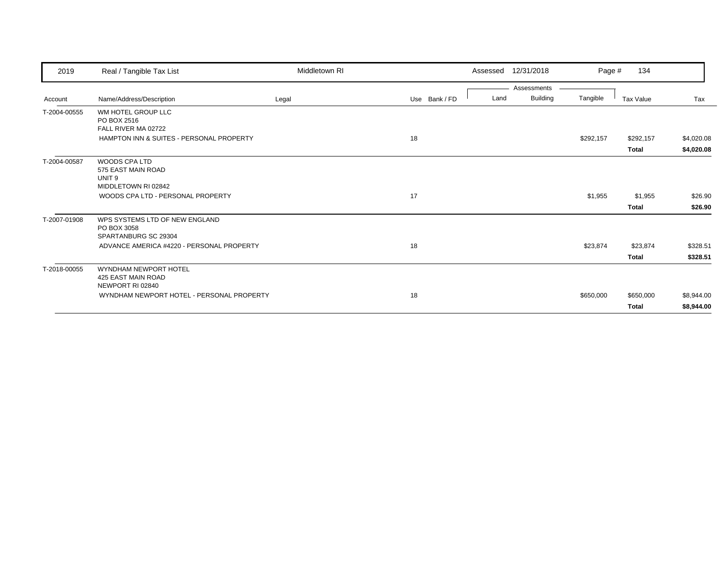| 2019 | Real / Tangible Tax List | Middletown RI | | | Assessed 12/31/2018 | | Page # 134 | | |
|---|---|---|---|---|---|---|---|---|---|
| | | | | | Assessments | | | | |
| Account | Name/Address/Description | Legal | Use | Bank / FD | Land | Building | Tangible | Tax Value | Tax |
| T-2004-00555 | WM HOTEL GROUP LLC<br>PO BOX 2516<br>FALL RIVER MA 02722 | | | | | | | | |
| | HAMPTON INN & SUITES - PERSONAL PROPERTY | | 18 | | | | $292,157 | $292,157 | $4,020.08 |
| | | | | | | | | **Total** | **$4,020.08** |
| T-2004-00587 | WOODS CPA LTD<br>575 EAST MAIN ROAD<br>UNIT 9<br>MIDDLETOWN RI 02842 | | | | | | | | |
| | WOODS CPA LTD - PERSONAL PROPERTY | | 17 | | | | $1,955 | $1,955 | $26.90 |
| | | | | | | | | **Total** | **$26.90** |
| T-2007-01908 | WPS SYSTEMS LTD OF NEW ENGLAND<br>PO BOX 3058<br>SPARTANBURG SC 29304 | | | | | | | | |
| | ADVANCE AMERICA #4220 - PERSONAL PROPERTY | | 18 | | | | $23,874 | $23,874 | $328.51 |
| | | | | | | | | **Total** | **$328.51** |
| T-2018-00055 | WYNDHAM NEWPORT HOTEL<br>425 EAST MAIN ROAD<br>NEWPORT RI 02840 | | | | | | | | |
| | WYNDHAM NEWPORT HOTEL - PERSONAL PROPERTY | | 18 | | | | $650,000 | $650,000 | $8,944.00 |
| | | | | | | | | **Total** | **$8,944.00** |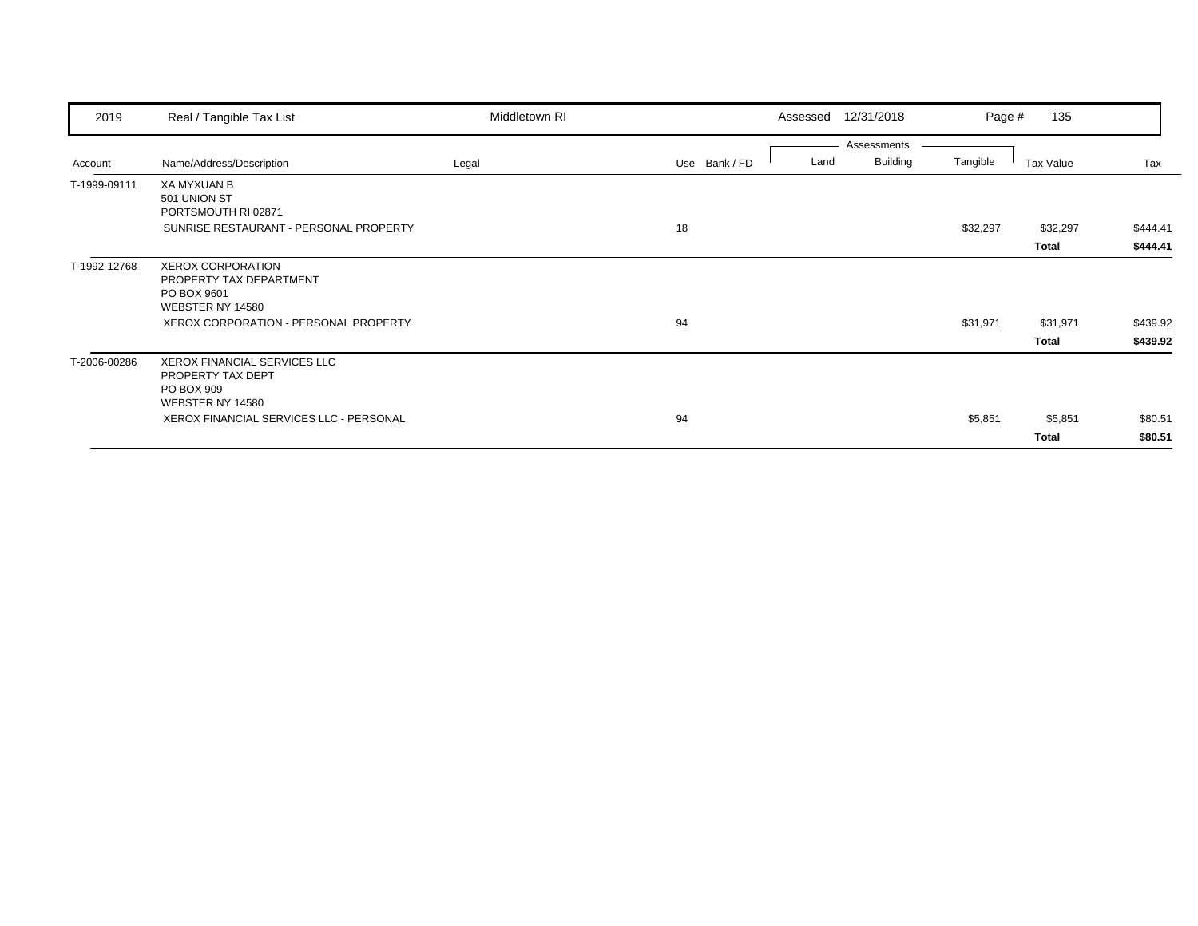| Account | Name/Address/Description | Legal | Use | Bank / FD | Land | Building | Tangible | Tax Value | Tax |
|---|---|---|---|---|---|---|---|---|---|
| T-1999-09111 | XA MYXUAN B<br>501 UNION ST<br>PORTSMOUTH RI 02871 | | | | | | | | |
| | SUNRISE RESTAURANT - PERSONAL PROPERTY | | 18 | | | | $32,297 | $32,297 | $444.41 |
| | | | | | | | | **Total** | **$444.41** |
| T-1992-12768 | XEROX CORPORATION<br>PROPERTY TAX DEPARTMENT<br>PO BOX 9601<br>WEBSTER NY 14580 | | | | | | | | |
| | XEROX CORPORATION - PERSONAL PROPERTY | | 94 | | | | $31,971 | $31,971 | $439.92 |
| | | | | | | | | **Total** | **$439.92** |
| T-2006-00286 | XEROX FINANCIAL SERVICES LLC<br>PROPERTY TAX DEPT<br>PO BOX 909<br>WEBSTER NY 14580 | | | | | | | | |
| | XEROX FINANCIAL SERVICES LLC - PERSONAL | | 94 | | | | $5,851 | $5,851 | $80.51 |
| | | | | | | | | **Total** | **$80.51** |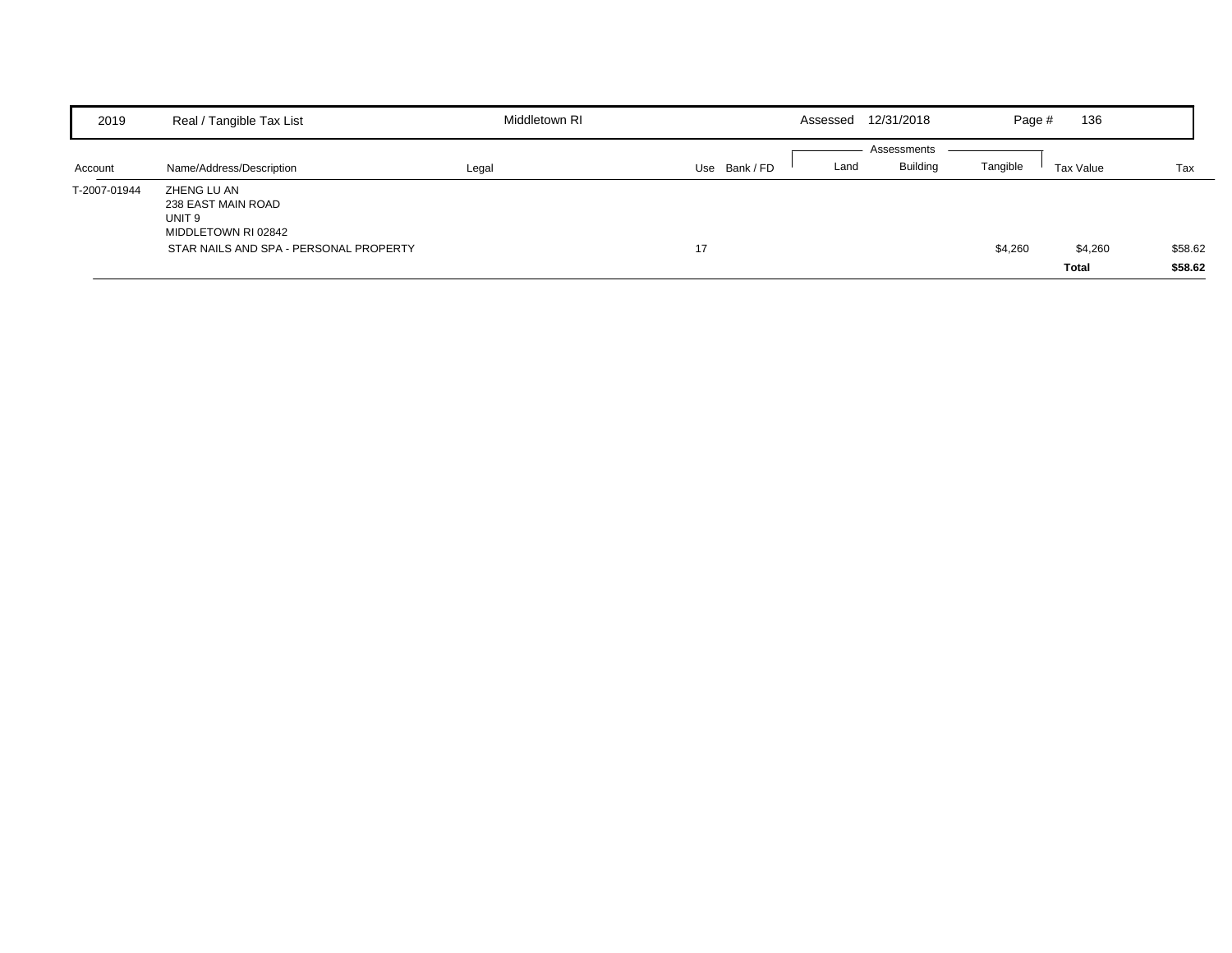| 2019 | Real / Tangible Tax List | Middletown RI | Assessed 12/31/2018 | Page # 136 |
|---|---|---|---|---|

| Account | Name/Address/Description | Legal | Use | Bank / FD | Land | Building | Tangible | Tax Value | Tax |
|---|---|---|---|---|---|---|---|---|---|
| T-2007-01944 | ZHENG LU AN<br>238 EAST MAIN ROAD<br>UNIT 9<br>MIDDLETOWN RI 02842 | | | | | | | | |
| | STAR NAILS AND SPA - PERSONAL PROPERTY | | 17 | | | | $4,260 | $4,260 | $58.62 |
| | | | | | | | | **Total** | **$58.62** |